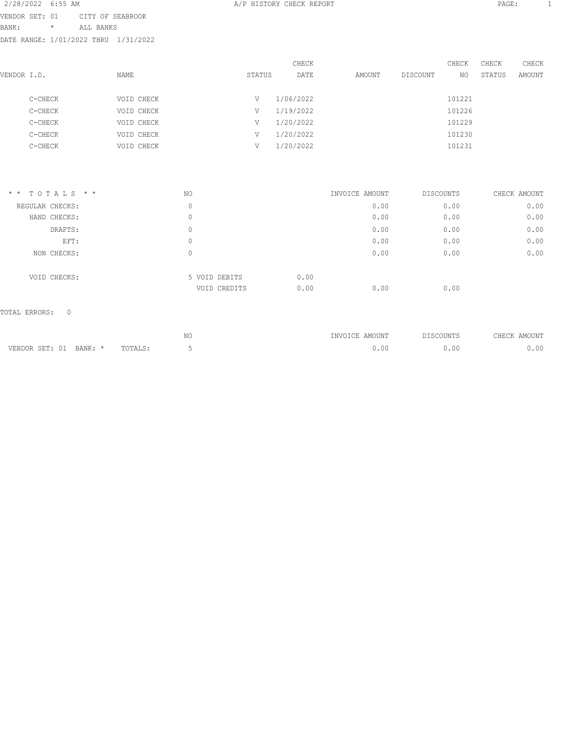2/28/2022 6:55 AM — A/P HISTORY CHECK REPORT — PAGE: 1

VENDOR SET: 01 CITY OF SEABROOK
BANK: * ALL BANKS
DATE RANGE: 1/01/2022 THRU 1/31/2022

| VENDOR I.D. | NAME | STATUS | CHECK DATE | AMOUNT | DISCOUNT | CHECK NO | CHECK STATUS | CHECK AMOUNT |
|---|---|---|---|---|---|---|---|---|
| C-CHECK | VOID CHECK | V | 1/06/2022 | | | 101221 | | |
| C-CHECK | VOID CHECK | V | 1/19/2022 | | | 101226 | | |
| C-CHECK | VOID CHECK | V | 1/20/2022 | | | 101229 | | |
| C-CHECK | VOID CHECK | V | 1/20/2022 | | | 101230 | | |
| C-CHECK | VOID CHECK | V | 1/20/2022 | | | 101231 | | |

| * * T O T A L S * * | NO | | | INVOICE AMOUNT | DISCOUNTS | CHECK AMOUNT |
|---|---|---|---|---|---|---|
| REGULAR CHECKS: | 0 | | | 0.00 | 0.00 | 0.00 |
| HAND CHECKS: | 0 | | | 0.00 | 0.00 | 0.00 |
| DRAFTS: | 0 | | | 0.00 | 0.00 | 0.00 |
| EFT: | 0 | | | 0.00 | 0.00 | 0.00 |
| NON CHECKS: | 0 | | | 0.00 | 0.00 | 0.00 |
| VOID CHECKS: | 5 | VOID DEBITS | 0.00 | | | |
| | | VOID CREDITS | 0.00 | 0.00 | 0.00 | |

TOTAL ERRORS: 0

| | NO | INVOICE AMOUNT | DISCOUNTS | CHECK AMOUNT |
|---|---|---|---|---|
| VENDOR SET: 01 BANK: * TOTALS: | 5 | 0.00 | 0.00 | 0.00 |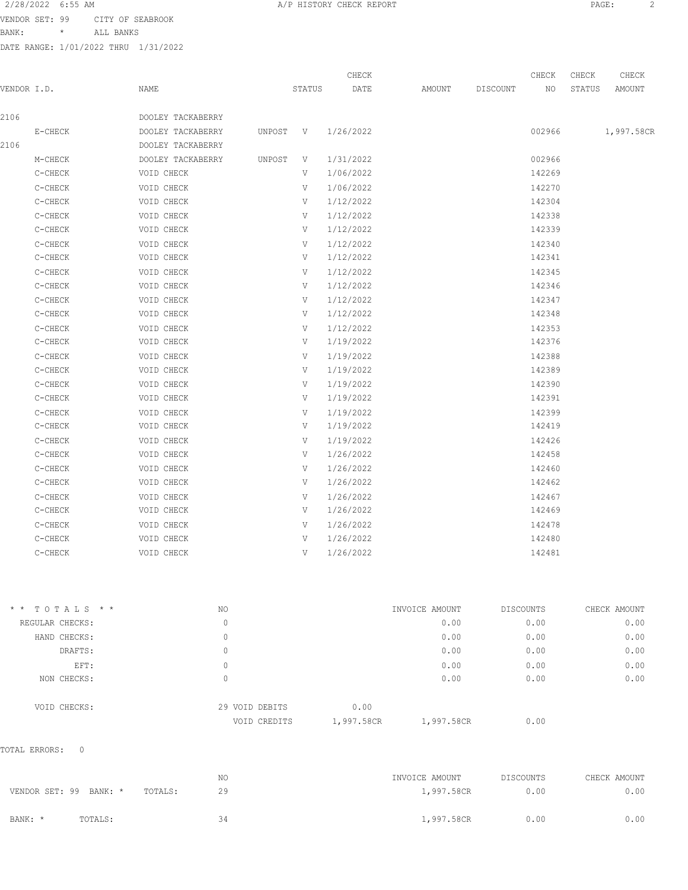2/28/2022 6:55 AM A/P HISTORY CHECK REPORT

VENDOR SET: 99 CITY OF SEABROOK
BANK: * ALL BANKS
DATE RANGE: 1/01/2022 THRU 1/31/2022

| VENDOR I.D. | NAME | STATUS | | CHECK DATE | AMOUNT | DISCOUNT | CHECK NO | CHECK STATUS | CHECK AMOUNT |
|---|---|---|---|---|---|---|---|---|---|
| 2106 | DOOLEY TACKABERRY | | | | | | | | |
| E-CHECK | DOOLEY TACKABERRY | UNPOST | V | 1/26/2022 | | | 002966 | | 1,997.58CR |
| 2106 | DOOLEY TACKABERRY | | | | | | | | |
| M-CHECK | DOOLEY TACKABERRY | UNPOST | V | 1/31/2022 | | | 002966 | | |
| C-CHECK | VOID CHECK | | V | 1/06/2022 | | | 142269 | | |
| C-CHECK | VOID CHECK | | V | 1/06/2022 | | | 142270 | | |
| C-CHECK | VOID CHECK | | V | 1/12/2022 | | | 142304 | | |
| C-CHECK | VOID CHECK | | V | 1/12/2022 | | | 142338 | | |
| C-CHECK | VOID CHECK | | V | 1/12/2022 | | | 142339 | | |
| C-CHECK | VOID CHECK | | V | 1/12/2022 | | | 142340 | | |
| C-CHECK | VOID CHECK | | V | 1/12/2022 | | | 142341 | | |
| C-CHECK | VOID CHECK | | V | 1/12/2022 | | | 142345 | | |
| C-CHECK | VOID CHECK | | V | 1/12/2022 | | | 142346 | | |
| C-CHECK | VOID CHECK | | V | 1/12/2022 | | | 142347 | | |
| C-CHECK | VOID CHECK | | V | 1/12/2022 | | | 142348 | | |
| C-CHECK | VOID CHECK | | V | 1/12/2022 | | | 142353 | | |
| C-CHECK | VOID CHECK | | V | 1/19/2022 | | | 142376 | | |
| C-CHECK | VOID CHECK | | V | 1/19/2022 | | | 142388 | | |
| C-CHECK | VOID CHECK | | V | 1/19/2022 | | | 142389 | | |
| C-CHECK | VOID CHECK | | V | 1/19/2022 | | | 142390 | | |
| C-CHECK | VOID CHECK | | V | 1/19/2022 | | | 142391 | | |
| C-CHECK | VOID CHECK | | V | 1/19/2022 | | | 142399 | | |
| C-CHECK | VOID CHECK | | V | 1/19/2022 | | | 142419 | | |
| C-CHECK | VOID CHECK | | V | 1/19/2022 | | | 142426 | | |
| C-CHECK | VOID CHECK | | V | 1/26/2022 | | | 142458 | | |
| C-CHECK | VOID CHECK | | V | 1/26/2022 | | | 142460 | | |
| C-CHECK | VOID CHECK | | V | 1/26/2022 | | | 142462 | | |
| C-CHECK | VOID CHECK | | V | 1/26/2022 | | | 142467 | | |
| C-CHECK | VOID CHECK | | V | 1/26/2022 | | | 142469 | | |
| C-CHECK | VOID CHECK | | V | 1/26/2022 | | | 142478 | | |
| C-CHECK | VOID CHECK | | V | 1/26/2022 | | | 142480 | | |
| C-CHECK | VOID CHECK | | V | 1/26/2022 | | | 142481 | | |

| * * TOTALS * * | NO | | | INVOICE AMOUNT | DISCOUNTS | CHECK AMOUNT |
|---|---|---|---|---|---|---|
| REGULAR CHECKS: | 0 | | | 0.00 | 0.00 | 0.00 |
| HAND CHECKS: | 0 | | | 0.00 | 0.00 | 0.00 |
| DRAFTS: | 0 | | | 0.00 | 0.00 | 0.00 |
| EFT: | 0 | | | 0.00 | 0.00 | 0.00 |
| NON CHECKS: | 0 | | | 0.00 | 0.00 | 0.00 |
| VOID CHECKS: | 29 | VOID DEBITS | 0.00 | | | |
| | | VOID CREDITS | 1,997.58CR | 1,997.58CR | 0.00 | |

TOTAL ERRORS: 0

| | | NO | INVOICE AMOUNT | DISCOUNTS | CHECK AMOUNT |
|---|---|---|---|---|---|
| VENDOR SET: 99 BANK: * | TOTALS: | 29 | 1,997.58CR | 0.00 | 0.00 |
| BANK: * | TOTALS: | 34 | 1,997.58CR | 0.00 | 0.00 |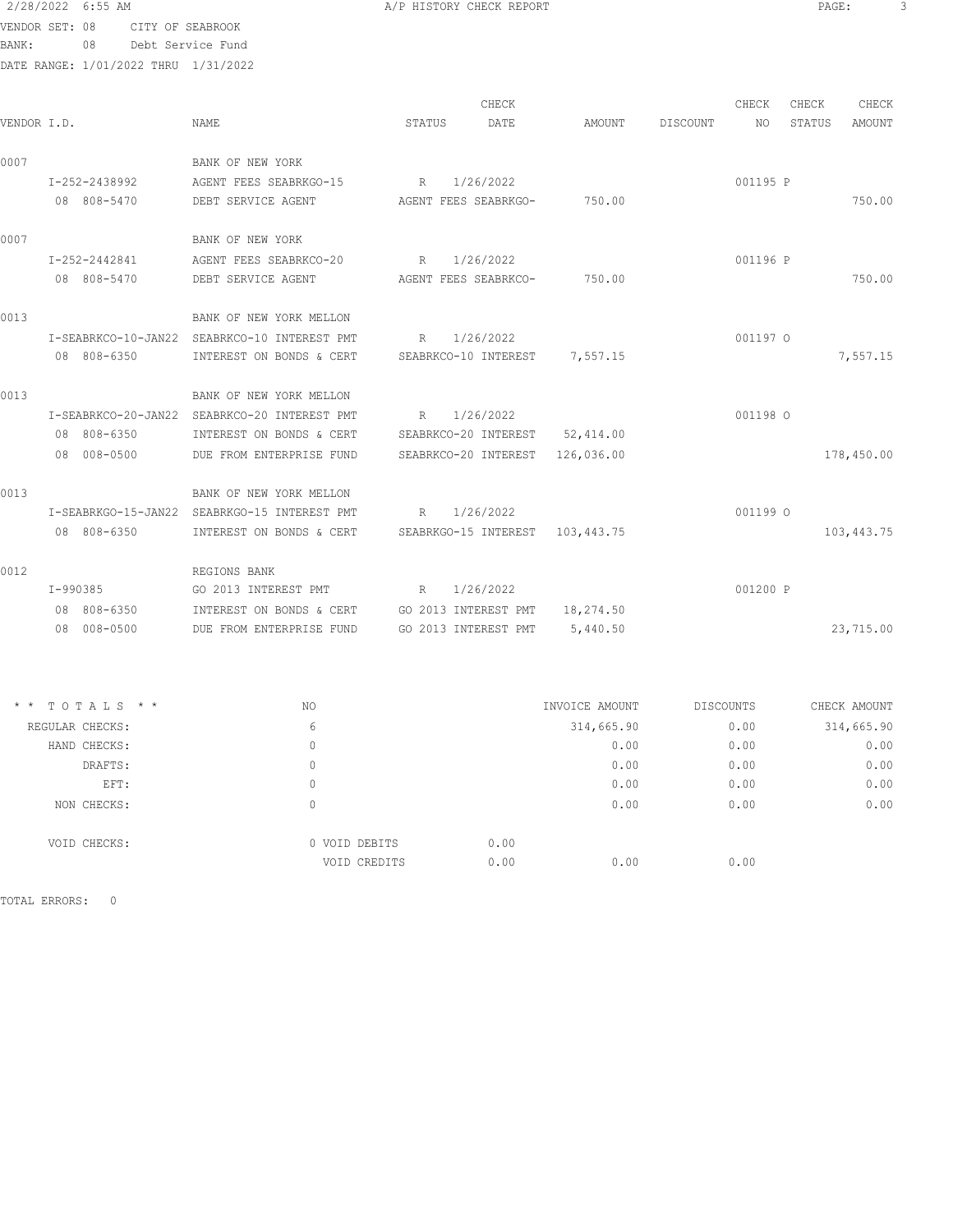VENDOR SET: 08 CITY OF SEABROOK
BANK: 08 Debt Service Fund
DATE RANGE: 1/01/2022 THRU 1/31/2022

A/P HISTORY CHECK REPORT

| VENDOR I.D. | NAME | STATUS | CHECK DATE | AMOUNT | DISCOUNT | CHECK NO | CHECK STATUS | CHECK AMOUNT |
|---|---|---|---|---|---|---|---|---|
| 0007 | BANK OF NEW YORK | | | | | | | |
| I-252-2438992 | AGENT FEES SEABRKGO-15 | R | 1/26/2022 | | | 001195 | P | |
| 08 808-5470 | DEBT SERVICE AGENT | AGENT FEES SEABRKGO- | | 750.00 | | | | 750.00 |
| 0007 | BANK OF NEW YORK | | | | | | | |
| I-252-2442841 | AGENT FEES SEABRKCO-20 | R | 1/26/2022 | | | 001196 | P | |
| 08 808-5470 | DEBT SERVICE AGENT | AGENT FEES SEABRKCO- | | 750.00 | | | | 750.00 |
| 0013 | BANK OF NEW YORK MELLON | | | | | | | |
| I-SEABRKCO-10-JAN22 | SEABRKCO-10 INTEREST PMT | R | 1/26/2022 | | | 001197 | O | |
| 08 808-6350 | INTEREST ON BONDS & CERT | SEABRKCO-10 INTEREST | | 7,557.15 | | | | 7,557.15 |
| 0013 | BANK OF NEW YORK MELLON | | | | | | | |
| I-SEABRKCO-20-JAN22 | SEABRKCO-20 INTEREST PMT | R | 1/26/2022 | | | 001198 | O | |
| 08 808-6350 | INTEREST ON BONDS & CERT | SEABRKCO-20 INTEREST | | 52,414.00 | | | | |
| 08 008-0500 | DUE FROM ENTERPRISE FUND | SEABRKCO-20 INTEREST | | 126,036.00 | | | | 178,450.00 |
| 0013 | BANK OF NEW YORK MELLON | | | | | | | |
| I-SEABRKGO-15-JAN22 | SEABRKGO-15 INTEREST PMT | R | 1/26/2022 | | | 001199 | O | |
| 08 808-6350 | INTEREST ON BONDS & CERT | SEABRKGO-15 INTEREST | | 103,443.75 | | | | 103,443.75 |
| 0012 | REGIONS BANK | | | | | | | |
| I-990385 | GO 2013 INTEREST PMT | R | 1/26/2022 | | | 001200 | P | |
| 08 808-6350 | INTEREST ON BONDS & CERT | GO 2013 INTEREST PMT | | 18,274.50 | | | | |
| 08 008-0500 | DUE FROM ENTERPRISE FUND | GO 2013 INTEREST PMT | | 5,440.50 | | | | 23,715.00 |

| * * TOTALS * * | NO | | INVOICE AMOUNT | DISCOUNTS | CHECK AMOUNT |
|---|---|---|---|---|---|
| REGULAR CHECKS: | 6 | | 314,665.90 | 0.00 | 314,665.90 |
| HAND CHECKS: | 0 | | 0.00 | 0.00 | 0.00 |
| DRAFTS: | 0 | | 0.00 | 0.00 | 0.00 |
| EFT: | 0 | | 0.00 | 0.00 | 0.00 |
| NON CHECKS: | 0 | | 0.00 | 0.00 | 0.00 |
| VOID CHECKS: | 0 VOID DEBITS | 0.00 | | | |
| | VOID CREDITS | 0.00 | 0.00 | 0.00 | |

TOTAL ERRORS: 0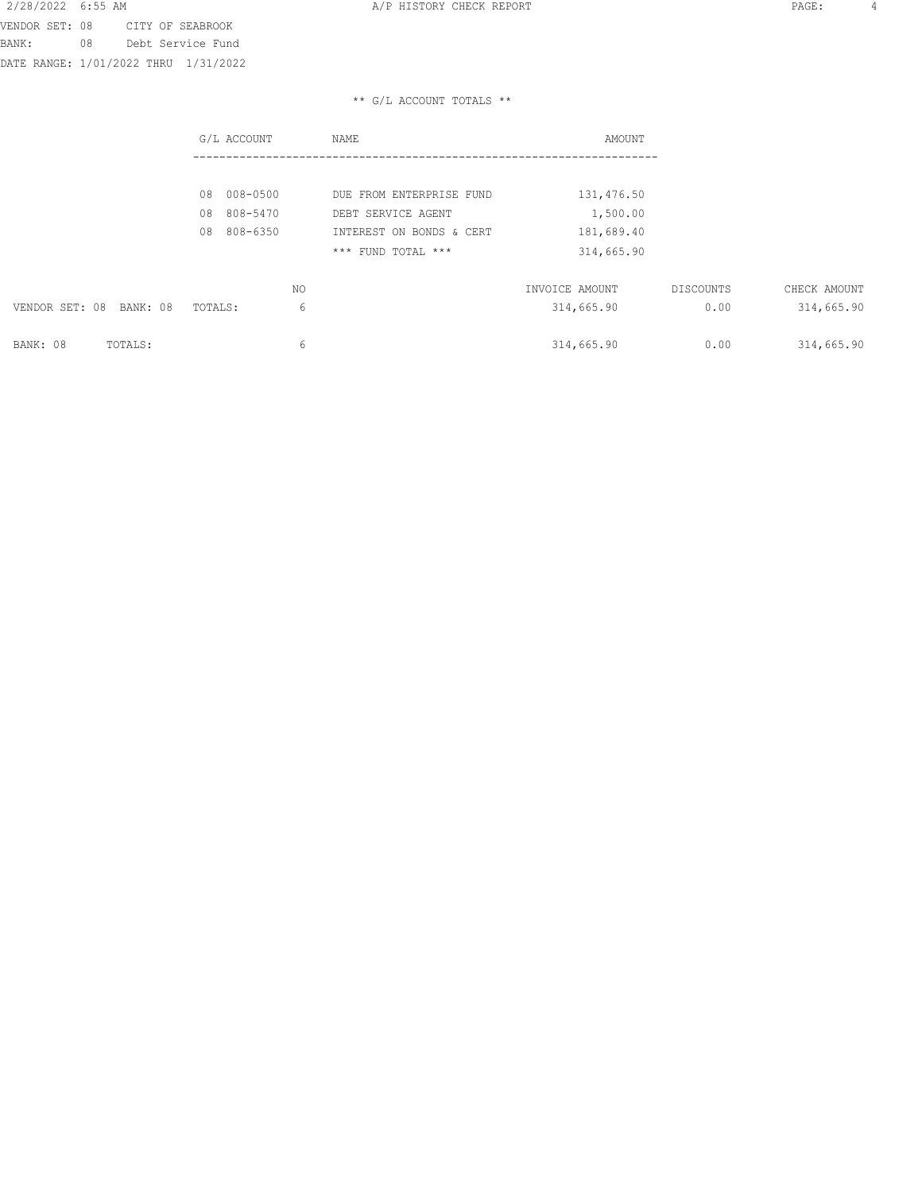VENDOR SET: 08 CITY OF SEABROOK
BANK: 08 Debt Service Fund
DATE RANGE: 1/01/2022 THRU 1/31/2022

** G/L ACCOUNT TOTALS **

| G/L ACCOUNT | NAME | AMOUNT |
|---|---|---|
| 08 008-0500 | DUE FROM ENTERPRISE FUND | 131,476.50 |
| 08 808-5470 | DEBT SERVICE AGENT | 1,500.00 |
| 08 808-6350 | INTEREST ON BONDS & CERT | 181,689.40 |
| | *** FUND TOTAL *** | 314,665.90 |

| | NO | INVOICE AMOUNT | DISCOUNTS | CHECK AMOUNT |
|---|---|---|---|---|
| VENDOR SET: 08 BANK: 08 TOTALS: | 6 | 314,665.90 | 0.00 | 314,665.90 |
| BANK: 08 TOTALS: | 6 | 314,665.90 | 0.00 | 314,665.90 |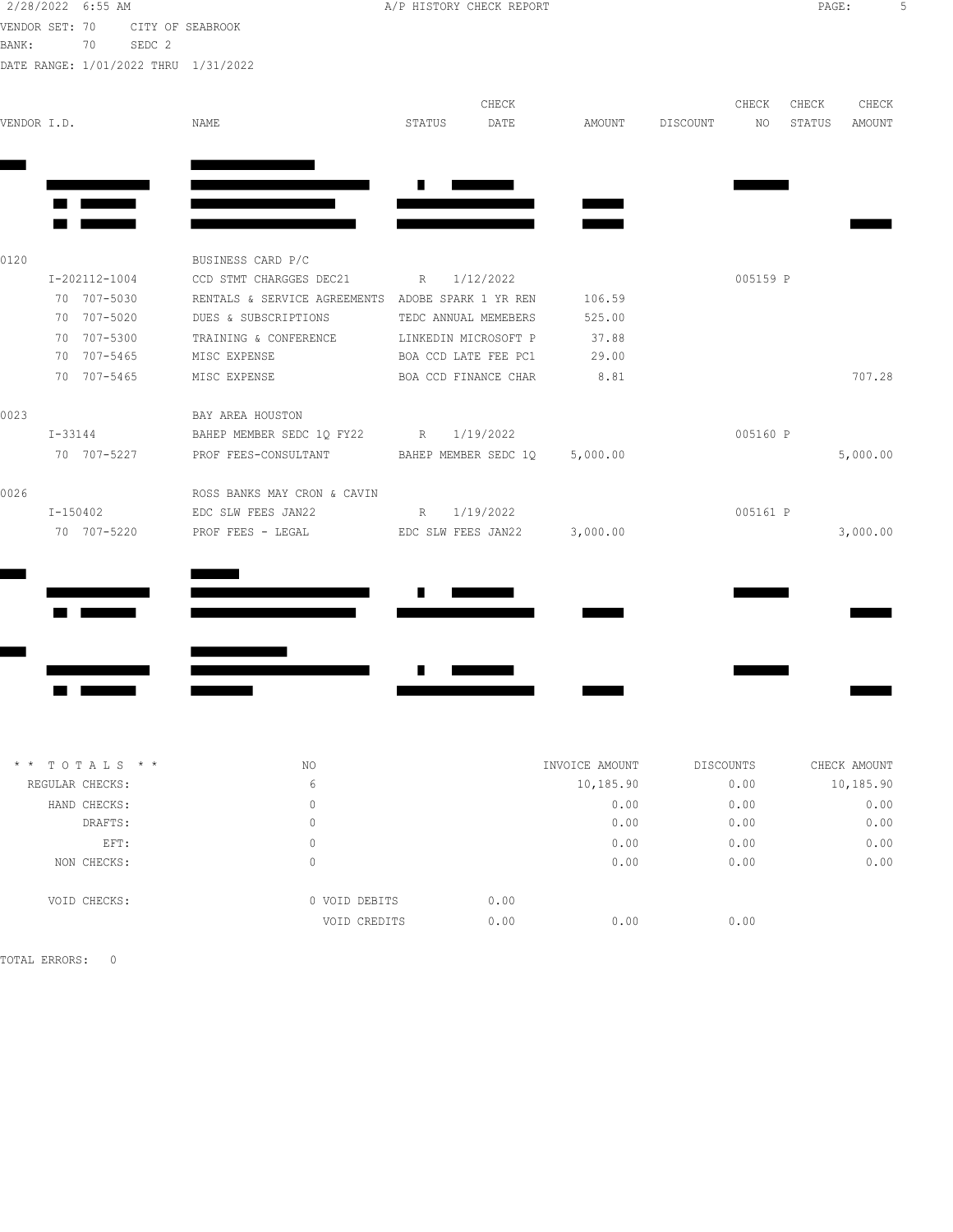VENDOR SET: 70 CITY OF SEABROOK
BANK: 70 SEDC 2
DATE RANGE: 1/01/2022 THRU 1/31/2022

A/P HISTORY CHECK REPORT

| VENDOR I.D. | NAME | STATUS | CHECK DATE | AMOUNT | DISCOUNT | CHECK NO | CHECK STATUS | CHECK AMOUNT |
|---|---|---|---|---|---|---|---|---|
| [REDACTED] | [REDACTED] | | | | | | | |
| 0120 | BUSINESS CARD P/C | | | | | | | |
| I-202112-1004 | CCD STMT CHARGGES DEC21 | R | 1/12/2022 | | | 005159 | P | |
| 70 707-5030 | RENTALS & SERVICE AGREEMENTS | ADOBE SPARK 1 YR REN | | 106.59 | | | | |
| 70 707-5020 | DUES & SUBSCRIPTIONS | TEDC ANNUAL MEMEBERS | | 525.00 | | | | |
| 70 707-5300 | TRAINING & CONFERENCE | LINKEDIN MICROSOFT P | | 37.88 | | | | |
| 70 707-5465 | MISC EXPENSE | BOA CCD LATE FEE PC1 | | 29.00 | | | | |
| 70 707-5465 | MISC EXPENSE | BOA CCD FINANCE CHAR | | 8.81 | | | | 707.28 |
| 0023 | BAY AREA HOUSTON | | | | | | | |
| I-33144 | BAHEP MEMBER SEDC 1Q FY22 | R | 1/19/2022 | | | 005160 | P | |
| 70 707-5227 | PROF FEES-CONSULTANT | BAHEP MEMBER SEDC 1Q | | 5,000.00 | | | | 5,000.00 |
| 0026 | ROSS BANKS MAY CRON & CAVIN | | | | | | | |
| I-150402 | EDC SLW FEES JAN22 | R | 1/19/2022 | | | 005161 | P | |
| 70 707-5220 | PROF FEES - LEGAL | EDC SLW FEES JAN22 | | 3,000.00 | | | | 3,000.00 |
| [REDACTED] | [REDACTED] | | | | | | | |
| [REDACTED] | [REDACTED] | | | | | | | |

| * * TOTALS * * | NO | | INVOICE AMOUNT | DISCOUNTS | CHECK AMOUNT |
|---|---|---|---|---|---|
| REGULAR CHECKS: | 6 | | 10,185.90 | 0.00 | 10,185.90 |
| HAND CHECKS: | 0 | | 0.00 | 0.00 | 0.00 |
| DRAFTS: | 0 | | 0.00 | 0.00 | 0.00 |
| EFT: | 0 | | 0.00 | 0.00 | 0.00 |
| NON CHECKS: | 0 | | 0.00 | 0.00 | 0.00 |
| VOID CHECKS: | 0 VOID DEBITS | 0.00 | | | |
| | VOID CREDITS | 0.00 | 0.00 | 0.00 | |

TOTAL ERRORS: 0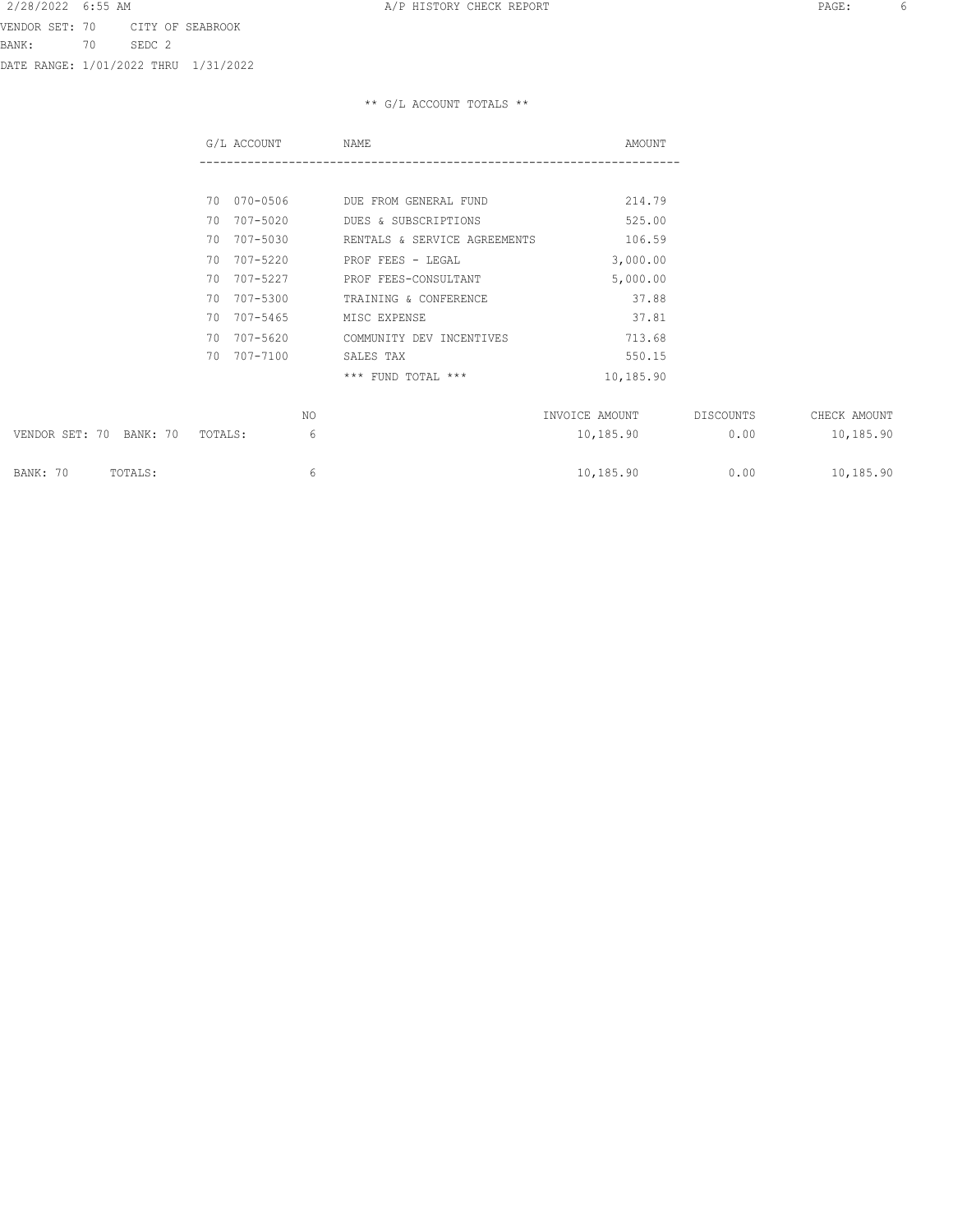VENDOR SET: 70 CITY OF SEABROOK
BANK: 70 SEDC 2
DATE RANGE: 1/01/2022 THRU 1/31/2022

** G/L ACCOUNT TOTALS **

| G/L ACCOUNT | NAME | AMOUNT |
|---|---|---|
| 70 070-0506 | DUE FROM GENERAL FUND | 214.79 |
| 70 707-5020 | DUES & SUBSCRIPTIONS | 525.00 |
| 70 707-5030 | RENTALS & SERVICE AGREEMENTS | 106.59 |
| 70 707-5220 | PROF FEES - LEGAL | 3,000.00 |
| 70 707-5227 | PROF FEES-CONSULTANT | 5,000.00 |
| 70 707-5300 | TRAINING & CONFERENCE | 37.88 |
| 70 707-5465 | MISC EXPENSE | 37.81 |
| 70 707-5620 | COMMUNITY DEV INCENTIVES | 713.68 |
| 70 707-7100 | SALES TAX | 550.15 |
| | *** FUND TOTAL *** | 10,185.90 |

| | NO | INVOICE AMOUNT | DISCOUNTS | CHECK AMOUNT |
|---|---|---|---|---|
| VENDOR SET: 70 BANK: 70 TOTALS: | 6 | 10,185.90 | 0.00 | 10,185.90 |
| BANK: 70 TOTALS: | 6 | 10,185.90 | 0.00 | 10,185.90 |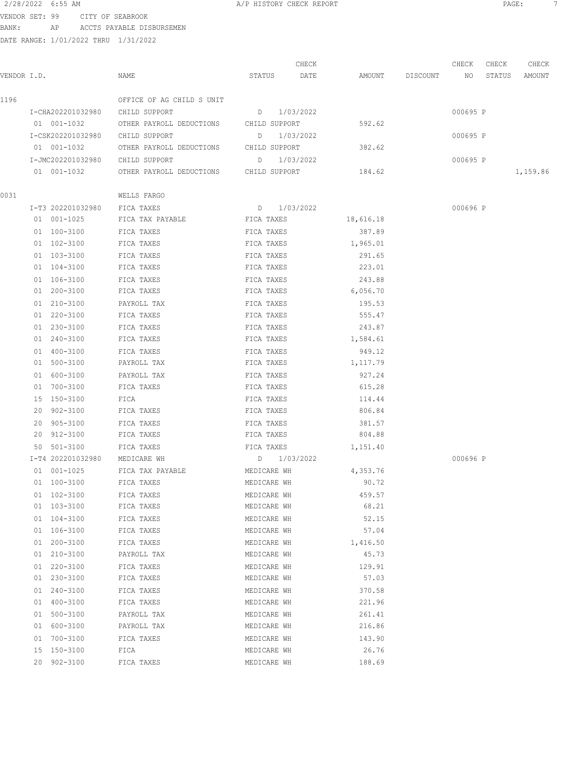VENDOR SET: 99 CITY OF SEABROOK
BANK: AP ACCTS PAYABLE DISBURSEMEN
DATE RANGE: 1/01/2022 THRU 1/31/2022

| VENDOR I.D. | NAME | STATUS | CHECK DATE | AMOUNT | DISCOUNT | CHECK NO | CHECK STATUS | CHECK AMOUNT |
|---|---|---|---|---|---|---|---|---|
| 1196 | OFFICE OF AG CHILD S UNIT | | | | | | | |
| I-CHA202201032980 | CHILD SUPPORT | D | 1/03/2022 | | | 000695 | P | |
| 01 001-1032 | OTHER PAYROLL DEDUCTIONS | CHILD SUPPORT | | 592.62 | | | | |
| I-CSK202201032980 | CHILD SUPPORT | D | 1/03/2022 | | | 000695 | P | |
| 01 001-1032 | OTHER PAYROLL DEDUCTIONS | CHILD SUPPORT | | 382.62 | | | | |
| I-JMC202201032980 | CHILD SUPPORT | D | 1/03/2022 | | | 000695 | P | |
| 01 001-1032 | OTHER PAYROLL DEDUCTIONS | CHILD SUPPORT | | 184.62 | | | | 1,159.86 |
| 0031 | WELLS FARGO | | | | | | | |
| I-T3 202201032980 | FICA TAXES | D | 1/03/2022 | | | 000696 | P | |
| 01 001-1025 | FICA TAX PAYABLE | FICA TAXES | | 18,616.18 | | | | |
| 01 100-3100 | FICA TAXES | FICA TAXES | | 387.89 | | | | |
| 01 102-3100 | FICA TAXES | FICA TAXES | | 1,965.01 | | | | |
| 01 103-3100 | FICA TAXES | FICA TAXES | | 291.65 | | | | |
| 01 104-3100 | FICA TAXES | FICA TAXES | | 223.01 | | | | |
| 01 106-3100 | FICA TAXES | FICA TAXES | | 243.88 | | | | |
| 01 200-3100 | FICA TAXES | FICA TAXES | | 6,056.70 | | | | |
| 01 210-3100 | PAYROLL TAX | FICA TAXES | | 195.53 | | | | |
| 01 220-3100 | FICA TAXES | FICA TAXES | | 555.47 | | | | |
| 01 230-3100 | FICA TAXES | FICA TAXES | | 243.87 | | | | |
| 01 240-3100 | FICA TAXES | FICA TAXES | | 1,584.61 | | | | |
| 01 400-3100 | FICA TAXES | FICA TAXES | | 949.12 | | | | |
| 01 500-3100 | PAYROLL TAX | FICA TAXES | | 1,117.79 | | | | |
| 01 600-3100 | PAYROLL TAX | FICA TAXES | | 927.24 | | | | |
| 01 700-3100 | FICA TAXES | FICA TAXES | | 615.28 | | | | |
| 15 150-3100 | FICA | FICA TAXES | | 114.44 | | | | |
| 20 902-3100 | FICA TAXES | FICA TAXES | | 806.84 | | | | |
| 20 905-3100 | FICA TAXES | FICA TAXES | | 381.57 | | | | |
| 20 912-3100 | FICA TAXES | FICA TAXES | | 804.88 | | | | |
| 50 501-3100 | FICA TAXES | FICA TAXES | | 1,151.40 | | | | |
| I-T4 202201032980 | MEDICARE WH | D | 1/03/2022 | | | 000696 | P | |
| 01 001-1025 | FICA TAX PAYABLE | MEDICARE WH | | 4,353.76 | | | | |
| 01 100-3100 | FICA TAXES | MEDICARE WH | | 90.72 | | | | |
| 01 102-3100 | FICA TAXES | MEDICARE WH | | 459.57 | | | | |
| 01 103-3100 | FICA TAXES | MEDICARE WH | | 68.21 | | | | |
| 01 104-3100 | FICA TAXES | MEDICARE WH | | 52.15 | | | | |
| 01 106-3100 | FICA TAXES | MEDICARE WH | | 57.04 | | | | |
| 01 200-3100 | FICA TAXES | MEDICARE WH | | 1,416.50 | | | | |
| 01 210-3100 | PAYROLL TAX | MEDICARE WH | | 45.73 | | | | |
| 01 220-3100 | FICA TAXES | MEDICARE WH | | 129.91 | | | | |
| 01 230-3100 | FICA TAXES | MEDICARE WH | | 57.03 | | | | |
| 01 240-3100 | FICA TAXES | MEDICARE WH | | 370.58 | | | | |
| 01 400-3100 | FICA TAXES | MEDICARE WH | | 221.96 | | | | |
| 01 500-3100 | PAYROLL TAX | MEDICARE WH | | 261.41 | | | | |
| 01 600-3100 | PAYROLL TAX | MEDICARE WH | | 216.86 | | | | |
| 01 700-3100 | FICA TAXES | MEDICARE WH | | 143.90 | | | | |
| 15 150-3100 | FICA | MEDICARE WH | | 26.76 | | | | |
| 20 902-3100 | FICA TAXES | MEDICARE WH | | 188.69 | | | | |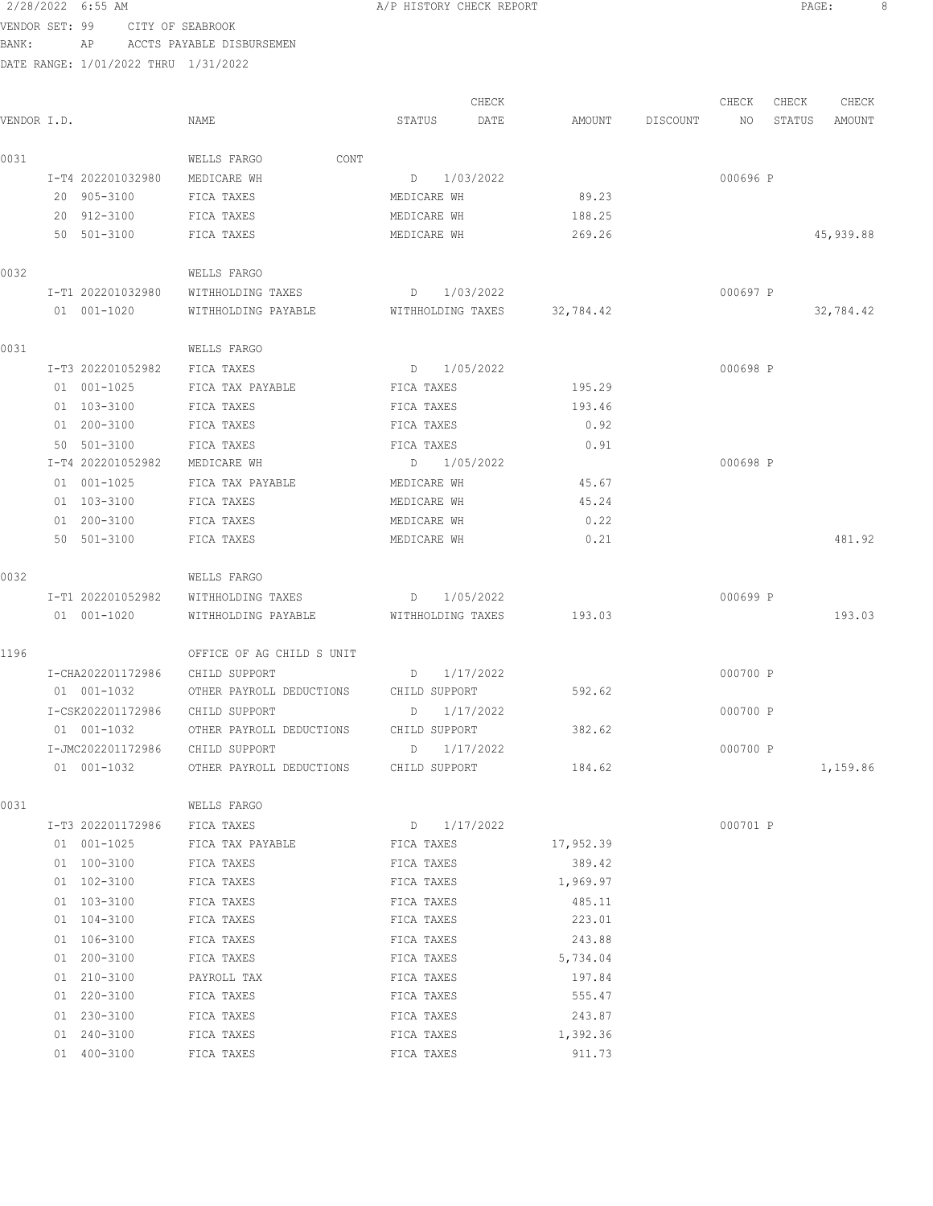VENDOR SET: 99 CITY OF SEABROOK
BANK: AP ACCTS PAYABLE DISBURSEMEN
DATE RANGE: 1/01/2022 THRU 1/31/2022

| VENDOR I.D. | | NAME | STATUS | CHECK DATE | AMOUNT | DISCOUNT | CHECK NO | CHECK STATUS | CHECK AMOUNT |
|---|---|---|---|---|---|---|---|---|---|
| 0031 | | WELLS FARGO CONT | | | | | | | |
| | I-T4 202201032980 | MEDICARE WH | D | 1/03/2022 | | | 000696 | P | |
| | 20 905-3100 | FICA TAXES | MEDICARE WH | | 89.23 | | | | |
| | 20 912-3100 | FICA TAXES | MEDICARE WH | | 188.25 | | | | |
| | 50 501-3100 | FICA TAXES | MEDICARE WH | | 269.26 | | | | 45,939.88 |
| 0032 | | WELLS FARGO | | | | | | | |
| | I-T1 202201032980 | WITHHOLDING TAXES | D | 1/03/2022 | | | 000697 | P | |
| | 01 001-1020 | WITHHOLDING PAYABLE | WITHHOLDING TAXES | | 32,784.42 | | | | 32,784.42 |
| 0031 | | WELLS FARGO | | | | | | | |
| | I-T3 202201052982 | FICA TAXES | D | 1/05/2022 | | | 000698 | P | |
| | 01 001-1025 | FICA TAX PAYABLE | FICA TAXES | | 195.29 | | | | |
| | 01 103-3100 | FICA TAXES | FICA TAXES | | 193.46 | | | | |
| | 01 200-3100 | FICA TAXES | FICA TAXES | | 0.92 | | | | |
| | 50 501-3100 | FICA TAXES | FICA TAXES | | 0.91 | | | | |
| | I-T4 202201052982 | MEDICARE WH | D | 1/05/2022 | | | 000698 | P | |
| | 01 001-1025 | FICA TAX PAYABLE | MEDICARE WH | | 45.67 | | | | |
| | 01 103-3100 | FICA TAXES | MEDICARE WH | | 45.24 | | | | |
| | 01 200-3100 | FICA TAXES | MEDICARE WH | | 0.22 | | | | |
| | 50 501-3100 | FICA TAXES | MEDICARE WH | | 0.21 | | | | 481.92 |
| 0032 | | WELLS FARGO | | | | | | | |
| | I-T1 202201052982 | WITHHOLDING TAXES | D | 1/05/2022 | | | 000699 | P | |
| | 01 001-1020 | WITHHOLDING PAYABLE | WITHHOLDING TAXES | | 193.03 | | | | 193.03 |
| 1196 | | OFFICE OF AG CHILD S UNIT | | | | | | | |
| | I-CHA202201172986 | CHILD SUPPORT | D | 1/17/2022 | | | 000700 | P | |
| | 01 001-1032 | OTHER PAYROLL DEDUCTIONS | CHILD SUPPORT | | 592.62 | | | | |
| | I-CSK202201172986 | CHILD SUPPORT | D | 1/17/2022 | | | 000700 | P | |
| | 01 001-1032 | OTHER PAYROLL DEDUCTIONS | CHILD SUPPORT | | 382.62 | | | | |
| | I-JMC202201172986 | CHILD SUPPORT | D | 1/17/2022 | | | 000700 | P | |
| | 01 001-1032 | OTHER PAYROLL DEDUCTIONS | CHILD SUPPORT | | 184.62 | | | | 1,159.86 |
| 0031 | | WELLS FARGO | | | | | | | |
| | I-T3 202201172986 | FICA TAXES | D | 1/17/2022 | | | 000701 | P | |
| | 01 001-1025 | FICA TAX PAYABLE | FICA TAXES | | 17,952.39 | | | | |
| | 01 100-3100 | FICA TAXES | FICA TAXES | | 389.42 | | | | |
| | 01 102-3100 | FICA TAXES | FICA TAXES | | 1,969.97 | | | | |
| | 01 103-3100 | FICA TAXES | FICA TAXES | | 485.11 | | | | |
| | 01 104-3100 | FICA TAXES | FICA TAXES | | 223.01 | | | | |
| | 01 106-3100 | FICA TAXES | FICA TAXES | | 243.88 | | | | |
| | 01 200-3100 | FICA TAXES | FICA TAXES | | 5,734.04 | | | | |
| | 01 210-3100 | PAYROLL TAX | FICA TAXES | | 197.84 | | | | |
| | 01 220-3100 | FICA TAXES | FICA TAXES | | 555.47 | | | | |
| | 01 230-3100 | FICA TAXES | FICA TAXES | | 243.87 | | | | |
| | 01 240-3100 | FICA TAXES | FICA TAXES | | 1,392.36 | | | | |
| | 01 400-3100 | FICA TAXES | FICA TAXES | | 911.73 | | | | |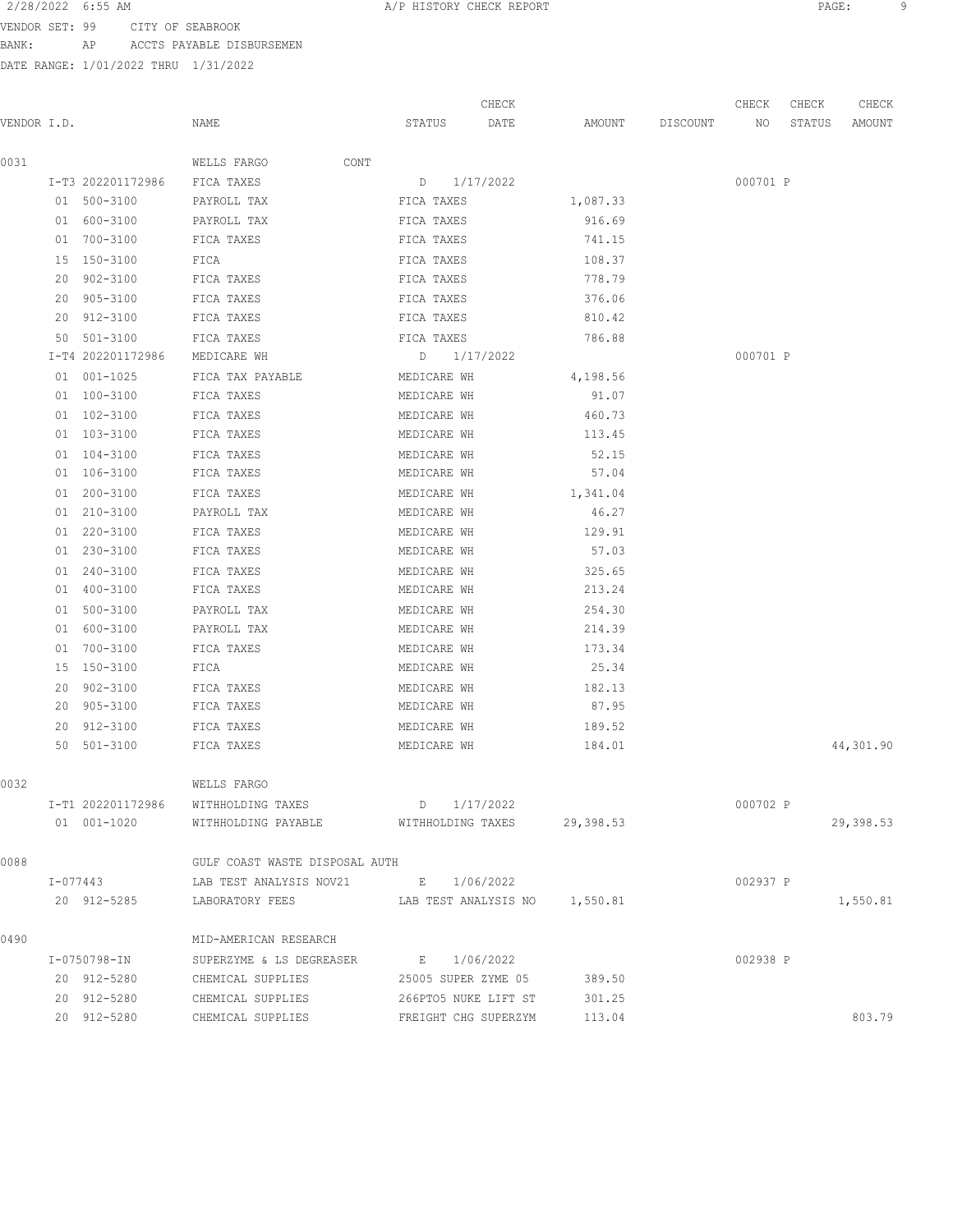VENDOR SET: 99 CITY OF SEABROOK
BANK: AP ACCTS PAYABLE DISBURSEMEN
DATE RANGE: 1/01/2022 THRU 1/31/2022

| VENDOR I.D. | NAME | STATUS | CHECK DATE | AMOUNT | DISCOUNT | CHECK NO | CHECK STATUS | CHECK AMOUNT |
|---|---|---|---|---|---|---|---|---|
| 0031 | WELLS FARGO CONT | | | | | | | |
| I-T3 202201172986 | FICA TAXES | D | 1/17/2022 | | | 000701 | P | |
| 01 500-3100 | PAYROLL TAX | FICA TAXES | | 1,087.33 | | | | |
| 01 600-3100 | PAYROLL TAX | FICA TAXES | | 916.69 | | | | |
| 01 700-3100 | FICA TAXES | FICA TAXES | | 741.15 | | | | |
| 15 150-3100 | FICA | FICA TAXES | | 108.37 | | | | |
| 20 902-3100 | FICA TAXES | FICA TAXES | | 778.79 | | | | |
| 20 905-3100 | FICA TAXES | FICA TAXES | | 376.06 | | | | |
| 20 912-3100 | FICA TAXES | FICA TAXES | | 810.42 | | | | |
| 50 501-3100 | FICA TAXES | FICA TAXES | | 786.88 | | | | |
| I-T4 202201172986 | MEDICARE WH | D | 1/17/2022 | | | 000701 | P | |
| 01 001-1025 | FICA TAX PAYABLE | MEDICARE WH | | 4,198.56 | | | | |
| 01 100-3100 | FICA TAXES | MEDICARE WH | | 91.07 | | | | |
| 01 102-3100 | FICA TAXES | MEDICARE WH | | 460.73 | | | | |
| 01 103-3100 | FICA TAXES | MEDICARE WH | | 113.45 | | | | |
| 01 104-3100 | FICA TAXES | MEDICARE WH | | 52.15 | | | | |
| 01 106-3100 | FICA TAXES | MEDICARE WH | | 57.04 | | | | |
| 01 200-3100 | FICA TAXES | MEDICARE WH | | 1,341.04 | | | | |
| 01 210-3100 | PAYROLL TAX | MEDICARE WH | | 46.27 | | | | |
| 01 220-3100 | FICA TAXES | MEDICARE WH | | 129.91 | | | | |
| 01 230-3100 | FICA TAXES | MEDICARE WH | | 57.03 | | | | |
| 01 240-3100 | FICA TAXES | MEDICARE WH | | 325.65 | | | | |
| 01 400-3100 | FICA TAXES | MEDICARE WH | | 213.24 | | | | |
| 01 500-3100 | PAYROLL TAX | MEDICARE WH | | 254.30 | | | | |
| 01 600-3100 | PAYROLL TAX | MEDICARE WH | | 214.39 | | | | |
| 01 700-3100 | FICA TAXES | MEDICARE WH | | 173.34 | | | | |
| 15 150-3100 | FICA | MEDICARE WH | | 25.34 | | | | |
| 20 902-3100 | FICA TAXES | MEDICARE WH | | 182.13 | | | | |
| 20 905-3100 | FICA TAXES | MEDICARE WH | | 87.95 | | | | |
| 20 912-3100 | FICA TAXES | MEDICARE WH | | 189.52 | | | | |
| 50 501-3100 | FICA TAXES | MEDICARE WH | | 184.01 | | | | 44,301.90 |
| 0032 | WELLS FARGO | | | | | | | |
| I-T1 202201172986 | WITHHOLDING TAXES | D | 1/17/2022 | | | 000702 | P | |
| 01 001-1020 | WITHHOLDING PAYABLE | WITHHOLDING TAXES | | 29,398.53 | | | | 29,398.53 |
| 0088 | GULF COAST WASTE DISPOSAL AUTH | | | | | | | |
| I-077443 | LAB TEST ANALYSIS NOV21 | E | 1/06/2022 | | | 002937 | P | |
| 20 912-5285 | LABORATORY FEES | LAB TEST ANALYSIS NO | | 1,550.81 | | | | 1,550.81 |
| 0490 | MID-AMERICAN RESEARCH | | | | | | | |
| I-0750798-IN | SUPERZYME & LS DEGREASER | E | 1/06/2022 | | | 002938 | P | |
| 20 912-5280 | CHEMICAL SUPPLIES | 25005 SUPER ZYME 05 | | 389.50 | | | | |
| 20 912-5280 | CHEMICAL SUPPLIES | 266PTO5 NUKE LIFT ST | | 301.25 | | | | |
| 20 912-5280 | CHEMICAL SUPPLIES | FREIGHT CHG SUPERZYM | | 113.04 | | | | 803.79 |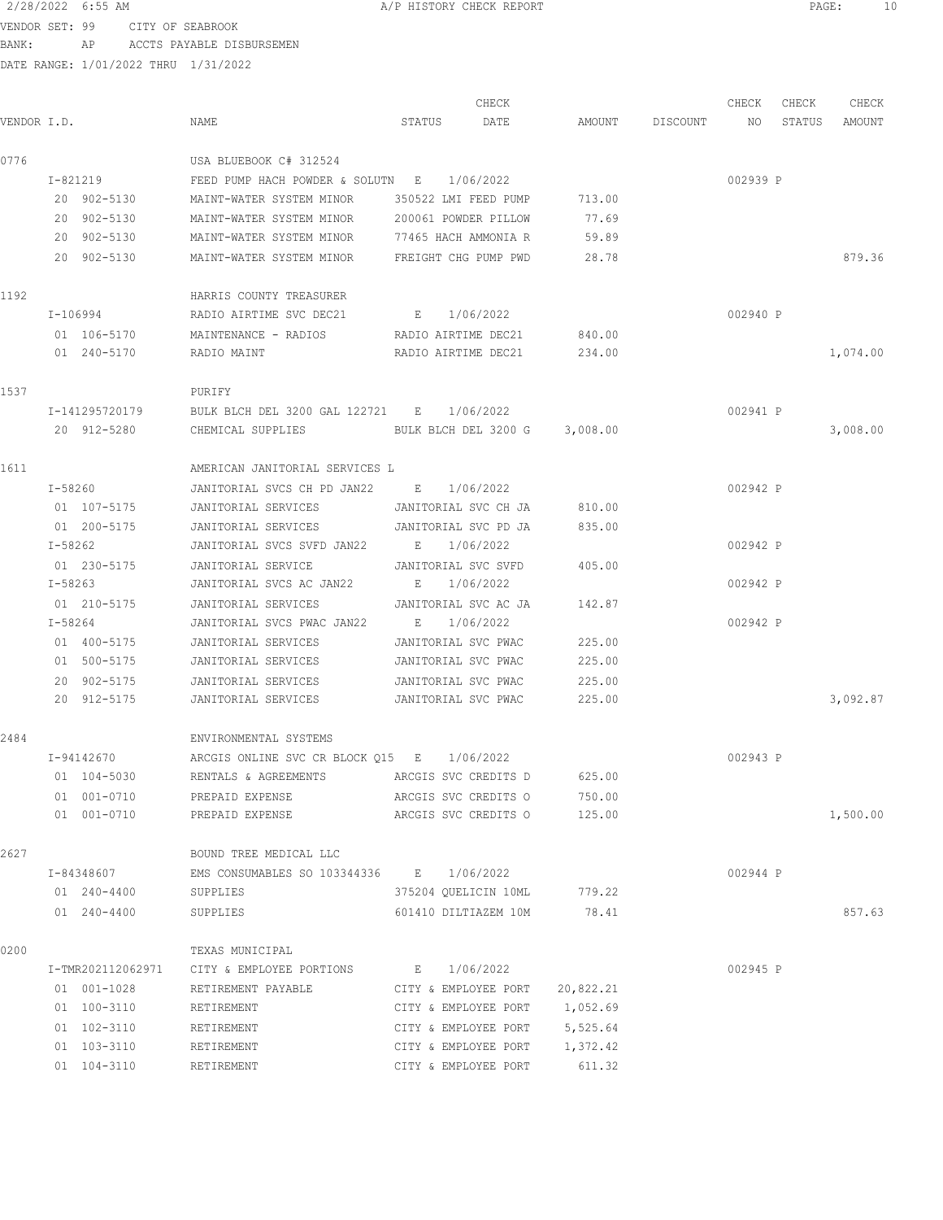2/28/2022 6:55 AM A/P HISTORY CHECK REPORT

VENDOR SET: 99 CITY OF SEABROOK
BANK: AP ACCTS PAYABLE DISBURSEMEN
DATE RANGE: 1/01/2022 THRU 1/31/2022

| VENDOR I.D. | NAME | STATUS | CHECK DATE | AMOUNT | DISCOUNT | CHECK NO | CHECK STATUS | CHECK AMOUNT |
|---|---|---|---|---|---|---|---|---|
| 0776 | USA BLUEBOOK C# 312524 | | | | | | | |
| I-821219 | FEED PUMP HACH POWDER & SOLUTN | E | 1/06/2022 | | | 002939 | P | |
| 20 902-5130 | MAINT-WATER SYSTEM MINOR | 350522 LMI FEED PUMP | | 713.00 | | | | |
| 20 902-5130 | MAINT-WATER SYSTEM MINOR | 200061 POWDER PILLOW | | 77.69 | | | | |
| 20 902-5130 | MAINT-WATER SYSTEM MINOR | 77465 HACH AMMONIA R | | 59.89 | | | | |
| 20 902-5130 | MAINT-WATER SYSTEM MINOR | FREIGHT CHG PUMP PWD | | 28.78 | | | | 879.36 |
| 1192 | HARRIS COUNTY TREASURER | | | | | | | |
| I-106994 | RADIO AIRTIME SVC DEC21 | E | 1/06/2022 | | | 002940 | P | |
| 01 106-5170 | MAINTENANCE - RADIOS | RADIO AIRTIME DEC21 | | 840.00 | | | | |
| 01 240-5170 | RADIO MAINT | RADIO AIRTIME DEC21 | | 234.00 | | | | 1,074.00 |
| 1537 | PURIFY | | | | | | | |
| I-141295720179 | BULK BLCH DEL 3200 GAL 122721 | E | 1/06/2022 | | | 002941 | P | |
| 20 912-5280 | CHEMICAL SUPPLIES | BULK BLCH DEL 3200 G | | 3,008.00 | | | | 3,008.00 |
| 1611 | AMERICAN JANITORIAL SERVICES L | | | | | | | |
| I-58260 | JANITORIAL SVCS CH PD JAN22 | E | 1/06/2022 | | | 002942 | P | |
| 01 107-5175 | JANITORIAL SERVICES | JANITORIAL SVC CH JA | | 810.00 | | | | |
| 01 200-5175 | JANITORIAL SERVICES | JANITORIAL SVC PD JA | | 835.00 | | | | |
| I-58262 | JANITORIAL SVCS SVFD JAN22 | E | 1/06/2022 | | | 002942 | P | |
| 01 230-5175 | JANITORIAL SERVICE | JANITORIAL SVC SVFD | | 405.00 | | | | |
| I-58263 | JANITORIAL SVCS AC JAN22 | E | 1/06/2022 | | | 002942 | P | |
| 01 210-5175 | JANITORIAL SERVICES | JANITORIAL SVC AC JA | | 142.87 | | | | |
| I-58264 | JANITORIAL SVCS PWAC JAN22 | E | 1/06/2022 | | | 002942 | P | |
| 01 400-5175 | JANITORIAL SERVICES | JANITORIAL SVC PWAC | | 225.00 | | | | |
| 01 500-5175 | JANITORIAL SERVICES | JANITORIAL SVC PWAC | | 225.00 | | | | |
| 20 902-5175 | JANITORIAL SERVICES | JANITORIAL SVC PWAC | | 225.00 | | | | |
| 20 912-5175 | JANITORIAL SERVICES | JANITORIAL SVC PWAC | | 225.00 | | | | 3,092.87 |
| 2484 | ENVIRONMENTAL SYSTEMS | | | | | | | |
| I-94142670 | ARCGIS ONLINE SVC CR BLOCK Q15 | E | 1/06/2022 | | | 002943 | P | |
| 01 104-5030 | RENTALS & AGREEMENTS | ARCGIS SVC CREDITS D | | 625.00 | | | | |
| 01 001-0710 | PREPAID EXPENSE | ARCGIS SVC CREDITS O | | 750.00 | | | | |
| 01 001-0710 | PREPAID EXPENSE | ARCGIS SVC CREDITS O | | 125.00 | | | | 1,500.00 |
| 2627 | BOUND TREE MEDICAL LLC | | | | | | | |
| I-84348607 | EMS CONSUMABLES SO 103344336 | E | 1/06/2022 | | | 002944 | P | |
| 01 240-4400 | SUPPLIES | 375204 QUELICIN 10ML | | 779.22 | | | | |
| 01 240-4400 | SUPPLIES | 601410 DILTIAZEM 10M | | 78.41 | | | | 857.63 |
| 0200 | TEXAS MUNICIPAL | | | | | | | |
| I-TMR202112062971 | CITY & EMPLOYEE PORTIONS | E | 1/06/2022 | | | 002945 | P | |
| 01 001-1028 | RETIREMENT PAYABLE | CITY & EMPLOYEE PORT | | 20,822.21 | | | | |
| 01 100-3110 | RETIREMENT | CITY & EMPLOYEE PORT | | 1,052.69 | | | | |
| 01 102-3110 | RETIREMENT | CITY & EMPLOYEE PORT | | 5,525.64 | | | | |
| 01 103-3110 | RETIREMENT | CITY & EMPLOYEE PORT | | 1,372.42 | | | | |
| 01 104-3110 | RETIREMENT | CITY & EMPLOYEE PORT | | 611.32 | | | | |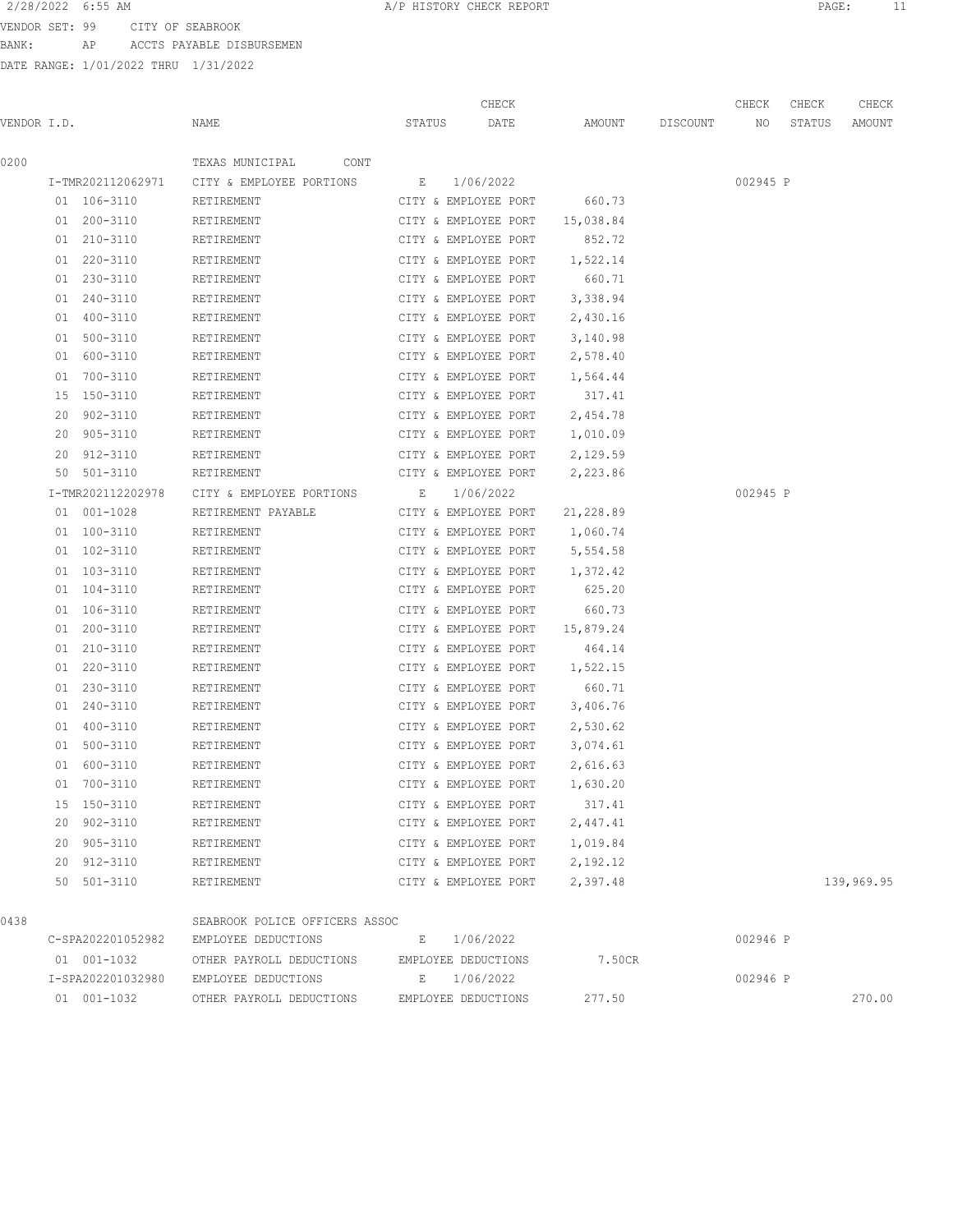2/28/2022 6:55 AM A/P HISTORY CHECK REPORT

VENDOR SET: 99 CITY OF SEABROOK
BANK: AP ACCTS PAYABLE DISBURSEMEN
DATE RANGE: 1/01/2022 THRU 1/31/2022

| VENDOR I.D. | NAME | STATUS | CHECK DATE | AMOUNT | DISCOUNT | CHECK NO | CHECK STATUS | CHECK AMOUNT |
|---|---|---|---|---|---|---|---|---|
| 0200 | TEXAS MUNICIPAL CONT | | | | | | | |
| I-TMR202112062971 | CITY & EMPLOYEE PORTIONS | E | 1/06/2022 | | | 002945 | P | |
| 01 106-3110 | RETIREMENT | CITY & EMPLOYEE PORT | | 660.73 | | | | |
| 01 200-3110 | RETIREMENT | CITY & EMPLOYEE PORT | | 15,038.84 | | | | |
| 01 210-3110 | RETIREMENT | CITY & EMPLOYEE PORT | | 852.72 | | | | |
| 01 220-3110 | RETIREMENT | CITY & EMPLOYEE PORT | | 1,522.14 | | | | |
| 01 230-3110 | RETIREMENT | CITY & EMPLOYEE PORT | | 660.71 | | | | |
| 01 240-3110 | RETIREMENT | CITY & EMPLOYEE PORT | | 3,338.94 | | | | |
| 01 400-3110 | RETIREMENT | CITY & EMPLOYEE PORT | | 2,430.16 | | | | |
| 01 500-3110 | RETIREMENT | CITY & EMPLOYEE PORT | | 3,140.98 | | | | |
| 01 600-3110 | RETIREMENT | CITY & EMPLOYEE PORT | | 2,578.40 | | | | |
| 01 700-3110 | RETIREMENT | CITY & EMPLOYEE PORT | | 1,564.44 | | | | |
| 15 150-3110 | RETIREMENT | CITY & EMPLOYEE PORT | | 317.41 | | | | |
| 20 902-3110 | RETIREMENT | CITY & EMPLOYEE PORT | | 2,454.78 | | | | |
| 20 905-3110 | RETIREMENT | CITY & EMPLOYEE PORT | | 1,010.09 | | | | |
| 20 912-3110 | RETIREMENT | CITY & EMPLOYEE PORT | | 2,129.59 | | | | |
| 50 501-3110 | RETIREMENT | CITY & EMPLOYEE PORT | | 2,223.86 | | | | |
| I-TMR202112202978 | CITY & EMPLOYEE PORTIONS | E | 1/06/2022 | | | 002945 | P | |
| 01 001-1028 | RETIREMENT PAYABLE | CITY & EMPLOYEE PORT | | 21,228.89 | | | | |
| 01 100-3110 | RETIREMENT | CITY & EMPLOYEE PORT | | 1,060.74 | | | | |
| 01 102-3110 | RETIREMENT | CITY & EMPLOYEE PORT | | 5,554.58 | | | | |
| 01 103-3110 | RETIREMENT | CITY & EMPLOYEE PORT | | 1,372.42 | | | | |
| 01 104-3110 | RETIREMENT | CITY & EMPLOYEE PORT | | 625.20 | | | | |
| 01 106-3110 | RETIREMENT | CITY & EMPLOYEE PORT | | 660.73 | | | | |
| 01 200-3110 | RETIREMENT | CITY & EMPLOYEE PORT | | 15,879.24 | | | | |
| 01 210-3110 | RETIREMENT | CITY & EMPLOYEE PORT | | 464.14 | | | | |
| 01 220-3110 | RETIREMENT | CITY & EMPLOYEE PORT | | 1,522.15 | | | | |
| 01 230-3110 | RETIREMENT | CITY & EMPLOYEE PORT | | 660.71 | | | | |
| 01 240-3110 | RETIREMENT | CITY & EMPLOYEE PORT | | 3,406.76 | | | | |
| 01 400-3110 | RETIREMENT | CITY & EMPLOYEE PORT | | 2,530.62 | | | | |
| 01 500-3110 | RETIREMENT | CITY & EMPLOYEE PORT | | 3,074.61 | | | | |
| 01 600-3110 | RETIREMENT | CITY & EMPLOYEE PORT | | 2,616.63 | | | | |
| 01 700-3110 | RETIREMENT | CITY & EMPLOYEE PORT | | 1,630.20 | | | | |
| 15 150-3110 | RETIREMENT | CITY & EMPLOYEE PORT | | 317.41 | | | | |
| 20 902-3110 | RETIREMENT | CITY & EMPLOYEE PORT | | 2,447.41 | | | | |
| 20 905-3110 | RETIREMENT | CITY & EMPLOYEE PORT | | 1,019.84 | | | | |
| 20 912-3110 | RETIREMENT | CITY & EMPLOYEE PORT | | 2,192.12 | | | | |
| 50 501-3110 | RETIREMENT | CITY & EMPLOYEE PORT | | 2,397.48 | | | | 139,969.95 |
| 0438 | SEABROOK POLICE OFFICERS ASSOC | | | | | | | |
| C-SPA202201052982 | EMPLOYEE DEDUCTIONS | E | 1/06/2022 | | | 002946 | P | |
| 01 001-1032 | OTHER PAYROLL DEDUCTIONS | EMPLOYEE DEDUCTIONS | | 7.50CR | | | | |
| I-SPA202201032980 | EMPLOYEE DEDUCTIONS | E | 1/06/2022 | | | 002946 | P | |
| 01 001-1032 | OTHER PAYROLL DEDUCTIONS | EMPLOYEE DEDUCTIONS | | 277.50 | | | | 270.00 |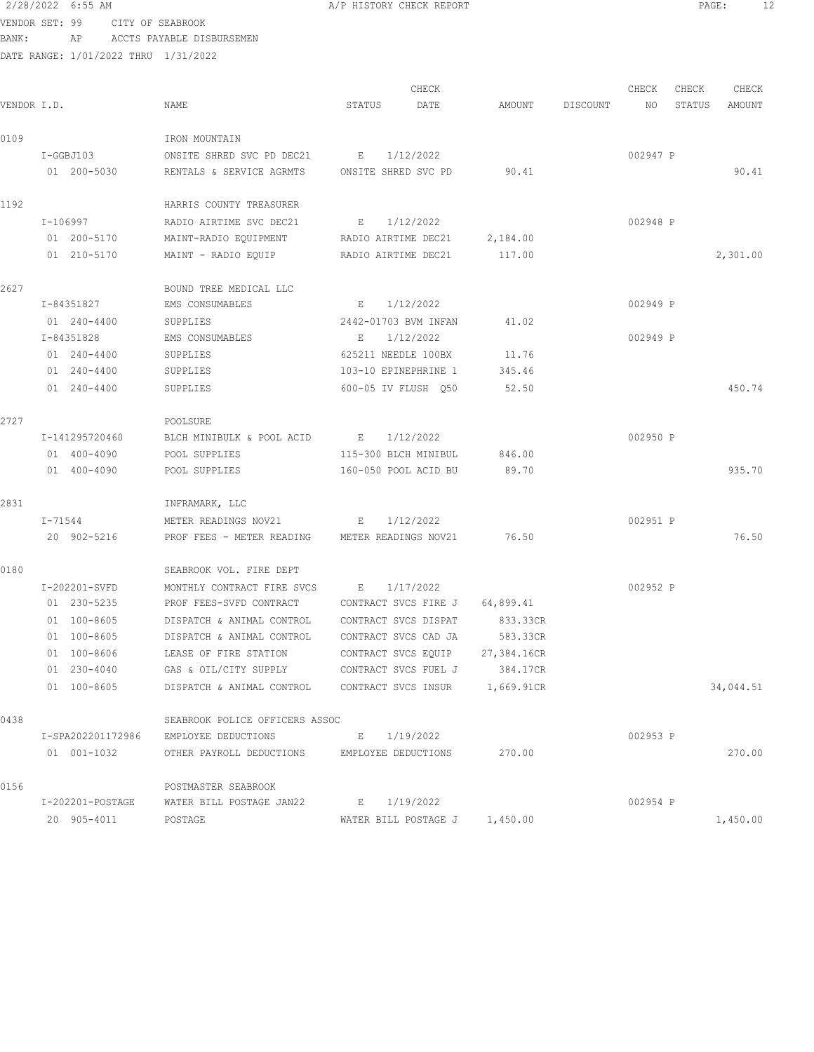2/28/2022 6:55 AM — A/P HISTORY CHECK REPORT

VENDOR SET: 99 CITY OF SEABROOK
BANK: AP ACCTS PAYABLE DISBURSEMEN
DATE RANGE: 1/01/2022 THRU 1/31/2022

| VENDOR I.D. | NAME | STATUS | CHECK DATE | AMOUNT | DISCOUNT | CHECK NO | CHECK STATUS | CHECK AMOUNT |
|---|---|---|---|---|---|---|---|---|
| 0109 | IRON MOUNTAIN | | | | | | | |
| I-GGBJ103 | ONSITE SHRED SVC PD DEC21 | E | 1/12/2022 | | | 002947 | P | |
| 01 200-5030 | RENTALS & SERVICE AGRMTS | ONSITE SHRED SVC PD | | 90.41 | | | | 90.41 |
| 1192 | HARRIS COUNTY TREASURER | | | | | | | |
| I-106997 | RADIO AIRTIME SVC DEC21 | E | 1/12/2022 | | | 002948 | P | |
| 01 200-5170 | MAINT-RADIO EQUIPMENT | RADIO AIRTIME DEC21 | | 2,184.00 | | | | |
| 01 210-5170 | MAINT - RADIO EQUIP | RADIO AIRTIME DEC21 | | 117.00 | | | | 2,301.00 |
| 2627 | BOUND TREE MEDICAL LLC | | | | | | | |
| I-84351827 | EMS CONSUMABLES | E | 1/12/2022 | | | 002949 | P | |
| 01 240-4400 | SUPPLIES | 2442-01703 BVM INFAN | | 41.02 | | | | |
| I-84351828 | EMS CONSUMABLES | E | 1/12/2022 | | | 002949 | P | |
| 01 240-4400 | SUPPLIES | 625211 NEEDLE 100BX | | 11.76 | | | | |
| 01 240-4400 | SUPPLIES | 103-10 EPINEPHRINE 1 | | 345.46 | | | | |
| 01 240-4400 | SUPPLIES | 600-05 IV FLUSH Q50 | | 52.50 | | | | 450.74 |
| 2727 | POOLSURE | | | | | | | |
| I-141295720460 | BLCH MINIBULK & POOL ACID | E | 1/12/2022 | | | 002950 | P | |
| 01 400-4090 | POOL SUPPLIES | 115-300 BLCH MINIBUL | | 846.00 | | | | |
| 01 400-4090 | POOL SUPPLIES | 160-050 POOL ACID BU | | 89.70 | | | | 935.70 |
| 2831 | INFRAMARK, LLC | | | | | | | |
| I-71544 | METER READINGS NOV21 | E | 1/12/2022 | | | 002951 | P | |
| 20 902-5216 | PROF FEES - METER READING | METER READINGS NOV21 | | 76.50 | | | | 76.50 |
| 0180 | SEABROOK VOL. FIRE DEPT | | | | | | | |
| I-202201-SVFD | MONTHLY CONTRACT FIRE SVCS | E | 1/17/2022 | | | 002952 | P | |
| 01 230-5235 | PROF FEES-SVFD CONTRACT | CONTRACT SVCS FIRE J | | 64,899.41 | | | | |
| 01 100-8605 | DISPATCH & ANIMAL CONTROL | CONTRACT SVCS DISPAT | | 833.33CR | | | | |
| 01 100-8605 | DISPATCH & ANIMAL CONTROL | CONTRACT SVCS CAD JA | | 583.33CR | | | | |
| 01 100-8606 | LEASE OF FIRE STATION | CONTRACT SVCS EQUIP | | 27,384.16CR | | | | |
| 01 230-4040 | GAS & OIL/CITY SUPPLY | CONTRACT SVCS FUEL J | | 384.17CR | | | | |
| 01 100-8605 | DISPATCH & ANIMAL CONTROL | CONTRACT SVCS INSUR | | 1,669.91CR | | | | 34,044.51 |
| 0438 | SEABROOK POLICE OFFICERS ASSOC | | | | | | | |
| I-SPA202201172986 | EMPLOYEE DEDUCTIONS | E | 1/19/2022 | | | 002953 | P | |
| 01 001-1032 | OTHER PAYROLL DEDUCTIONS | EMPLOYEE DEDUCTIONS | | 270.00 | | | | 270.00 |
| 0156 | POSTMASTER SEABROOK | | | | | | | |
| I-202201-POSTAGE | WATER BILL POSTAGE JAN22 | E | 1/19/2022 | | | 002954 | P | |
| 20 905-4011 | POSTAGE | WATER BILL POSTAGE J | | 1,450.00 | | | | 1,450.00 |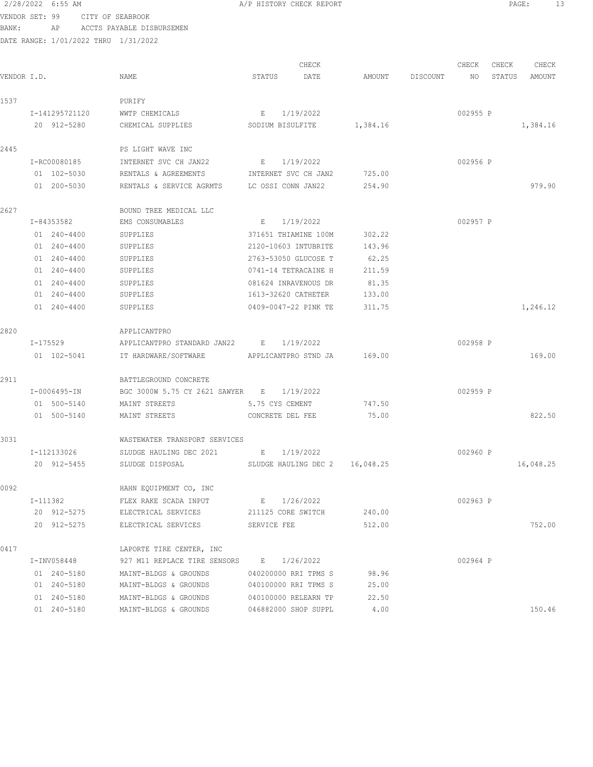2/28/2022 6:55 AM A/P HISTORY CHECK REPORT

VENDOR SET: 99 CITY OF SEABROOK
BANK: AP ACCTS PAYABLE DISBURSEMEN
DATE RANGE: 1/01/2022 THRU 1/31/2022

| VENDOR I.D. | NAME | STATUS | CHECK DATE | AMOUNT | DISCOUNT | CHECK NO | CHECK STATUS | CHECK AMOUNT |
|---|---|---|---|---|---|---|---|---|
| 1537 | PURIFY | | | | | | | |
| I-141295721120 | WWTP CHEMICALS | E | 1/19/2022 | | | 002955 | P | |
| 20 912-5280 | CHEMICAL SUPPLIES | SODIUM BISULFITE | | 1,384.16 | | | | 1,384.16 |
| 2445 | PS LIGHT WAVE INC | | | | | | | |
| I-RC00080185 | INTERNET SVC CH JAN22 | E | 1/19/2022 | | | 002956 | P | |
| 01 102-5030 | RENTALS & AGREEMENTS | INTERNET SVC CH JAN2 | | 725.00 | | | | |
| 01 200-5030 | RENTALS & SERVICE AGRMTS | LC OSSI CONN JAN22 | | 254.90 | | | | 979.90 |
| 2627 | BOUND TREE MEDICAL LLC | | | | | | | |
| I-84353582 | EMS CONSUMABLES | E | 1/19/2022 | | | 002957 | P | |
| 01 240-4400 | SUPPLIES | 371651 THIAMINE 100M | | 302.22 | | | | |
| 01 240-4400 | SUPPLIES | 2120-10603 INTUBRITE | | 143.96 | | | | |
| 01 240-4400 | SUPPLIES | 2763-53050 GLUCOSE T | | 62.25 | | | | |
| 01 240-4400 | SUPPLIES | 0741-14 TETRACAINE H | | 211.59 | | | | |
| 01 240-4400 | SUPPLIES | 081624 INRAVENOUS DR | | 81.35 | | | | |
| 01 240-4400 | SUPPLIES | 1613-32620 CATHETER | | 133.00 | | | | |
| 01 240-4400 | SUPPLIES | 0409-0047-22 PINK TE | | 311.75 | | | | 1,246.12 |
| 2820 | APPLICANTPRO | | | | | | | |
| I-175529 | APPLICANTPRO STANDARD JAN22 | E | 1/19/2022 | | | 002958 | P | |
| 01 102-5041 | IT HARDWARE/SOFTWARE | APPLICANTPRO STND JA | | 169.00 | | | | 169.00 |
| 2911 | BATTLEGROUND CONCRETE | | | | | | | |
| I-0006495-IN | BGC 3000W 5.75 CY 2621 SAWYER | E | 1/19/2022 | | | 002959 | P | |
| 01 500-5140 | MAINT STREETS | 5.75 CYS CEMENT | | 747.50 | | | | |
| 01 500-5140 | MAINT STREETS | CONCRETE DEL FEE | | 75.00 | | | | 822.50 |
| 3031 | WASTEWATER TRANSPORT SERVICES | | | | | | | |
| I-112133026 | SLUDGE HAULING DEC 2021 | E | 1/19/2022 | | | 002960 | P | |
| 20 912-5455 | SLUDGE DISPOSAL | SLUDGE HAULING DEC 2 | | 16,048.25 | | | | 16,048.25 |
| 0092 | HAHN EQUIPMENT CO, INC | | | | | | | |
| I-111382 | FLEX RAKE SCADA INPUT | E | 1/26/2022 | | | 002963 | P | |
| 20 912-5275 | ELECTRICAL SERVICES | 211125 CORE SWITCH | | 240.00 | | | | |
| 20 912-5275 | ELECTRICAL SERVICES | SERVICE FEE | | 512.00 | | | | 752.00 |
| 0417 | LAPORTE TIRE CENTER, INC | | | | | | | |
| I-INV058448 | 927 M11 REPLACE TIRE SENSORS | E | 1/26/2022 | | | 002964 | P | |
| 01 240-5180 | MAINT-BLDGS & GROUNDS | 040200000 RRI TPMS S | | 98.96 | | | | |
| 01 240-5180 | MAINT-BLDGS & GROUNDS | 040100000 RRI TPMS S | | 25.00 | | | | |
| 01 240-5180 | MAINT-BLDGS & GROUNDS | 040100000 RELEARN TP | | 22.50 | | | | |
| 01 240-5180 | MAINT-BLDGS & GROUNDS | 046882000 SHOP SUPPL | | 4.00 | | | | 150.46 |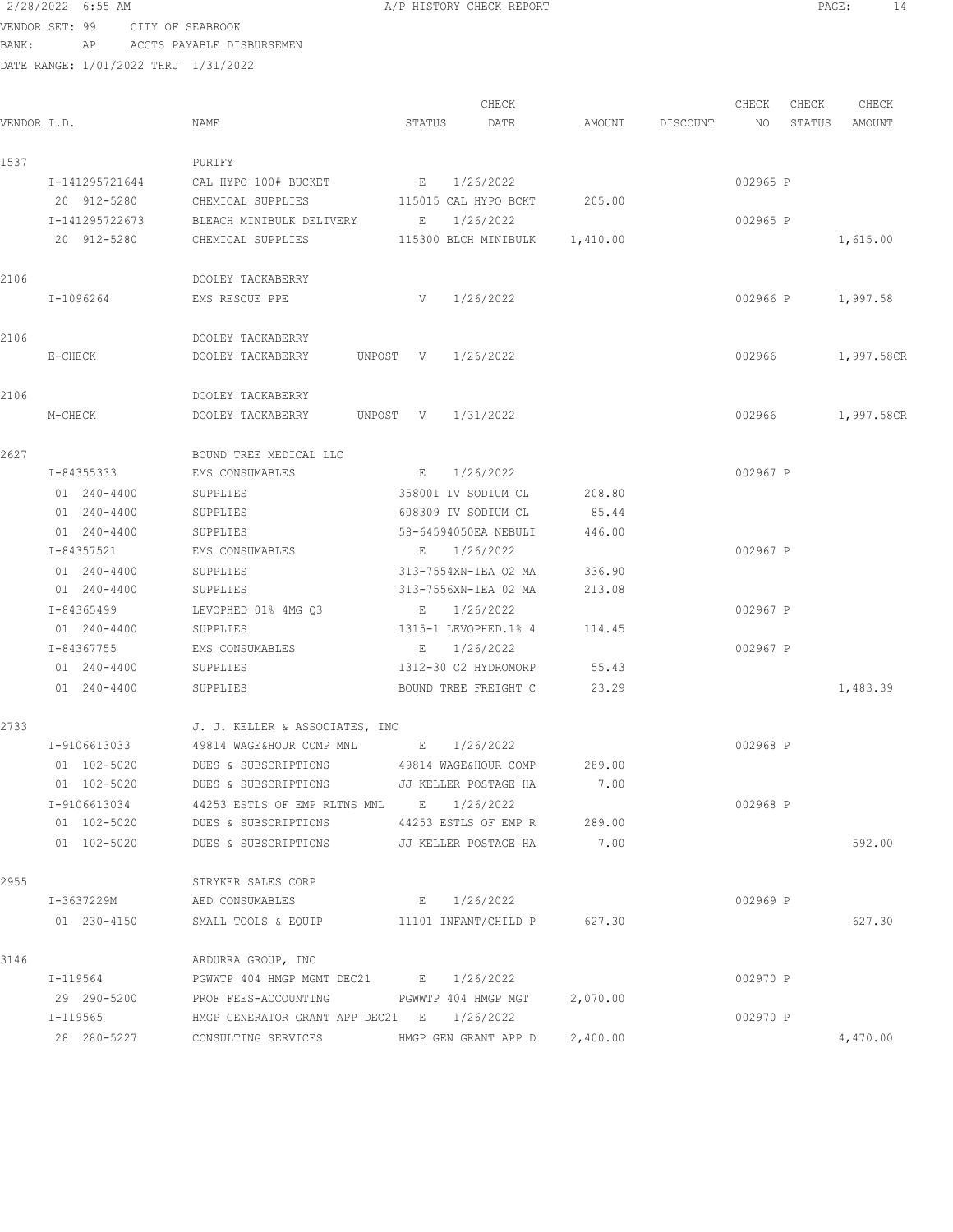2/28/2022 6:55 AM A/P HISTORY CHECK REPORT

VENDOR SET: 99 CITY OF SEABROOK
BANK: AP ACCTS PAYABLE DISBURSEMEN
DATE RANGE: 1/01/2022 THRU 1/31/2022

| VENDOR I.D. | NAME | STATUS | CHECK DATE | AMOUNT | DISCOUNT | CHECK NO | CHECK STATUS | CHECK AMOUNT |
|---|---|---|---|---|---|---|---|---|
| 1537 | PURIFY | | | | | | | |
| I-141295721644 | CAL HYPO 100# BUCKET | E | 1/26/2022 | | | 002965 | P | |
| 20 912-5280 | CHEMICAL SUPPLIES | 115015 CAL HYPO BCKT | | 205.00 | | | | |
| I-141295722673 | BLEACH MINIBULK DELIVERY | E | 1/26/2022 | | | 002965 | P | |
| 20 912-5280 | CHEMICAL SUPPLIES | 115300 BLCH MINIBULK | | 1,410.00 | | | | 1,615.00 |
| 2106 | DOOLEY TACKABERRY | | | | | | | |
| I-1096264 | EMS RESCUE PPE | V | 1/26/2022 | | | 002966 | P | 1,997.58 |
| 2106 | DOOLEY TACKABERRY | | | | | | | |
| E-CHECK | DOOLEY TACKABERRY | UNPOST V | 1/26/2022 | | | 002966 | | 1,997.58CR |
| 2106 | DOOLEY TACKABERRY | | | | | | | |
| M-CHECK | DOOLEY TACKABERRY | UNPOST V | 1/31/2022 | | | 002966 | | 1,997.58CR |
| 2627 | BOUND TREE MEDICAL LLC | | | | | | | |
| I-84355333 | EMS CONSUMABLES | E | 1/26/2022 | | | 002967 | P | |
| 01 240-4400 | SUPPLIES | 358001 IV SODIUM CL | | 208.80 | | | | |
| 01 240-4400 | SUPPLIES | 608309 IV SODIUM CL | | 85.44 | | | | |
| 01 240-4400 | SUPPLIES | 58-64594050EA NEBULI | | 446.00 | | | | |
| I-84357521 | EMS CONSUMABLES | E | 1/26/2022 | | | 002967 | P | |
| 01 240-4400 | SUPPLIES | 313-7554XN-1EA O2 MA | | 336.90 | | | | |
| 01 240-4400 | SUPPLIES | 313-7556XN-1EA O2 MA | | 213.08 | | | | |
| I-84365499 | LEVOPHED 01% 4MG Q3 | E | 1/26/2022 | | | 002967 | P | |
| 01 240-4400 | SUPPLIES | 1315-1 LEVOPHED.1% 4 | | 114.45 | | | | |
| I-84367755 | EMS CONSUMABLES | E | 1/26/2022 | | | 002967 | P | |
| 01 240-4400 | SUPPLIES | 1312-30 C2 HYDROMORP | | 55.43 | | | | |
| 01 240-4400 | SUPPLIES | BOUND TREE FREIGHT C | | 23.29 | | | | 1,483.39 |
| 2733 | J. J. KELLER & ASSOCIATES, INC | | | | | | | |
| I-9106613033 | 49814 WAGE&HOUR COMP MNL | E | 1/26/2022 | | | 002968 | P | |
| 01 102-5020 | DUES & SUBSCRIPTIONS | 49814 WAGE&HOUR COMP | | 289.00 | | | | |
| 01 102-5020 | DUES & SUBSCRIPTIONS | JJ KELLER POSTAGE HA | | 7.00 | | | | |
| I-9106613034 | 44253 ESTLS OF EMP RLTNS MNL | E | 1/26/2022 | | | 002968 | P | |
| 01 102-5020 | DUES & SUBSCRIPTIONS | 44253 ESTLS OF EMP R | | 289.00 | | | | |
| 01 102-5020 | DUES & SUBSCRIPTIONS | JJ KELLER POSTAGE HA | | 7.00 | | | | 592.00 |
| 2955 | STRYKER SALES CORP | | | | | | | |
| I-3637229M | AED CONSUMABLES | E | 1/26/2022 | | | 002969 | P | |
| 01 230-4150 | SMALL TOOLS & EQUIP | 11101 INFANT/CHILD P | | 627.30 | | | | 627.30 |
| 3146 | ARDURRA GROUP, INC | | | | | | | |
| I-119564 | PGWWTP 404 HMGP MGMT DEC21 | E | 1/26/2022 | | | 002970 | P | |
| 29 290-5200 | PROF FEES-ACCOUNTING | PGWWTP 404 HMGP MGT | | 2,070.00 | | | | |
| I-119565 | HMGP GENERATOR GRANT APP DEC21 | E | 1/26/2022 | | | 002970 | P | |
| 28 280-5227 | CONSULTING SERVICES | HMGP GEN GRANT APP D | | 2,400.00 | | | | 4,470.00 |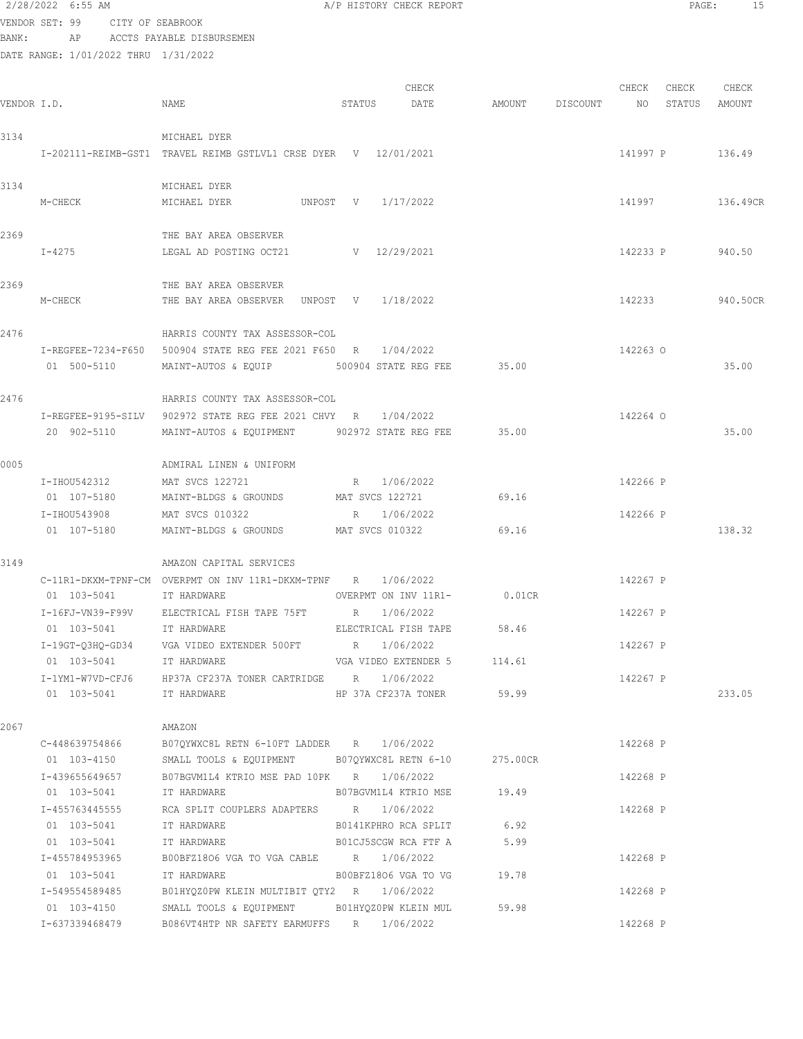2/28/2022 6:55 AM A/P HISTORY CHECK REPORT

VENDOR SET: 99 CITY OF SEABROOK
BANK: AP ACCTS PAYABLE DISBURSEMEN
DATE RANGE: 1/01/2022 THRU 1/31/2022

| VENDOR I.D. | NAME | STATUS | CHECK DATE | AMOUNT | DISCOUNT | CHECK NO | CHECK STATUS | CHECK AMOUNT |
|---|---|---|---|---|---|---|---|---|
| 3134 | MICHAEL DYER | | | | | | | |
| I-202111-REIMB-GST1 | TRAVEL REIMB GSTLVL1 CRSE DYER | V | 12/01/2021 | | | 141997 | P | 136.49 |
| 3134 | MICHAEL DYER | | | | | | | |
| M-CHECK | MICHAEL DYER UNPOST | V | 1/17/2022 | | | 141997 | | 136.49CR |
| 2369 | THE BAY AREA OBSERVER | | | | | | | |
| I-4275 | LEGAL AD POSTING OCT21 | V | 12/29/2021 | | | 142233 | P | 940.50 |
| 2369 | THE BAY AREA OBSERVER | | | | | | | |
| M-CHECK | THE BAY AREA OBSERVER UNPOST | V | 1/18/2022 | | | 142233 | | 940.50CR |
| 2476 | HARRIS COUNTY TAX ASSESSOR-COL | | | | | | | |
| I-REGFEE-7234-F650 | 500904 STATE REG FEE 2021 F650 | R | 1/04/2022 | | | 142263 | O | |
| 01 500-5110 | MAINT-AUTOS & EQUIP | | 500904 STATE REG FEE | 35.00 | | | | 35.00 |
| 2476 | HARRIS COUNTY TAX ASSESSOR-COL | | | | | | | |
| I-REGFEE-9195-SILV | 902972 STATE REG FEE 2021 CHVY | R | 1/04/2022 | | | 142264 | O | |
| 20 902-5110 | MAINT-AUTOS & EQUIPMENT | | 902972 STATE REG FEE | 35.00 | | | | 35.00 |
| 0005 | ADMIRAL LINEN & UNIFORM | | | | | | | |
| I-IHOU542312 | MAT SVCS 122721 | R | 1/06/2022 | | | 142266 | P | |
| 01 107-5180 | MAINT-BLDGS & GROUNDS | | MAT SVCS 122721 | 69.16 | | | | |
| I-IHOU543908 | MAT SVCS 010322 | R | 1/06/2022 | | | 142266 | P | |
| 01 107-5180 | MAINT-BLDGS & GROUNDS | | MAT SVCS 010322 | 69.16 | | | | 138.32 |
| 3149 | AMAZON CAPITAL SERVICES | | | | | | | |
| C-11R1-DKXM-TPNF-CM | OVERPMT ON INV 11R1-DKXM-TPNF | R | 1/06/2022 | | | 142267 | P | |
| 01 103-5041 | IT HARDWARE | | OVERPMT ON INV 11R1- | 0.01CR | | | | |
| I-16FJ-VN39-F99V | ELECTRICAL FISH TAPE 75FT | R | 1/06/2022 | | | 142267 | P | |
| 01 103-5041 | IT HARDWARE | | ELECTRICAL FISH TAPE | 58.46 | | | | |
| I-19GT-Q3HQ-GD34 | VGA VIDEO EXTENDER 500FT | R | 1/06/2022 | | | 142267 | P | |
| 01 103-5041 | IT HARDWARE | | VGA VIDEO EXTENDER 5 | 114.61 | | | | |
| I-1YM1-W7VD-CFJ6 | HP37A CF237A TONER CARTRIDGE | R | 1/06/2022 | | | 142267 | P | |
| 01 103-5041 | IT HARDWARE | | HP 37A CF237A TONER | 59.99 | | | | 233.05 |
| 2067 | AMAZON | | | | | | | |
| C-448639754866 | B07QYWXC8L RETN 6-10FT LADDER | R | 1/06/2022 | | | 142268 | P | |
| 01 103-4150 | SMALL TOOLS & EQUIPMENT | | B07QYWXC8L RETN 6-10 | 275.00CR | | | | |
| I-439655649657 | B07BGVM1L4 KTRIO MSE PAD 10PK | R | 1/06/2022 | | | 142268 | P | |
| 01 103-5041 | IT HARDWARE | | B07BGVM1L4 KTRIO MSE | 19.49 | | | | |
| I-455763445555 | RCA SPLIT COUPLERS ADAPTERS | R | 1/06/2022 | | | 142268 | P | |
| 01 103-5041 | IT HARDWARE | | B0141KPHRO RCA SPLIT | 6.92 | | | | |
| 01 103-5041 | IT HARDWARE | | B01CJ5SCGW RCA FTF A | 5.99 | | | | |
| I-455784953965 | B00BFZ18O6 VGA TO VGA CABLE | R | 1/06/2022 | | | 142268 | P | |
| 01 103-5041 | IT HARDWARE | | B00BFZ18O6 VGA TO VG | 19.78 | | | | |
| I-549554589485 | B01HYQZ0PW KLEIN MULTIBIT QTY2 | R | 1/06/2022 | | | 142268 | P | |
| 01 103-4150 | SMALL TOOLS & EQUIPMENT | | B01HYQZ0PW KLEIN MUL | 59.98 | | | | |
| I-637339468479 | B086VT4HTP NR SAFETY EARMUFFS | R | 1/06/2022 | | | 142268 | P | |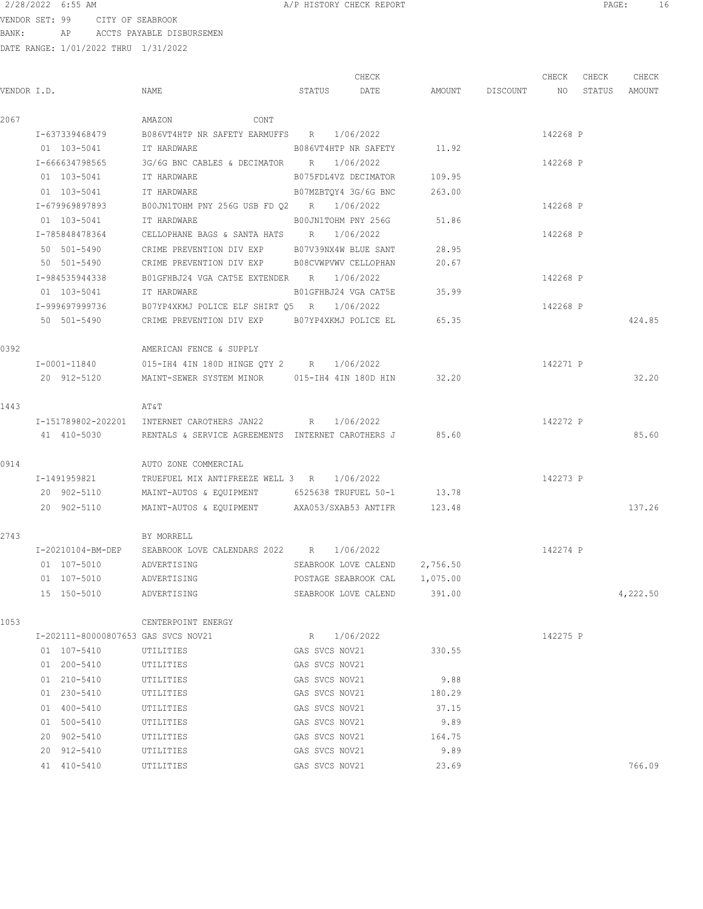2/28/2022 6:55 AM A/P HISTORY CHECK REPORT

VENDOR SET: 99 CITY OF SEABROOK
BANK: AP ACCTS PAYABLE DISBURSEMEN
DATE RANGE: 1/01/2022 THRU 1/31/2022

| VENDOR I.D. | NAME | STATUS | CHECK DATE | AMOUNT | DISCOUNT | CHECK NO | CHECK STATUS | CHECK AMOUNT |
|---|---|---|---|---|---|---|---|---|
| 2067 | AMAZON CONT | | | | | | | |
| I-637339468479 | B086VT4HTP NR SAFETY EARMUFFS | R | 1/06/2022 | | | 142268 | P | |
| 01 103-5041 | IT HARDWARE | B086VT4HTP NR SAFETY | | 11.92 | | | | |
| I-666634798565 | 3G/6G BNC CABLES & DECIMATOR | R | 1/06/2022 | | | 142268 | P | |
| 01 103-5041 | IT HARDWARE | B075FDL4VZ DECIMATOR | | 109.95 | | | | |
| 01 103-5041 | IT HARDWARE | B07MZBTQY4 3G/6G BNC | | 263.00 | | | | |
| I-679969897893 | B00JN1TOHM PNY 256G USB FD Q2 | R | 1/06/2022 | | | 142268 | P | |
| 01 103-5041 | IT HARDWARE | B00JN1TOHM PNY 256G | | 51.86 | | | | |
| I-785848478364 | CELLOPHANE BAGS & SANTA HATS | R | 1/06/2022 | | | 142268 | P | |
| 50 501-5490 | CRIME PREVENTION DIV EXP | B07V39NX4W BLUE SANT | | 28.95 | | | | |
| 50 501-5490 | CRIME PREVENTION DIV EXP | B08CVWPVWV CELLOPHAN | | 20.67 | | | | |
| I-984535944338 | B01GFHBJ24 VGA CAT5E EXTENDER | R | 1/06/2022 | | | 142268 | P | |
| 01 103-5041 | IT HARDWARE | B01GFHBJ24 VGA CAT5E | | 35.99 | | | | |
| I-999697999736 | B07YP4XKMJ POLICE ELF SHIRT Q5 | R | 1/06/2022 | | | 142268 | P | |
| 50 501-5490 | CRIME PREVENTION DIV EXP | B07YP4XKMJ POLICE EL | | 65.35 | | | | 424.85 |
| 0392 | AMERICAN FENCE & SUPPLY | | | | | | | |
| I-0001-11840 | 015-IH4 4IN 180D HINGE QTY 2 | R | 1/06/2022 | | | 142271 | P | |
| 20 912-5120 | MAINT-SEWER SYSTEM MINOR | 015-IH4 4IN 180D HIN | | 32.20 | | | | 32.20 |
| 1443 | AT&T | | | | | | | |
| I-151789802-202201 | INTERNET CAROTHERS JAN22 | R | 1/06/2022 | | | 142272 | P | |
| 41 410-5030 | RENTALS & SERVICE AGREEMENTS | INTERNET CAROTHERS J | | 85.60 | | | | 85.60 |
| 0914 | AUTO ZONE COMMERCIAL | | | | | | | |
| I-1491959821 | TRUEFUEL MIX ANTIFREEZE WELL 3 | R | 1/06/2022 | | | 142273 | P | |
| 20 902-5110 | MAINT-AUTOS & EQUIPMENT | 6525638 TRUFUEL 50-1 | | 13.78 | | | | |
| 20 902-5110 | MAINT-AUTOS & EQUIPMENT | AXA053/SXAB53 ANTIFR | | 123.48 | | | | 137.26 |
| 2743 | BY MORRELL | | | | | | | |
| I-20210104-BM-DEP | SEABROOK LOVE CALENDARS 2022 | R | 1/06/2022 | | | 142274 | P | |
| 01 107-5010 | ADVERTISING | SEABROOK LOVE CALEND | | 2,756.50 | | | | |
| 01 107-5010 | ADVERTISING | POSTAGE SEABROOK CAL | | 1,075.00 | | | | |
| 15 150-5010 | ADVERTISING | SEABROOK LOVE CALEND | | 391.00 | | | | 4,222.50 |
| 1053 | CENTERPOINT ENERGY | | | | | | | |
| I-202111-80000807653 | GAS SVCS NOV21 | R | 1/06/2022 | | | 142275 | P | |
| 01 107-5410 | UTILITIES | GAS SVCS NOV21 | | 330.55 | | | | |
| 01 200-5410 | UTILITIES | GAS SVCS NOV21 | | | | | | |
| 01 210-5410 | UTILITIES | GAS SVCS NOV21 | | 9.88 | | | | |
| 01 230-5410 | UTILITIES | GAS SVCS NOV21 | | 180.29 | | | | |
| 01 400-5410 | UTILITIES | GAS SVCS NOV21 | | 37.15 | | | | |
| 01 500-5410 | UTILITIES | GAS SVCS NOV21 | | 9.89 | | | | |
| 20 902-5410 | UTILITIES | GAS SVCS NOV21 | | 164.75 | | | | |
| 20 912-5410 | UTILITIES | GAS SVCS NOV21 | | 9.89 | | | | |
| 41 410-5410 | UTILITIES | GAS SVCS NOV21 | | 23.69 | | | | 766.09 |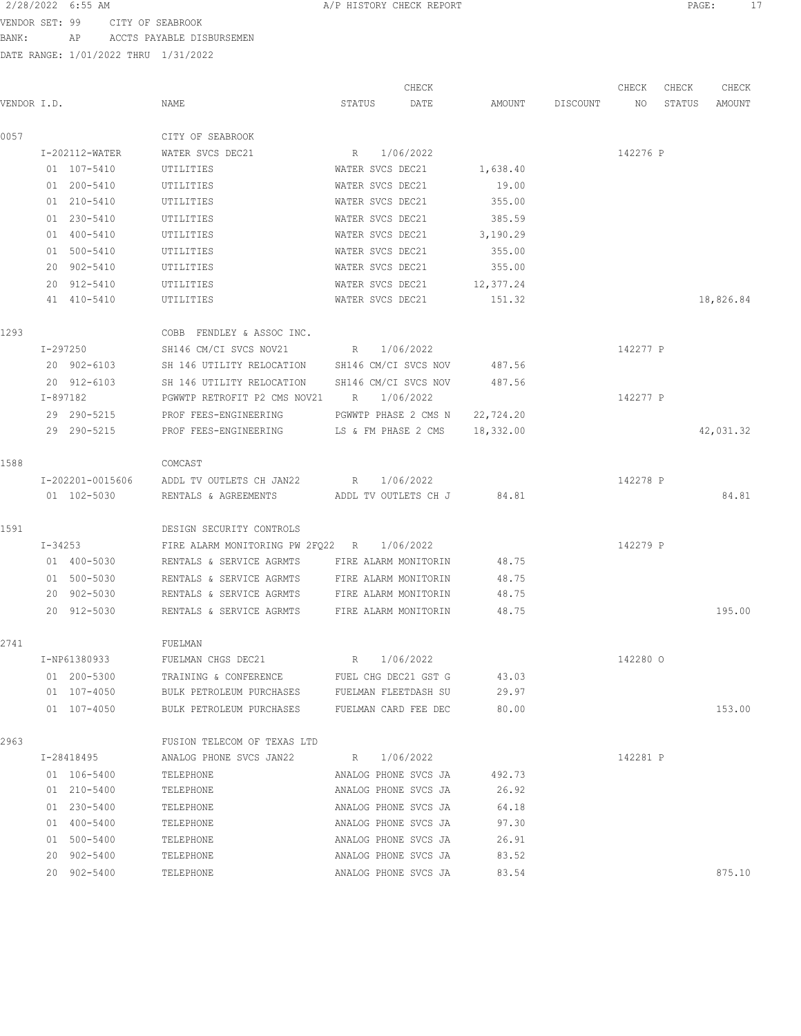2/28/2022 6:55 AM A/P HISTORY CHECK REPORT

VENDOR SET: 99 CITY OF SEABROOK
BANK: AP ACCTS PAYABLE DISBURSEMEN
DATE RANGE: 1/01/2022 THRU 1/31/2022

| VENDOR I.D. | NAME | STATUS | CHECK DATE | AMOUNT | DISCOUNT | CHECK NO | CHECK STATUS | CHECK AMOUNT |
|---|---|---|---|---|---|---|---|---|
| 0057 | CITY OF SEABROOK | | | | | | | |
| I-202112-WATER | WATER SVCS DEC21 | R | 1/06/2022 | | | 142276 | P | |
| 01 107-5410 | UTILITIES | WATER SVCS DEC21 | | 1,638.40 | | | | |
| 01 200-5410 | UTILITIES | WATER SVCS DEC21 | | 19.00 | | | | |
| 01 210-5410 | UTILITIES | WATER SVCS DEC21 | | 355.00 | | | | |
| 01 230-5410 | UTILITIES | WATER SVCS DEC21 | | 385.59 | | | | |
| 01 400-5410 | UTILITIES | WATER SVCS DEC21 | | 3,190.29 | | | | |
| 01 500-5410 | UTILITIES | WATER SVCS DEC21 | | 355.00 | | | | |
| 20 902-5410 | UTILITIES | WATER SVCS DEC21 | | 355.00 | | | | |
| 20 912-5410 | UTILITIES | WATER SVCS DEC21 | | 12,377.24 | | | | |
| 41 410-5410 | UTILITIES | WATER SVCS DEC21 | | 151.32 | | | | 18,826.84 |
| 1293 | COBB FENDLEY & ASSOC INC. | | | | | | | |
| I-297250 | SH146 CM/CI SVCS NOV21 | R | 1/06/2022 | | | 142277 | P | |
| 20 902-6103 | SH 146 UTILITY RELOCATION | SH146 CM/CI SVCS NOV | | 487.56 | | | | |
| 20 912-6103 | SH 146 UTILITY RELOCATION | SH146 CM/CI SVCS NOV | | 487.56 | | | | |
| I-897182 | PGWWTP RETROFIT P2 CMS NOV21 | R | 1/06/2022 | | | 142277 | P | |
| 29 290-5215 | PROF FEES-ENGINEERING | PGWWTP PHASE 2 CMS N | | 22,724.20 | | | | |
| 29 290-5215 | PROF FEES-ENGINEERING | LS & FM PHASE 2 CMS | | 18,332.00 | | | | 42,031.32 |
| 1588 | COMCAST | | | | | | | |
| I-202201-0015606 | ADDL TV OUTLETS CH JAN22 | R | 1/06/2022 | | | 142278 | P | |
| 01 102-5030 | RENTALS & AGREEMENTS | ADDL TV OUTLETS CH J | | 84.81 | | | | 84.81 |
| 1591 | DESIGN SECURITY CONTROLS | | | | | | | |
| I-34253 | FIRE ALARM MONITORING PW 2FQ22 | R | 1/06/2022 | | | 142279 | P | |
| 01 400-5030 | RENTALS & SERVICE AGRMTS | FIRE ALARM MONITORIN | | 48.75 | | | | |
| 01 500-5030 | RENTALS & SERVICE AGRMTS | FIRE ALARM MONITORIN | | 48.75 | | | | |
| 20 902-5030 | RENTALS & SERVICE AGRMTS | FIRE ALARM MONITORIN | | 48.75 | | | | |
| 20 912-5030 | RENTALS & SERVICE AGRMTS | FIRE ALARM MONITORIN | | 48.75 | | | | 195.00 |
| 2741 | FUELMAN | | | | | | | |
| I-NP61380933 | FUELMAN CHGS DEC21 | R | 1/06/2022 | | | 142280 | O | |
| 01 200-5300 | TRAINING & CONFERENCE | FUEL CHG DEC21 GST G | | 43.03 | | | | |
| 01 107-4050 | BULK PETROLEUM PURCHASES | FUELMAN FLEETDASH SU | | 29.97 | | | | |
| 01 107-4050 | BULK PETROLEUM PURCHASES | FUELMAN CARD FEE DEC | | 80.00 | | | | 153.00 |
| 2963 | FUSION TELECOM OF TEXAS LTD | | | | | | | |
| I-28418495 | ANALOG PHONE SVCS JAN22 | R | 1/06/2022 | | | 142281 | P | |
| 01 106-5400 | TELEPHONE | ANALOG PHONE SVCS JA | | 492.73 | | | | |
| 01 210-5400 | TELEPHONE | ANALOG PHONE SVCS JA | | 26.92 | | | | |
| 01 230-5400 | TELEPHONE | ANALOG PHONE SVCS JA | | 64.18 | | | | |
| 01 400-5400 | TELEPHONE | ANALOG PHONE SVCS JA | | 97.30 | | | | |
| 01 500-5400 | TELEPHONE | ANALOG PHONE SVCS JA | | 26.91 | | | | |
| 20 902-5400 | TELEPHONE | ANALOG PHONE SVCS JA | | 83.52 | | | | |
| 20 902-5400 | TELEPHONE | ANALOG PHONE SVCS JA | | 83.54 | | | | 875.10 |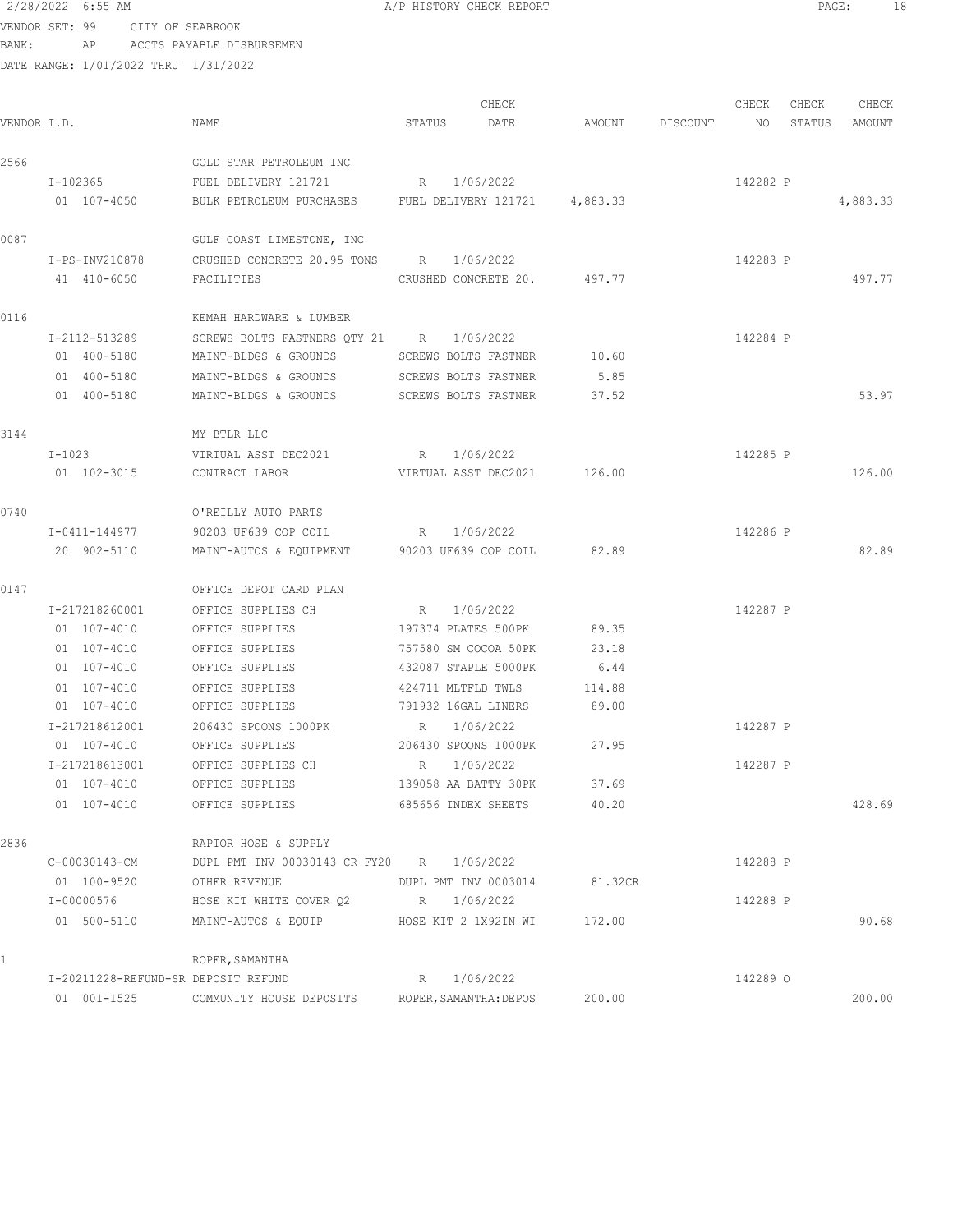2/28/2022 6:55 AM A/P HISTORY CHECK REPORT

VENDOR SET: 99 CITY OF SEABROOK
BANK: AP ACCTS PAYABLE DISBURSEMEN
DATE RANGE: 1/01/2022 THRU 1/31/2022

| VENDOR I.D. | NAME | STATUS | CHECK DATE | AMOUNT | DISCOUNT | CHECK NO | CHECK STATUS | CHECK AMOUNT |
|---|---|---|---|---|---|---|---|---|
| 2566 | GOLD STAR PETROLEUM INC | | | | | | | |
| I-102365 | FUEL DELIVERY 121721 | R | 1/06/2022 | | | 142282 | P | |
| 01 107-4050 | BULK PETROLEUM PURCHASES | FUEL DELIVERY 121721 | | 4,883.33 | | | | 4,883.33 |
| 0087 | GULF COAST LIMESTONE, INC | | | | | | | |
| I-PS-INV210878 | CRUSHED CONCRETE 20.95 TONS | R | 1/06/2022 | | | 142283 | P | |
| 41 410-6050 | FACILITIES | CRUSHED CONCRETE 20. | | 497.77 | | | | 497.77 |
| 0116 | KEMAH HARDWARE & LUMBER | | | | | | | |
| I-2112-513289 | SCREWS BOLTS FASTNERS QTY 21 | R | 1/06/2022 | | | 142284 | P | |
| 01 400-5180 | MAINT-BLDGS & GROUNDS | SCREWS BOLTS FASTNER | | 10.60 | | | | |
| 01 400-5180 | MAINT-BLDGS & GROUNDS | SCREWS BOLTS FASTNER | | 5.85 | | | | |
| 01 400-5180 | MAINT-BLDGS & GROUNDS | SCREWS BOLTS FASTNER | | 37.52 | | | | 53.97 |
| 3144 | MY BTLR LLC | | | | | | | |
| I-1023 | VIRTUAL ASST DEC2021 | R | 1/06/2022 | | | 142285 | P | |
| 01 102-3015 | CONTRACT LABOR | VIRTUAL ASST DEC2021 | | 126.00 | | | | 126.00 |
| 0740 | O'REILLY AUTO PARTS | | | | | | | |
| I-0411-144977 | 90203 UF639 COP COIL | R | 1/06/2022 | | | 142286 | P | |
| 20 902-5110 | MAINT-AUTOS & EQUIPMENT | 90203 UF639 COP COIL | | 82.89 | | | | 82.89 |
| 0147 | OFFICE DEPOT CARD PLAN | | | | | | | |
| I-217218260001 | OFFICE SUPPLIES CH | R | 1/06/2022 | | | 142287 | P | |
| 01 107-4010 | OFFICE SUPPLIES | 197374 PLATES 500PK | | 89.35 | | | | |
| 01 107-4010 | OFFICE SUPPLIES | 757580 SM COCOA 50PK | | 23.18 | | | | |
| 01 107-4010 | OFFICE SUPPLIES | 432087 STAPLE 5000PK | | 6.44 | | | | |
| 01 107-4010 | OFFICE SUPPLIES | 424711 MLTFLD TWLS | | 114.88 | | | | |
| 01 107-4010 | OFFICE SUPPLIES | 791932 16GAL LINERS | | 89.00 | | | | |
| I-217218612001 | 206430 SPOONS 1000PK | R | 1/06/2022 | | | 142287 | P | |
| 01 107-4010 | OFFICE SUPPLIES | 206430 SPOONS 1000PK | | 27.95 | | | | |
| I-217218613001 | OFFICE SUPPLIES CH | R | 1/06/2022 | | | 142287 | P | |
| 01 107-4010 | OFFICE SUPPLIES | 139058 AA BATTY 30PK | | 37.69 | | | | |
| 01 107-4010 | OFFICE SUPPLIES | 685656 INDEX SHEETS | | 40.20 | | | | 428.69 |
| 2836 | RAPTOR HOSE & SUPPLY | | | | | | | |
| C-00030143-CM | DUPL PMT INV 00030143 CR FY20 | R | 1/06/2022 | | | 142288 | P | |
| 01 100-9520 | OTHER REVENUE | DUPL PMT INV 0003014 | | 81.32CR | | | | |
| I-00000576 | HOSE KIT WHITE COVER Q2 | R | 1/06/2022 | | | 142288 | P | |
| 01 500-5110 | MAINT-AUTOS & EQUIP | HOSE KIT 2 1X92IN WI | | 172.00 | | | | 90.68 |
| 1 | ROPER,SAMANTHA | | | | | | | |
| I-20211228-REFUND-SR | DEPOSIT REFUND | R | 1/06/2022 | | | 142289 | O | |
| 01 001-1525 | COMMUNITY HOUSE DEPOSITS | ROPER,SAMANTHA:DEPOS | | 200.00 | | | | 200.00 |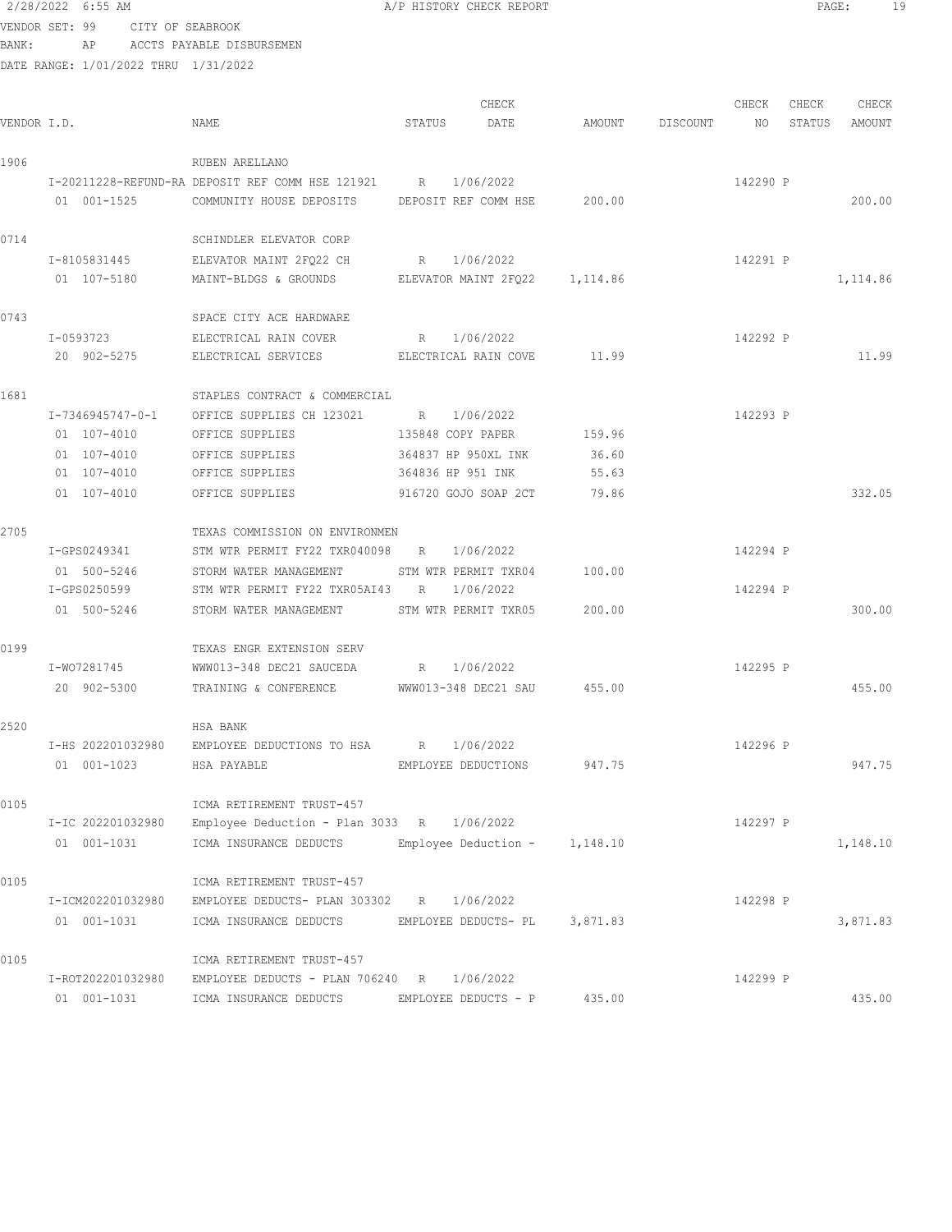2/28/2022 6:55 AM A/P HISTORY CHECK REPORT

VENDOR SET: 99 CITY OF SEABROOK
BANK: AP ACCTS PAYABLE DISBURSEMEN
DATE RANGE: 1/01/2022 THRU 1/31/2022

| VENDOR I.D. | NAME | STATUS | CHECK DATE | AMOUNT | DISCOUNT | CHECK NO | CHECK STATUS | CHECK AMOUNT |
|---|---|---|---|---|---|---|---|---|
| 1906 | RUBEN ARELLANO | | | | | | | |
| I-20211228-REFUND-RA | DEPOSIT REF COMM HSE 121921 | R | 1/06/2022 | | | 142290 | P | |
| 01 001-1525 | COMMUNITY HOUSE DEPOSITS | DEPOSIT REF COMM HSE | | 200.00 | | | | 200.00 |
| 0714 | SCHINDLER ELEVATOR CORP | | | | | | | |
| I-8105831445 | ELEVATOR MAINT 2FQ22 CH | R | 1/06/2022 | | | 142291 | P | |
| 01 107-5180 | MAINT-BLDGS & GROUNDS | ELEVATOR MAINT 2FQ22 | | 1,114.86 | | | | 1,114.86 |
| 0743 | SPACE CITY ACE HARDWARE | | | | | | | |
| I-0593723 | ELECTRICAL RAIN COVER | R | 1/06/2022 | | | 142292 | P | |
| 20 902-5275 | ELECTRICAL SERVICES | ELECTRICAL RAIN COVE | | 11.99 | | | | 11.99 |
| 1681 | STAPLES CONTRACT & COMMERCIAL | | | | | | | |
| I-7346945747-0-1 | OFFICE SUPPLIES CH 123021 | R | 1/06/2022 | | | 142293 | P | |
| 01 107-4010 | OFFICE SUPPLIES | 135848 COPY PAPER | | 159.96 | | | | |
| 01 107-4010 | OFFICE SUPPLIES | 364837 HP 950XL INK | | 36.60 | | | | |
| 01 107-4010 | OFFICE SUPPLIES | 364836 HP 951 INK | | 55.63 | | | | |
| 01 107-4010 | OFFICE SUPPLIES | 916720 GOJO SOAP 2CT | | 79.86 | | | | 332.05 |
| 2705 | TEXAS COMMISSION ON ENVIRONMEN | | | | | | | |
| I-GPS0249341 | STM WTR PERMIT FY22 TXR040098 | R | 1/06/2022 | | | 142294 | P | |
| 01 500-5246 | STORM WATER MANAGEMENT | STM WTR PERMIT TXR04 | | 100.00 | | | | |
| I-GPS0250599 | STM WTR PERMIT FY22 TXR05AI43 | R | 1/06/2022 | | | 142294 | P | |
| 01 500-5246 | STORM WATER MANAGEMENT | STM WTR PERMIT TXR05 | | 200.00 | | | | 300.00 |
| 0199 | TEXAS ENGR EXTENSION SERV | | | | | | | |
| I-WO7281745 | WWW013-348 DEC21 SAUCEDA | R | 1/06/2022 | | | 142295 | P | |
| 20 902-5300 | TRAINING & CONFERENCE | WWW013-348 DEC21 SAU | | 455.00 | | | | 455.00 |
| 2520 | HSA BANK | | | | | | | |
| I-HS 202201032980 | EMPLOYEE DEDUCTIONS TO HSA | R | 1/06/2022 | | | 142296 | P | |
| 01 001-1023 | HSA PAYABLE | EMPLOYEE DEDUCTIONS | | 947.75 | | | | 947.75 |
| 0105 | ICMA RETIREMENT TRUST-457 | | | | | | | |
| I-IC 202201032980 | Employee Deduction - Plan 3033 | R | 1/06/2022 | | | 142297 | P | |
| 01 001-1031 | ICMA INSURANCE DEDUCTS | Employee Deduction - | | 1,148.10 | | | | 1,148.10 |
| 0105 | ICMA RETIREMENT TRUST-457 | | | | | | | |
| I-ICM202201032980 | EMPLOYEE DEDUCTS- PLAN 303302 | R | 1/06/2022 | | | 142298 | P | |
| 01 001-1031 | ICMA INSURANCE DEDUCTS | EMPLOYEE DEDUCTS- PL | | 3,871.83 | | | | 3,871.83 |
| 0105 | ICMA RETIREMENT TRUST-457 | | | | | | | |
| I-ROT202201032980 | EMPLOYEE DEDUCTS - PLAN 706240 | R | 1/06/2022 | | | 142299 | P | |
| 01 001-1031 | ICMA INSURANCE DEDUCTS | EMPLOYEE DEDUCTS - P | | 435.00 | | | | 435.00 |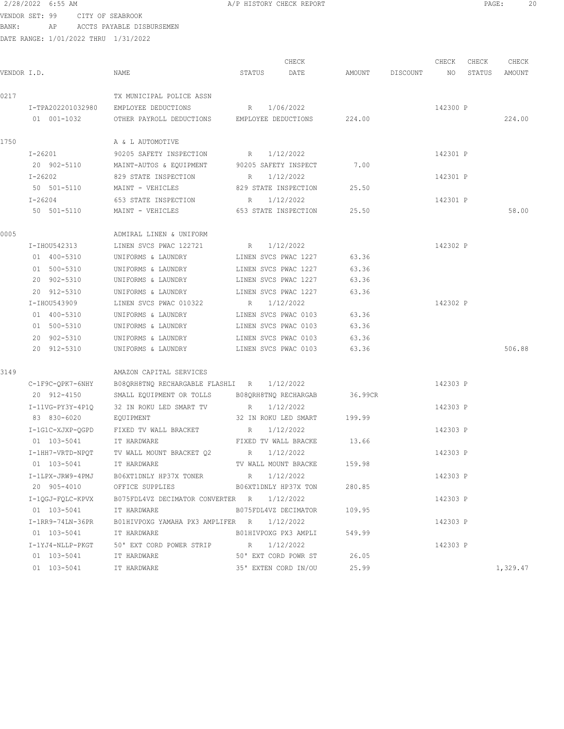2/28/2022 6:55 AM A/P HISTORY CHECK REPORT

VENDOR SET: 99 CITY OF SEABROOK
BANK: AP ACCTS PAYABLE DISBURSEMEN
DATE RANGE: 1/01/2022 THRU 1/31/2022

| VENDOR I.D. | NAME | STATUS | CHECK DATE | AMOUNT | DISCOUNT | CHECK NO | CHECK STATUS | CHECK AMOUNT |
|---|---|---|---|---|---|---|---|---|
| 0217 | TX MUNICIPAL POLICE ASSN | | | | | | | |
| I-TPA202201032980 | EMPLOYEE DEDUCTIONS | R | 1/06/2022 | | | 142300 | P | |
| 01 001-1032 | OTHER PAYROLL DEDUCTIONS | EMPLOYEE DEDUCTIONS | | 224.00 | | | | 224.00 |
| 1750 | A & L AUTOMOTIVE | | | | | | | |
| I-26201 | 90205 SAFETY INSPECTION | R | 1/12/2022 | | | 142301 | P | |
| 20 902-5110 | MAINT-AUTOS & EQUIPMENT | 90205 SAFETY INSPECT | | 7.00 | | | | |
| I-26202 | 829 STATE INSPECTION | R | 1/12/2022 | | | 142301 | P | |
| 50 501-5110 | MAINT - VEHICLES | 829 STATE INSPECTION | | 25.50 | | | | |
| I-26204 | 653 STATE INSPECTION | R | 1/12/2022 | | | 142301 | P | |
| 50 501-5110 | MAINT - VEHICLES | 653 STATE INSPECTION | | 25.50 | | | | 58.00 |
| 0005 | ADMIRAL LINEN & UNIFORM | | | | | | | |
| I-IHOU542313 | LINEN SVCS PWAC 122721 | R | 1/12/2022 | | | 142302 | P | |
| 01 400-5310 | UNIFORMS & LAUNDRY | LINEN SVCS PWAC 1227 | | 63.36 | | | | |
| 01 500-5310 | UNIFORMS & LAUNDRY | LINEN SVCS PWAC 1227 | | 63.36 | | | | |
| 20 902-5310 | UNIFORMS & LAUNDRY | LINEN SVCS PWAC 1227 | | 63.36 | | | | |
| 20 912-5310 | UNIFORMS & LAUNDRY | LINEN SVCS PWAC 1227 | | 63.36 | | | | |
| I-IHOU543909 | LINEN SVCS PWAC 010322 | R | 1/12/2022 | | | 142302 | P | |
| 01 400-5310 | UNIFORMS & LAUNDRY | LINEN SVCS PWAC 0103 | | 63.36 | | | | |
| 01 500-5310 | UNIFORMS & LAUNDRY | LINEN SVCS PWAC 0103 | | 63.36 | | | | |
| 20 902-5310 | UNIFORMS & LAUNDRY | LINEN SVCS PWAC 0103 | | 63.36 | | | | |
| 20 912-5310 | UNIFORMS & LAUNDRY | LINEN SVCS PWAC 0103 | | 63.36 | | | | 506.88 |
| 3149 | AMAZON CAPITAL SERVICES | | | | | | | |
| C-1F9C-QPK7-6NHY | B08QRH8TNQ RECHARGABLE FLASHLI | R | 1/12/2022 | | | 142303 | P | |
| 20 912-4150 | SMALL EQUIPMENT OR TOLLS | B08QRH8TNQ RECHARGAB | | 36.99CR | | | | |
| I-11VG-PY3Y-4P1Q | 32 IN ROKU LED SMART TV | R | 1/12/2022 | | | 142303 | P | |
| 83 830-6020 | EQUIPMENT | 32 IN ROKU LED SMART | | 199.99 | | | | |
| I-1G1C-XJXP-QGPD | FIXED TV WALL BRACKET | R | 1/12/2022 | | | 142303 | P | |
| 01 103-5041 | IT HARDWARE | FIXED TV WALL BRACKE | | 13.66 | | | | |
| I-1HH7-VRTD-NPQT | TV WALL MOUNT BRACKET Q2 | R | 1/12/2022 | | | 142303 | P | |
| 01 103-5041 | IT HARDWARE | TV WALL MOUNT BRACKE | | 159.98 | | | | |
| I-1LPX-JRW9-4PMJ | B06XT1DNLY HP37X TONER | R | 1/12/2022 | | | 142303 | P | |
| 20 905-4010 | OFFICE SUPPLIES | B06XT1DNLY HP37X TON | | 280.85 | | | | |
| I-1QGJ-FQLC-KPVX | B075FDL4VZ DECIMATOR CONVERTER | R | 1/12/2022 | | | 142303 | P | |
| 01 103-5041 | IT HARDWARE | B075FDL4VZ DECIMATOR | | 109.95 | | | | |
| I-1RR9-74LN-36PR | B01HIVPOXG YAMAHA PX3 AMPLIFER | R | 1/12/2022 | | | 142303 | P | |
| 01 103-5041 | IT HARDWARE | B01HIVPOXG PX3 AMPLI | | 549.99 | | | | |
| I-1YJ4-NLLP-PKGT | 50' EXT CORD POWER STRIP | R | 1/12/2022 | | | 142303 | P | |
| 01 103-5041 | IT HARDWARE | 50' EXT CORD POWR ST | | 26.05 | | | | |
| 01 103-5041 | IT HARDWARE | 35' EXTEN CORD IN/OU | | 25.99 | | | | 1,329.47 |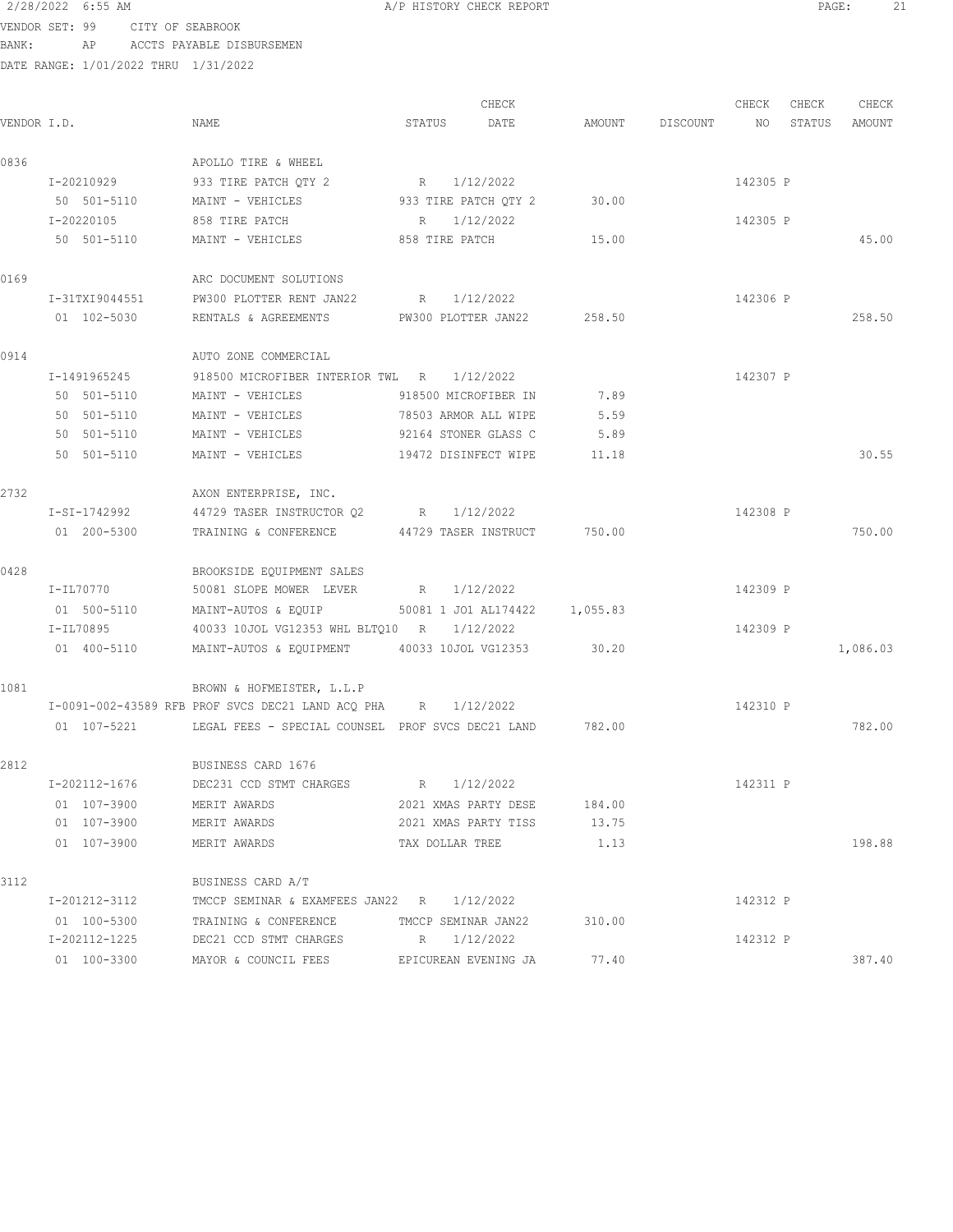2/28/2022 6:55 AM A/P HISTORY CHECK REPORT

VENDOR SET: 99 CITY OF SEABROOK
BANK: AP ACCTS PAYABLE DISBURSEMEN
DATE RANGE: 1/01/2022 THRU 1/31/2022

| VENDOR I.D. | NAME | STATUS | CHECK DATE | AMOUNT | DISCOUNT | CHECK NO | CHECK STATUS | CHECK AMOUNT |
|---|---|---|---|---|---|---|---|---|
| 0836 | APOLLO TIRE & WHEEL | | | | | | | |
| I-20210929 | 933 TIRE PATCH QTY 2 | R | 1/12/2022 | | | 142305 | P | |
| 50 501-5110 | MAINT - VEHICLES | 933 TIRE PATCH QTY 2 | | 30.00 | | | | |
| I-20220105 | 858 TIRE PATCH | R | 1/12/2022 | | | 142305 | P | |
| 50 501-5110 | MAINT - VEHICLES | 858 TIRE PATCH | | 15.00 | | | | 45.00 |
| 0169 | ARC DOCUMENT SOLUTIONS | | | | | | | |
| I-31TXI9044551 | PW300 PLOTTER RENT JAN22 | R | 1/12/2022 | | | 142306 | P | |
| 01 102-5030 | RENTALS & AGREEMENTS | PW300 PLOTTER JAN22 | | 258.50 | | | | 258.50 |
| 0914 | AUTO ZONE COMMERCIAL | | | | | | | |
| I-1491965245 | 918500 MICROFIBER INTERIOR TWL | R | 1/12/2022 | | | 142307 | P | |
| 50 501-5110 | MAINT - VEHICLES | 918500 MICROFIBER IN | | 7.89 | | | | |
| 50 501-5110 | MAINT - VEHICLES | 78503 ARMOR ALL WIPE | | 5.59 | | | | |
| 50 501-5110 | MAINT - VEHICLES | 92164 STONER GLASS C | | 5.89 | | | | |
| 50 501-5110 | MAINT - VEHICLES | 19472 DISINFECT WIPE | | 11.18 | | | | 30.55 |
| 2732 | AXON ENTERPRISE, INC. | | | | | | | |
| I-SI-1742992 | 44729 TASER INSTRUCTOR Q2 | R | 1/12/2022 | | | 142308 | P | |
| 01 200-5300 | TRAINING & CONFERENCE | 44729 TASER INSTRUCT | | 750.00 | | | | 750.00 |
| 0428 | BROOKSIDE EQUIPMENT SALES | | | | | | | |
| I-IL70770 | 50081 SLOPE MOWER LEVER | R | 1/12/2022 | | | 142309 | P | |
| 01 500-5110 | MAINT-AUTOS & EQUIP | 50081 1 JO1 AL174422 | | 1,055.83 | | | | |
| I-IL70895 | 40033 10JOL VG12353 WHL BLTQ10 | R | 1/12/2022 | | | 142309 | P | |
| 01 400-5110 | MAINT-AUTOS & EQUIPMENT | 40033 10JOL VG12353 | | 30.20 | | | | 1,086.03 |
| 1081 | BROWN & HOFMEISTER, L.L.P | | | | | | | |
| I-0091-002-43589 | RFB PROF SVCS DEC21 LAND ACQ PHA | R | 1/12/2022 | | | 142310 | P | |
| 01 107-5221 | LEGAL FEES - SPECIAL COUNSEL | PROF SVCS DEC21 LAND | | 782.00 | | | | 782.00 |
| 2812 | BUSINESS CARD 1676 | | | | | | | |
| I-202112-1676 | DEC231 CCD STMT CHARGES | R | 1/12/2022 | | | 142311 | P | |
| 01 107-3900 | MERIT AWARDS | 2021 XMAS PARTY DESE | | 184.00 | | | | |
| 01 107-3900 | MERIT AWARDS | 2021 XMAS PARTY TISS | | 13.75 | | | | |
| 01 107-3900 | MERIT AWARDS | TAX DOLLAR TREE | | 1.13 | | | | 198.88 |
| 3112 | BUSINESS CARD A/T | | | | | | | |
| I-201212-3112 | TMCCP SEMINAR & EXAMFEES JAN22 | R | 1/12/2022 | | | 142312 | P | |
| 01 100-5300 | TRAINING & CONFERENCE | TMCCP SEMINAR JAN22 | | 310.00 | | | | |
| I-202112-1225 | DEC21 CCD STMT CHARGES | R | 1/12/2022 | | | 142312 | P | |
| 01 100-3300 | MAYOR & COUNCIL FEES | EPICUREAN EVENING JA | | 77.40 | | | | 387.40 |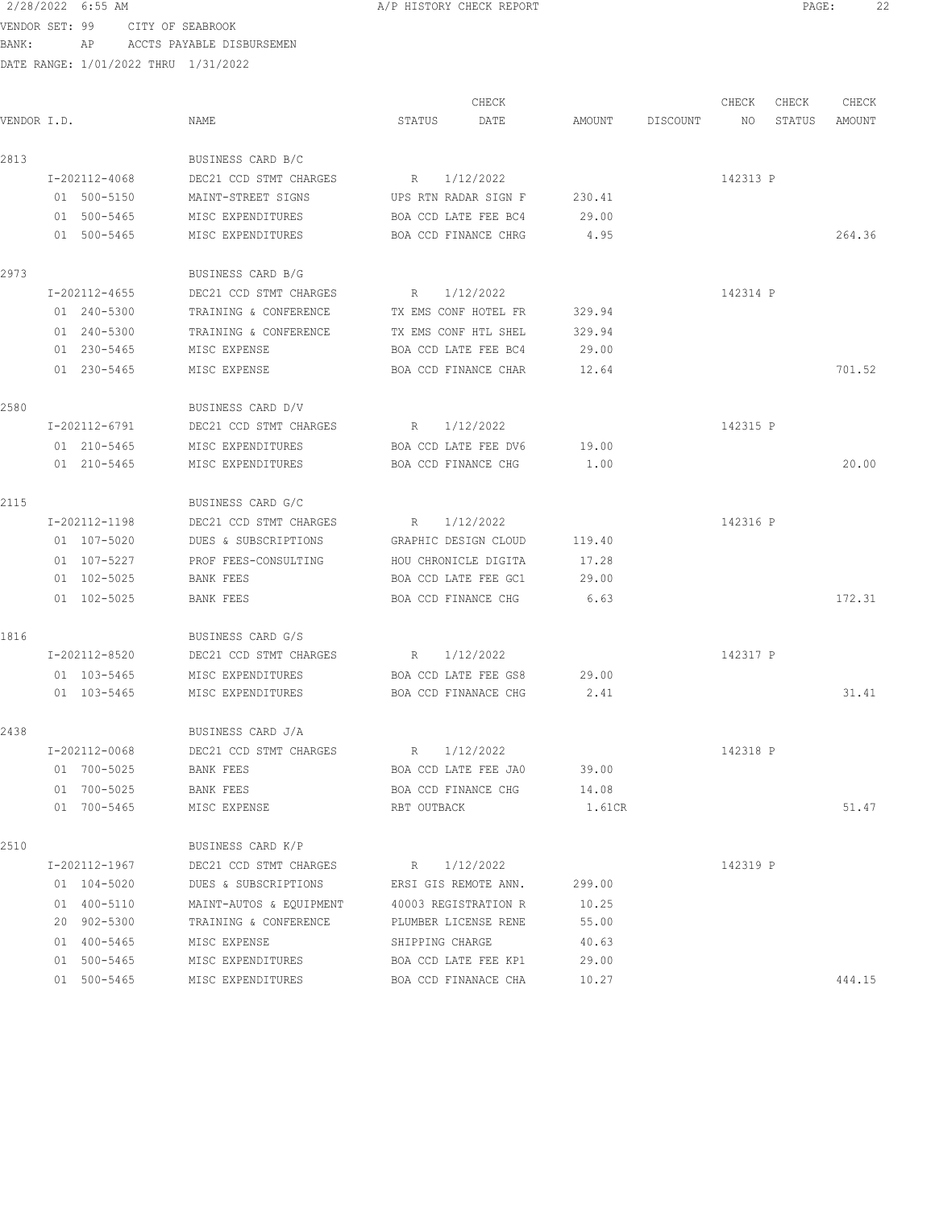2/28/2022 6:55 AM A/P HISTORY CHECK REPORT

VENDOR SET: 99 CITY OF SEABROOK
BANK: AP ACCTS PAYABLE DISBURSEMEN
DATE RANGE: 1/01/2022 THRU 1/31/2022

| VENDOR I.D. | NAME | STATUS | CHECK DATE | AMOUNT | DISCOUNT | CHECK NO | CHECK STATUS | CHECK AMOUNT |
|---|---|---|---|---|---|---|---|---|
| 2813 | BUSINESS CARD B/C | | | | | | | |
| I-202112-4068 | DEC21 CCD STMT CHARGES | R | 1/12/2022 | | | 142313 | P | |
| 01 500-5150 | MAINT-STREET SIGNS | UPS RTN RADAR SIGN F | | 230.41 | | | | |
| 01 500-5465 | MISC EXPENDITURES | BOA CCD LATE FEE BC4 | | 29.00 | | | | |
| 01 500-5465 | MISC EXPENDITURES | BOA CCD FINANCE CHRG | | 4.95 | | | | 264.36 |
| 2973 | BUSINESS CARD B/G | | | | | | | |
| I-202112-4655 | DEC21 CCD STMT CHARGES | R | 1/12/2022 | | | 142314 | P | |
| 01 240-5300 | TRAINING & CONFERENCE | TX EMS CONF HOTEL FR | | 329.94 | | | | |
| 01 240-5300 | TRAINING & CONFERENCE | TX EMS CONF HTL SHEL | | 329.94 | | | | |
| 01 230-5465 | MISC EXPENSE | BOA CCD LATE FEE BC4 | | 29.00 | | | | |
| 01 230-5465 | MISC EXPENSE | BOA CCD FINANCE CHAR | | 12.64 | | | | 701.52 |
| 2580 | BUSINESS CARD D/V | | | | | | | |
| I-202112-6791 | DEC21 CCD STMT CHARGES | R | 1/12/2022 | | | 142315 | P | |
| 01 210-5465 | MISC EXPENDITURES | BOA CCD LATE FEE DV6 | | 19.00 | | | | |
| 01 210-5465 | MISC EXPENDITURES | BOA CCD FINANCE CHG | | 1.00 | | | | 20.00 |
| 2115 | BUSINESS CARD G/C | | | | | | | |
| I-202112-1198 | DEC21 CCD STMT CHARGES | R | 1/12/2022 | | | 142316 | P | |
| 01 107-5020 | DUES & SUBSCRIPTIONS | GRAPHIC DESIGN CLOUD | | 119.40 | | | | |
| 01 107-5227 | PROF FEES-CONSULTING | HOU CHRONICLE DIGITA | | 17.28 | | | | |
| 01 102-5025 | BANK FEES | BOA CCD LATE FEE GC1 | | 29.00 | | | | |
| 01 102-5025 | BANK FEES | BOA CCD FINANCE CHG | | 6.63 | | | | 172.31 |
| 1816 | BUSINESS CARD G/S | | | | | | | |
| I-202112-8520 | DEC21 CCD STMT CHARGES | R | 1/12/2022 | | | 142317 | P | |
| 01 103-5465 | MISC EXPENDITURES | BOA CCD LATE FEE GS8 | | 29.00 | | | | |
| 01 103-5465 | MISC EXPENDITURES | BOA CCD FINANACE CHG | | 2.41 | | | | 31.41 |
| 2438 | BUSINESS CARD J/A | | | | | | | |
| I-202112-0068 | DEC21 CCD STMT CHARGES | R | 1/12/2022 | | | 142318 | P | |
| 01 700-5025 | BANK FEES | BOA CCD LATE FEE JA0 | | 39.00 | | | | |
| 01 700-5025 | BANK FEES | BOA CCD FINANCE CHG | | 14.08 | | | | |
| 01 700-5465 | MISC EXPENSE | RBT OUTBACK | | 1.61CR | | | | 51.47 |
| 2510 | BUSINESS CARD K/P | | | | | | | |
| I-202112-1967 | DEC21 CCD STMT CHARGES | R | 1/12/2022 | | | 142319 | P | |
| 01 104-5020 | DUES & SUBSCRIPTIONS | ERSI GIS REMOTE ANN. | | 299.00 | | | | |
| 01 400-5110 | MAINT-AUTOS & EQUIPMENT | 40003 REGISTRATION R | | 10.25 | | | | |
| 20 902-5300 | TRAINING & CONFERENCE | PLUMBER LICENSE RENE | | 55.00 | | | | |
| 01 400-5465 | MISC EXPENSE | SHIPPING CHARGE | | 40.63 | | | | |
| 01 500-5465 | MISC EXPENDITURES | BOA CCD LATE FEE KP1 | | 29.00 | | | | |
| 01 500-5465 | MISC EXPENDITURES | BOA CCD FINANACE CHA | | 10.27 | | | | 444.15 |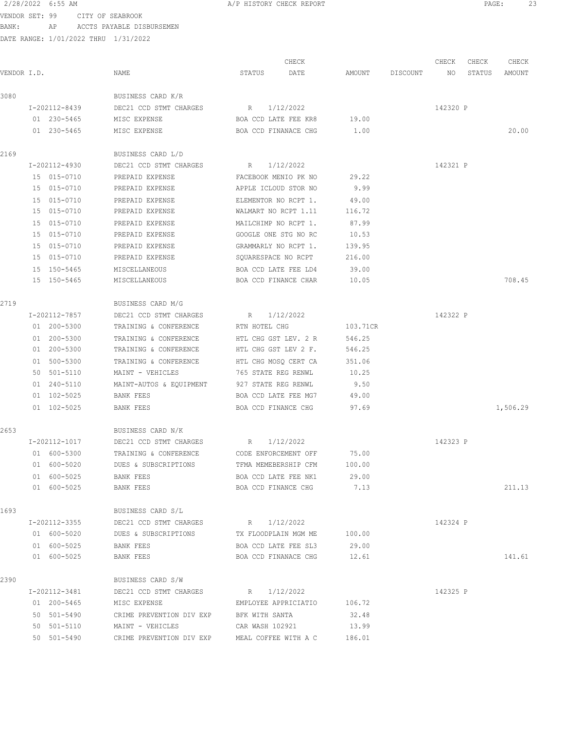2/28/2022 6:55 AM A/P HISTORY CHECK REPORT

VENDOR SET: 99 CITY OF SEABROOK
BANK: AP ACCTS PAYABLE DISBURSEMEN
DATE RANGE: 1/01/2022 THRU 1/31/2022

| VENDOR I.D. | NAME | STATUS | CHECK DATE | AMOUNT | DISCOUNT | CHECK NO | CHECK STATUS | CHECK AMOUNT |
|---|---|---|---|---|---|---|---|---|
| 3080 | BUSINESS CARD K/R | | | | | | | |
| I-202112-8439 | DEC21 CCD STMT CHARGES | R | 1/12/2022 | | | 142320 | P | |
| 01 230-5465 | MISC EXPENSE | BOA CCD LATE FEE KR8 | | 19.00 | | | | |
| 01 230-5465 | MISC EXPENSE | BOA CCD FINANACE CHG | | 1.00 | | | | 20.00 |
| 2169 | BUSINESS CARD L/D | | | | | | | |
| I-202112-4930 | DEC21 CCD STMT CHARGES | R | 1/12/2022 | | | 142321 | P | |
| 15 015-0710 | PREPAID EXPENSE | FACEBOOK MENIO PK NO | | 29.22 | | | | |
| 15 015-0710 | PREPAID EXPENSE | APPLE ICLOUD STOR NO | | 9.99 | | | | |
| 15 015-0710 | PREPAID EXPENSE | ELEMENTOR NO RCPT 1. | | 49.00 | | | | |
| 15 015-0710 | PREPAID EXPENSE | WALMART NO RCPT 1.11 | | 116.72 | | | | |
| 15 015-0710 | PREPAID EXPENSE | MAILCHIMP NO RCPT 1. | | 87.99 | | | | |
| 15 015-0710 | PREPAID EXPENSE | GOOGLE ONE STG NO RC | | 10.53 | | | | |
| 15 015-0710 | PREPAID EXPENSE | GRAMMARLY NO RCPT 1. | | 139.95 | | | | |
| 15 015-0710 | PREPAID EXPENSE | SQUARESPACE NO RCPT | | 216.00 | | | | |
| 15 150-5465 | MISCELLANEOUS | BOA CCD LATE FEE LD4 | | 39.00 | | | | |
| 15 150-5465 | MISCELLANEOUS | BOA CCD FINANCE CHAR | | 10.05 | | | | 708.45 |
| 2719 | BUSINESS CARD M/G | | | | | | | |
| I-202112-7857 | DEC21 CCD STMT CHARGES | R | 1/12/2022 | | | 142322 | P | |
| 01 200-5300 | TRAINING & CONFERENCE | RTN HOTEL CHG | | 103.71CR | | | | |
| 01 200-5300 | TRAINING & CONFERENCE | HTL CHG GST LEV. 2 R | | 546.25 | | | | |
| 01 200-5300 | TRAINING & CONFERENCE | HTL CHG GST LEV 2 F. | | 546.25 | | | | |
| 01 500-5300 | TRAINING & CONFERENCE | HTL CHG MOSQ CERT CA | | 351.06 | | | | |
| 50 501-5110 | MAINT - VEHICLES | 765 STATE REG RENWL | | 10.25 | | | | |
| 01 240-5110 | MAINT-AUTOS & EQUIPMENT | 927 STATE REG RENWL | | 9.50 | | | | |
| 01 102-5025 | BANK FEES | BOA CCD LATE FEE MG7 | | 49.00 | | | | |
| 01 102-5025 | BANK FEES | BOA CCD FINANCE CHG | | 97.69 | | | | 1,506.29 |
| 2653 | BUSINESS CARD N/K | | | | | | | |
| I-202112-1017 | DEC21 CCD STMT CHARGES | R | 1/12/2022 | | | 142323 | P | |
| 01 600-5300 | TRAINING & CONFERENCE | CODE ENFORCEMENT OFF | | 75.00 | | | | |
| 01 600-5020 | DUES & SUBSCRIPTIONS | TFMA MEMEBERSHIP CFM | | 100.00 | | | | |
| 01 600-5025 | BANK FEES | BOA CCD LATE FEE NK1 | | 29.00 | | | | |
| 01 600-5025 | BANK FEES | BOA CCD FINANCE CHG | | 7.13 | | | | 211.13 |
| 1693 | BUSINESS CARD S/L | | | | | | | |
| I-202112-3355 | DEC21 CCD STMT CHARGES | R | 1/12/2022 | | | 142324 | P | |
| 01 600-5020 | DUES & SUBSCRIPTIONS | TX FLOODPLAIN MGM ME | | 100.00 | | | | |
| 01 600-5025 | BANK FEES | BOA CCD LATE FEE SL3 | | 29.00 | | | | |
| 01 600-5025 | BANK FEES | BOA CCD FINANACE CHG | | 12.61 | | | | 141.61 |
| 2390 | BUSINESS CARD S/W | | | | | | | |
| I-202112-3481 | DEC21 CCD STMT CHARGES | R | 1/12/2022 | | | 142325 | P | |
| 01 200-5465 | MISC EXPENSE | EMPLOYEE APPRICIATIO | | 106.72 | | | | |
| 50 501-5490 | CRIME PREVENTION DIV EXP | BFK WITH SANTA | | 32.48 | | | | |
| 50 501-5110 | MAINT - VEHICLES | CAR WASH 102921 | | 13.99 | | | | |
| 50 501-5490 | CRIME PREVENTION DIV EXP | MEAL COFFEE WITH A C | | 186.01 | | | | |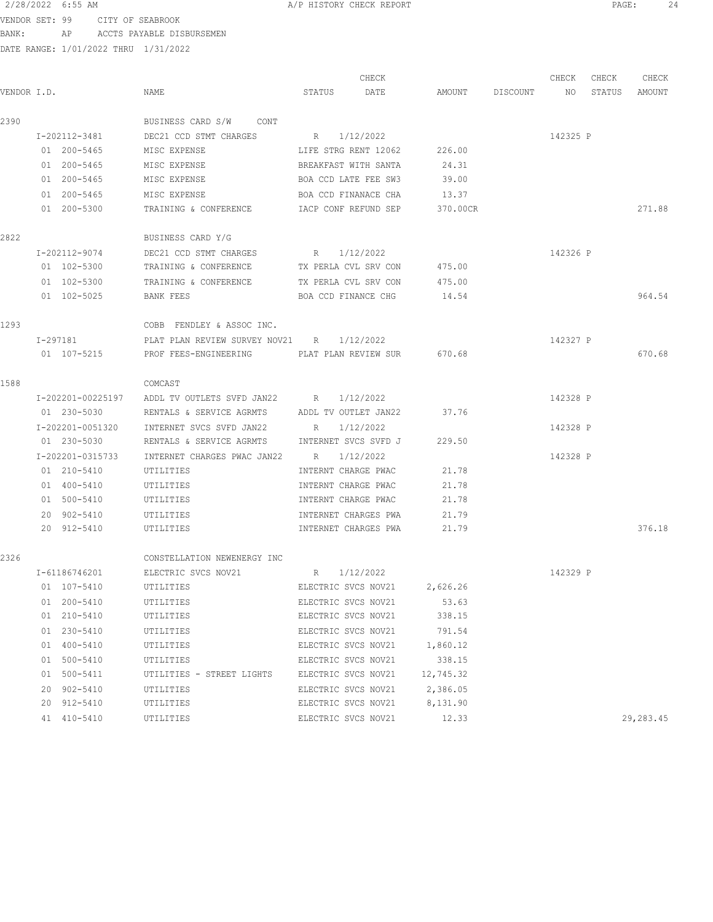2/28/2022 6:55 AM A/P HISTORY CHECK REPORT

VENDOR SET: 99 CITY OF SEABROOK
BANK: AP ACCTS PAYABLE DISBURSEMEN
DATE RANGE: 1/01/2022 THRU 1/31/2022

| VENDOR I.D. | NAME | STATUS | CHECK DATE | AMOUNT | DISCOUNT | CHECK NO | CHECK STATUS | CHECK AMOUNT |
|---|---|---|---|---|---|---|---|---|
| 2390 | BUSINESS CARD S/W CONT | | | | | | | |
| I-202112-3481 | DEC21 CCD STMT CHARGES | R | 1/12/2022 | | | 142325 | P | |
| 01 200-5465 | MISC EXPENSE | LIFE STRG RENT 12062 | | 226.00 | | | | |
| 01 200-5465 | MISC EXPENSE | BREAKFAST WITH SANTA | | 24.31 | | | | |
| 01 200-5465 | MISC EXPENSE | BOA CCD LATE FEE SW3 | | 39.00 | | | | |
| 01 200-5465 | MISC EXPENSE | BOA CCD FINANACE CHA | | 13.37 | | | | |
| 01 200-5300 | TRAINING & CONFERENCE | IACP CONF REFUND SEP | | 370.00CR | | | | 271.88 |
| 2822 | BUSINESS CARD Y/G | | | | | | | |
| I-202112-9074 | DEC21 CCD STMT CHARGES | R | 1/12/2022 | | | 142326 | P | |
| 01 102-5300 | TRAINING & CONFERENCE | TX PERLA CVL SRV CON | | 475.00 | | | | |
| 01 102-5300 | TRAINING & CONFERENCE | TX PERLA CVL SRV CON | | 475.00 | | | | |
| 01 102-5025 | BANK FEES | BOA CCD FINANCE CHG | | 14.54 | | | | 964.54 |
| 1293 | COBB FENDLEY & ASSOC INC. | | | | | | | |
| I-297181 | PLAT PLAN REVIEW SURVEY NOV21 | R | 1/12/2022 | | | 142327 | P | |
| 01 107-5215 | PROF FEES-ENGINEERING | PLAT PLAN REVIEW SUR | | 670.68 | | | | 670.68 |
| 1588 | COMCAST | | | | | | | |
| I-202201-00225197 | ADDL TV OUTLETS SVFD JAN22 | R | 1/12/2022 | | | 142328 | P | |
| 01 230-5030 | RENTALS & SERVICE AGRMTS | ADDL TV OUTLET JAN22 | | 37.76 | | | | |
| I-202201-0051320 | INTERNET SVCS SVFD JAN22 | R | 1/12/2022 | | | 142328 | P | |
| 01 230-5030 | RENTALS & SERVICE AGRMTS | INTERNET SVCS SVFD J | | 229.50 | | | | |
| I-202201-0315733 | INTERNET CHARGES PWAC JAN22 | R | 1/12/2022 | | | 142328 | P | |
| 01 210-5410 | UTILITIES | INTERNT CHARGE PWAC | | 21.78 | | | | |
| 01 400-5410 | UTILITIES | INTERNT CHARGE PWAC | | 21.78 | | | | |
| 01 500-5410 | UTILITIES | INTERNT CHARGE PWAC | | 21.78 | | | | |
| 20 902-5410 | UTILITIES | INTERNET CHARGES PWA | | 21.79 | | | | |
| 20 912-5410 | UTILITIES | INTERNET CHARGES PWA | | 21.79 | | | | 376.18 |
| 2326 | CONSTELLATION NEWENERGY INC | | | | | | | |
| I-61186746201 | ELECTRIC SVCS NOV21 | R | 1/12/2022 | | | 142329 | P | |
| 01 107-5410 | UTILITIES | ELECTRIC SVCS NOV21 | | 2,626.26 | | | | |
| 01 200-5410 | UTILITIES | ELECTRIC SVCS NOV21 | | 53.63 | | | | |
| 01 210-5410 | UTILITIES | ELECTRIC SVCS NOV21 | | 338.15 | | | | |
| 01 230-5410 | UTILITIES | ELECTRIC SVCS NOV21 | | 791.54 | | | | |
| 01 400-5410 | UTILITIES | ELECTRIC SVCS NOV21 | | 1,860.12 | | | | |
| 01 500-5410 | UTILITIES | ELECTRIC SVCS NOV21 | | 338.15 | | | | |
| 01 500-5411 | UTILITIES - STREET LIGHTS | ELECTRIC SVCS NOV21 | | 12,745.32 | | | | |
| 20 902-5410 | UTILITIES | ELECTRIC SVCS NOV21 | | 2,386.05 | | | | |
| 20 912-5410 | UTILITIES | ELECTRIC SVCS NOV21 | | 8,131.90 | | | | |
| 41 410-5410 | UTILITIES | ELECTRIC SVCS NOV21 | | 12.33 | | | | 29,283.45 |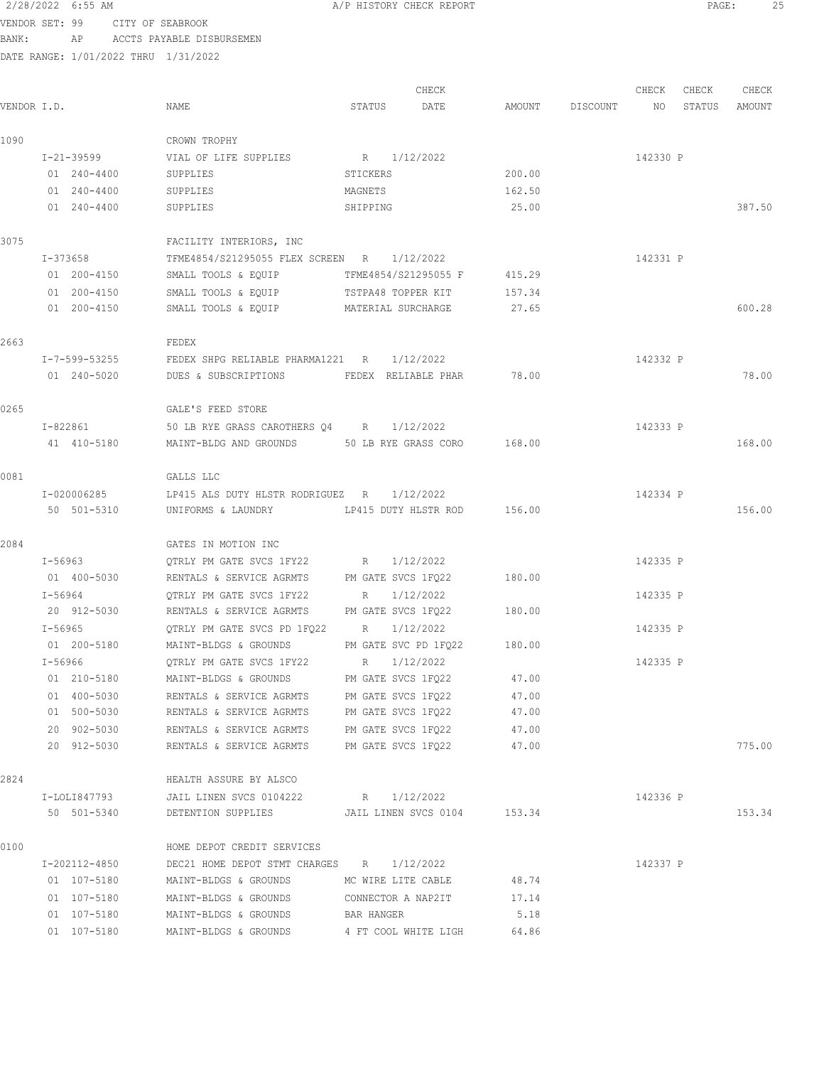2/28/2022 6:55 AM A/P HISTORY CHECK REPORT

VENDOR SET: 99 CITY OF SEABROOK
BANK: AP ACCTS PAYABLE DISBURSEMEN
DATE RANGE: 1/01/2022 THRU 1/31/2022

| VENDOR I.D. | NAME | STATUS | CHECK DATE | AMOUNT | DISCOUNT | CHECK NO | CHECK STATUS | CHECK AMOUNT |
|---|---|---|---|---|---|---|---|---|
| 1090 | CROWN TROPHY | | | | | | | |
| I-21-39599 | VIAL OF LIFE SUPPLIES | R | 1/12/2022 | | | 142330 | P | |
| 01 240-4400 | SUPPLIES | STICKERS | | 200.00 | | | | |
| 01 240-4400 | SUPPLIES | MAGNETS | | 162.50 | | | | |
| 01 240-4400 | SUPPLIES | SHIPPING | | 25.00 | | | | 387.50 |
| 3075 | FACILITY INTERIORS, INC | | | | | | | |
| I-373658 | TFME4854/S21295055 FLEX SCREEN | R | 1/12/2022 | | | 142331 | P | |
| 01 200-4150 | SMALL TOOLS & EQUIP | TFME4854/S21295055 F | | 415.29 | | | | |
| 01 200-4150 | SMALL TOOLS & EQUIP | TSTPA48 TOPPER KIT | | 157.34 | | | | |
| 01 200-4150 | SMALL TOOLS & EQUIP | MATERIAL SURCHARGE | | 27.65 | | | | 600.28 |
| 2663 | FEDEX | | | | | | | |
| I-7-599-53255 | FEDEX SHPG RELIABLE PHARMA1221 | R | 1/12/2022 | | | 142332 | P | |
| 01 240-5020 | DUES & SUBSCRIPTIONS | FEDEX RELIABLE PHAR | | 78.00 | | | | 78.00 |
| 0265 | GALE'S FEED STORE | | | | | | | |
| I-822861 | 50 LB RYE GRASS CAROTHERS Q4 | R | 1/12/2022 | | | 142333 | P | |
| 41 410-5180 | MAINT-BLDG AND GROUNDS | 50 LB RYE GRASS CORO | | 168.00 | | | | 168.00 |
| 0081 | GALLS LLC | | | | | | | |
| I-020006285 | LP415 ALS DUTY HLSTR RODRIGUEZ | R | 1/12/2022 | | | 142334 | P | |
| 50 501-5310 | UNIFORMS & LAUNDRY | LP415 DUTY HLSTR ROD | | 156.00 | | | | 156.00 |
| 2084 | GATES IN MOTION INC | | | | | | | |
| I-56963 | QTRLY PM GATE SVCS 1FY22 | R | 1/12/2022 | | | 142335 | P | |
| 01 400-5030 | RENTALS & SERVICE AGRMTS | PM GATE SVCS 1FQ22 | | 180.00 | | | | |
| I-56964 | QTRLY PM GATE SVCS 1FY22 | R | 1/12/2022 | | | 142335 | P | |
| 20 912-5030 | RENTALS & SERVICE AGRMTS | PM GATE SVCS 1FQ22 | | 180.00 | | | | |
| I-56965 | QTRLY PM GATE SVCS PD 1FQ22 | R | 1/12/2022 | | | 142335 | P | |
| 01 200-5180 | MAINT-BLDGS & GROUNDS | PM GATE SVC PD 1FQ22 | | 180.00 | | | | |
| I-56966 | QTRLY PM GATE SVCS 1FY22 | R | 1/12/2022 | | | 142335 | P | |
| 01 210-5180 | MAINT-BLDGS & GROUNDS | PM GATE SVCS 1FQ22 | | 47.00 | | | | |
| 01 400-5030 | RENTALS & SERVICE AGRMTS | PM GATE SVCS 1FQ22 | | 47.00 | | | | |
| 01 500-5030 | RENTALS & SERVICE AGRMTS | PM GATE SVCS 1FQ22 | | 47.00 | | | | |
| 20 902-5030 | RENTALS & SERVICE AGRMTS | PM GATE SVCS 1FQ22 | | 47.00 | | | | |
| 20 912-5030 | RENTALS & SERVICE AGRMTS | PM GATE SVCS 1FQ22 | | 47.00 | | | | 775.00 |
| 2824 | HEALTH ASSURE BY ALSCO | | | | | | | |
| I-LOLI847793 | JAIL LINEN SVCS 0104222 | R | 1/12/2022 | | | 142336 | P | |
| 50 501-5340 | DETENTION SUPPLIES | JAIL LINEN SVCS 0104 | | 153.34 | | | | 153.34 |
| 0100 | HOME DEPOT CREDIT SERVICES | | | | | | | |
| I-202112-4850 | DEC21 HOME DEPOT STMT CHARGES | R | 1/12/2022 | | | 142337 | P | |
| 01 107-5180 | MAINT-BLDGS & GROUNDS | MC WIRE LITE CABLE | | 48.74 | | | | |
| 01 107-5180 | MAINT-BLDGS & GROUNDS | CONNECTOR A NAP2IT | | 17.14 | | | | |
| 01 107-5180 | MAINT-BLDGS & GROUNDS | BAR HANGER | | 5.18 | | | | |
| 01 107-5180 | MAINT-BLDGS & GROUNDS | 4 FT COOL WHITE LIGH | | 64.86 | | | | |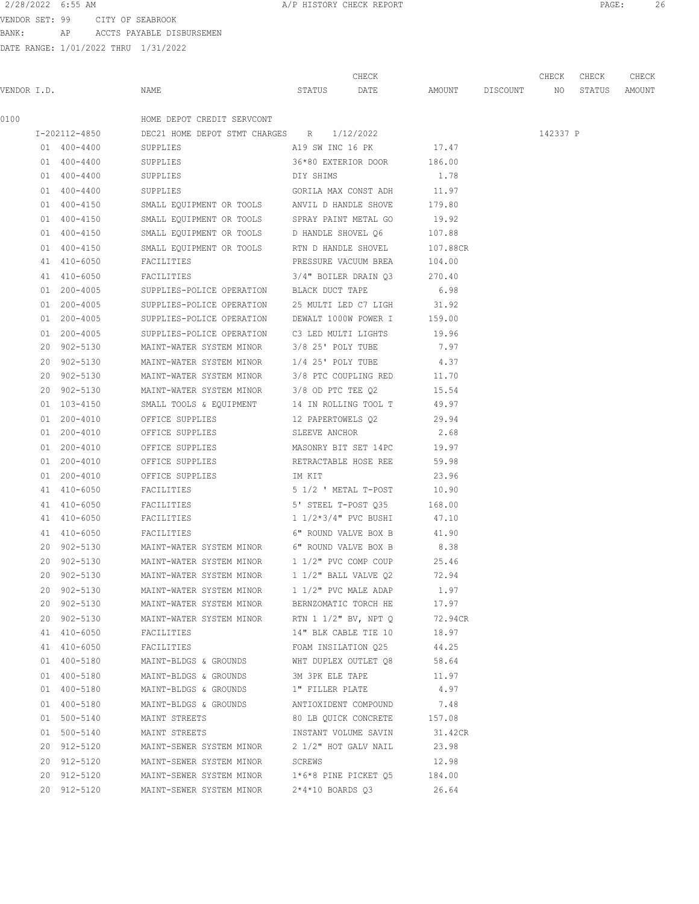2/28/2022 6:55 AM A/P HISTORY CHECK REPORT

VENDOR SET: 99 CITY OF SEABROOK
BANK: AP ACCTS PAYABLE DISBURSEMEN
DATE RANGE: 1/01/2022 THRU 1/31/2022

| VENDOR I.D. | NAME | STATUS | CHECK DATE | AMOUNT | DISCOUNT | CHECK NO | CHECK STATUS | CHECK AMOUNT |
|---|---|---|---|---|---|---|---|---|
| 0100 | HOME DEPOT CREDIT SERVCONT | | | | | | | |
| I-202112-4850 | DEC21 HOME DEPOT STMT CHARGES | R | 1/12/2022 | | | 142337 | P | |
| 01 400-4400 | SUPPLIES | A19 SW INC 16 PK | | 17.47 | | | | |
| 01 400-4400 | SUPPLIES | 36*80 EXTERIOR DOOR | | 186.00 | | | | |
| 01 400-4400 | SUPPLIES | DIY SHIMS | | 1.78 | | | | |
| 01 400-4400 | SUPPLIES | GORILA MAX CONST ADH | | 11.97 | | | | |
| 01 400-4150 | SMALL EQUIPMENT OR TOOLS | ANVIL D HANDLE SHOVE | | 179.80 | | | | |
| 01 400-4150 | SMALL EQUIPMENT OR TOOLS | SPRAY PAINT METAL GO | | 19.92 | | | | |
| 01 400-4150 | SMALL EQUIPMENT OR TOOLS | D HANDLE SHOVEL Q6 | | 107.88 | | | | |
| 01 400-4150 | SMALL EQUIPMENT OR TOOLS | RTN D HANDLE SHOVEL | | 107.88CR | | | | |
| 41 410-6050 | FACILITIES | PRESSURE VACUUM BREA | | 104.00 | | | | |
| 41 410-6050 | FACILITIES | 3/4" BOILER DRAIN Q3 | | 270.40 | | | | |
| 01 200-4005 | SUPPLIES-POLICE OPERATION | BLACK DUCT TAPE | | 6.98 | | | | |
| 01 200-4005 | SUPPLIES-POLICE OPERATION | 25 MULTI LED C7 LIGH | | 31.92 | | | | |
| 01 200-4005 | SUPPLIES-POLICE OPERATION | DEWALT 1000W POWER I | | 159.00 | | | | |
| 01 200-4005 | SUPPLIES-POLICE OPERATION | C3 LED MULTI LIGHTS | | 19.96 | | | | |
| 20 902-5130 | MAINT-WATER SYSTEM MINOR | 3/8 25' POLY TUBE | | 7.97 | | | | |
| 20 902-5130 | MAINT-WATER SYSTEM MINOR | 1/4 25' POLY TUBE | | 4.37 | | | | |
| 20 902-5130 | MAINT-WATER SYSTEM MINOR | 3/8 PTC COUPLING RED | | 11.70 | | | | |
| 20 902-5130 | MAINT-WATER SYSTEM MINOR | 3/8 OD PTC TEE Q2 | | 15.54 | | | | |
| 01 103-4150 | SMALL TOOLS & EQUIPMENT | 14 IN ROLLING TOOL T | | 49.97 | | | | |
| 01 200-4010 | OFFICE SUPPLIES | 12 PAPERTOWELS Q2 | | 29.94 | | | | |
| 01 200-4010 | OFFICE SUPPLIES | SLEEVE ANCHOR | | 2.68 | | | | |
| 01 200-4010 | OFFICE SUPPLIES | MASONRY BIT SET 14PC | | 19.97 | | | | |
| 01 200-4010 | OFFICE SUPPLIES | RETRACTABLE HOSE REE | | 59.98 | | | | |
| 01 200-4010 | OFFICE SUPPLIES | IM KIT | | 23.96 | | | | |
| 41 410-6050 | FACILITIES | 5 1/2 ' METAL T-POST | | 10.90 | | | | |
| 41 410-6050 | FACILITIES | 5' STEEL T-POST Q35 | | 168.00 | | | | |
| 41 410-6050 | FACILITIES | 1 1/2*3/4" PVC BUSHI | | 47.10 | | | | |
| 41 410-6050 | FACILITIES | 6" ROUND VALVE BOX B | | 41.90 | | | | |
| 20 902-5130 | MAINT-WATER SYSTEM MINOR | 6" ROUND VALVE BOX B | | 8.38 | | | | |
| 20 902-5130 | MAINT-WATER SYSTEM MINOR | 1 1/2" PVC COMP COUP | | 25.46 | | | | |
| 20 902-5130 | MAINT-WATER SYSTEM MINOR | 1 1/2" BALL VALVE Q2 | | 72.94 | | | | |
| 20 902-5130 | MAINT-WATER SYSTEM MINOR | 1 1/2" PVC MALE ADAP | | 1.97 | | | | |
| 20 902-5130 | MAINT-WATER SYSTEM MINOR | BERNZOMATIC TORCH HE | | 17.97 | | | | |
| 20 902-5130 | MAINT-WATER SYSTEM MINOR | RTN 1 1/2" BV, NPT Q | | 72.94CR | | | | |
| 41 410-6050 | FACILITIES | 14" BLK CABLE TIE 10 | | 18.97 | | | | |
| 41 410-6050 | FACILITIES | FOAM INSILATION Q25 | | 44.25 | | | | |
| 01 400-5180 | MAINT-BLDGS & GROUNDS | WHT DUPLEX OUTLET Q8 | | 58.64 | | | | |
| 01 400-5180 | MAINT-BLDGS & GROUNDS | 3M 3PK ELE TAPE | | 11.97 | | | | |
| 01 400-5180 | MAINT-BLDGS & GROUNDS | 1" FILLER PLATE | | 4.97 | | | | |
| 01 400-5180 | MAINT-BLDGS & GROUNDS | ANTIOXIDENT COMPOUND | | 7.48 | | | | |
| 01 500-5140 | MAINT STREETS | 80 LB QUICK CONCRETE | | 157.08 | | | | |
| 01 500-5140 | MAINT STREETS | INSTANT VOLUME SAVIN | | 31.42CR | | | | |
| 20 912-5120 | MAINT-SEWER SYSTEM MINOR | 2 1/2" HOT GALV NAIL | | 23.98 | | | | |
| 20 912-5120 | MAINT-SEWER SYSTEM MINOR | SCREWS | | 12.98 | | | | |
| 20 912-5120 | MAINT-SEWER SYSTEM MINOR | 1*6*8 PINE PICKET Q5 | | 184.00 | | | | |
| 20 912-5120 | MAINT-SEWER SYSTEM MINOR | 2*4*10 BOARDS Q3 | | 26.64 | | | | |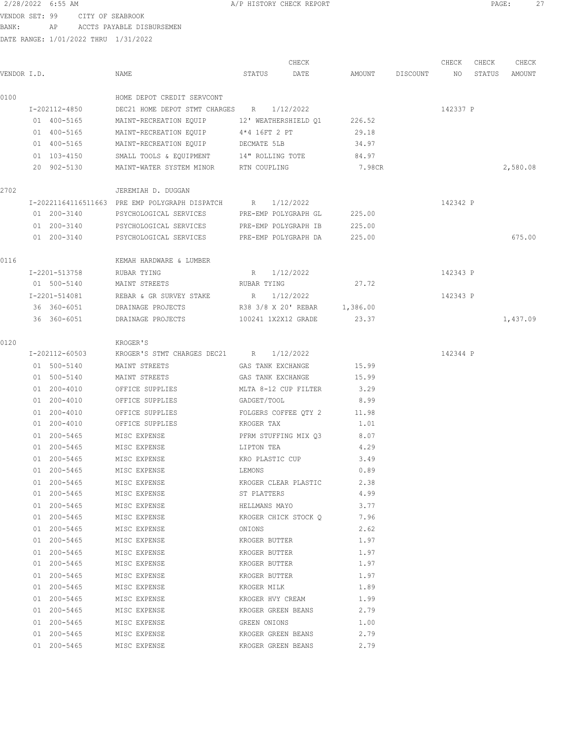2/28/2022 6:55 AM A/P HISTORY CHECK REPORT

VENDOR SET: 99 CITY OF SEABROOK
BANK: AP ACCTS PAYABLE DISBURSEMEN
DATE RANGE: 1/01/2022 THRU 1/31/2022

| VENDOR I.D. | NAME | STATUS | CHECK DATE | AMOUNT | DISCOUNT | CHECK NO | CHECK STATUS | CHECK AMOUNT |
|---|---|---|---|---|---|---|---|---|
| 0100 | HOME DEPOT CREDIT SERVCONT | | | | | | | |
| I-202112-4850 | DEC21 HOME DEPOT STMT CHARGES | R | 1/12/2022 | | | 142337 | P | |
| 01 400-5165 | MAINT-RECREATION EQUIP | 12' WEATHERSHIELD Q1 | | 226.52 | | | | |
| 01 400-5165 | MAINT-RECREATION EQUIP | 4*4 16FT 2 PT | | 29.18 | | | | |
| 01 400-5165 | MAINT-RECREATION EQUIP | DECMATE 5LB | | 34.97 | | | | |
| 01 103-4150 | SMALL TOOLS & EQUIPMENT | 14" ROLLING TOTE | | 84.97 | | | | |
| 20 902-5130 | MAINT-WATER SYSTEM MINOR | RTN COUPLING | | 7.98CR | | | | 2,580.08 |
| 2702 | JEREMIAH D. DUGGAN | | | | | | | |
| I-20221164116511663 | PRE EMP POLYGRAPH DISPATCH | R | 1/12/2022 | | | 142342 | P | |
| 01 200-3140 | PSYCHOLOGICAL SERVICES | PRE-EMP POLYGRAPH GL | | 225.00 | | | | |
| 01 200-3140 | PSYCHOLOGICAL SERVICES | PRE-EMP POLYGRAPH IB | | 225.00 | | | | |
| 01 200-3140 | PSYCHOLOGICAL SERVICES | PRE-EMP POLYGRAPH DA | | 225.00 | | | | 675.00 |
| 0116 | KEMAH HARDWARE & LUMBER | | | | | | | |
| I-2201-513758 | RUBAR TYING | R | 1/12/2022 | | | 142343 | P | |
| 01 500-5140 | MAINT STREETS | RUBAR TYING | | 27.72 | | | | |
| I-2201-514081 | REBAR & GR SURVEY STAKE | R | 1/12/2022 | | | 142343 | P | |
| 36 360-6051 | DRAINAGE PROJECTS | R38 3/8 X 20' REBAR | | 1,386.00 | | | | |
| 36 360-6051 | DRAINAGE PROJECTS | 100241 1X2X12 GRADE | | 23.37 | | | | 1,437.09 |
| 0120 | KROGER'S | | | | | | | |
| I-202112-60503 | KROGER'S STMT CHARGES DEC21 | R | 1/12/2022 | | | 142344 | P | |
| 01 500-5140 | MAINT STREETS | GAS TANK EXCHANGE | | 15.99 | | | | |
| 01 500-5140 | MAINT STREETS | GAS TANK EXCHANGE | | 15.99 | | | | |
| 01 200-4010 | OFFICE SUPPLIES | MLTA 8-12 CUP FILTER | | 3.29 | | | | |
| 01 200-4010 | OFFICE SUPPLIES | GADGET/TOOL | | 8.99 | | | | |
| 01 200-4010 | OFFICE SUPPLIES | FOLGERS COFFEE QTY 2 | | 11.98 | | | | |
| 01 200-4010 | OFFICE SUPPLIES | KROGER TAX | | 1.01 | | | | |
| 01 200-5465 | MISC EXPENSE | PFRM STUFFING MIX Q3 | | 8.07 | | | | |
| 01 200-5465 | MISC EXPENSE | LIPTON TEA | | 4.29 | | | | |
| 01 200-5465 | MISC EXPENSE | KRO PLASTIC CUP | | 3.49 | | | | |
| 01 200-5465 | MISC EXPENSE | LEMONS | | 0.89 | | | | |
| 01 200-5465 | MISC EXPENSE | KROGER CLEAR PLASTIC | | 2.38 | | | | |
| 01 200-5465 | MISC EXPENSE | ST PLATTERS | | 4.99 | | | | |
| 01 200-5465 | MISC EXPENSE | HELLMANS MAYO | | 3.77 | | | | |
| 01 200-5465 | MISC EXPENSE | KROGER CHICK STOCK Q | | 7.96 | | | | |
| 01 200-5465 | MISC EXPENSE | ONIONS | | 2.62 | | | | |
| 01 200-5465 | MISC EXPENSE | KROGER BUTTER | | 1.97 | | | | |
| 01 200-5465 | MISC EXPENSE | KROGER BUTTER | | 1.97 | | | | |
| 01 200-5465 | MISC EXPENSE | KROGER BUTTER | | 1.97 | | | | |
| 01 200-5465 | MISC EXPENSE | KROGER BUTTER | | 1.97 | | | | |
| 01 200-5465 | MISC EXPENSE | KROGER MILK | | 1.89 | | | | |
| 01 200-5465 | MISC EXPENSE | KROGER HVY CREAM | | 1.99 | | | | |
| 01 200-5465 | MISC EXPENSE | KROGER GREEN BEANS | | 2.79 | | | | |
| 01 200-5465 | MISC EXPENSE | GREEN ONIONS | | 1.00 | | | | |
| 01 200-5465 | MISC EXPENSE | KROGER GREEN BEANS | | 2.79 | | | | |
| 01 200-5465 | MISC EXPENSE | KROGER GREEN BEANS | | 2.79 | | | | |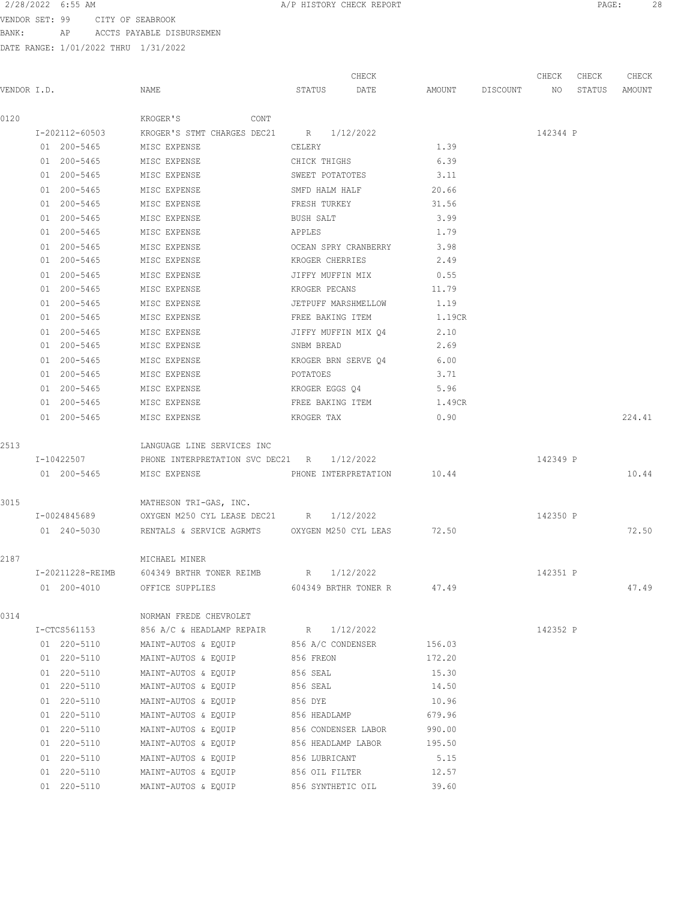VENDOR SET: 99 CITY OF SEABROOK
BANK: AP ACCTS PAYABLE DISBURSEMEN
DATE RANGE: 1/01/2022 THRU 1/31/2022

| VENDOR I.D. | NAME | STATUS | CHECK DATE | AMOUNT | DISCOUNT | CHECK NO | CHECK STATUS | CHECK AMOUNT |
|---|---|---|---|---|---|---|---|---|
| 0120 | KROGER'S CONT | | | | | | | |
| I-202112-60503 | KROGER'S STMT CHARGES DEC21 | R | 1/12/2022 | | | 142344 | P | |
| 01 200-5465 | MISC EXPENSE | CELERY | | 1.39 | | | | |
| 01 200-5465 | MISC EXPENSE | CHICK THIGHS | | 6.39 | | | | |
| 01 200-5465 | MISC EXPENSE | SWEET POTATOTES | | 3.11 | | | | |
| 01 200-5465 | MISC EXPENSE | SMFD HALM HALF | | 20.66 | | | | |
| 01 200-5465 | MISC EXPENSE | FRESH TURKEY | | 31.56 | | | | |
| 01 200-5465 | MISC EXPENSE | BUSH SALT | | 3.99 | | | | |
| 01 200-5465 | MISC EXPENSE | APPLES | | 1.79 | | | | |
| 01 200-5465 | MISC EXPENSE | OCEAN SPRY CRANBERRY | | 3.98 | | | | |
| 01 200-5465 | MISC EXPENSE | KROGER CHERRIES | | 2.49 | | | | |
| 01 200-5465 | MISC EXPENSE | JIFFY MUFFIN MIX | | 0.55 | | | | |
| 01 200-5465 | MISC EXPENSE | KROGER PECANS | | 11.79 | | | | |
| 01 200-5465 | MISC EXPENSE | JETPUFF MARSHMELLOW | | 1.19 | | | | |
| 01 200-5465 | MISC EXPENSE | FREE BAKING ITEM | | 1.19CR | | | | |
| 01 200-5465 | MISC EXPENSE | JIFFY MUFFIN MIX Q4 | | 2.10 | | | | |
| 01 200-5465 | MISC EXPENSE | SNBM BREAD | | 2.69 | | | | |
| 01 200-5465 | MISC EXPENSE | KROGER BRN SERVE Q4 | | 6.00 | | | | |
| 01 200-5465 | MISC EXPENSE | POTATOES | | 3.71 | | | | |
| 01 200-5465 | MISC EXPENSE | KROGER EGGS Q4 | | 5.96 | | | | |
| 01 200-5465 | MISC EXPENSE | FREE BAKING ITEM | | 1.49CR | | | | |
| 01 200-5465 | MISC EXPENSE | KROGER TAX | | 0.90 | | | | 224.41 |
| 2513 | LANGUAGE LINE SERVICES INC | | | | | | | |
| I-10422507 | PHONE INTERPRETATION SVC DEC21 | R | 1/12/2022 | | | 142349 | P | |
| 01 200-5465 | MISC EXPENSE | PHONE INTERPRETATION | | 10.44 | | | | 10.44 |
| 3015 | MATHESON TRI-GAS, INC. | | | | | | | |
| I-0024845689 | OXYGEN M250 CYL LEASE DEC21 | R | 1/12/2022 | | | 142350 | P | |
| 01 240-5030 | RENTALS & SERVICE AGRMTS | OXYGEN M250 CYL LEAS | | 72.50 | | | | 72.50 |
| 2187 | MICHAEL MINER | | | | | | | |
| I-20211228-REIMB | 604349 BRTHR TONER REIMB | R | 1/12/2022 | | | 142351 | P | |
| 01 200-4010 | OFFICE SUPPLIES | 604349 BRTHR TONER R | | 47.49 | | | | 47.49 |
| 0314 | NORMAN FREDE CHEVROLET | | | | | | | |
| I-CTCS561153 | 856 A/C & HEADLAMP REPAIR | R | 1/12/2022 | | | 142352 | P | |
| 01 220-5110 | MAINT-AUTOS & EQUIP | 856 A/C CONDENSER | | 156.03 | | | | |
| 01 220-5110 | MAINT-AUTOS & EQUIP | 856 FREON | | 172.20 | | | | |
| 01 220-5110 | MAINT-AUTOS & EQUIP | 856 SEAL | | 15.30 | | | | |
| 01 220-5110 | MAINT-AUTOS & EQUIP | 856 SEAL | | 14.50 | | | | |
| 01 220-5110 | MAINT-AUTOS & EQUIP | 856 DYE | | 10.96 | | | | |
| 01 220-5110 | MAINT-AUTOS & EQUIP | 856 HEADLAMP | | 679.96 | | | | |
| 01 220-5110 | MAINT-AUTOS & EQUIP | 856 CONDENSER LABOR | | 990.00 | | | | |
| 01 220-5110 | MAINT-AUTOS & EQUIP | 856 HEADLAMP LABOR | | 195.50 | | | | |
| 01 220-5110 | MAINT-AUTOS & EQUIP | 856 LUBRICANT | | 5.15 | | | | |
| 01 220-5110 | MAINT-AUTOS & EQUIP | 856 OIL FILTER | | 12.57 | | | | |
| 01 220-5110 | MAINT-AUTOS & EQUIP | 856 SYNTHETIC OIL | | 39.60 | | | | |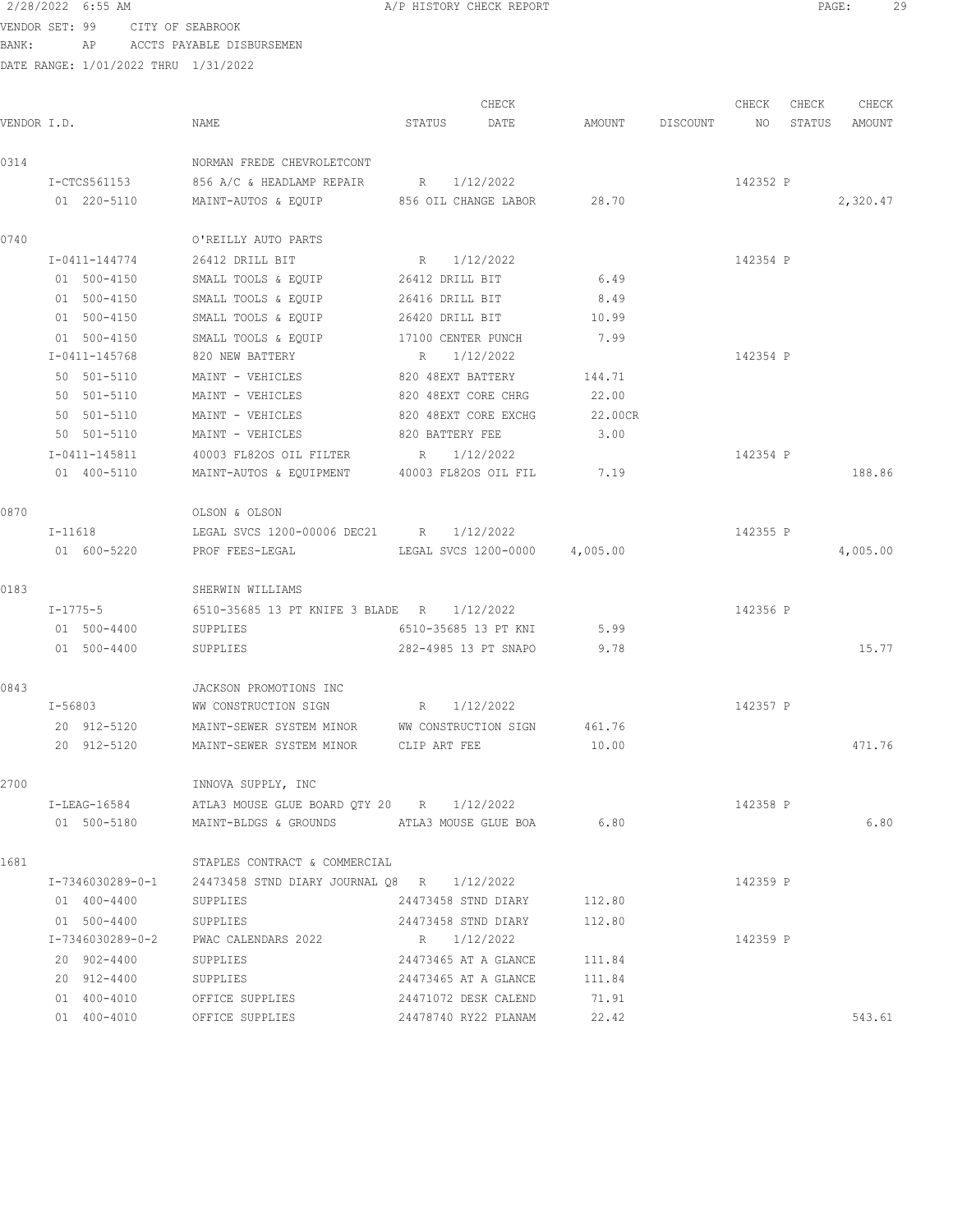2/28/2022 6:55 AM A/P HISTORY CHECK REPORT

VENDOR SET: 99 CITY OF SEABROOK
BANK: AP ACCTS PAYABLE DISBURSEMEN
DATE RANGE: 1/01/2022 THRU 1/31/2022

| VENDOR I.D. | NAME | STATUS | CHECK DATE | AMOUNT | DISCOUNT | CHECK NO | CHECK STATUS | CHECK AMOUNT |
|---|---|---|---|---|---|---|---|---|
| 0314 | NORMAN FREDE CHEVROLETCONT | | | | | | | |
| I-CTCS561153 | 856 A/C & HEADLAMP REPAIR | R | 1/12/2022 | | | 142352 | P | |
| 01 220-5110 | MAINT-AUTOS & EQUIP | 856 OIL CHANGE LABOR | | 28.70 | | | | 2,320.47 |
| 0740 | O'REILLY AUTO PARTS | | | | | | | |
| I-0411-144774 | 26412 DRILL BIT | R | 1/12/2022 | | | 142354 | P | |
| 01 500-4150 | SMALL TOOLS & EQUIP | 26412 DRILL BIT | | 6.49 | | | | |
| 01 500-4150 | SMALL TOOLS & EQUIP | 26416 DRILL BIT | | 8.49 | | | | |
| 01 500-4150 | SMALL TOOLS & EQUIP | 26420 DRILL BIT | | 10.99 | | | | |
| 01 500-4150 | SMALL TOOLS & EQUIP | 17100 CENTER PUNCH | | 7.99 | | | | |
| I-0411-145768 | 820 NEW BATTERY | R | 1/12/2022 | | | 142354 | P | |
| 50 501-5110 | MAINT - VEHICLES | 820 48EXT BATTERY | | 144.71 | | | | |
| 50 501-5110 | MAINT - VEHICLES | 820 48EXT CORE CHRG | | 22.00 | | | | |
| 50 501-5110 | MAINT - VEHICLES | 820 48EXT CORE EXCHG | | 22.00CR | | | | |
| 50 501-5110 | MAINT - VEHICLES | 820 BATTERY FEE | | 3.00 | | | | |
| I-0411-145811 | 40003 FL820S OIL FILTER | R | 1/12/2022 | | | 142354 | P | |
| 01 400-5110 | MAINT-AUTOS & EQUIPMENT | 40003 FL820S OIL FIL | | 7.19 | | | | 188.86 |
| 0870 | OLSON & OLSON | | | | | | | |
| I-11618 | LEGAL SVCS 1200-00006 DEC21 | R | 1/12/2022 | | | 142355 | P | |
| 01 600-5220 | PROF FEES-LEGAL | LEGAL SVCS 1200-0000 | | 4,005.00 | | | | 4,005.00 |
| 0183 | SHERWIN WILLIAMS | | | | | | | |
| I-1775-5 | 6510-35685 13 PT KNIFE 3 BLADE | R | 1/12/2022 | | | 142356 | P | |
| 01 500-4400 | SUPPLIES | 6510-35685 13 PT KNI | | 5.99 | | | | |
| 01 500-4400 | SUPPLIES | 282-4985 13 PT SNAPO | | 9.78 | | | | 15.77 |
| 0843 | JACKSON PROMOTIONS INC | | | | | | | |
| I-56803 | WW CONSTRUCTION SIGN | R | 1/12/2022 | | | 142357 | P | |
| 20 912-5120 | MAINT-SEWER SYSTEM MINOR | WW CONSTRUCTION SIGN | | 461.76 | | | | |
| 20 912-5120 | MAINT-SEWER SYSTEM MINOR | CLIP ART FEE | | 10.00 | | | | 471.76 |
| 2700 | INNOVA SUPPLY, INC | | | | | | | |
| I-LEAG-16584 | ATLA3 MOUSE GLUE BOARD QTY 20 | R | 1/12/2022 | | | 142358 | P | |
| 01 500-5180 | MAINT-BLDGS & GROUNDS | ATLA3 MOUSE GLUE BOA | | 6.80 | | | | 6.80 |
| 1681 | STAPLES CONTRACT & COMMERCIAL | | | | | | | |
| I-7346030289-0-1 | 24473458 STND DIARY JOURNAL Q8 | R | 1/12/2022 | | | 142359 | P | |
| 01 400-4400 | SUPPLIES | 24473458 STND DIARY | | 112.80 | | | | |
| 01 500-4400 | SUPPLIES | 24473458 STND DIARY | | 112.80 | | | | |
| I-7346030289-0-2 | PWAC CALENDARS 2022 | R | 1/12/2022 | | | 142359 | P | |
| 20 902-4400 | SUPPLIES | 24473465 AT A GLANCE | | 111.84 | | | | |
| 20 912-4400 | SUPPLIES | 24473465 AT A GLANCE | | 111.84 | | | | |
| 01 400-4010 | OFFICE SUPPLIES | 24471072 DESK CALEND | | 71.91 | | | | |
| 01 400-4010 | OFFICE SUPPLIES | 24478740 RY22 PLANAM | | 22.42 | | | | 543.61 |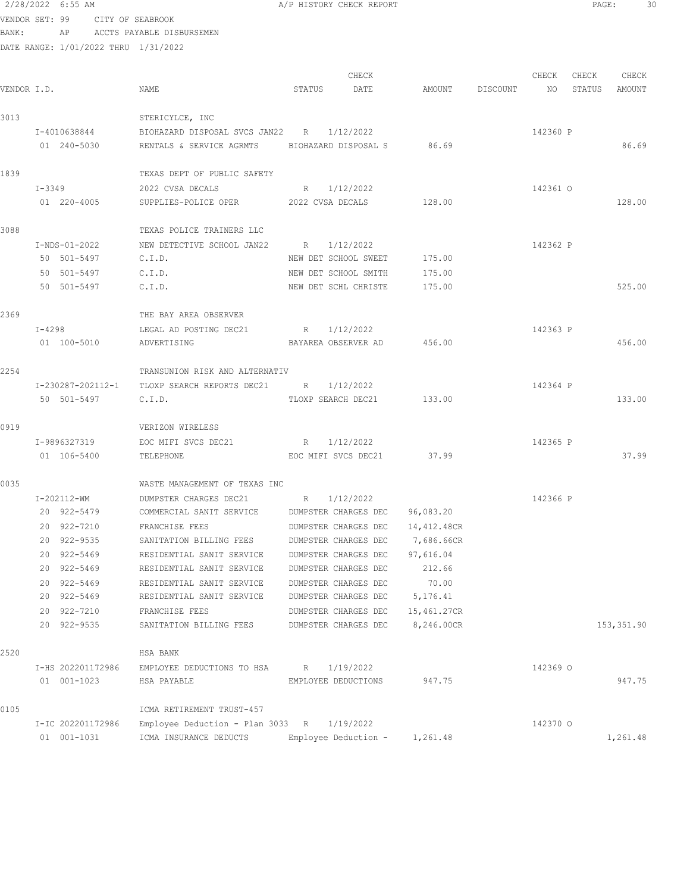2/28/2022 6:55 AM A/P HISTORY CHECK REPORT

VENDOR SET: 99 CITY OF SEABROOK
BANK: AP ACCTS PAYABLE DISBURSEMEN
DATE RANGE: 1/01/2022 THRU 1/31/2022

| VENDOR I.D. | NAME | STATUS | CHECK DATE | AMOUNT | DISCOUNT | CHECK NO | CHECK STATUS | CHECK AMOUNT |
|---|---|---|---|---|---|---|---|---|
| 3013 | STERICYLCE, INC | | | | | | | |
| I-4010638844 | BIOHAZARD DISPOSAL SVCS JAN22 | R | 1/12/2022 | | | 142360 | P | |
| 01 240-5030 | RENTALS & SERVICE AGRMTS | BIOHAZARD DISPOSAL S | | 86.69 | | | | 86.69 |
| 1839 | TEXAS DEPT OF PUBLIC SAFETY | | | | | | | |
| I-3349 | 2022 CVSA DECALS | R | 1/12/2022 | | | 142361 | O | |
| 01 220-4005 | SUPPLIES-POLICE OPER | 2022 CVSA DECALS | | 128.00 | | | | 128.00 |
| 3088 | TEXAS POLICE TRAINERS LLC | | | | | | | |
| I-NDS-01-2022 | NEW DETECTIVE SCHOOL JAN22 | R | 1/12/2022 | | | 142362 | P | |
| 50 501-5497 | C.I.D. | NEW DET SCHOOL SWEET | | 175.00 | | | | |
| 50 501-5497 | C.I.D. | NEW DET SCHOOL SMITH | | 175.00 | | | | |
| 50 501-5497 | C.I.D. | NEW DET SCHL CHRISTE | | 175.00 | | | | 525.00 |
| 2369 | THE BAY AREA OBSERVER | | | | | | | |
| I-4298 | LEGAL AD POSTING DEC21 | R | 1/12/2022 | | | 142363 | P | |
| 01 100-5010 | ADVERTISING | BAYAREA OBSERVER AD | | 456.00 | | | | 456.00 |
| 2254 | TRANSUNION RISK AND ALTERNATIV | | | | | | | |
| I-230287-202112-1 | TLOXP SEARCH REPORTS DEC21 | R | 1/12/2022 | | | 142364 | P | |
| 50 501-5497 | C.I.D. | TLOXP SEARCH DEC21 | | 133.00 | | | | 133.00 |
| 0919 | VERIZON WIRELESS | | | | | | | |
| I-9896327319 | EOC MIFI SVCS DEC21 | R | 1/12/2022 | | | 142365 | P | |
| 01 106-5400 | TELEPHONE | EOC MIFI SVCS DEC21 | | 37.99 | | | | 37.99 |
| 0035 | WASTE MANAGEMENT OF TEXAS INC | | | | | | | |
| I-202112-WM | DUMPSTER CHARGES DEC21 | R | 1/12/2022 | | | 142366 | P | |
| 20 922-5479 | COMMERCIAL SANIT SERVICE | DUMPSTER CHARGES DEC | | 96,083.20 | | | | |
| 20 922-7210 | FRANCHISE FEES | DUMPSTER CHARGES DEC | | 14,412.48CR | | | | |
| 20 922-9535 | SANITATION BILLING FEES | DUMPSTER CHARGES DEC | | 7,686.66CR | | | | |
| 20 922-5469 | RESIDENTIAL SANIT SERVICE | DUMPSTER CHARGES DEC | | 97,616.04 | | | | |
| 20 922-5469 | RESIDENTIAL SANIT SERVICE | DUMPSTER CHARGES DEC | | 212.66 | | | | |
| 20 922-5469 | RESIDENTIAL SANIT SERVICE | DUMPSTER CHARGES DEC | | 70.00 | | | | |
| 20 922-5469 | RESIDENTIAL SANIT SERVICE | DUMPSTER CHARGES DEC | | 5,176.41 | | | | |
| 20 922-7210 | FRANCHISE FEES | DUMPSTER CHARGES DEC | | 15,461.27CR | | | | |
| 20 922-9535 | SANITATION BILLING FEES | DUMPSTER CHARGES DEC | | 8,246.00CR | | | | 153,351.90 |
| 2520 | HSA BANK | | | | | | | |
| I-HS 202201172986 | EMPLOYEE DEDUCTIONS TO HSA | R | 1/19/2022 | | | 142369 | O | |
| 01 001-1023 | HSA PAYABLE | EMPLOYEE DEDUCTIONS | | 947.75 | | | | 947.75 |
| 0105 | ICMA RETIREMENT TRUST-457 | | | | | | | |
| I-IC 202201172986 | Employee Deduction - Plan 3033 | R | 1/19/2022 | | | 142370 | O | |
| 01 001-1031 | ICMA INSURANCE DEDUCTS | Employee Deduction - | | 1,261.48 | | | | 1,261.48 |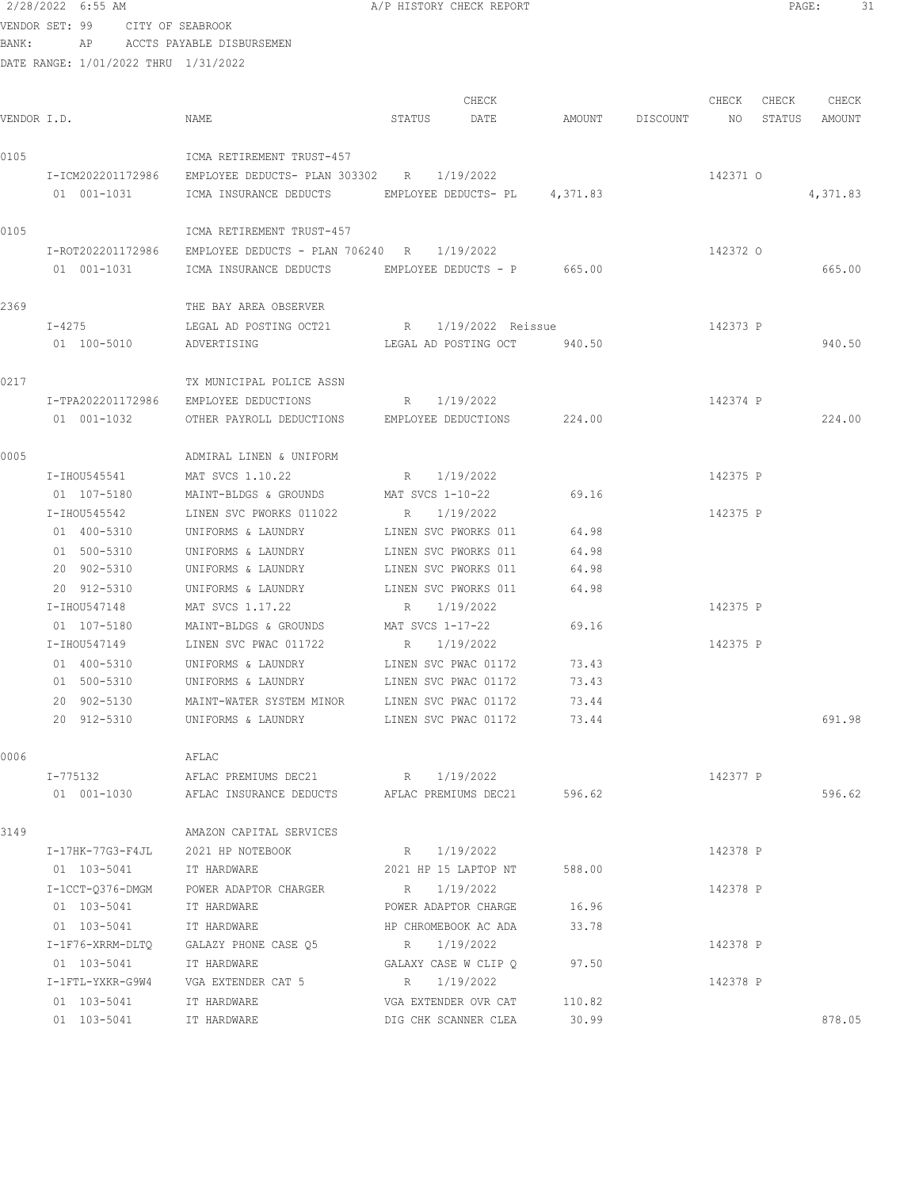VENDOR SET: 99 CITY OF SEABROOK
BANK: AP ACCTS PAYABLE DISBURSEMEN
DATE RANGE: 1/01/2022 THRU 1/31/2022

A/P HISTORY CHECK REPORT

| VENDOR I.D. | NAME | STATUS | CHECK DATE | AMOUNT | DISCOUNT | CHECK NO | CHECK STATUS | CHECK AMOUNT |
|---|---|---|---|---|---|---|---|---|
| 0105 | ICMA RETIREMENT TRUST-457 | | | | | | | |
| I-ICM202201172986 | EMPLOYEE DEDUCTS- PLAN 303302 | R | 1/19/2022 | | | 142371 | O | |
| 01 001-1031 | ICMA INSURANCE DEDUCTS | EMPLOYEE DEDUCTS- PL | | 4,371.83 | | | | 4,371.83 |
| 0105 | ICMA RETIREMENT TRUST-457 | | | | | | | |
| I-ROT202201172986 | EMPLOYEE DEDUCTS - PLAN 706240 | R | 1/19/2022 | | | 142372 | O | |
| 01 001-1031 | ICMA INSURANCE DEDUCTS | EMPLOYEE DEDUCTS - P | | 665.00 | | | | 665.00 |
| 2369 | THE BAY AREA OBSERVER | | | | | | | |
| I-4275 | LEGAL AD POSTING OCT21 | R | 1/19/2022 Reissue | | | 142373 | P | |
| 01 100-5010 | ADVERTISING | LEGAL AD POSTING OCT | | 940.50 | | | | 940.50 |
| 0217 | TX MUNICIPAL POLICE ASSN | | | | | | | |
| I-TPA202201172986 | EMPLOYEE DEDUCTIONS | R | 1/19/2022 | | | 142374 | P | |
| 01 001-1032 | OTHER PAYROLL DEDUCTIONS | EMPLOYEE DEDUCTIONS | | 224.00 | | | | 224.00 |
| 0005 | ADMIRAL LINEN & UNIFORM | | | | | | | |
| I-IHOU545541 | MAT SVCS 1.10.22 | R | 1/19/2022 | | | 142375 | P | |
| 01 107-5180 | MAINT-BLDGS & GROUNDS | MAT SVCS 1-10-22 | | 69.16 | | | | |
| I-IHOU545542 | LINEN SVC PWORKS 011022 | R | 1/19/2022 | | | 142375 | P | |
| 01 400-5310 | UNIFORMS & LAUNDRY | LINEN SVC PWORKS 011 | | 64.98 | | | | |
| 01 500-5310 | UNIFORMS & LAUNDRY | LINEN SVC PWORKS 011 | | 64.98 | | | | |
| 20 902-5310 | UNIFORMS & LAUNDRY | LINEN SVC PWORKS 011 | | 64.98 | | | | |
| 20 912-5310 | UNIFORMS & LAUNDRY | LINEN SVC PWORKS 011 | | 64.98 | | | | |
| I-IHOU547148 | MAT SVCS 1.17.22 | R | 1/19/2022 | | | 142375 | P | |
| 01 107-5180 | MAINT-BLDGS & GROUNDS | MAT SVCS 1-17-22 | | 69.16 | | | | |
| I-IHOU547149 | LINEN SVC PWAC 011722 | R | 1/19/2022 | | | 142375 | P | |
| 01 400-5310 | UNIFORMS & LAUNDRY | LINEN SVC PWAC 01172 | | 73.43 | | | | |
| 01 500-5310 | UNIFORMS & LAUNDRY | LINEN SVC PWAC 01172 | | 73.43 | | | | |
| 20 902-5130 | MAINT-WATER SYSTEM MINOR | LINEN SVC PWAC 01172 | | 73.44 | | | | |
| 20 912-5310 | UNIFORMS & LAUNDRY | LINEN SVC PWAC 01172 | | 73.44 | | | | 691.98 |
| 0006 | AFLAC | | | | | | | |
| I-775132 | AFLAC PREMIUMS DEC21 | R | 1/19/2022 | | | 142377 | P | |
| 01 001-1030 | AFLAC INSURANCE DEDUCTS | AFLAC PREMIUMS DEC21 | | 596.62 | | | | 596.62 |
| 3149 | AMAZON CAPITAL SERVICES | | | | | | | |
| I-17HK-77G3-F4JL | 2021 HP NOTEBOOK | R | 1/19/2022 | | | 142378 | P | |
| 01 103-5041 | IT HARDWARE | 2021 HP 15 LAPTOP NT | | 588.00 | | | | |
| I-1CCT-Q376-DMGM | POWER ADAPTOR CHARGER | R | 1/19/2022 | | | 142378 | P | |
| 01 103-5041 | IT HARDWARE | POWER ADAPTOR CHARGE | | 16.96 | | | | |
| 01 103-5041 | IT HARDWARE | HP CHROMEBOOK AC ADA | | 33.78 | | | | |
| I-1F76-XRRM-DLTQ | GALAZY PHONE CASE Q5 | R | 1/19/2022 | | | 142378 | P | |
| 01 103-5041 | IT HARDWARE | GALAXY CASE W CLIP Q | | 97.50 | | | | |
| I-1FTL-YXKR-G9W4 | VGA EXTENDER CAT 5 | R | 1/19/2022 | | | 142378 | P | |
| 01 103-5041 | IT HARDWARE | VGA EXTENDER OVR CAT | | 110.82 | | | | |
| 01 103-5041 | IT HARDWARE | DIG CHK SCANNER CLEA | | 30.99 | | | | 878.05 |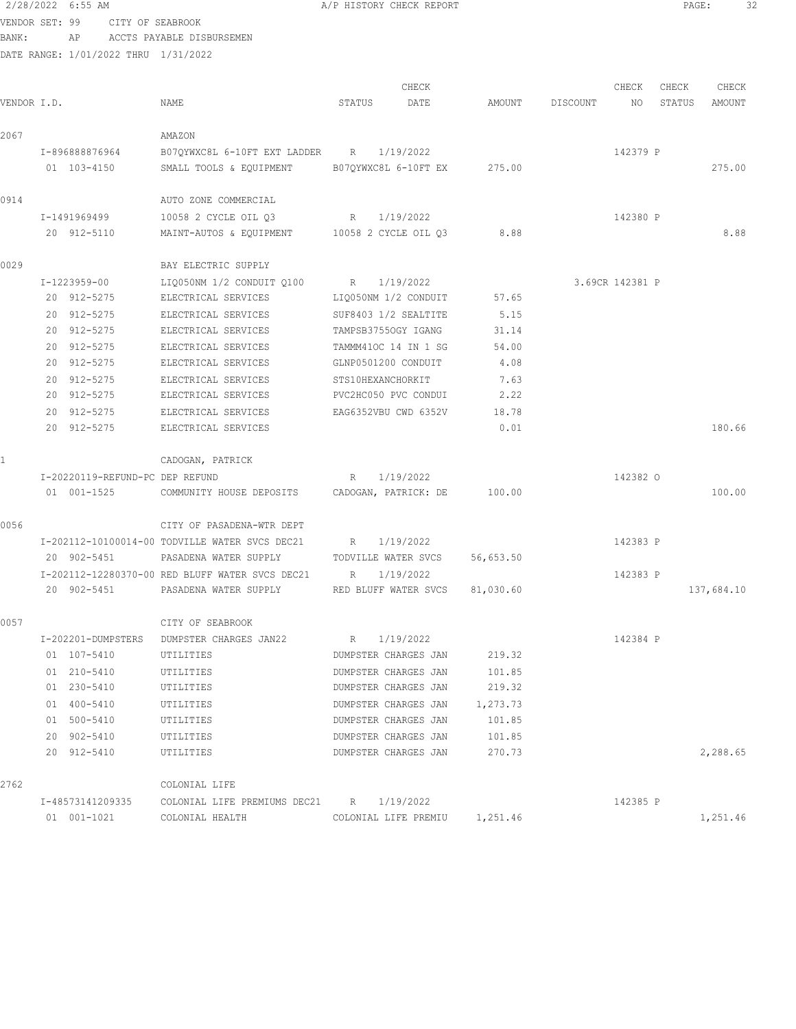2/28/2022 6:55 AM A/P HISTORY CHECK REPORT

VENDOR SET: 99 CITY OF SEABROOK
BANK: AP ACCTS PAYABLE DISBURSEMEN
DATE RANGE: 1/01/2022 THRU 1/31/2022

| VENDOR I.D. | NAME | STATUS | CHECK DATE | AMOUNT | DISCOUNT | CHECK NO | CHECK STATUS | CHECK AMOUNT |
|---|---|---|---|---|---|---|---|---|
| 2067 | AMAZON | | | | | | | |
| I-896888876964 | B07QYWXC8L 6-10FT EXT LADDER | R | 1/19/2022 | | | 142379 | P | |
| 01 103-4150 | SMALL TOOLS & EQUIPMENT | B07QYWXC8L 6-10FT EX | | 275.00 | | | | 275.00 |
| 0914 | AUTO ZONE COMMERCIAL | | | | | | | |
| I-1491969499 | 10058 2 CYCLE OIL Q3 | R | 1/19/2022 | | | 142380 | P | |
| 20 912-5110 | MAINT-AUTOS & EQUIPMENT | 10058 2 CYCLE OIL Q3 | | 8.88 | | | | 8.88 |
| 0029 | BAY ELECTRIC SUPPLY | | | | | | | |
| I-1223959-00 | LIQ050NM 1/2 CONDUIT Q100 | R | 1/19/2022 | | 3.69CR | 142381 | P | |
| 20 912-5275 | ELECTRICAL SERVICES | LIQ050NM 1/2 CONDUIT | | 57.65 | | | | |
| 20 912-5275 | ELECTRICAL SERVICES | SUF8403 1/2 SEALTITE | | 5.15 | | | | |
| 20 912-5275 | ELECTRICAL SERVICES | TAMPSB3755OGY IGANG | | 31.14 | | | | |
| 20 912-5275 | ELECTRICAL SERVICES | TAMMM410C 14 IN 1 SG | | 54.00 | | | | |
| 20 912-5275 | ELECTRICAL SERVICES | GLNP0501200 CONDUIT | | 4.08 | | | | |
| 20 912-5275 | ELECTRICAL SERVICES | STS10HEXANCHORKIT | | 7.63 | | | | |
| 20 912-5275 | ELECTRICAL SERVICES | PVC2HC050 PVC CONDUI | | 2.22 | | | | |
| 20 912-5275 | ELECTRICAL SERVICES | EAG6352VBU CWD 6352V | | 18.78 | | | | |
| 20 912-5275 | ELECTRICAL SERVICES | | | 0.01 | | | | 180.66 |
| 1 | CADOGAN, PATRICK | | | | | | | |
| I-20220119-REFUND-PC | DEP REFUND | R | 1/19/2022 | | | 142382 | O | |
| 01 001-1525 | COMMUNITY HOUSE DEPOSITS | CADOGAN, PATRICK: DE | | 100.00 | | | | 100.00 |
| 0056 | CITY OF PASADENA-WTR DEPT | | | | | | | |
| I-202112-10100014-00 | TODVILLE WATER SVCS DEC21 | R | 1/19/2022 | | | 142383 | P | |
| 20 902-5451 | PASADENA WATER SUPPLY | TODVILLE WATER SVCS | | 56,653.50 | | | | |
| I-202112-12280370-00 | RED BLUFF WATER SVCS DEC21 | R | 1/19/2022 | | | 142383 | P | |
| 20 902-5451 | PASADENA WATER SUPPLY | RED BLUFF WATER SVCS | | 81,030.60 | | | | 137,684.10 |
| 0057 | CITY OF SEABROOK | | | | | | | |
| I-202201-DUMPSTERS | DUMPSTER CHARGES JAN22 | R | 1/19/2022 | | | 142384 | P | |
| 01 107-5410 | UTILITIES | DUMPSTER CHARGES JAN | | 219.32 | | | | |
| 01 210-5410 | UTILITIES | DUMPSTER CHARGES JAN | | 101.85 | | | | |
| 01 230-5410 | UTILITIES | DUMPSTER CHARGES JAN | | 219.32 | | | | |
| 01 400-5410 | UTILITIES | DUMPSTER CHARGES JAN | | 1,273.73 | | | | |
| 01 500-5410 | UTILITIES | DUMPSTER CHARGES JAN | | 101.85 | | | | |
| 20 902-5410 | UTILITIES | DUMPSTER CHARGES JAN | | 101.85 | | | | |
| 20 912-5410 | UTILITIES | DUMPSTER CHARGES JAN | | 270.73 | | | | 2,288.65 |
| 2762 | COLONIAL LIFE | | | | | | | |
| I-48573141209335 | COLONIAL LIFE PREMIUMS DEC21 | R | 1/19/2022 | | | 142385 | P | |
| 01 001-1021 | COLONIAL HEALTH | COLONIAL LIFE PREMIU | | 1,251.46 | | | | 1,251.46 |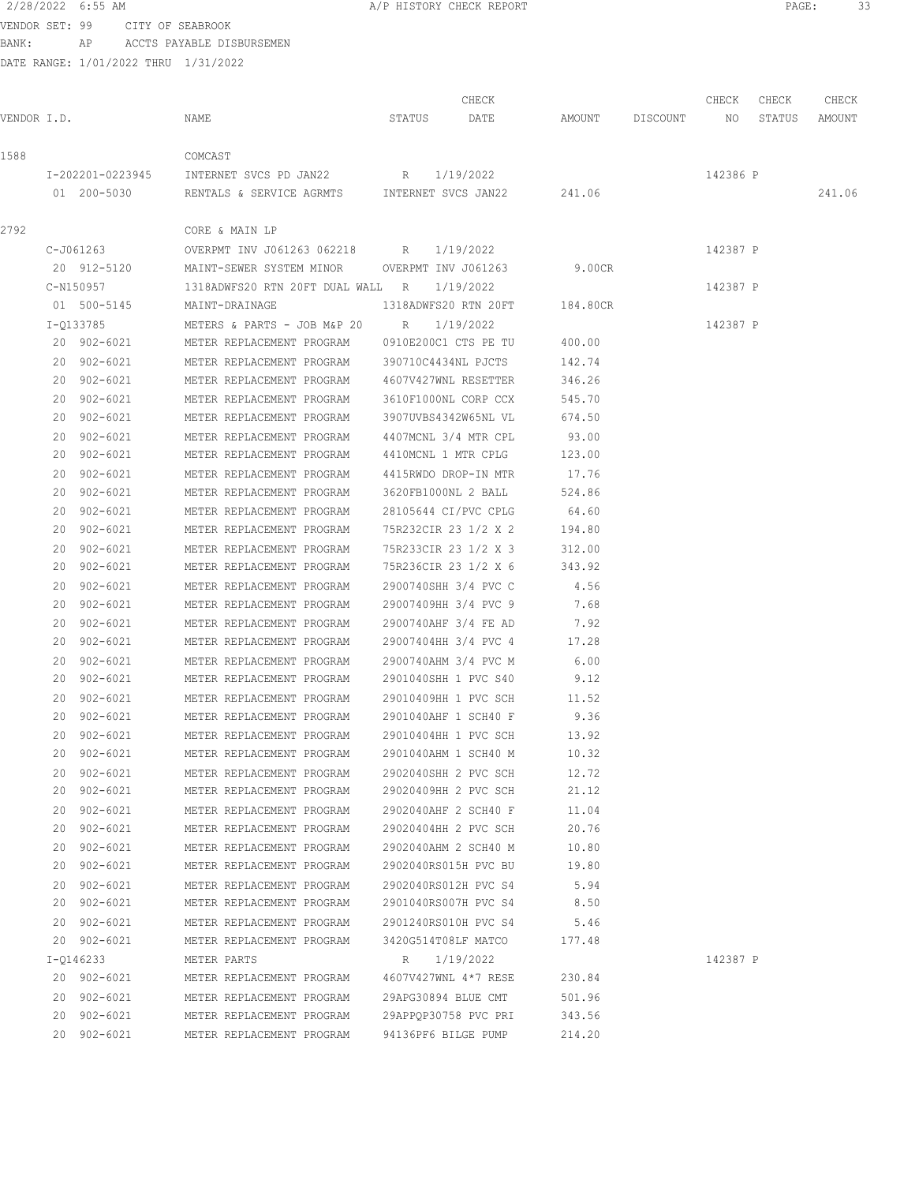VENDOR SET: 99 CITY OF SEABROOK
BANK: AP ACCTS PAYABLE DISBURSEMEN
DATE RANGE: 1/01/2022 THRU 1/31/2022

A/P HISTORY CHECK REPORT

| VENDOR I.D. | NAME | STATUS | CHECK DATE | AMOUNT | DISCOUNT | CHECK NO | CHECK STATUS | CHECK AMOUNT |
|---|---|---|---|---|---|---|---|---|
| 1588 | COMCAST | | | | | | | |
| I-202201-0223945 | INTERNET SVCS PD JAN22 | R | 1/19/2022 | | | 142386 | P | |
| 01 200-5030 | RENTALS & SERVICE AGRMTS | INTERNET SVCS JAN22 | | 241.06 | | | | 241.06 |
| 2792 | CORE & MAIN LP | | | | | | | |
| C-J061263 | OVERPMT INV J061263 062218 | R | 1/19/2022 | | | 142387 | P | |
| 20 912-5120 | MAINT-SEWER SYSTEM MINOR | OVERPMT INV J061263 | | 9.00CR | | | | |
| C-N150957 | 1318ADWFS20 RTN 20FT DUAL WALL | R | 1/19/2022 | | | 142387 | P | |
| 01 500-5145 | MAINT-DRAINAGE | 1318ADWFS20 RTN 20FT | | 184.80CR | | | | |
| I-Q133785 | METERS & PARTS - JOB M&P 20 | R | 1/19/2022 | | | 142387 | P | |
| 20 902-6021 | METER REPLACEMENT PROGRAM | 0910E200C1 CTS PE TU | | 400.00 | | | | |
| 20 902-6021 | METER REPLACEMENT PROGRAM | 390710C4434NL PJCTS | | 142.74 | | | | |
| 20 902-6021 | METER REPLACEMENT PROGRAM | 4607V427WNL RESETTER | | 346.26 | | | | |
| 20 902-6021 | METER REPLACEMENT PROGRAM | 3610F1000NL CORP CCX | | 545.70 | | | | |
| 20 902-6021 | METER REPLACEMENT PROGRAM | 3907UVBS4342W65NL VL | | 674.50 | | | | |
| 20 902-6021 | METER REPLACEMENT PROGRAM | 4407MCNL 3/4 MTR CPL | | 93.00 | | | | |
| 20 902-6021 | METER REPLACEMENT PROGRAM | 4410MCNL 1 MTR CPLG | | 123.00 | | | | |
| 20 902-6021 | METER REPLACEMENT PROGRAM | 4415RWDO DROP-IN MTR | | 17.76 | | | | |
| 20 902-6021 | METER REPLACEMENT PROGRAM | 3620FB1000NL 2 BALL | | 524.86 | | | | |
| 20 902-6021 | METER REPLACEMENT PROGRAM | 28105644 CI/PVC CPLG | | 64.60 | | | | |
| 20 902-6021 | METER REPLACEMENT PROGRAM | 75R232CIR 23 1/2 X 2 | | 194.80 | | | | |
| 20 902-6021 | METER REPLACEMENT PROGRAM | 75R233CIR 23 1/2 X 3 | | 312.00 | | | | |
| 20 902-6021 | METER REPLACEMENT PROGRAM | 75R236CIR 23 1/2 X 6 | | 343.92 | | | | |
| 20 902-6021 | METER REPLACEMENT PROGRAM | 2900740SHH 3/4 PVC C | | 4.56 | | | | |
| 20 902-6021 | METER REPLACEMENT PROGRAM | 29007409HH 3/4 PVC 9 | | 7.68 | | | | |
| 20 902-6021 | METER REPLACEMENT PROGRAM | 2900740AHF 3/4 FE AD | | 7.92 | | | | |
| 20 902-6021 | METER REPLACEMENT PROGRAM | 29007404HH 3/4 PVC 4 | | 17.28 | | | | |
| 20 902-6021 | METER REPLACEMENT PROGRAM | 2900740AHM 3/4 PVC M | | 6.00 | | | | |
| 20 902-6021 | METER REPLACEMENT PROGRAM | 2901040SHH 1 PVC S40 | | 9.12 | | | | |
| 20 902-6021 | METER REPLACEMENT PROGRAM | 29010409HH 1 PVC SCH | | 11.52 | | | | |
| 20 902-6021 | METER REPLACEMENT PROGRAM | 2901040AHF 1 SCH40 F | | 9.36 | | | | |
| 20 902-6021 | METER REPLACEMENT PROGRAM | 29010404HH 1 PVC SCH | | 13.92 | | | | |
| 20 902-6021 | METER REPLACEMENT PROGRAM | 2901040AHM 1 SCH40 M | | 10.32 | | | | |
| 20 902-6021 | METER REPLACEMENT PROGRAM | 2902040SHH 2 PVC SCH | | 12.72 | | | | |
| 20 902-6021 | METER REPLACEMENT PROGRAM | 29020409HH 2 PVC SCH | | 21.12 | | | | |
| 20 902-6021 | METER REPLACEMENT PROGRAM | 2902040AHF 2 SCH40 F | | 11.04 | | | | |
| 20 902-6021 | METER REPLACEMENT PROGRAM | 29020404HH 2 PVC SCH | | 20.76 | | | | |
| 20 902-6021 | METER REPLACEMENT PROGRAM | 2902040AHM 2 SCH40 M | | 10.80 | | | | |
| 20 902-6021 | METER REPLACEMENT PROGRAM | 2902040RS015H PVC BU | | 19.80 | | | | |
| 20 902-6021 | METER REPLACEMENT PROGRAM | 2902040RS012H PVC S4 | | 5.94 | | | | |
| 20 902-6021 | METER REPLACEMENT PROGRAM | 2901040RS007H PVC S4 | | 8.50 | | | | |
| 20 902-6021 | METER REPLACEMENT PROGRAM | 2901240RS010H PVC S4 | | 5.46 | | | | |
| 20 902-6021 | METER REPLACEMENT PROGRAM | 3420G514T08LF MATCO | | 177.48 | | | | |
| I-Q146233 | METER PARTS | R | 1/19/2022 | | | 142387 | P | |
| 20 902-6021 | METER REPLACEMENT PROGRAM | 4607V427WNL 4*7 RESE | | 230.84 | | | | |
| 20 902-6021 | METER REPLACEMENT PROGRAM | 29APG30894 BLUE CMT | | 501.96 | | | | |
| 20 902-6021 | METER REPLACEMENT PROGRAM | 29APPQP30758 PVC PRI | | 343.56 | | | | |
| 20 902-6021 | METER REPLACEMENT PROGRAM | 94136PF6 BILGE PUMP | | 214.20 | | | | |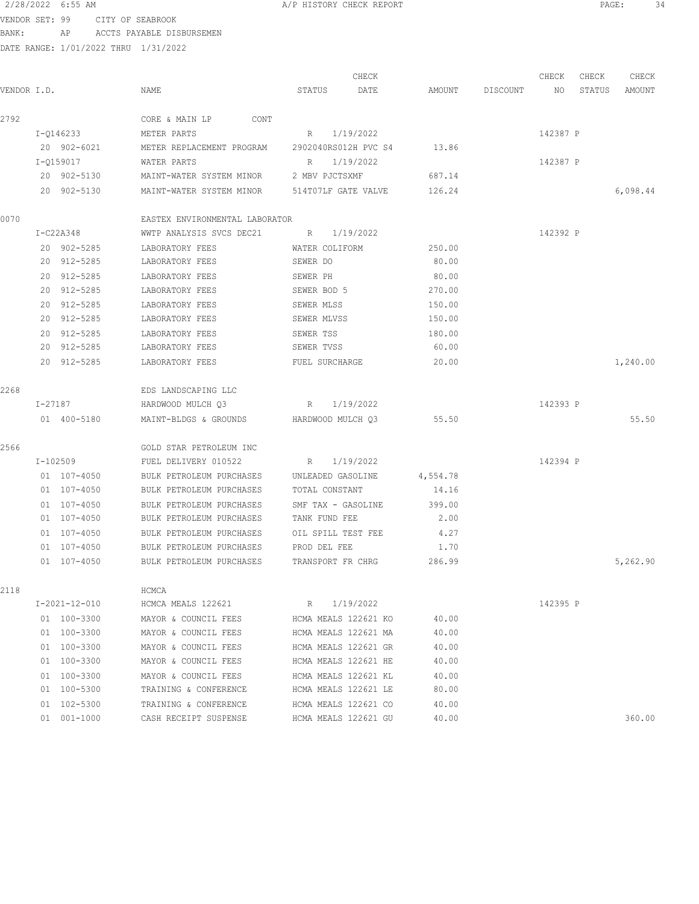2/28/2022 6:55 AM A/P HISTORY CHECK REPORT

VENDOR SET: 99 CITY OF SEABROOK
BANK: AP ACCTS PAYABLE DISBURSEMEN
DATE RANGE: 1/01/2022 THRU 1/31/2022

| VENDOR I.D. | NAME | STATUS | CHECK DATE | AMOUNT | DISCOUNT | CHECK NO | CHECK STATUS | CHECK AMOUNT |
|---|---|---|---|---|---|---|---|---|
| 2792 | CORE & MAIN LP CONT | | | | | | | |
| I-Q146233 | METER PARTS | R | 1/19/2022 | | | 142387 | P | |
| 20 902-6021 | METER REPLACEMENT PROGRAM | 2902040RS012H PVC S4 | | 13.86 | | | | |
| I-Q159017 | WATER PARTS | R | 1/19/2022 | | | 142387 | P | |
| 20 902-5130 | MAINT-WATER SYSTEM MINOR | 2 MBV PJCTSXMF | | 687.14 | | | | |
| 20 902-5130 | MAINT-WATER SYSTEM MINOR | 514T07LF GATE VALVE | | 126.24 | | | | 6,098.44 |
| 0070 | EASTEX ENVIRONMENTAL LABORATOR | | | | | | | |
| I-C22A348 | WWTP ANALYSIS SVCS DEC21 | R | 1/19/2022 | | | 142392 | P | |
| 20 902-5285 | LABORATORY FEES | WATER COLIFORM | | 250.00 | | | | |
| 20 912-5285 | LABORATORY FEES | SEWER DO | | 80.00 | | | | |
| 20 912-5285 | LABORATORY FEES | SEWER PH | | 80.00 | | | | |
| 20 912-5285 | LABORATORY FEES | SEWER BOD 5 | | 270.00 | | | | |
| 20 912-5285 | LABORATORY FEES | SEWER MLSS | | 150.00 | | | | |
| 20 912-5285 | LABORATORY FEES | SEWER MLVSS | | 150.00 | | | | |
| 20 912-5285 | LABORATORY FEES | SEWER TSS | | 180.00 | | | | |
| 20 912-5285 | LABORATORY FEES | SEWER TVSS | | 60.00 | | | | |
| 20 912-5285 | LABORATORY FEES | FUEL SURCHARGE | | 20.00 | | | | 1,240.00 |
| 2268 | EDS LANDSCAPING LLC | | | | | | | |
| I-27187 | HARDWOOD MULCH Q3 | R | 1/19/2022 | | | 142393 | P | |
| 01 400-5180 | MAINT-BLDGS & GROUNDS | HARDWOOD MULCH Q3 | | 55.50 | | | | 55.50 |
| 2566 | GOLD STAR PETROLEUM INC | | | | | | | |
| I-102509 | FUEL DELIVERY 010522 | R | 1/19/2022 | | | 142394 | P | |
| 01 107-4050 | BULK PETROLEUM PURCHASES | UNLEADED GASOLINE | | 4,554.78 | | | | |
| 01 107-4050 | BULK PETROLEUM PURCHASES | TOTAL CONSTANT | | 14.16 | | | | |
| 01 107-4050 | BULK PETROLEUM PURCHASES | SMF TAX - GASOLINE | | 399.00 | | | | |
| 01 107-4050 | BULK PETROLEUM PURCHASES | TANK FUND FEE | | 2.00 | | | | |
| 01 107-4050 | BULK PETROLEUM PURCHASES | OIL SPILL TEST FEE | | 4.27 | | | | |
| 01 107-4050 | BULK PETROLEUM PURCHASES | PROD DEL FEE | | 1.70 | | | | |
| 01 107-4050 | BULK PETROLEUM PURCHASES | TRANSPORT FR CHRG | | 286.99 | | | | 5,262.90 |
| 2118 | HCMCA | | | | | | | |
| I-2021-12-010 | HCMCA MEALS 122621 | R | 1/19/2022 | | | 142395 | P | |
| 01 100-3300 | MAYOR & COUNCIL FEES | HCMA MEALS 122621 KO | | 40.00 | | | | |
| 01 100-3300 | MAYOR & COUNCIL FEES | HCMA MEALS 122621 MA | | 40.00 | | | | |
| 01 100-3300 | MAYOR & COUNCIL FEES | HCMA MEALS 122621 GR | | 40.00 | | | | |
| 01 100-3300 | MAYOR & COUNCIL FEES | HCMA MEALS 122621 HE | | 40.00 | | | | |
| 01 100-3300 | MAYOR & COUNCIL FEES | HCMA MEALS 122621 KL | | 40.00 | | | | |
| 01 100-5300 | TRAINING & CONFERENCE | HCMA MEALS 122621 LE | | 80.00 | | | | |
| 01 102-5300 | TRAINING & CONFERENCE | HCMA MEALS 122621 CO | | 40.00 | | | | |
| 01 001-1000 | CASH RECEIPT SUSPENSE | HCMA MEALS 122621 GU | | 40.00 | | | | 360.00 |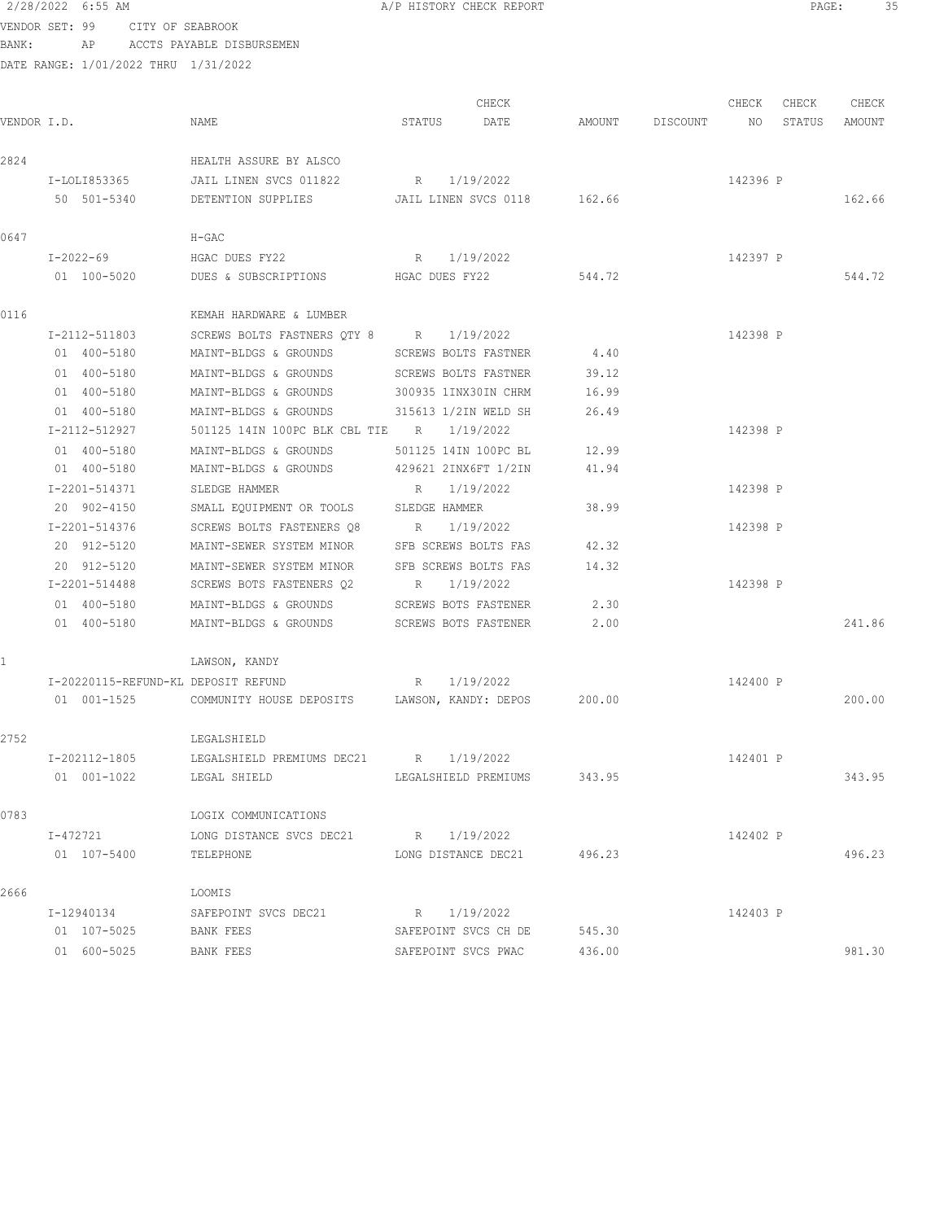2/28/2022 6:55 AM A/P HISTORY CHECK REPORT

VENDOR SET: 99 CITY OF SEABROOK
BANK: AP ACCTS PAYABLE DISBURSEMEN
DATE RANGE: 1/01/2022 THRU 1/31/2022

| VENDOR I.D. | NAME | STATUS | CHECK DATE | AMOUNT | DISCOUNT | CHECK NO | CHECK STATUS | CHECK AMOUNT |
|---|---|---|---|---|---|---|---|---|
| 2824 | HEALTH ASSURE BY ALSCO | | | | | | | |
| I-LOLI853365 | JAIL LINEN SVCS 011822 | R | 1/19/2022 | | | 142396 | P | |
| 50 501-5340 | DETENTION SUPPLIES | JAIL LINEN SVCS 0118 | | 162.66 | | | | 162.66 |
| 0647 | H-GAC | | | | | | | |
| I-2022-69 | HGAC DUES FY22 | R | 1/19/2022 | | | 142397 | P | |
| 01 100-5020 | DUES & SUBSCRIPTIONS | HGAC DUES FY22 | | 544.72 | | | | 544.72 |
| 0116 | KEMAH HARDWARE & LUMBER | | | | | | | |
| I-2112-511803 | SCREWS BOLTS FASTNERS QTY 8 | R | 1/19/2022 | | | 142398 | P | |
| 01 400-5180 | MAINT-BLDGS & GROUNDS | SCREWS BOLTS FASTNER | | 4.40 | | | | |
| 01 400-5180 | MAINT-BLDGS & GROUNDS | SCREWS BOLTS FASTNER | | 39.12 | | | | |
| 01 400-5180 | MAINT-BLDGS & GROUNDS | 300935 1INX30IN CHRM | | 16.99 | | | | |
| 01 400-5180 | MAINT-BLDGS & GROUNDS | 315613 1/2IN WELD SH | | 26.49 | | | | |
| I-2112-512927 | 501125 14IN 100PC BLK CBL TIE | R | 1/19/2022 | | | 142398 | P | |
| 01 400-5180 | MAINT-BLDGS & GROUNDS | 501125 14IN 100PC BL | | 12.99 | | | | |
| 01 400-5180 | MAINT-BLDGS & GROUNDS | 429621 2INX6FT 1/2IN | | 41.94 | | | | |
| I-2201-514371 | SLEDGE HAMMER | R | 1/19/2022 | | | 142398 | P | |
| 20 902-4150 | SMALL EQUIPMENT OR TOOLS | SLEDGE HAMMER | | 38.99 | | | | |
| I-2201-514376 | SCREWS BOLTS FASTENERS Q8 | R | 1/19/2022 | | | 142398 | P | |
| 20 912-5120 | MAINT-SEWER SYSTEM MINOR | SFB SCREWS BOLTS FAS | | 42.32 | | | | |
| 20 912-5120 | MAINT-SEWER SYSTEM MINOR | SFB SCREWS BOLTS FAS | | 14.32 | | | | |
| I-2201-514488 | SCREWS BOTS FASTENERS Q2 | R | 1/19/2022 | | | 142398 | P | |
| 01 400-5180 | MAINT-BLDGS & GROUNDS | SCREWS BOTS FASTENER | | 2.30 | | | | |
| 01 400-5180 | MAINT-BLDGS & GROUNDS | SCREWS BOTS FASTENER | | 2.00 | | | | 241.86 |
| 1 | LAWSON, KANDY | | | | | | | |
| I-20220115-REFUND-KL | DEPOSIT REFUND | R | 1/19/2022 | | | 142400 | P | |
| 01 001-1525 | COMMUNITY HOUSE DEPOSITS | LAWSON, KANDY: DEPOS | | 200.00 | | | | 200.00 |
| 2752 | LEGALSHIELD | | | | | | | |
| I-202112-1805 | LEGALSHIELD PREMIUMS DEC21 | R | 1/19/2022 | | | 142401 | P | |
| 01 001-1022 | LEGAL SHIELD | LEGALSHIELD PREMIUMS | | 343.95 | | | | 343.95 |
| 0783 | LOGIX COMMUNICATIONS | | | | | | | |
| I-472721 | LONG DISTANCE SVCS DEC21 | R | 1/19/2022 | | | 142402 | P | |
| 01 107-5400 | TELEPHONE | LONG DISTANCE DEC21 | | 496.23 | | | | 496.23 |
| 2666 | LOOMIS | | | | | | | |
| I-12940134 | SAFEPOINT SVCS DEC21 | R | 1/19/2022 | | | 142403 | P | |
| 01 107-5025 | BANK FEES | SAFEPOINT SVCS CH DE | | 545.30 | | | | |
| 01 600-5025 | BANK FEES | SAFEPOINT SVCS PWAC | | 436.00 | | | | 981.30 |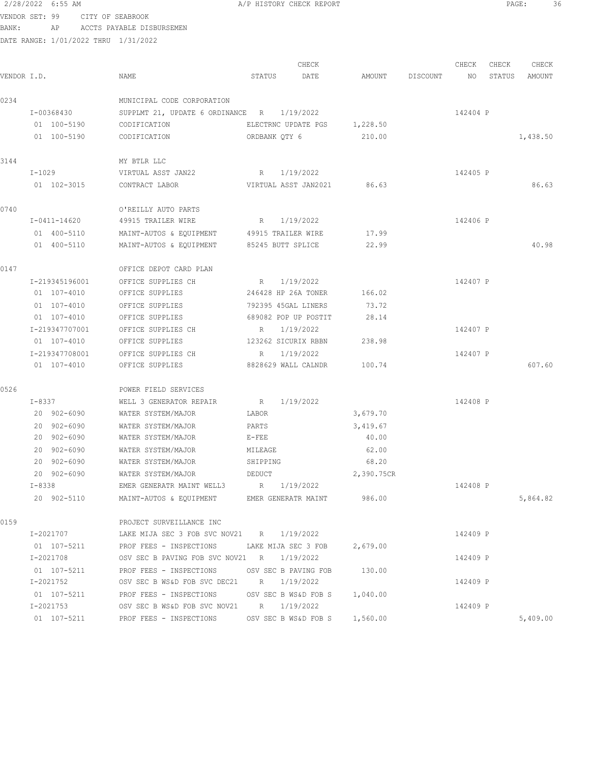2/28/2022 6:55 AM A/P HISTORY CHECK REPORT

VENDOR SET: 99 CITY OF SEABROOK
BANK: AP ACCTS PAYABLE DISBURSEMEN
DATE RANGE: 1/01/2022 THRU 1/31/2022

| VENDOR I.D. | NAME | STATUS | CHECK DATE | AMOUNT | DISCOUNT | CHECK NO | CHECK STATUS | CHECK AMOUNT |
|---|---|---|---|---|---|---|---|---|
| 0234 | MUNICIPAL CODE CORPORATION | | | | | | | |
| I-00368430 | SUPPLMT 21, UPDATE 6 ORDINANCE | R | 1/19/2022 | | | 142404 | P | |
| 01 100-5190 | CODIFICATION | ELECTRNC UPDATE PGS | | 1,228.50 | | | | |
| 01 100-5190 | CODIFICATION | ORDBANK QTY 6 | | 210.00 | | | | 1,438.50 |
| 3144 | MY BTLR LLC | | | | | | | |
| I-1029 | VIRTUAL ASST JAN22 | R | 1/19/2022 | | | 142405 | P | |
| 01 102-3015 | CONTRACT LABOR | VIRTUAL ASST JAN2021 | | 86.63 | | | | 86.63 |
| 0740 | O'REILLY AUTO PARTS | | | | | | | |
| I-0411-14620 | 49915 TRAILER WIRE | R | 1/19/2022 | | | 142406 | P | |
| 01 400-5110 | MAINT-AUTOS & EQUIPMENT | 49915 TRAILER WIRE | | 17.99 | | | | |
| 01 400-5110 | MAINT-AUTOS & EQUIPMENT | 85245 BUTT SPLICE | | 22.99 | | | | 40.98 |
| 0147 | OFFICE DEPOT CARD PLAN | | | | | | | |
| I-219345196001 | OFFICE SUPPLIES CH | R | 1/19/2022 | | | 142407 | P | |
| 01 107-4010 | OFFICE SUPPLIES | 246428 HP 26A TONER | | 166.02 | | | | |
| 01 107-4010 | OFFICE SUPPLIES | 792395 45GAL LINERS | | 73.72 | | | | |
| 01 107-4010 | OFFICE SUPPLIES | 689082 POP UP POSTIT | | 28.14 | | | | |
| I-219347707001 | OFFICE SUPPLIES CH | R | 1/19/2022 | | | 142407 | P | |
| 01 107-4010 | OFFICE SUPPLIES | 123262 SICURIX RBBN | | 238.98 | | | | |
| I-219347708001 | OFFICE SUPPLIES CH | R | 1/19/2022 | | | 142407 | P | |
| 01 107-4010 | OFFICE SUPPLIES | 8828629 WALL CALNDR | | 100.74 | | | | 607.60 |
| 0526 | POWER FIELD SERVICES | | | | | | | |
| I-8337 | WELL 3 GENERATOR REPAIR | R | 1/19/2022 | | | 142408 | P | |
| 20 902-6090 | WATER SYSTEM/MAJOR | LABOR | | 3,679.70 | | | | |
| 20 902-6090 | WATER SYSTEM/MAJOR | PARTS | | 3,419.67 | | | | |
| 20 902-6090 | WATER SYSTEM/MAJOR | E-FEE | | 40.00 | | | | |
| 20 902-6090 | WATER SYSTEM/MAJOR | MILEAGE | | 62.00 | | | | |
| 20 902-6090 | WATER SYSTEM/MAJOR | SHIPPING | | 68.20 | | | | |
| 20 902-6090 | WATER SYSTEM/MAJOR | DEDUCT | | 2,390.75CR | | | | |
| I-8338 | EMER GENERATR MAINT WELL3 | R | 1/19/2022 | | | 142408 | P | |
| 20 902-5110 | MAINT-AUTOS & EQUIPMENT | EMER GENERATR MAINT | | 986.00 | | | | 5,864.82 |
| 0159 | PROJECT SURVEILLANCE INC | | | | | | | |
| I-2021707 | LAKE MIJA SEC 3 FOB SVC NOV21 | R | 1/19/2022 | | | 142409 | P | |
| 01 107-5211 | PROF FEES - INSPECTIONS | LAKE MIJA SEC 3 FOB | | 2,679.00 | | | | |
| I-2021708 | OSV SEC B PAVING FOB SVC NOV21 | R | 1/19/2022 | | | 142409 | P | |
| 01 107-5211 | PROF FEES - INSPECTIONS | OSV SEC B PAVING FOB | | 130.00 | | | | |
| I-2021752 | OSV SEC B WS&D FOB SVC DEC21 | R | 1/19/2022 | | | 142409 | P | |
| 01 107-5211 | PROF FEES - INSPECTIONS | OSV SEC B WS&D FOB S | | 1,040.00 | | | | |
| I-2021753 | OSV SEC B WS&D FOB SVC NOV21 | R | 1/19/2022 | | | 142409 | P | |
| 01 107-5211 | PROF FEES - INSPECTIONS | OSV SEC B WS&D FOB S | | 1,560.00 | | | | 5,409.00 |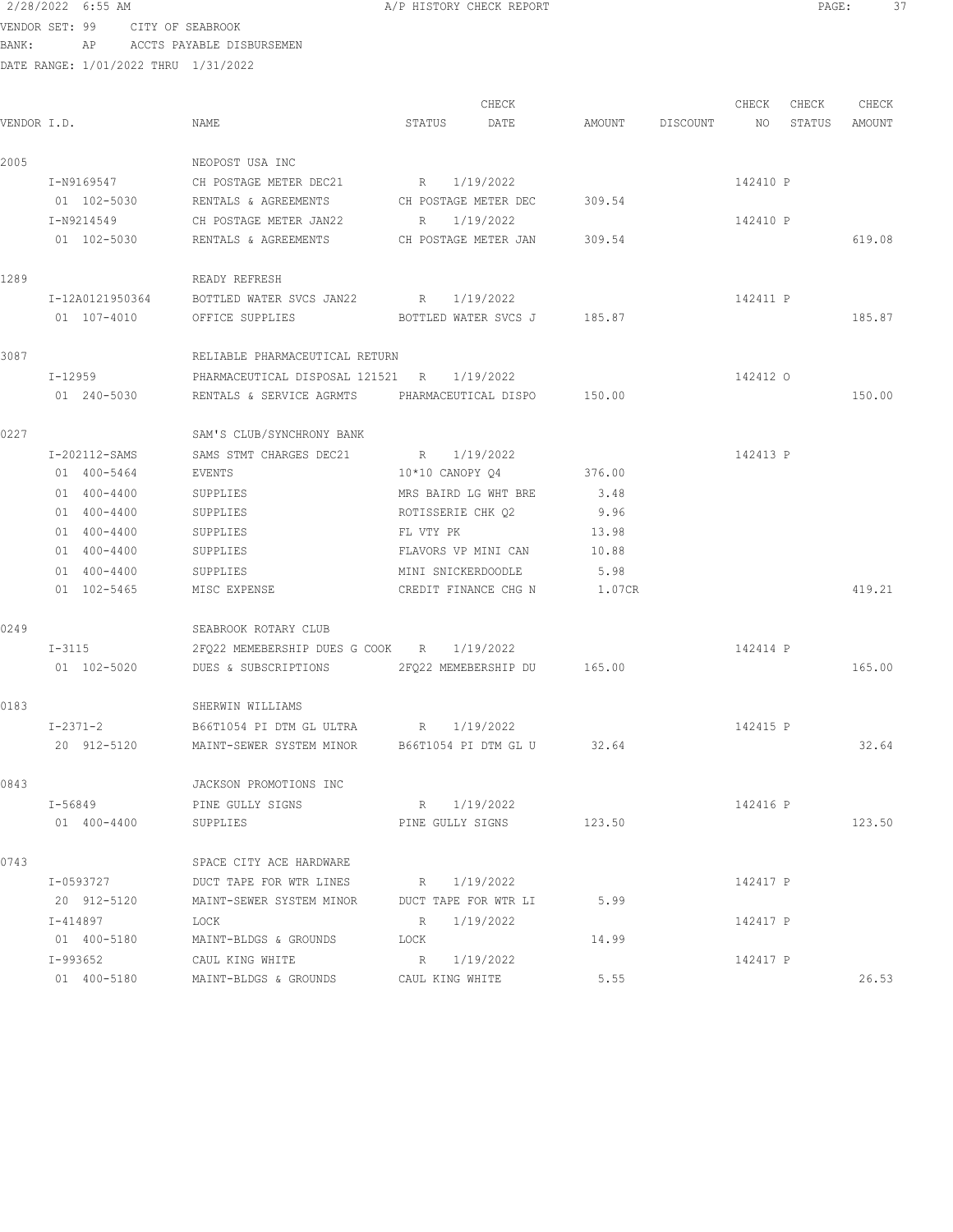A/P HISTORY CHECK REPORT

VENDOR SET: 99 CITY OF SEABROOK
BANK: AP ACCTS PAYABLE DISBURSEMEN
DATE RANGE: 1/01/2022 THRU 1/31/2022

| VENDOR I.D. | NAME | STATUS | CHECK DATE | AMOUNT | DISCOUNT | CHECK NO | CHECK STATUS | CHECK AMOUNT |
|---|---|---|---|---|---|---|---|---|
| 2005 | NEOPOST USA INC | | | | | | | |
| I-N9169547 | CH POSTAGE METER DEC21 | R | 1/19/2022 | | | 142410 | P | |
| 01 102-5030 | RENTALS & AGREEMENTS | CH POSTAGE METER DEC | | 309.54 | | | | |
| I-N9214549 | CH POSTAGE METER JAN22 | R | 1/19/2022 | | | 142410 | P | |
| 01 102-5030 | RENTALS & AGREEMENTS | CH POSTAGE METER JAN | | 309.54 | | | | 619.08 |
| 1289 | READY REFRESH | | | | | | | |
| I-12A0121950364 | BOTTLED WATER SVCS JAN22 | R | 1/19/2022 | | | 142411 | P | |
| 01 107-4010 | OFFICE SUPPLIES | BOTTLED WATER SVCS J | | 185.87 | | | | 185.87 |
| 3087 | RELIABLE PHARMACEUTICAL RETURN | | | | | | | |
| I-12959 | PHARMACEUTICAL DISPOSAL 121521 | R | 1/19/2022 | | | 142412 | O | |
| 01 240-5030 | RENTALS & SERVICE AGRMTS | PHARMACEUTICAL DISPO | | 150.00 | | | | 150.00 |
| 0227 | SAM'S CLUB/SYNCHRONY BANK | | | | | | | |
| I-202112-SAMS | SAMS STMT CHARGES DEC21 | R | 1/19/2022 | | | 142413 | P | |
| 01 400-5464 | EVENTS | 10*10 CANOPY Q4 | | 376.00 | | | | |
| 01 400-4400 | SUPPLIES | MRS BAIRD LG WHT BRE | | 3.48 | | | | |
| 01 400-4400 | SUPPLIES | ROTISSERIE CHK Q2 | | 9.96 | | | | |
| 01 400-4400 | SUPPLIES | FL VTY PK | | 13.98 | | | | |
| 01 400-4400 | SUPPLIES | FLAVORS VP MINI CAN | | 10.88 | | | | |
| 01 400-4400 | SUPPLIES | MINI SNICKERDOODLE | | 5.98 | | | | |
| 01 102-5465 | MISC EXPENSE | CREDIT FINANCE CHG N | | 1.07CR | | | | 419.21 |
| 0249 | SEABROOK ROTARY CLUB | | | | | | | |
| I-3115 | 2FQ22 MEMEBERSHIP DUES G COOK | R | 1/19/2022 | | | 142414 | P | |
| 01 102-5020 | DUES & SUBSCRIPTIONS | 2FQ22 MEMEBERSHIP DU | | 165.00 | | | | 165.00 |
| 0183 | SHERWIN WILLIAMS | | | | | | | |
| I-2371-2 | B66T1054 PI DTM GL ULTRA | R | 1/19/2022 | | | 142415 | P | |
| 20 912-5120 | MAINT-SEWER SYSTEM MINOR | B66T1054 PI DTM GL U | | 32.64 | | | | 32.64 |
| 0843 | JACKSON PROMOTIONS INC | | | | | | | |
| I-56849 | PINE GULLY SIGNS | R | 1/19/2022 | | | 142416 | P | |
| 01 400-4400 | SUPPLIES | PINE GULLY SIGNS | | 123.50 | | | | 123.50 |
| 0743 | SPACE CITY ACE HARDWARE | | | | | | | |
| I-0593727 | DUCT TAPE FOR WTR LINES | R | 1/19/2022 | | | 142417 | P | |
| 20 912-5120 | MAINT-SEWER SYSTEM MINOR | DUCT TAPE FOR WTR LI | | 5.99 | | | | |
| I-414897 | LOCK | R | 1/19/2022 | | | 142417 | P | |
| 01 400-5180 | MAINT-BLDGS & GROUNDS | LOCK | | 14.99 | | | | |
| I-993652 | CAUL KING WHITE | R | 1/19/2022 | | | 142417 | P | |
| 01 400-5180 | MAINT-BLDGS & GROUNDS | CAUL KING WHITE | | 5.55 | | | | 26.53 |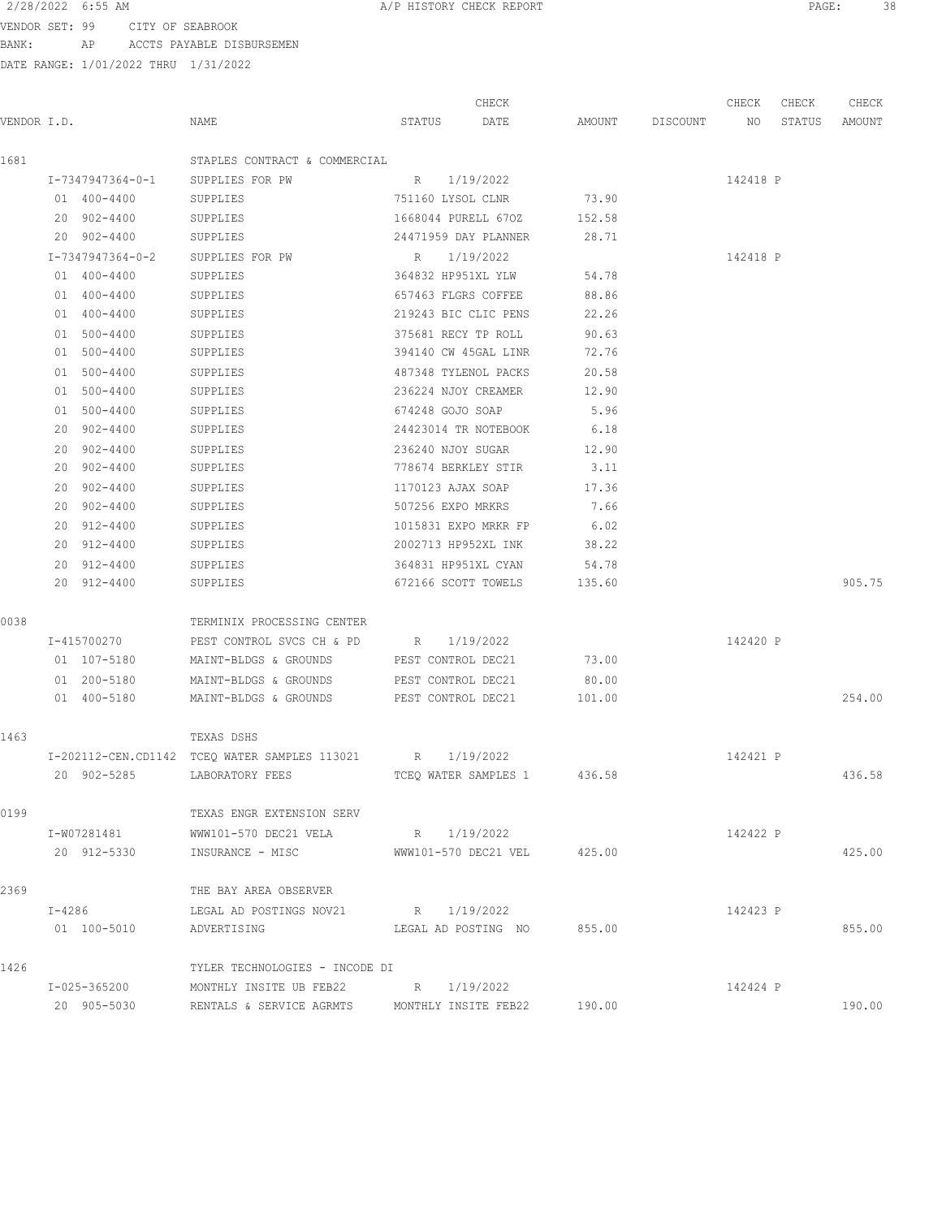2/28/2022 6:55 AM A/P HISTORY CHECK REPORT

VENDOR SET: 99 CITY OF SEABROOK
BANK: AP ACCTS PAYABLE DISBURSEMEN
DATE RANGE: 1/01/2022 THRU 1/31/2022

| VENDOR I.D. | NAME | STATUS | CHECK DATE | AMOUNT | DISCOUNT | CHECK NO | CHECK STATUS | CHECK AMOUNT |
|---|---|---|---|---|---|---|---|---|
| 1681 | STAPLES CONTRACT & COMMERCIAL | | | | | | | |
| I-7347947364-0-1 | SUPPLIES FOR PW | R | 1/19/2022 | | | 142418 | P | |
| 01 400-4400 | SUPPLIES | 751160 LYSOL CLNR | | 73.90 | | | | |
| 20 902-4400 | SUPPLIES | 1668044 PURELL 67OZ | | 152.58 | | | | |
| 20 902-4400 | SUPPLIES | 24471959 DAY PLANNER | | 28.71 | | | | |
| I-7347947364-0-2 | SUPPLIES FOR PW | R | 1/19/2022 | | | 142418 | P | |
| 01 400-4400 | SUPPLIES | 364832 HP951XL YLW | | 54.78 | | | | |
| 01 400-4400 | SUPPLIES | 657463 FLGRS COFFEE | | 88.86 | | | | |
| 01 400-4400 | SUPPLIES | 219243 BIC CLIC PENS | | 22.26 | | | | |
| 01 500-4400 | SUPPLIES | 375681 RECY TP ROLL | | 90.63 | | | | |
| 01 500-4400 | SUPPLIES | 394140 CW 45GAL LINR | | 72.76 | | | | |
| 01 500-4400 | SUPPLIES | 487348 TYLENOL PACKS | | 20.58 | | | | |
| 01 500-4400 | SUPPLIES | 236224 NJOY CREAMER | | 12.90 | | | | |
| 01 500-4400 | SUPPLIES | 674248 GOJO SOAP | | 5.96 | | | | |
| 20 902-4400 | SUPPLIES | 24423014 TR NOTEBOOK | | 6.18 | | | | |
| 20 902-4400 | SUPPLIES | 236240 NJOY SUGAR | | 12.90 | | | | |
| 20 902-4400 | SUPPLIES | 778674 BERKLEY STIR | | 3.11 | | | | |
| 20 902-4400 | SUPPLIES | 1170123 AJAX SOAP | | 17.36 | | | | |
| 20 902-4400 | SUPPLIES | 507256 EXPO MRKRS | | 7.66 | | | | |
| 20 912-4400 | SUPPLIES | 1015831 EXPO MRKR FP | | 6.02 | | | | |
| 20 912-4400 | SUPPLIES | 2002713 HP952XL INK | | 38.22 | | | | |
| 20 912-4400 | SUPPLIES | 364831 HP951XL CYAN | | 54.78 | | | | |
| 20 912-4400 | SUPPLIES | 672166 SCOTT TOWELS | | 135.60 | | | | 905.75 |
| 0038 | TERMINIX PROCESSING CENTER | | | | | | | |
| I-415700270 | PEST CONTROL SVCS CH & PD | R | 1/19/2022 | | | 142420 | P | |
| 01 107-5180 | MAINT-BLDGS & GROUNDS | PEST CONTROL DEC21 | | 73.00 | | | | |
| 01 200-5180 | MAINT-BLDGS & GROUNDS | PEST CONTROL DEC21 | | 80.00 | | | | |
| 01 400-5180 | MAINT-BLDGS & GROUNDS | PEST CONTROL DEC21 | | 101.00 | | | | 254.00 |
| 1463 | TEXAS DSHS | | | | | | | |
| I-202112-CEN.CD1142 | TCEQ WATER SAMPLES 113021 | R | 1/19/2022 | | | 142421 | P | |
| 20 902-5285 | LABORATORY FEES | TCEQ WATER SAMPLES 1 | | 436.58 | | | | 436.58 |
| 0199 | TEXAS ENGR EXTENSION SERV | | | | | | | |
| I-W07281481 | WWW101-570 DEC21 VELA | R | 1/19/2022 | | | 142422 | P | |
| 20 912-5330 | INSURANCE - MISC | WWW101-570 DEC21 VEL | | 425.00 | | | | 425.00 |
| 2369 | THE BAY AREA OBSERVER | | | | | | | |
| I-4286 | LEGAL AD POSTINGS NOV21 | R | 1/19/2022 | | | 142423 | P | |
| 01 100-5010 | ADVERTISING | LEGAL AD POSTING NO | | 855.00 | | | | 855.00 |
| 1426 | TYLER TECHNOLOGIES - INCODE DI | | | | | | | |
| I-025-365200 | MONTHLY INSITE UB FEB22 | R | 1/19/2022 | | | 142424 | P | |
| 20 905-5030 | RENTALS & SERVICE AGRMTS | MONTHLY INSITE FEB22 | | 190.00 | | | | 190.00 |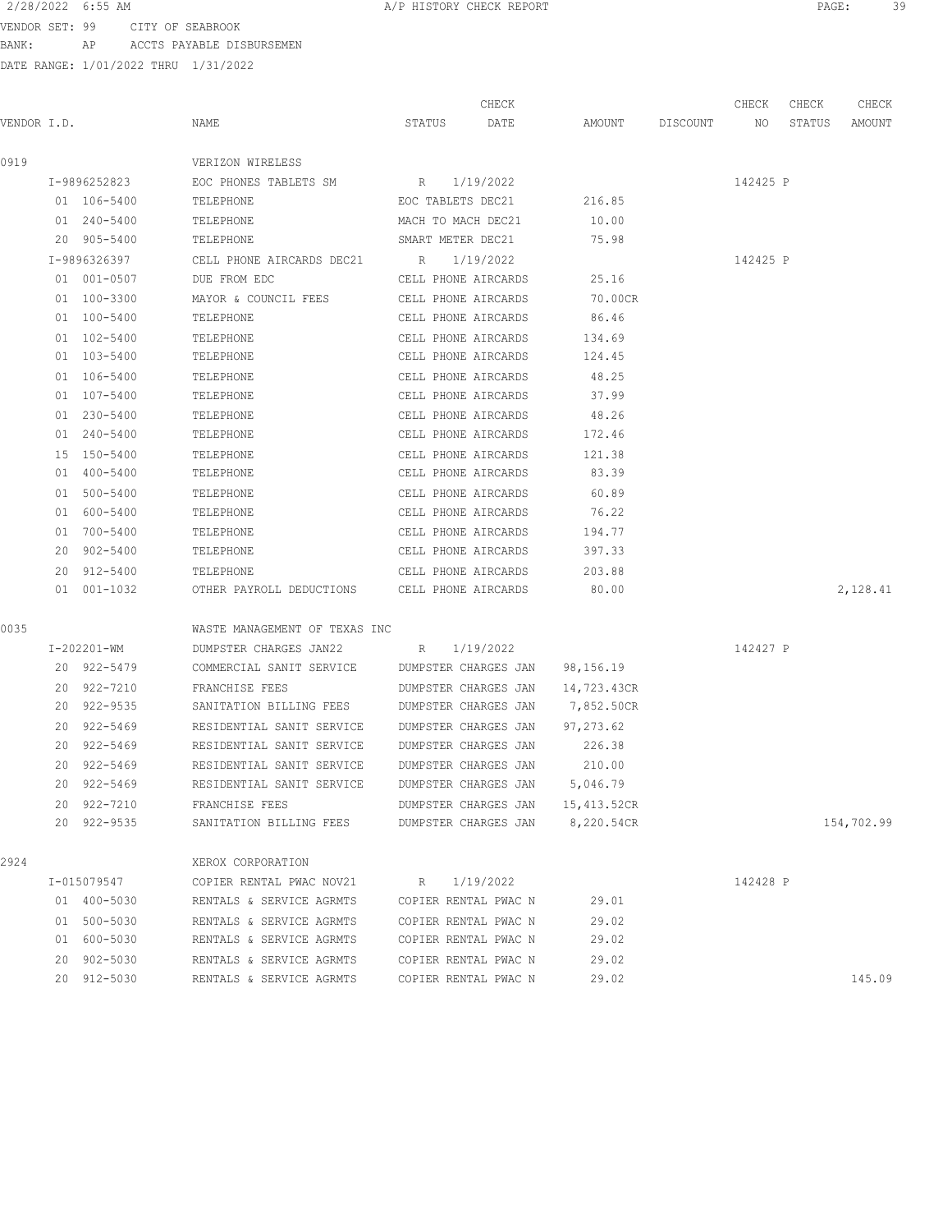2/28/2022 6:55 AM — A/P HISTORY CHECK REPORT

VENDOR SET: 99 CITY OF SEABROOK
BANK: AP ACCTS PAYABLE DISBURSEMEN
DATE RANGE: 1/01/2022 THRU 1/31/2022

| VENDOR I.D. | NAME | STATUS | CHECK DATE | AMOUNT | DISCOUNT | CHECK NO | CHECK STATUS | CHECK AMOUNT |
|---|---|---|---|---|---|---|---|---|
| 0919 | VERIZON WIRELESS | | | | | | | |
| I-9896252823 | EOC PHONES TABLETS SM | R | 1/19/2022 | | | 142425 | P | |
| 01 106-5400 | TELEPHONE | EOC TABLETS DEC21 | | 216.85 | | | | |
| 01 240-5400 | TELEPHONE | MACH TO MACH DEC21 | | 10.00 | | | | |
| 20 905-5400 | TELEPHONE | SMART METER DEC21 | | 75.98 | | | | |
| I-9896326397 | CELL PHONE AIRCARDS DEC21 | R | 1/19/2022 | | | 142425 | P | |
| 01 001-0507 | DUE FROM EDC | CELL PHONE AIRCARDS | | 25.16 | | | | |
| 01 100-3300 | MAYOR & COUNCIL FEES | CELL PHONE AIRCARDS | | 70.00CR | | | | |
| 01 100-5400 | TELEPHONE | CELL PHONE AIRCARDS | | 86.46 | | | | |
| 01 102-5400 | TELEPHONE | CELL PHONE AIRCARDS | | 134.69 | | | | |
| 01 103-5400 | TELEPHONE | CELL PHONE AIRCARDS | | 124.45 | | | | |
| 01 106-5400 | TELEPHONE | CELL PHONE AIRCARDS | | 48.25 | | | | |
| 01 107-5400 | TELEPHONE | CELL PHONE AIRCARDS | | 37.99 | | | | |
| 01 230-5400 | TELEPHONE | CELL PHONE AIRCARDS | | 48.26 | | | | |
| 01 240-5400 | TELEPHONE | CELL PHONE AIRCARDS | | 172.46 | | | | |
| 15 150-5400 | TELEPHONE | CELL PHONE AIRCARDS | | 121.38 | | | | |
| 01 400-5400 | TELEPHONE | CELL PHONE AIRCARDS | | 83.39 | | | | |
| 01 500-5400 | TELEPHONE | CELL PHONE AIRCARDS | | 60.89 | | | | |
| 01 600-5400 | TELEPHONE | CELL PHONE AIRCARDS | | 76.22 | | | | |
| 01 700-5400 | TELEPHONE | CELL PHONE AIRCARDS | | 194.77 | | | | |
| 20 902-5400 | TELEPHONE | CELL PHONE AIRCARDS | | 397.33 | | | | |
| 20 912-5400 | TELEPHONE | CELL PHONE AIRCARDS | | 203.88 | | | | |
| 01 001-1032 | OTHER PAYROLL DEDUCTIONS | CELL PHONE AIRCARDS | | 80.00 | | | | 2,128.41 |
| 0035 | WASTE MANAGEMENT OF TEXAS INC | | | | | | | |
| I-202201-WM | DUMPSTER CHARGES JAN22 | R | 1/19/2022 | | | 142427 | P | |
| 20 922-5479 | COMMERCIAL SANIT SERVICE | DUMPSTER CHARGES JAN | | 98,156.19 | | | | |
| 20 922-7210 | FRANCHISE FEES | DUMPSTER CHARGES JAN | | 14,723.43CR | | | | |
| 20 922-9535 | SANITATION BILLING FEES | DUMPSTER CHARGES JAN | | 7,852.50CR | | | | |
| 20 922-5469 | RESIDENTIAL SANIT SERVICE | DUMPSTER CHARGES JAN | | 97,273.62 | | | | |
| 20 922-5469 | RESIDENTIAL SANIT SERVICE | DUMPSTER CHARGES JAN | | 226.38 | | | | |
| 20 922-5469 | RESIDENTIAL SANIT SERVICE | DUMPSTER CHARGES JAN | | 210.00 | | | | |
| 20 922-5469 | RESIDENTIAL SANIT SERVICE | DUMPSTER CHARGES JAN | | 5,046.79 | | | | |
| 20 922-7210 | FRANCHISE FEES | DUMPSTER CHARGES JAN | | 15,413.52CR | | | | |
| 20 922-9535 | SANITATION BILLING FEES | DUMPSTER CHARGES JAN | | 8,220.54CR | | | | 154,702.99 |
| 2924 | XEROX CORPORATION | | | | | | | |
| I-015079547 | COPIER RENTAL PWAC NOV21 | R | 1/19/2022 | | | 142428 | P | |
| 01 400-5030 | RENTALS & SERVICE AGRMTS | COPIER RENTAL PWAC N | | 29.01 | | | | |
| 01 500-5030 | RENTALS & SERVICE AGRMTS | COPIER RENTAL PWAC N | | 29.02 | | | | |
| 01 600-5030 | RENTALS & SERVICE AGRMTS | COPIER RENTAL PWAC N | | 29.02 | | | | |
| 20 902-5030 | RENTALS & SERVICE AGRMTS | COPIER RENTAL PWAC N | | 29.02 | | | | |
| 20 912-5030 | RENTALS & SERVICE AGRMTS | COPIER RENTAL PWAC N | | 29.02 | | | | 145.09 |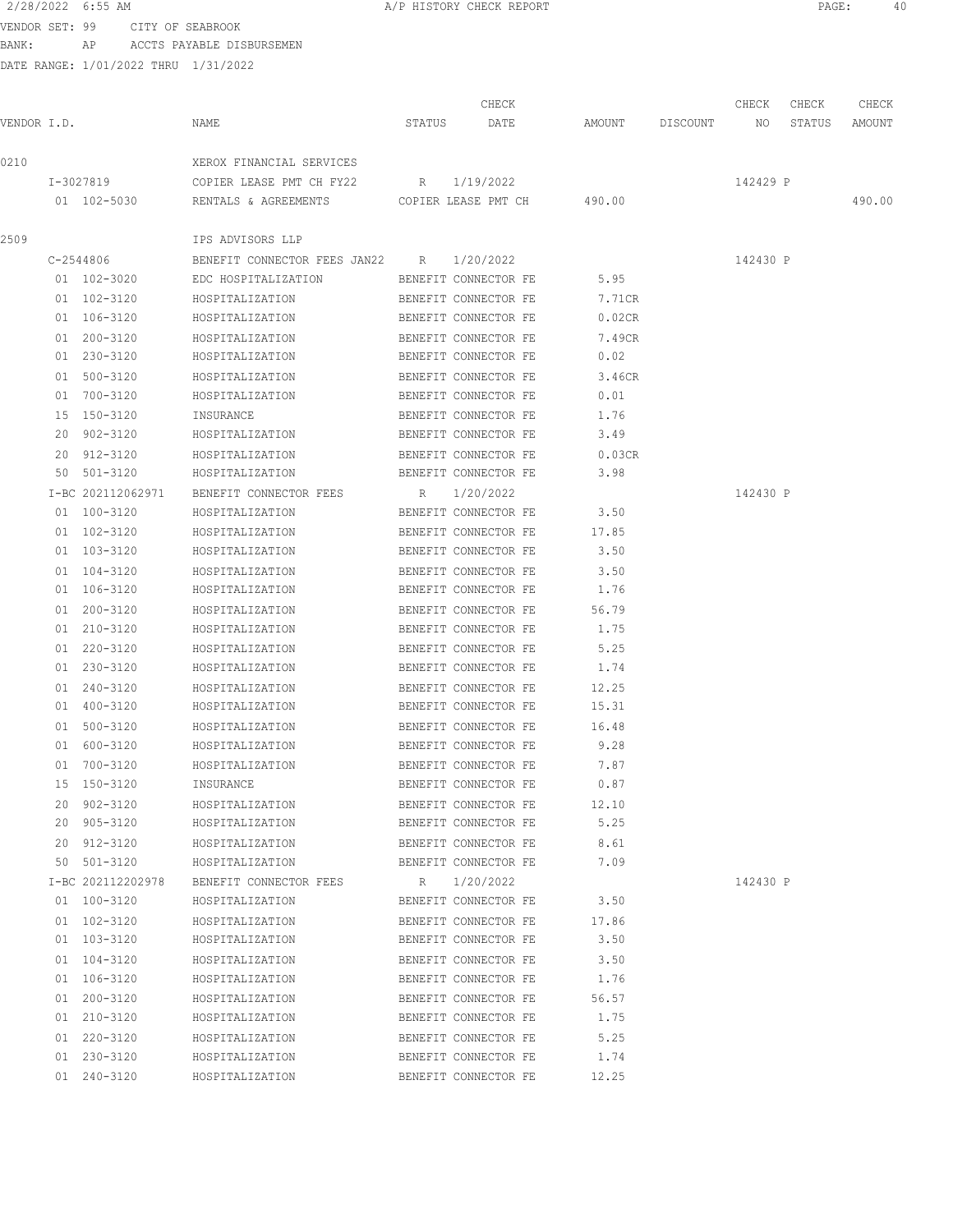2/28/2022 6:55 AM — A/P HISTORY CHECK REPORT

VENDOR SET: 99 CITY OF SEABROOK
BANK: AP ACCTS PAYABLE DISBURSEMEN
DATE RANGE: 1/01/2022 THRU 1/31/2022

| VENDOR I.D. | NAME | STATUS | CHECK DATE | AMOUNT | DISCOUNT | CHECK NO | CHECK STATUS | CHECK AMOUNT |
|---|---|---|---|---|---|---|---|---|
| 0210 | XEROX FINANCIAL SERVICES | | | | | | | |
| I-3027819 | COPIER LEASE PMT CH FY22 | R | 1/19/2022 | | | 142429 | P | |
| 01 102-5030 | RENTALS & AGREEMENTS | COPIER LEASE PMT CH | | 490.00 | | | | 490.00 |
| 2509 | IPS ADVISORS LLP | | | | | | | |
| C-2544806 | BENEFIT CONNECTOR FEES JAN22 | R | 1/20/2022 | | | 142430 | P | |
| 01 102-3020 | EDC HOSPITALIZATION | BENEFIT CONNECTOR FE | | 5.95 | | | | |
| 01 102-3120 | HOSPITALIZATION | BENEFIT CONNECTOR FE | | 7.71CR | | | | |
| 01 106-3120 | HOSPITALIZATION | BENEFIT CONNECTOR FE | | 0.02CR | | | | |
| 01 200-3120 | HOSPITALIZATION | BENEFIT CONNECTOR FE | | 7.49CR | | | | |
| 01 230-3120 | HOSPITALIZATION | BENEFIT CONNECTOR FE | | 0.02 | | | | |
| 01 500-3120 | HOSPITALIZATION | BENEFIT CONNECTOR FE | | 3.46CR | | | | |
| 01 700-3120 | HOSPITALIZATION | BENEFIT CONNECTOR FE | | 0.01 | | | | |
| 15 150-3120 | INSURANCE | BENEFIT CONNECTOR FE | | 1.76 | | | | |
| 20 902-3120 | HOSPITALIZATION | BENEFIT CONNECTOR FE | | 3.49 | | | | |
| 20 912-3120 | HOSPITALIZATION | BENEFIT CONNECTOR FE | | 0.03CR | | | | |
| 50 501-3120 | HOSPITALIZATION | BENEFIT CONNECTOR FE | | 3.98 | | | | |
| I-BC 202112062971 | BENEFIT CONNECTOR FEES | R | 1/20/2022 | | | 142430 | P | |
| 01 100-3120 | HOSPITALIZATION | BENEFIT CONNECTOR FE | | 3.50 | | | | |
| 01 102-3120 | HOSPITALIZATION | BENEFIT CONNECTOR FE | | 17.85 | | | | |
| 01 103-3120 | HOSPITALIZATION | BENEFIT CONNECTOR FE | | 3.50 | | | | |
| 01 104-3120 | HOSPITALIZATION | BENEFIT CONNECTOR FE | | 3.50 | | | | |
| 01 106-3120 | HOSPITALIZATION | BENEFIT CONNECTOR FE | | 1.76 | | | | |
| 01 200-3120 | HOSPITALIZATION | BENEFIT CONNECTOR FE | | 56.79 | | | | |
| 01 210-3120 | HOSPITALIZATION | BENEFIT CONNECTOR FE | | 1.75 | | | | |
| 01 220-3120 | HOSPITALIZATION | BENEFIT CONNECTOR FE | | 5.25 | | | | |
| 01 230-3120 | HOSPITALIZATION | BENEFIT CONNECTOR FE | | 1.74 | | | | |
| 01 240-3120 | HOSPITALIZATION | BENEFIT CONNECTOR FE | | 12.25 | | | | |
| 01 400-3120 | HOSPITALIZATION | BENEFIT CONNECTOR FE | | 15.31 | | | | |
| 01 500-3120 | HOSPITALIZATION | BENEFIT CONNECTOR FE | | 16.48 | | | | |
| 01 600-3120 | HOSPITALIZATION | BENEFIT CONNECTOR FE | | 9.28 | | | | |
| 01 700-3120 | HOSPITALIZATION | BENEFIT CONNECTOR FE | | 7.87 | | | | |
| 15 150-3120 | INSURANCE | BENEFIT CONNECTOR FE | | 0.87 | | | | |
| 20 902-3120 | HOSPITALIZATION | BENEFIT CONNECTOR FE | | 12.10 | | | | |
| 20 905-3120 | HOSPITALIZATION | BENEFIT CONNECTOR FE | | 5.25 | | | | |
| 20 912-3120 | HOSPITALIZATION | BENEFIT CONNECTOR FE | | 8.61 | | | | |
| 50 501-3120 | HOSPITALIZATION | BENEFIT CONNECTOR FE | | 7.09 | | | | |
| I-BC 202112202978 | BENEFIT CONNECTOR FEES | R | 1/20/2022 | | | 142430 | P | |
| 01 100-3120 | HOSPITALIZATION | BENEFIT CONNECTOR FE | | 3.50 | | | | |
| 01 102-3120 | HOSPITALIZATION | BENEFIT CONNECTOR FE | | 17.86 | | | | |
| 01 103-3120 | HOSPITALIZATION | BENEFIT CONNECTOR FE | | 3.50 | | | | |
| 01 104-3120 | HOSPITALIZATION | BENEFIT CONNECTOR FE | | 3.50 | | | | |
| 01 106-3120 | HOSPITALIZATION | BENEFIT CONNECTOR FE | | 1.76 | | | | |
| 01 200-3120 | HOSPITALIZATION | BENEFIT CONNECTOR FE | | 56.57 | | | | |
| 01 210-3120 | HOSPITALIZATION | BENEFIT CONNECTOR FE | | 1.75 | | | | |
| 01 220-3120 | HOSPITALIZATION | BENEFIT CONNECTOR FE | | 5.25 | | | | |
| 01 230-3120 | HOSPITALIZATION | BENEFIT CONNECTOR FE | | 1.74 | | | | |
| 01 240-3120 | HOSPITALIZATION | BENEFIT CONNECTOR FE | | 12.25 | | | | |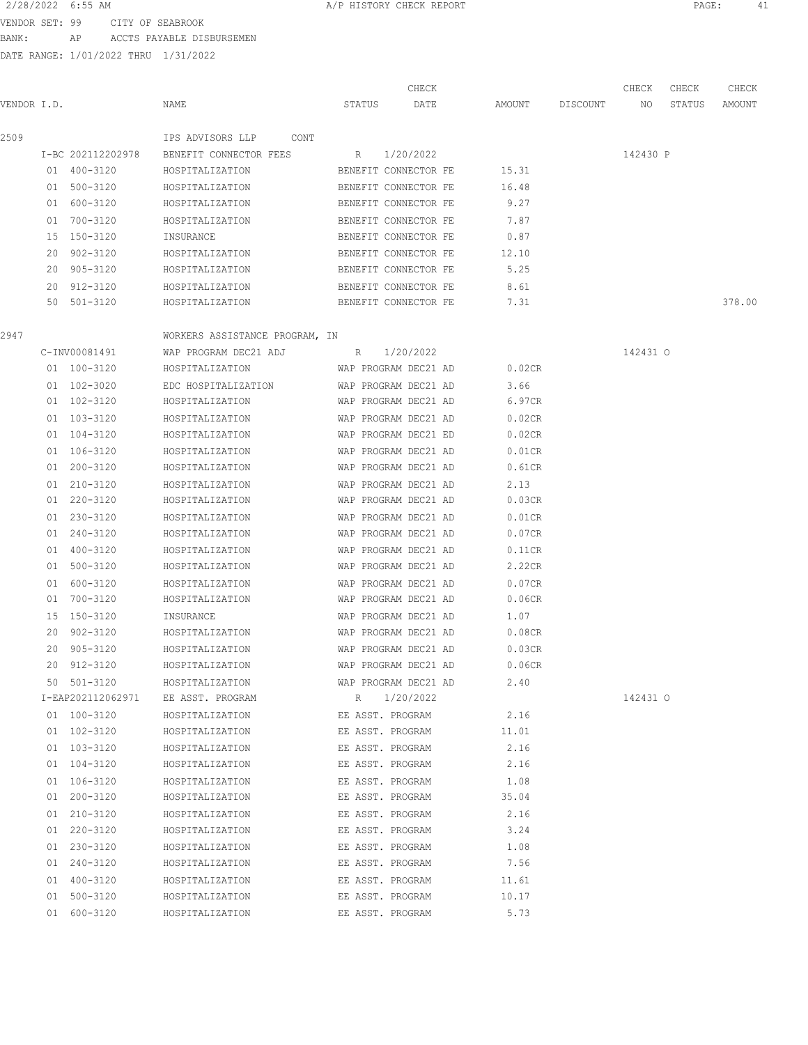VENDOR SET: 99 CITY OF SEABROOK
BANK: AP ACCTS PAYABLE DISBURSEMEN
DATE RANGE: 1/01/2022 THRU 1/31/2022

| VENDOR I.D. | NAME | STATUS | CHECK DATE | AMOUNT | DISCOUNT | CHECK NO | CHECK STATUS | CHECK AMOUNT |
|---|---|---|---|---|---|---|---|---|
| 2509 | IPS ADVISORS LLP CONT | | | | | | | |
| I-BC 202112202978 | BENEFIT CONNECTOR FEES | R | 1/20/2022 | | | 142430 | P | |
| 01 400-3120 | HOSPITALIZATION | BENEFIT CONNECTOR FE | | 15.31 | | | | |
| 01 500-3120 | HOSPITALIZATION | BENEFIT CONNECTOR FE | | 16.48 | | | | |
| 01 600-3120 | HOSPITALIZATION | BENEFIT CONNECTOR FE | | 9.27 | | | | |
| 01 700-3120 | HOSPITALIZATION | BENEFIT CONNECTOR FE | | 7.87 | | | | |
| 15 150-3120 | INSURANCE | BENEFIT CONNECTOR FE | | 0.87 | | | | |
| 20 902-3120 | HOSPITALIZATION | BENEFIT CONNECTOR FE | | 12.10 | | | | |
| 20 905-3120 | HOSPITALIZATION | BENEFIT CONNECTOR FE | | 5.25 | | | | |
| 20 912-3120 | HOSPITALIZATION | BENEFIT CONNECTOR FE | | 8.61 | | | | |
| 50 501-3120 | HOSPITALIZATION | BENEFIT CONNECTOR FE | | 7.31 | | | | 378.00 |
| 2947 | WORKERS ASSISTANCE PROGRAM, IN | | | | | | | |
| C-INV00081491 | WAP PROGRAM DEC21 ADJ | R | 1/20/2022 | | | 142431 | O | |
| 01 100-3120 | HOSPITALIZATION | WAP PROGRAM DEC21 AD | | 0.02CR | | | | |
| 01 102-3020 | EDC HOSPITALIZATION | WAP PROGRAM DEC21 AD | | 3.66 | | | | |
| 01 102-3120 | HOSPITALIZATION | WAP PROGRAM DEC21 AD | | 6.97CR | | | | |
| 01 103-3120 | HOSPITALIZATION | WAP PROGRAM DEC21 AD | | 0.02CR | | | | |
| 01 104-3120 | HOSPITALIZATION | WAP PROGRAM DEC21 ED | | 0.02CR | | | | |
| 01 106-3120 | HOSPITALIZATION | WAP PROGRAM DEC21 AD | | 0.01CR | | | | |
| 01 200-3120 | HOSPITALIZATION | WAP PROGRAM DEC21 AD | | 0.61CR | | | | |
| 01 210-3120 | HOSPITALIZATION | WAP PROGRAM DEC21 AD | | 2.13 | | | | |
| 01 220-3120 | HOSPITALIZATION | WAP PROGRAM DEC21 AD | | 0.03CR | | | | |
| 01 230-3120 | HOSPITALIZATION | WAP PROGRAM DEC21 AD | | 0.01CR | | | | |
| 01 240-3120 | HOSPITALIZATION | WAP PROGRAM DEC21 AD | | 0.07CR | | | | |
| 01 400-3120 | HOSPITALIZATION | WAP PROGRAM DEC21 AD | | 0.11CR | | | | |
| 01 500-3120 | HOSPITALIZATION | WAP PROGRAM DEC21 AD | | 2.22CR | | | | |
| 01 600-3120 | HOSPITALIZATION | WAP PROGRAM DEC21 AD | | 0.07CR | | | | |
| 01 700-3120 | HOSPITALIZATION | WAP PROGRAM DEC21 AD | | 0.06CR | | | | |
| 15 150-3120 | INSURANCE | WAP PROGRAM DEC21 AD | | 1.07 | | | | |
| 20 902-3120 | HOSPITALIZATION | WAP PROGRAM DEC21 AD | | 0.08CR | | | | |
| 20 905-3120 | HOSPITALIZATION | WAP PROGRAM DEC21 AD | | 0.03CR | | | | |
| 20 912-3120 | HOSPITALIZATION | WAP PROGRAM DEC21 AD | | 0.06CR | | | | |
| 50 501-3120 | HOSPITALIZATION | WAP PROGRAM DEC21 AD | | 2.40 | | | | |
| I-EAP202112062971 | EE ASST. PROGRAM | R | 1/20/2022 | | | 142431 | O | |
| 01 100-3120 | HOSPITALIZATION | EE ASST. PROGRAM | | 2.16 | | | | |
| 01 102-3120 | HOSPITALIZATION | EE ASST. PROGRAM | | 11.01 | | | | |
| 01 103-3120 | HOSPITALIZATION | EE ASST. PROGRAM | | 2.16 | | | | |
| 01 104-3120 | HOSPITALIZATION | EE ASST. PROGRAM | | 2.16 | | | | |
| 01 106-3120 | HOSPITALIZATION | EE ASST. PROGRAM | | 1.08 | | | | |
| 01 200-3120 | HOSPITALIZATION | EE ASST. PROGRAM | | 35.04 | | | | |
| 01 210-3120 | HOSPITALIZATION | EE ASST. PROGRAM | | 2.16 | | | | |
| 01 220-3120 | HOSPITALIZATION | EE ASST. PROGRAM | | 3.24 | | | | |
| 01 230-3120 | HOSPITALIZATION | EE ASST. PROGRAM | | 1.08 | | | | |
| 01 240-3120 | HOSPITALIZATION | EE ASST. PROGRAM | | 7.56 | | | | |
| 01 400-3120 | HOSPITALIZATION | EE ASST. PROGRAM | | 11.61 | | | | |
| 01 500-3120 | HOSPITALIZATION | EE ASST. PROGRAM | | 10.17 | | | | |
| 01 600-3120 | HOSPITALIZATION | EE ASST. PROGRAM | | 5.73 | | | | |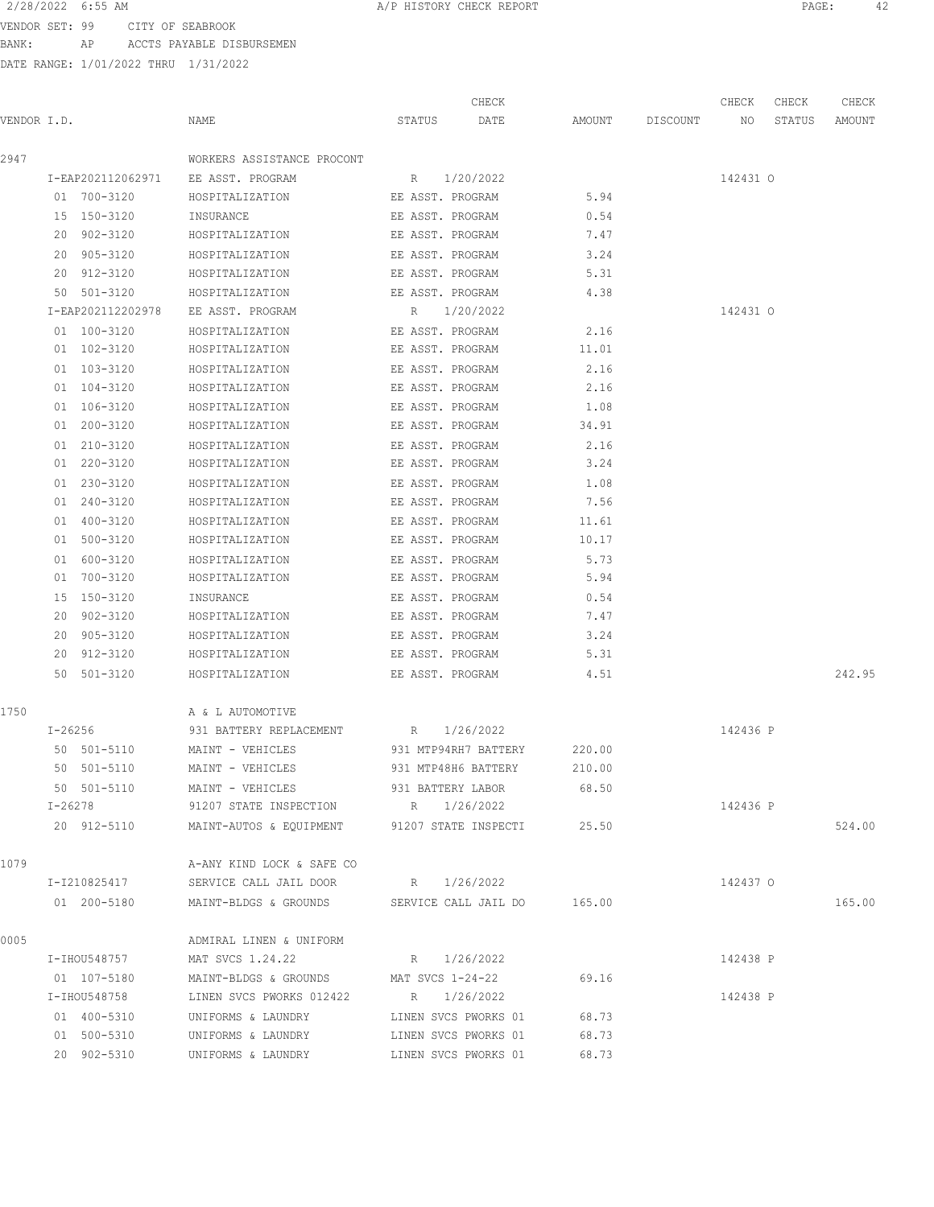2/28/2022 6:55 AM A/P HISTORY CHECK REPORT

VENDOR SET: 99 CITY OF SEABROOK
BANK: AP ACCTS PAYABLE DISBURSEMEN
DATE RANGE: 1/01/2022 THRU 1/31/2022

| VENDOR I.D. | NAME | STATUS | CHECK DATE | AMOUNT | DISCOUNT | CHECK NO | CHECK STATUS | CHECK AMOUNT |
|---|---|---|---|---|---|---|---|---|
| 2947 | WORKERS ASSISTANCE PROCONT | | | | | | | |
| I-EAP202112062971 | EE ASST. PROGRAM | R | 1/20/2022 | | | 142431 | O | |
| 01 700-3120 | HOSPITALIZATION | EE ASST. PROGRAM | | 5.94 | | | | |
| 15 150-3120 | INSURANCE | EE ASST. PROGRAM | | 0.54 | | | | |
| 20 902-3120 | HOSPITALIZATION | EE ASST. PROGRAM | | 7.47 | | | | |
| 20 905-3120 | HOSPITALIZATION | EE ASST. PROGRAM | | 3.24 | | | | |
| 20 912-3120 | HOSPITALIZATION | EE ASST. PROGRAM | | 5.31 | | | | |
| 50 501-3120 | HOSPITALIZATION | EE ASST. PROGRAM | | 4.38 | | | | |
| I-EAP202112202978 | EE ASST. PROGRAM | R | 1/20/2022 | | | 142431 | O | |
| 01 100-3120 | HOSPITALIZATION | EE ASST. PROGRAM | | 2.16 | | | | |
| 01 102-3120 | HOSPITALIZATION | EE ASST. PROGRAM | | 11.01 | | | | |
| 01 103-3120 | HOSPITALIZATION | EE ASST. PROGRAM | | 2.16 | | | | |
| 01 104-3120 | HOSPITALIZATION | EE ASST. PROGRAM | | 2.16 | | | | |
| 01 106-3120 | HOSPITALIZATION | EE ASST. PROGRAM | | 1.08 | | | | |
| 01 200-3120 | HOSPITALIZATION | EE ASST. PROGRAM | | 34.91 | | | | |
| 01 210-3120 | HOSPITALIZATION | EE ASST. PROGRAM | | 2.16 | | | | |
| 01 220-3120 | HOSPITALIZATION | EE ASST. PROGRAM | | 3.24 | | | | |
| 01 230-3120 | HOSPITALIZATION | EE ASST. PROGRAM | | 1.08 | | | | |
| 01 240-3120 | HOSPITALIZATION | EE ASST. PROGRAM | | 7.56 | | | | |
| 01 400-3120 | HOSPITALIZATION | EE ASST. PROGRAM | | 11.61 | | | | |
| 01 500-3120 | HOSPITALIZATION | EE ASST. PROGRAM | | 10.17 | | | | |
| 01 600-3120 | HOSPITALIZATION | EE ASST. PROGRAM | | 5.73 | | | | |
| 01 700-3120 | HOSPITALIZATION | EE ASST. PROGRAM | | 5.94 | | | | |
| 15 150-3120 | INSURANCE | EE ASST. PROGRAM | | 0.54 | | | | |
| 20 902-3120 | HOSPITALIZATION | EE ASST. PROGRAM | | 7.47 | | | | |
| 20 905-3120 | HOSPITALIZATION | EE ASST. PROGRAM | | 3.24 | | | | |
| 20 912-3120 | HOSPITALIZATION | EE ASST. PROGRAM | | 5.31 | | | | |
| 50 501-3120 | HOSPITALIZATION | EE ASST. PROGRAM | | 4.51 | | | | 242.95 |
| 1750 | A & L AUTOMOTIVE | | | | | | | |
| I-26256 | 931 BATTERY REPLACEMENT | R | 1/26/2022 | | | 142436 | P | |
| 50 501-5110 | MAINT - VEHICLES | 931 MTP94RH7 BATTERY | | 220.00 | | | | |
| 50 501-5110 | MAINT - VEHICLES | 931 MTP48H6 BATTERY | | 210.00 | | | | |
| 50 501-5110 | MAINT - VEHICLES | 931 BATTERY LABOR | | 68.50 | | | | |
| I-26278 | 91207 STATE INSPECTION | R | 1/26/2022 | | | 142436 | P | |
| 20 912-5110 | MAINT-AUTOS & EQUIPMENT | 91207 STATE INSPECTI | | 25.50 | | | | 524.00 |
| 1079 | A-ANY KIND LOCK & SAFE CO | | | | | | | |
| I-I210825417 | SERVICE CALL JAIL DOOR | R | 1/26/2022 | | | 142437 | O | |
| 01 200-5180 | MAINT-BLDGS & GROUNDS | SERVICE CALL JAIL DO | | 165.00 | | | | 165.00 |
| 0005 | ADMIRAL LINEN & UNIFORM | | | | | | | |
| I-IHOU548757 | MAT SVCS 1.24.22 | R | 1/26/2022 | | | 142438 | P | |
| 01 107-5180 | MAINT-BLDGS & GROUNDS | MAT SVCS 1-24-22 | | 69.16 | | | | |
| I-IHOU548758 | LINEN SVCS PWORKS 012422 | R | 1/26/2022 | | | 142438 | P | |
| 01 400-5310 | UNIFORMS & LAUNDRY | LINEN SVCS PWORKS 01 | | 68.73 | | | | |
| 01 500-5310 | UNIFORMS & LAUNDRY | LINEN SVCS PWORKS 01 | | 68.73 | | | | |
| 20 902-5310 | UNIFORMS & LAUNDRY | LINEN SVCS PWORKS 01 | | 68.73 | | | | |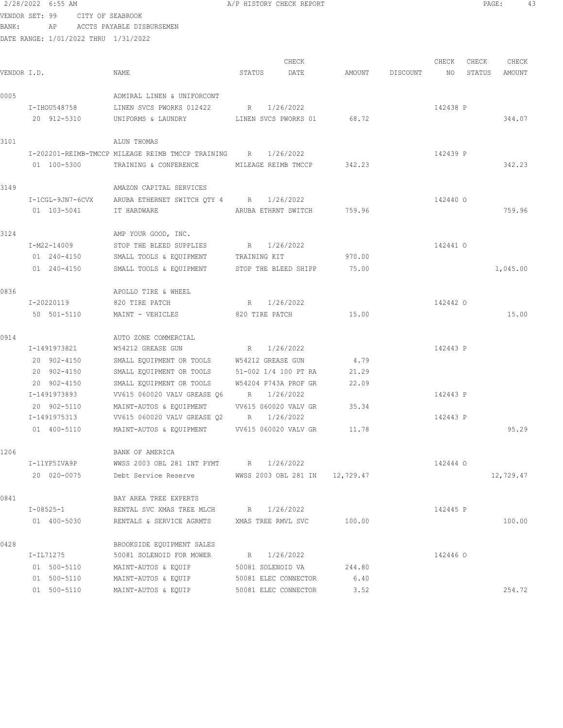2/28/2022 6:55 AM — A/P HISTORY CHECK REPORT

VENDOR SET: 99 CITY OF SEABROOK
BANK: AP ACCTS PAYABLE DISBURSEMEN
DATE RANGE: 1/01/2022 THRU 1/31/2022

| VENDOR I.D. | NAME | STATUS | CHECK DATE | AMOUNT | DISCOUNT | CHECK NO | CHECK STATUS | CHECK AMOUNT |
|---|---|---|---|---|---|---|---|---|
| 0005 | ADMIRAL LINEN & UNIFORCONT | | | | | | | |
| I-IHOU548758 | LINEN SVCS PWORKS 012422 | R | 1/26/2022 | | | 142438 | P | |
| 20 912-5310 | UNIFORMS & LAUNDRY | LINEN SVCS PWORKS 01 | | 68.72 | | | | 344.07 |
| 3101 | ALUN THOMAS | | | | | | | |
| I-202201-REIMB-TMCCP | MILEAGE REIMB TMCCP TRAINING | R | 1/26/2022 | | | 142439 | P | |
| 01 100-5300 | TRAINING & CONFERENCE | MILEAGE REIMB TMCCP | | 342.23 | | | | 342.23 |
| 3149 | AMAZON CAPITAL SERVICES | | | | | | | |
| I-1CGL-9JN7-6CVX | ARUBA ETHERNET SWITCH QTY 4 | R | 1/26/2022 | | | 142440 | O | |
| 01 103-5041 | IT HARDWARE | ARUBA ETHRNT SWITCH | | 759.96 | | | | 759.96 |
| 3124 | AMP YOUR GOOD, INC. | | | | | | | |
| I-M22-14009 | STOP THE BLEED SUPPLIES | R | 1/26/2022 | | | 142441 | O | |
| 01 240-4150 | SMALL TOOLS & EQUIPMENT | TRAINING KIT | | 970.00 | | | | |
| 01 240-4150 | SMALL TOOLS & EQUIPMENT | STOP THE BLEED SHIPP | | 75.00 | | | | 1,045.00 |
| 0836 | APOLLO TIRE & WHEEL | | | | | | | |
| I-20220119 | 820 TIRE PATCH | R | 1/26/2022 | | | 142442 | O | |
| 50 501-5110 | MAINT - VEHICLES | 820 TIRE PATCH | | 15.00 | | | | 15.00 |
| 0914 | AUTO ZONE COMMERCIAL | | | | | | | |
| I-1491973821 | W54212 GREASE GUN | R | 1/26/2022 | | | 142443 | P | |
| 20 902-4150 | SMALL EQUIPMENT OR TOOLS | W54212 GREASE GUN | | 4.79 | | | | |
| 20 902-4150 | SMALL EQUIPMENT OR TOOLS | 51-002 1/4 100 PT RA | | 21.29 | | | | |
| 20 902-4150 | SMALL EQUIPMENT OR TOOLS | W54204 P743A PROF GR | | 22.09 | | | | |
| I-1491973893 | VV615 060020 VALV GREASE Q6 | R | 1/26/2022 | | | 142443 | P | |
| 20 902-5110 | MAINT-AUTOS & EQUIPMENT | VV615 060020 VALV GR | | 35.34 | | | | |
| I-1491975313 | VV615 060020 VALV GREASE Q2 | R | 1/26/2022 | | | 142443 | P | |
| 01 400-5110 | MAINT-AUTOS & EQUIPMENT | VV615 060020 VALV GR | | 11.78 | | | | 95.29 |
| 1206 | BANK OF AMERICA | | | | | | | |
| I-11YF5IVA9P | WWSS 2003 OBL 281 INT PYMT | R | 1/26/2022 | | | 142444 | O | |
| 20 020-0075 | Debt Service Reserve | WWSS 2003 OBL 281 IN | | 12,729.47 | | | | 12,729.47 |
| 0841 | BAY AREA TREE EXPERTS | | | | | | | |
| I-08525-1 | RENTAL SVC XMAS TREE MLCH | R | 1/26/2022 | | | 142445 | P | |
| 01 400-5030 | RENTALS & SERVICE AGRMTS | XMAS TREE RMVL SVC | | 100.00 | | | | 100.00 |
| 0428 | BROOKSIDE EQUIPMENT SALES | | | | | | | |
| I-IL71275 | 50081 SOLENOID FOR MOWER | R | 1/26/2022 | | | 142446 | O | |
| 01 500-5110 | MAINT-AUTOS & EQUIP | 50081 SOLENOID VA | | 244.80 | | | | |
| 01 500-5110 | MAINT-AUTOS & EQUIP | 50081 ELEC CONNECTOR | | 6.40 | | | | |
| 01 500-5110 | MAINT-AUTOS & EQUIP | 50081 ELEC CONNECTOR | | 3.52 | | | | 254.72 |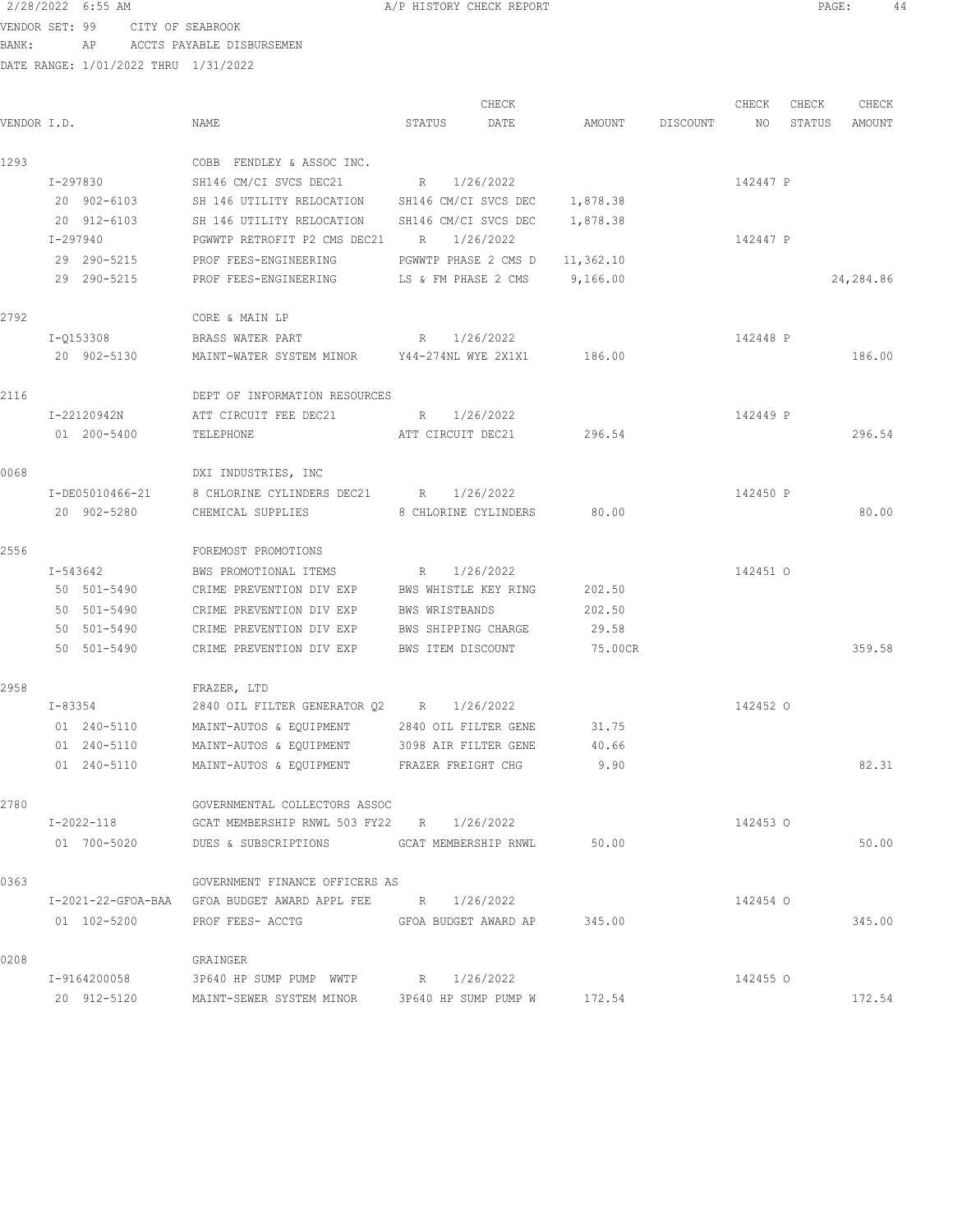2/28/2022 6:55 AM A/P HISTORY CHECK REPORT

VENDOR SET: 99 CITY OF SEABROOK
BANK: AP ACCTS PAYABLE DISBURSEMEN
DATE RANGE: 1/01/2022 THRU 1/31/2022

| VENDOR I.D. | NAME | STATUS | CHECK DATE | AMOUNT | DISCOUNT | CHECK NO | CHECK STATUS | CHECK AMOUNT |
|---|---|---|---|---|---|---|---|---|
| 1293 | COBB FENDLEY & ASSOC INC. | | | | | | | |
| I-297830 | SH146 CM/CI SVCS DEC21 | R | 1/26/2022 | | | 142447 | P | |
| 20 902-6103 | SH 146 UTILITY RELOCATION | SH146 CM/CI SVCS DEC | | 1,878.38 | | | | |
| 20 912-6103 | SH 146 UTILITY RELOCATION | SH146 CM/CI SVCS DEC | | 1,878.38 | | | | |
| I-297940 | PGWWTP RETROFIT P2 CMS DEC21 | R | 1/26/2022 | | | 142447 | P | |
| 29 290-5215 | PROF FEES-ENGINEERING | PGWWTP PHASE 2 CMS D | | 11,362.10 | | | | |
| 29 290-5215 | PROF FEES-ENGINEERING | LS & FM PHASE 2 CMS | | 9,166.00 | | | | 24,284.86 |
| 2792 | CORE & MAIN LP | | | | | | | |
| I-Q153308 | BRASS WATER PART | R | 1/26/2022 | | | 142448 | P | |
| 20 902-5130 | MAINT-WATER SYSTEM MINOR | Y44-274NL WYE 2X1X1 | | 186.00 | | | | 186.00 |
| 2116 | DEPT OF INFORMATION RESOURCES | | | | | | | |
| I-22120942N | ATT CIRCUIT FEE DEC21 | R | 1/26/2022 | | | 142449 | P | |
| 01 200-5400 | TELEPHONE | ATT CIRCUIT DEC21 | | 296.54 | | | | 296.54 |
| 0068 | DXI INDUSTRIES, INC | | | | | | | |
| I-DE05010466-21 | 8 CHLORINE CYLINDERS DEC21 | R | 1/26/2022 | | | 142450 | P | |
| 20 902-5280 | CHEMICAL SUPPLIES | 8 CHLORINE CYLINDERS | | 80.00 | | | | 80.00 |
| 2556 | FOREMOST PROMOTIONS | | | | | | | |
| I-543642 | BWS PROMOTIONAL ITEMS | R | 1/26/2022 | | | 142451 | O | |
| 50 501-5490 | CRIME PREVENTION DIV EXP | BWS WHISTLE KEY RING | | 202.50 | | | | |
| 50 501-5490 | CRIME PREVENTION DIV EXP | BWS WRISTBANDS | | 202.50 | | | | |
| 50 501-5490 | CRIME PREVENTION DIV EXP | BWS SHIPPING CHARGE | | 29.58 | | | | |
| 50 501-5490 | CRIME PREVENTION DIV EXP | BWS ITEM DISCOUNT | | 75.00CR | | | | 359.58 |
| 2958 | FRAZER, LTD | | | | | | | |
| I-83354 | 2840 OIL FILTER GENERATOR Q2 | R | 1/26/2022 | | | 142452 | O | |
| 01 240-5110 | MAINT-AUTOS & EQUIPMENT | 2840 OIL FILTER GENE | | 31.75 | | | | |
| 01 240-5110 | MAINT-AUTOS & EQUIPMENT | 3098 AIR FILTER GENE | | 40.66 | | | | |
| 01 240-5110 | MAINT-AUTOS & EQUIPMENT | FRAZER FREIGHT CHG | | 9.90 | | | | 82.31 |
| 2780 | GOVERNMENTAL COLLECTORS ASSOC | | | | | | | |
| I-2022-118 | GCAT MEMBERSHIP RNWL 503 FY22 | R | 1/26/2022 | | | 142453 | O | |
| 01 700-5020 | DUES & SUBSCRIPTIONS | GCAT MEMBERSHIP RNWL | | 50.00 | | | | 50.00 |
| 0363 | GOVERNMENT FINANCE OFFICERS AS | | | | | | | |
| I-2021-22-GFOA-BAA | GFOA BUDGET AWARD APPL FEE | R | 1/26/2022 | | | 142454 | O | |
| 01 102-5200 | PROF FEES- ACCTG | GFOA BUDGET AWARD AP | | 345.00 | | | | 345.00 |
| 0208 | GRAINGER | | | | | | | |
| I-9164200058 | 3P640 HP SUMP PUMP WWTP | R | 1/26/2022 | | | 142455 | O | |
| 20 912-5120 | MAINT-SEWER SYSTEM MINOR | 3P640 HP SUMP PUMP W | | 172.54 | | | | 172.54 |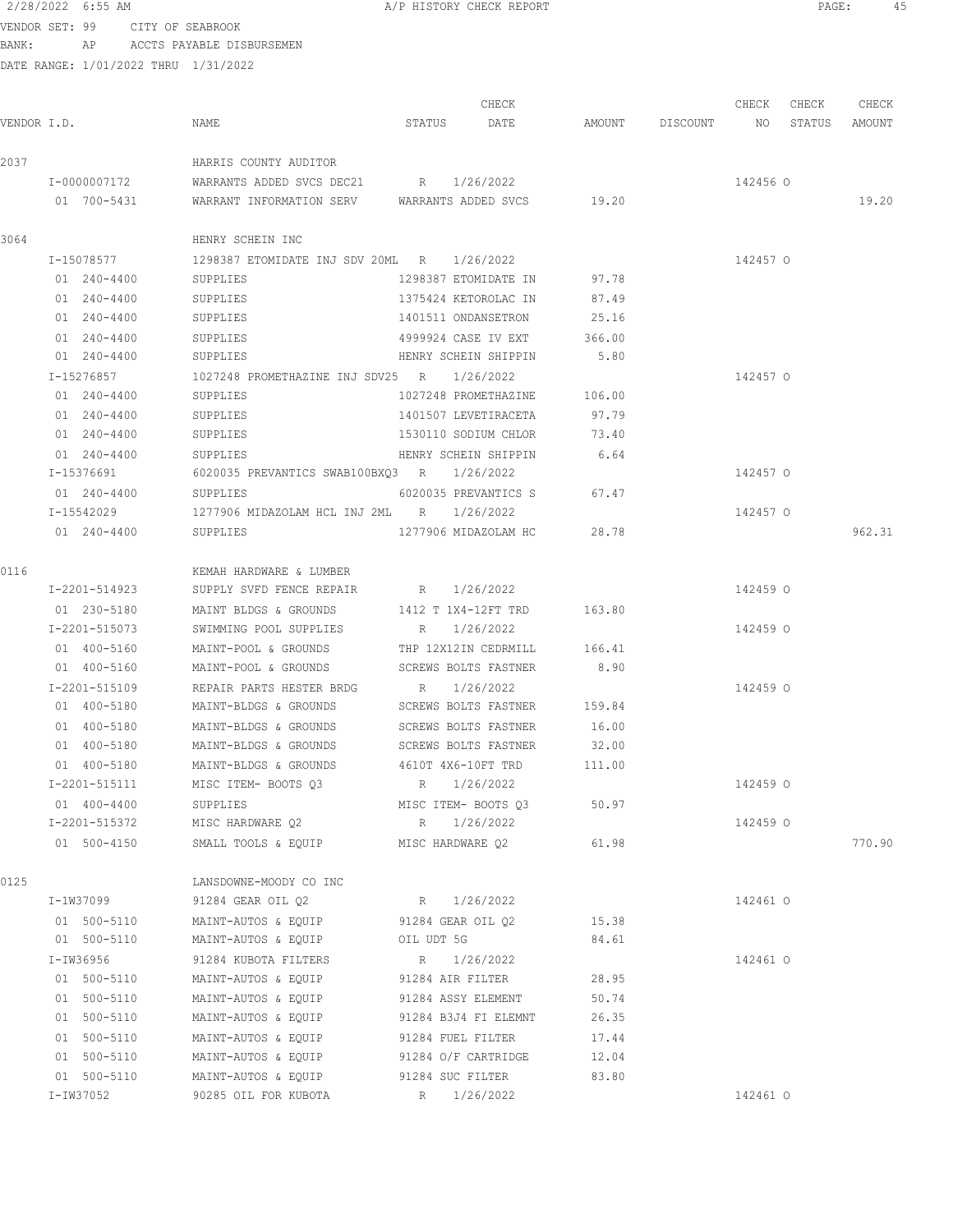2/28/2022 6:55 AM A/P HISTORY CHECK REPORT

VENDOR SET: 99 CITY OF SEABROOK
BANK: AP ACCTS PAYABLE DISBURSEMEN
DATE RANGE: 1/01/2022 THRU 1/31/2022

| VENDOR I.D. | NAME | STATUS | CHECK DATE | AMOUNT | DISCOUNT | CHECK NO | CHECK STATUS | CHECK AMOUNT |
|---|---|---|---|---|---|---|---|---|
| 2037 | HARRIS COUNTY AUDITOR | | | | | | | |
| I-0000007172 | WARRANTS ADDED SVCS DEC21 | R | 1/26/2022 | | | 142456 | O | |
| 01 700-5431 | WARRANT INFORMATION SERV | WARRANTS ADDED SVCS | | 19.20 | | | | 19.20 |
| 3064 | HENRY SCHEIN INC | | | | | | | |
| I-15078577 | 1298387 ETOMIDATE INJ SDV 20ML | R | 1/26/2022 | | | 142457 | O | |
| 01 240-4400 | SUPPLIES | 1298387 ETOMIDATE IN | | 97.78 | | | | |
| 01 240-4400 | SUPPLIES | 1375424 KETOROLAC IN | | 87.49 | | | | |
| 01 240-4400 | SUPPLIES | 1401511 ONDANSETRON | | 25.16 | | | | |
| 01 240-4400 | SUPPLIES | 4999924 CASE IV EXT | | 366.00 | | | | |
| 01 240-4400 | SUPPLIES | HENRY SCHEIN SHIPPIN | | 5.80 | | | | |
| I-15276857 | 1027248 PROMETHAZINE INJ SDV25 | R | 1/26/2022 | | | 142457 | O | |
| 01 240-4400 | SUPPLIES | 1027248 PROMETHAZINE | | 106.00 | | | | |
| 01 240-4400 | SUPPLIES | 1401507 LEVETIRACETA | | 97.79 | | | | |
| 01 240-4400 | SUPPLIES | 1530110 SODIUM CHLOR | | 73.40 | | | | |
| 01 240-4400 | SUPPLIES | HENRY SCHEIN SHIPPIN | | 6.64 | | | | |
| I-15376691 | 6020035 PREVANTICS SWAB100BXQ3 | R | 1/26/2022 | | | 142457 | O | |
| 01 240-4400 | SUPPLIES | 6020035 PREVANTICS S | | 67.47 | | | | |
| I-15542029 | 1277906 MIDAZOLAM HCL INJ 2ML | R | 1/26/2022 | | | 142457 | O | |
| 01 240-4400 | SUPPLIES | 1277906 MIDAZOLAM HC | | 28.78 | | | | 962.31 |
| 0116 | KEMAH HARDWARE & LUMBER | | | | | | | |
| I-2201-514923 | SUPPLY SVFD FENCE REPAIR | R | 1/26/2022 | | | 142459 | O | |
| 01 230-5180 | MAINT BLDGS & GROUNDS | 1412 T 1X4-12FT TRD | | 163.80 | | | | |
| I-2201-515073 | SWIMMING POOL SUPPLIES | R | 1/26/2022 | | | 142459 | O | |
| 01 400-5160 | MAINT-POOL & GROUNDS | THP 12X12IN CEDRMILL | | 166.41 | | | | |
| 01 400-5160 | MAINT-POOL & GROUNDS | SCREWS BOLTS FASTNER | | 8.90 | | | | |
| I-2201-515109 | REPAIR PARTS HESTER BRDG | R | 1/26/2022 | | | 142459 | O | |
| 01 400-5180 | MAINT-BLDGS & GROUNDS | SCREWS BOLTS FASTNER | | 159.84 | | | | |
| 01 400-5180 | MAINT-BLDGS & GROUNDS | SCREWS BOLTS FASTNER | | 16.00 | | | | |
| 01 400-5180 | MAINT-BLDGS & GROUNDS | SCREWS BOLTS FASTNER | | 32.00 | | | | |
| 01 400-5180 | MAINT-BLDGS & GROUNDS | 4610T 4X6-10FT TRD | | 111.00 | | | | |
| I-2201-515111 | MISC ITEM- BOOTS Q3 | R | 1/26/2022 | | | 142459 | O | |
| 01 400-4400 | SUPPLIES | MISC ITEM- BOOTS Q3 | | 50.97 | | | | |
| I-2201-515372 | MISC HARDWARE Q2 | R | 1/26/2022 | | | 142459 | O | |
| 01 500-4150 | SMALL TOOLS & EQUIP | MISC HARDWARE Q2 | | 61.98 | | | | 770.90 |
| 0125 | LANSDOWNE-MOODY CO INC | | | | | | | |
| I-1W37099 | 91284 GEAR OIL Q2 | R | 1/26/2022 | | | 142461 | O | |
| 01 500-5110 | MAINT-AUTOS & EQUIP | 91284 GEAR OIL Q2 | | 15.38 | | | | |
| 01 500-5110 | MAINT-AUTOS & EQUIP | OIL UDT 5G | | 84.61 | | | | |
| I-1W36956 | 91284 KUBOTA FILTERS | R | 1/26/2022 | | | 142461 | O | |
| 01 500-5110 | MAINT-AUTOS & EQUIP | 91284 AIR FILTER | | 28.95 | | | | |
| 01 500-5110 | MAINT-AUTOS & EQUIP | 91284 ASSY ELEMENT | | 50.74 | | | | |
| 01 500-5110 | MAINT-AUTOS & EQUIP | 91284 B3J4 FI ELEMNT | | 26.35 | | | | |
| 01 500-5110 | MAINT-AUTOS & EQUIP | 91284 FUEL FILTER | | 17.44 | | | | |
| 01 500-5110 | MAINT-AUTOS & EQUIP | 91284 O/F CARTRIDGE | | 12.04 | | | | |
| 01 500-5110 | MAINT-AUTOS & EQUIP | 91284 SUC FILTER | | 83.80 | | | | |
| I-IW37052 | 90285 OIL FOR KUBOTA | R | 1/26/2022 | | | 142461 | O | |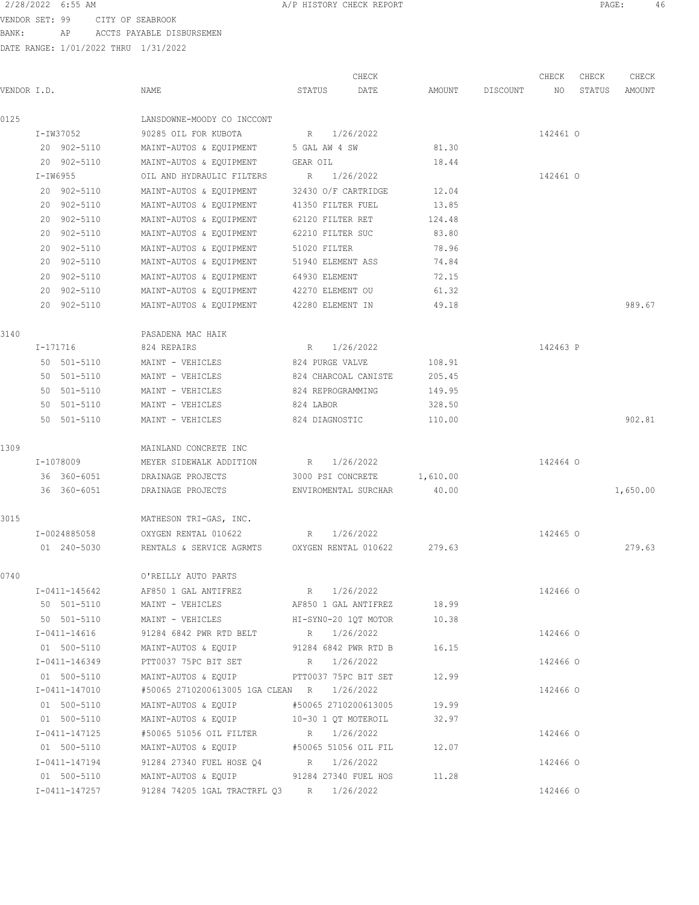2/28/2022 6:55 AM A/P HISTORY CHECK REPORT

VENDOR SET: 99 CITY OF SEABROOK
BANK: AP ACCTS PAYABLE DISBURSEMEN
DATE RANGE: 1/01/2022 THRU 1/31/2022

| VENDOR I.D. | NAME | STATUS | CHECK DATE | AMOUNT | DISCOUNT | CHECK NO | CHECK STATUS | CHECK AMOUNT |
|---|---|---|---|---|---|---|---|---|
| 0125 | LANSDOWNE-MOODY CO INCCONT | | | | | | | |
| I-IW37052 | 90285 OIL FOR KUBOTA | R | 1/26/2022 | | | 142461 | O | |
| 20 902-5110 | MAINT-AUTOS & EQUIPMENT | 5 GAL AW 4 SW | | 81.30 | | | | |
| 20 902-5110 | MAINT-AUTOS & EQUIPMENT | GEAR OIL | | 18.44 | | | | |
| I-IW6955 | OIL AND HYDRAULIC FILTERS | R | 1/26/2022 | | | 142461 | O | |
| 20 902-5110 | MAINT-AUTOS & EQUIPMENT | 32430 O/F CARTRIDGE | | 12.04 | | | | |
| 20 902-5110 | MAINT-AUTOS & EQUIPMENT | 41350 FILTER FUEL | | 13.85 | | | | |
| 20 902-5110 | MAINT-AUTOS & EQUIPMENT | 62120 FILTER RET | | 124.48 | | | | |
| 20 902-5110 | MAINT-AUTOS & EQUIPMENT | 62210 FILTER SUC | | 83.80 | | | | |
| 20 902-5110 | MAINT-AUTOS & EQUIPMENT | 51020 FILTER | | 78.96 | | | | |
| 20 902-5110 | MAINT-AUTOS & EQUIPMENT | 51940 ELEMENT ASS | | 74.84 | | | | |
| 20 902-5110 | MAINT-AUTOS & EQUIPMENT | 64930 ELEMENT | | 72.15 | | | | |
| 20 902-5110 | MAINT-AUTOS & EQUIPMENT | 42270 ELEMENT OU | | 61.32 | | | | |
| 20 902-5110 | MAINT-AUTOS & EQUIPMENT | 42280 ELEMENT IN | | 49.18 | | | | 989.67 |
| 3140 | PASADENA MAC HAIK | | | | | | | |
| I-171716 | 824 REPAIRS | R | 1/26/2022 | | | 142463 | P | |
| 50 501-5110 | MAINT - VEHICLES | 824 PURGE VALVE | | 108.91 | | | | |
| 50 501-5110 | MAINT - VEHICLES | 824 CHARCOAL CANISTE | | 205.45 | | | | |
| 50 501-5110 | MAINT - VEHICLES | 824 REPROGRAMMING | | 149.95 | | | | |
| 50 501-5110 | MAINT - VEHICLES | 824 LABOR | | 328.50 | | | | |
| 50 501-5110 | MAINT - VEHICLES | 824 DIAGNOSTIC | | 110.00 | | | | 902.81 |
| 1309 | MAINLAND CONCRETE INC | | | | | | | |
| I-1078009 | MEYER SIDEWALK ADDITION | R | 1/26/2022 | | | 142464 | O | |
| 36 360-6051 | DRAINAGE PROJECTS | 3000 PSI CONCRETE | | 1,610.00 | | | | |
| 36 360-6051 | DRAINAGE PROJECTS | ENVIROMENTAL SURCHAR | | 40.00 | | | | 1,650.00 |
| 3015 | MATHESON TRI-GAS, INC. | | | | | | | |
| I-0024885058 | OXYGEN RENTAL 010622 | R | 1/26/2022 | | | 142465 | O | |
| 01 240-5030 | RENTALS & SERVICE AGRMTS | OXYGEN RENTAL 010622 | | 279.63 | | | | 279.63 |
| 0740 | O'REILLY AUTO PARTS | | | | | | | |
| I-0411-145642 | AF850 1 GAL ANTIFREZ | R | 1/26/2022 | | | 142466 | O | |
| 50 501-5110 | MAINT - VEHICLES | AF850 1 GAL ANTIFREZ | | 18.99 | | | | |
| 50 501-5110 | MAINT - VEHICLES | HI-SYN0-20 1QT MOTOR | | 10.38 | | | | |
| I-0411-14616 | 91284 6842 PWR RTD BELT | R | 1/26/2022 | | | 142466 | O | |
| 01 500-5110 | MAINT-AUTOS & EQUIP | 91284 6842 PWR RTD B | | 16.15 | | | | |
| I-0411-146349 | PTT0037 75PC BIT SET | R | 1/26/2022 | | | 142466 | O | |
| 01 500-5110 | MAINT-AUTOS & EQUIP | PTT0037 75PC BIT SET | | 12.99 | | | | |
| I-0411-147010 | #50065 2710200613005 1GA CLEAN | R | 1/26/2022 | | | 142466 | O | |
| 01 500-5110 | MAINT-AUTOS & EQUIP | #50065 2710200613005 | | 19.99 | | | | |
| 01 500-5110 | MAINT-AUTOS & EQUIP | 10-30 1 QT MOTEROIL | | 32.97 | | | | |
| I-0411-147125 | #50065 51056 OIL FILTER | R | 1/26/2022 | | | 142466 | O | |
| 01 500-5110 | MAINT-AUTOS & EQUIP | #50065 51056 OIL FIL | | 12.07 | | | | |
| I-0411-147194 | 91284 27340 FUEL HOSE Q4 | R | 1/26/2022 | | | 142466 | O | |
| 01 500-5110 | MAINT-AUTOS & EQUIP | 91284 27340 FUEL HOS | | 11.28 | | | | |
| I-0411-147257 | 91284 74205 1GAL TRACTRFL Q3 | R | 1/26/2022 | | | 142466 | O | |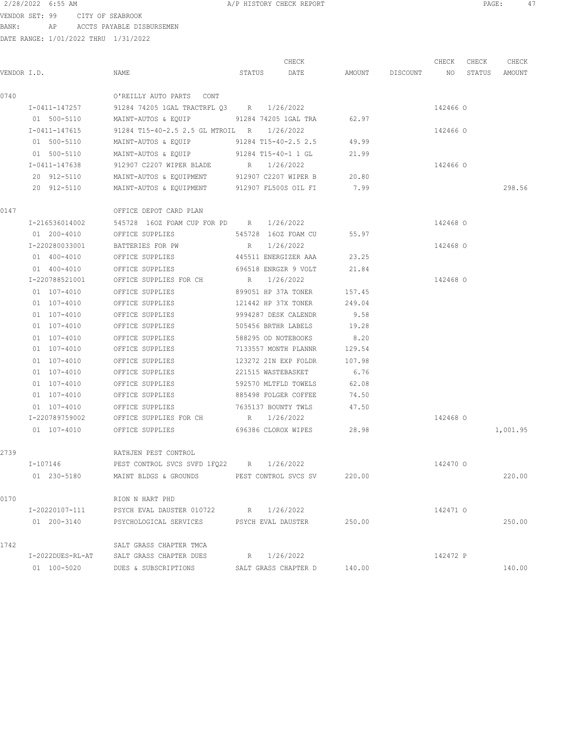2/28/2022 6:55 AM A/P HISTORY CHECK REPORT

VENDOR SET: 99 CITY OF SEABROOK
BANK: AP ACCTS PAYABLE DISBURSEMEN
DATE RANGE: 1/01/2022 THRU 1/31/2022

| VENDOR I.D. | NAME | STATUS | CHECK DATE | AMOUNT | DISCOUNT | CHECK NO | CHECK STATUS | CHECK AMOUNT |
|---|---|---|---|---|---|---|---|---|
| 0740 | O'REILLY AUTO PARTS CONT | | | | | | | |
| I-0411-147257 | 91284 74205 1GAL TRACTRFL Q3 | R | 1/26/2022 | | | 142466 | O | |
| 01 500-5110 | MAINT-AUTOS & EQUIP | 91284 74205 1GAL TRA | | 62.97 | | | | |
| I-0411-147615 | 91284 T15-40-2.5 2.5 GL MTROIL | R | 1/26/2022 | | | 142466 | O | |
| 01 500-5110 | MAINT-AUTOS & EQUIP | 91284 T15-40-2.5 2.5 | | 49.99 | | | | |
| 01 500-5110 | MAINT-AUTOS & EQUIP | 91284 T15-40-1 1 GL | | 21.99 | | | | |
| I-0411-147638 | 912907 C2207 WIPER BLADE | R | 1/26/2022 | | | 142466 | O | |
| 20 912-5110 | MAINT-AUTOS & EQUIPMENT | 912907 C2207 WIPER B | | 20.80 | | | | |
| 20 912-5110 | MAINT-AUTOS & EQUIPMENT | 912907 FL500S OIL FI | | 7.99 | | | | 298.56 |
| 0147 | OFFICE DEPOT CARD PLAN | | | | | | | |
| I-216536014002 | 545728 16OZ FOAM CUP FOR PD | R | 1/26/2022 | | | 142468 | O | |
| 01 200-4010 | OFFICE SUPPLIES | 545728 16OZ FOAM CU | | 55.97 | | | | |
| I-220280033001 | BATTERIES FOR PW | R | 1/26/2022 | | | 142468 | O | |
| 01 400-4010 | OFFICE SUPPLIES | 445511 ENERGIZER AAA | | 23.25 | | | | |
| 01 400-4010 | OFFICE SUPPLIES | 696518 ENRGZR 9 VOLT | | 21.84 | | | | |
| I-220788521001 | OFFICE SUPPLIES FOR CH | R | 1/26/2022 | | | 142468 | O | |
| 01 107-4010 | OFFICE SUPPLIES | 899051 HP 37A TONER | | 157.45 | | | | |
| 01 107-4010 | OFFICE SUPPLIES | 121442 HP 37X TONER | | 249.04 | | | | |
| 01 107-4010 | OFFICE SUPPLIES | 9994287 DESK CALENDR | | 9.58 | | | | |
| 01 107-4010 | OFFICE SUPPLIES | 505456 BRTHR LABELS | | 19.28 | | | | |
| 01 107-4010 | OFFICE SUPPLIES | 588295 OD NOTEBOOKS | | 8.20 | | | | |
| 01 107-4010 | OFFICE SUPPLIES | 7133557 MONTH PLANNR | | 129.54 | | | | |
| 01 107-4010 | OFFICE SUPPLIES | 123272 2IN EXP FOLDR | | 107.98 | | | | |
| 01 107-4010 | OFFICE SUPPLIES | 221515 WASTEBASKET | | 6.76 | | | | |
| 01 107-4010 | OFFICE SUPPLIES | 592570 MLTFLD TOWELS | | 62.08 | | | | |
| 01 107-4010 | OFFICE SUPPLIES | 885498 FOLGER COFFEE | | 74.50 | | | | |
| 01 107-4010 | OFFICE SUPPLIES | 7635137 BOUNTY TWLS | | 47.50 | | | | |
| I-220789759002 | OFFICE SUPPLIES FOR CH | R | 1/26/2022 | | | 142468 | O | |
| 01 107-4010 | OFFICE SUPPLIES | 696386 CLOROX WIPES | | 28.98 | | | | 1,001.95 |
| 2739 | RATHJEN PEST CONTROL | | | | | | | |
| I-107146 | PEST CONTROL SVCS SVFD 1FQ22 | R | 1/26/2022 | | | 142470 | O | |
| 01 230-5180 | MAINT BLDGS & GROUNDS | PEST CONTROL SVCS SV | | 220.00 | | | | 220.00 |
| 0170 | RION N HART PHD | | | | | | | |
| I-20220107-111 | PSYCH EVAL DAUSTER 010722 | R | 1/26/2022 | | | 142471 | O | |
| 01 200-3140 | PSYCHOLOGICAL SERVICES | PSYCH EVAL DAUSTER | | 250.00 | | | | 250.00 |
| 1742 | SALT GRASS CHAPTER TMCA | | | | | | | |
| I-2022DUES-RL-AT | SALT GRASS CHAPTER DUES | R | 1/26/2022 | | | 142472 | P | |
| 01 100-5020 | DUES & SUBSCRIPTIONS | SALT GRASS CHAPTER D | | 140.00 | | | | 140.00 |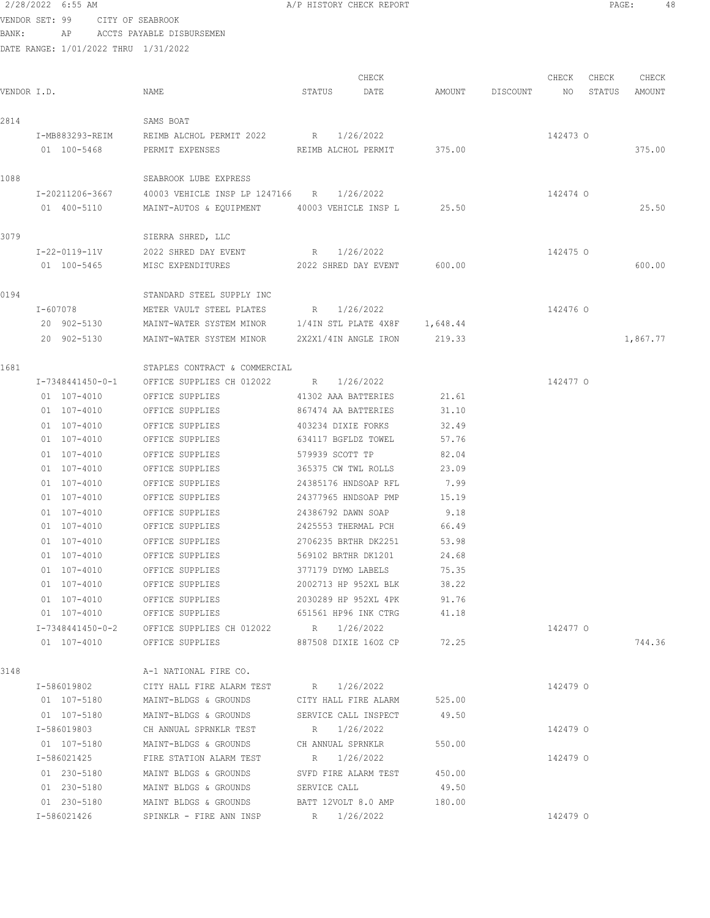2/28/2022 6:55 AM A/P HISTORY CHECK REPORT

VENDOR SET: 99 CITY OF SEABROOK
BANK: AP ACCTS PAYABLE DISBURSEMEN
DATE RANGE: 1/01/2022 THRU 1/31/2022

| VENDOR I.D. | NAME | STATUS | CHECK DATE | AMOUNT | DISCOUNT | CHECK NO | CHECK STATUS | CHECK AMOUNT |
|---|---|---|---|---|---|---|---|---|
| 2814 | SAMS BOAT | | | | | | | |
| I-MB883293-REIM | REIMB ALCHOL PERMIT 2022 | R | 1/26/2022 | | | 142473 | O | |
| 01 100-5468 | PERMIT EXPENSES | REIMB ALCHOL PERMIT | | 375.00 | | | | 375.00 |
| 1088 | SEABROOK LUBE EXPRESS | | | | | | | |
| I-20211206-3667 | 40003 VEHICLE INSP LP 1247166 | R | 1/26/2022 | | | 142474 | O | |
| 01 400-5110 | MAINT-AUTOS & EQUIPMENT | 40003 VEHICLE INSP L | | 25.50 | | | | 25.50 |
| 3079 | SIERRA SHRED, LLC | | | | | | | |
| I-22-0119-11V | 2022 SHRED DAY EVENT | R | 1/26/2022 | | | 142475 | O | |
| 01 100-5465 | MISC EXPENDITURES | 2022 SHRED DAY EVENT | | 600.00 | | | | 600.00 |
| 0194 | STANDARD STEEL SUPPLY INC | | | | | | | |
| I-607078 | METER VAULT STEEL PLATES | R | 1/26/2022 | | | 142476 | O | |
| 20 902-5130 | MAINT-WATER SYSTEM MINOR | 1/4IN STL PLATE 4X8F | | 1,648.44 | | | | |
| 20 902-5130 | MAINT-WATER SYSTEM MINOR | 2X2X1/4IN ANGLE IRON | | 219.33 | | | | 1,867.77 |
| 1681 | STAPLES CONTRACT & COMMERCIAL | | | | | | | |
| I-7348441450-0-1 | OFFICE SUPPLIES CH 012022 | R | 1/26/2022 | | | 142477 | O | |
| 01 107-4010 | OFFICE SUPPLIES | 41302 AAA BATTERIES | | 21.61 | | | | |
| 01 107-4010 | OFFICE SUPPLIES | 867474 AA BATTERIES | | 31.10 | | | | |
| 01 107-4010 | OFFICE SUPPLIES | 403234 DIXIE FORKS | | 32.49 | | | | |
| 01 107-4010 | OFFICE SUPPLIES | 634117 BGFLDZ TOWEL | | 57.76 | | | | |
| 01 107-4010 | OFFICE SUPPLIES | 579939 SCOTT TP | | 82.04 | | | | |
| 01 107-4010 | OFFICE SUPPLIES | 365375 CW TWL ROLLS | | 23.09 | | | | |
| 01 107-4010 | OFFICE SUPPLIES | 24385176 HNDSOAP RFL | | 7.99 | | | | |
| 01 107-4010 | OFFICE SUPPLIES | 24377965 HNDSOAP PMP | | 15.19 | | | | |
| 01 107-4010 | OFFICE SUPPLIES | 24386792 DAWN SOAP | | 9.18 | | | | |
| 01 107-4010 | OFFICE SUPPLIES | 2425553 THERMAL PCH | | 66.49 | | | | |
| 01 107-4010 | OFFICE SUPPLIES | 2706235 BRTHR DK2251 | | 53.98 | | | | |
| 01 107-4010 | OFFICE SUPPLIES | 569102 BRTHR DK1201 | | 24.68 | | | | |
| 01 107-4010 | OFFICE SUPPLIES | 377179 DYMO LABELS | | 75.35 | | | | |
| 01 107-4010 | OFFICE SUPPLIES | 2002713 HP 952XL BLK | | 38.22 | | | | |
| 01 107-4010 | OFFICE SUPPLIES | 2030289 HP 952XL 4PK | | 91.76 | | | | |
| 01 107-4010 | OFFICE SUPPLIES | 651561 HP96 INK CTRG | | 41.18 | | | | |
| I-7348441450-0-2 | OFFICE SUPPLIES CH 012022 | R | 1/26/2022 | | | 142477 | O | |
| 01 107-4010 | OFFICE SUPPLIES | 887508 DIXIE 16OZ CP | | 72.25 | | | | 744.36 |
| 3148 | A-1 NATIONAL FIRE CO. | | | | | | | |
| I-586019802 | CITY HALL FIRE ALARM TEST | R | 1/26/2022 | | | 142479 | O | |
| 01 107-5180 | MAINT-BLDGS & GROUNDS | CITY HALL FIRE ALARM | | 525.00 | | | | |
| 01 107-5180 | MAINT-BLDGS & GROUNDS | SERVICE CALL INSPECT | | 49.50 | | | | |
| I-586019803 | CH ANNUAL SPRNKLR TEST | R | 1/26/2022 | | | 142479 | O | |
| 01 107-5180 | MAINT-BLDGS & GROUNDS | CH ANNUAL SPRNKLR | | 550.00 | | | | |
| I-586021425 | FIRE STATION ALARM TEST | R | 1/26/2022 | | | 142479 | O | |
| 01 230-5180 | MAINT BLDGS & GROUNDS | SVFD FIRE ALARM TEST | | 450.00 | | | | |
| 01 230-5180 | MAINT BLDGS & GROUNDS | SERVICE CALL | | 49.50 | | | | |
| 01 230-5180 | MAINT BLDGS & GROUNDS | BATT 12VOLT 8.0 AMP | | 180.00 | | | | |
| I-586021426 | SPINKLR - FIRE ANN INSP | R | 1/26/2022 | | | 142479 | O | |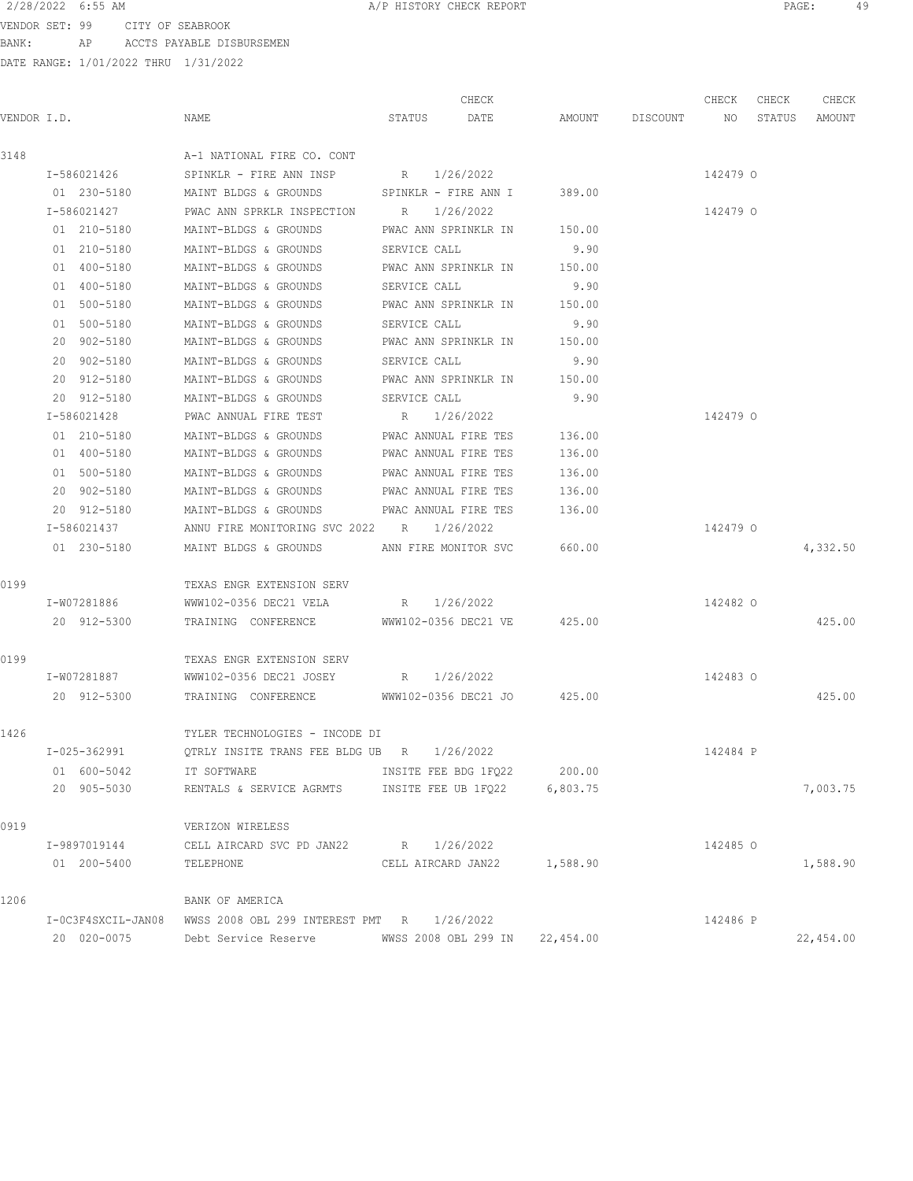2/28/2022 6:55 AM A/P HISTORY CHECK REPORT

VENDOR SET: 99 CITY OF SEABROOK
BANK: AP ACCTS PAYABLE DISBURSEMEN
DATE RANGE: 1/01/2022 THRU 1/31/2022

| VENDOR I.D. | NAME | STATUS | CHECK DATE | AMOUNT | DISCOUNT | CHECK NO | CHECK STATUS | CHECK AMOUNT |
|---|---|---|---|---|---|---|---|---|
| 3148 | A-1 NATIONAL FIRE CO. CONT | | | | | | | |
| I-586021426 | SPINKLR - FIRE ANN INSP | R | 1/26/2022 | | | 142479 | O | |
| 01 230-5180 | MAINT BLDGS & GROUNDS | SPINKLR - FIRE ANN I | | 389.00 | | | | |
| I-586021427 | PWAC ANN SPRKLR INSPECTION | R | 1/26/2022 | | | 142479 | O | |
| 01 210-5180 | MAINT-BLDGS & GROUNDS | PWAC ANN SPRINKLR IN | | 150.00 | | | | |
| 01 210-5180 | MAINT-BLDGS & GROUNDS | SERVICE CALL | | 9.90 | | | | |
| 01 400-5180 | MAINT-BLDGS & GROUNDS | PWAC ANN SPRINKLR IN | | 150.00 | | | | |
| 01 400-5180 | MAINT-BLDGS & GROUNDS | SERVICE CALL | | 9.90 | | | | |
| 01 500-5180 | MAINT-BLDGS & GROUNDS | PWAC ANN SPRINKLR IN | | 150.00 | | | | |
| 01 500-5180 | MAINT-BLDGS & GROUNDS | SERVICE CALL | | 9.90 | | | | |
| 20 902-5180 | MAINT-BLDGS & GROUNDS | PWAC ANN SPRINKLR IN | | 150.00 | | | | |
| 20 902-5180 | MAINT-BLDGS & GROUNDS | SERVICE CALL | | 9.90 | | | | |
| 20 912-5180 | MAINT-BLDGS & GROUNDS | PWAC ANN SPRINKLR IN | | 150.00 | | | | |
| 20 912-5180 | MAINT-BLDGS & GROUNDS | SERVICE CALL | | 9.90 | | | | |
| I-586021428 | PWAC ANNUAL FIRE TEST | R | 1/26/2022 | | | 142479 | O | |
| 01 210-5180 | MAINT-BLDGS & GROUNDS | PWAC ANNUAL FIRE TES | | 136.00 | | | | |
| 01 400-5180 | MAINT-BLDGS & GROUNDS | PWAC ANNUAL FIRE TES | | 136.00 | | | | |
| 01 500-5180 | MAINT-BLDGS & GROUNDS | PWAC ANNUAL FIRE TES | | 136.00 | | | | |
| 20 902-5180 | MAINT-BLDGS & GROUNDS | PWAC ANNUAL FIRE TES | | 136.00 | | | | |
| 20 912-5180 | MAINT-BLDGS & GROUNDS | PWAC ANNUAL FIRE TES | | 136.00 | | | | |
| I-586021437 | ANNU FIRE MONITORING SVC 2022 | R | 1/26/2022 | | | 142479 | O | |
| 01 230-5180 | MAINT BLDGS & GROUNDS | ANN FIRE MONITOR SVC | | 660.00 | | | | 4,332.50 |
| 0199 | TEXAS ENGR EXTENSION SERV | | | | | | | |
| I-W07281886 | WWW102-0356 DEC21 VELA | R | 1/26/2022 | | | 142482 | O | |
| 20 912-5300 | TRAINING CONFERENCE | WWW102-0356 DEC21 VE | | 425.00 | | | | 425.00 |
| 0199 | TEXAS ENGR EXTENSION SERV | | | | | | | |
| I-W07281887 | WWW102-0356 DEC21 JOSEY | R | 1/26/2022 | | | 142483 | O | |
| 20 912-5300 | TRAINING CONFERENCE | WWW102-0356 DEC21 JO | | 425.00 | | | | 425.00 |
| 1426 | TYLER TECHNOLOGIES - INCODE DI | | | | | | | |
| I-025-362991 | QTRLY INSITE TRANS FEE BLDG UB | R | 1/26/2022 | | | 142484 | P | |
| 01 600-5042 | IT SOFTWARE | INSITE FEE BDG 1FQ22 | | 200.00 | | | | |
| 20 905-5030 | RENTALS & SERVICE AGRMTS | INSITE FEE UB 1FQ22 | | 6,803.75 | | | | 7,003.75 |
| 0919 | VERIZON WIRELESS | | | | | | | |
| I-9897019144 | CELL AIRCARD SVC PD JAN22 | R | 1/26/2022 | | | 142485 | O | |
| 01 200-5400 | TELEPHONE | CELL AIRCARD JAN22 | | 1,588.90 | | | | 1,588.90 |
| 1206 | BANK OF AMERICA | | | | | | | |
| I-0C3F4SXCIL-JAN08 | WWSS 2008 OBL 299 INTEREST PMT | R | 1/26/2022 | | | 142486 | P | |
| 20 020-0075 | Debt Service Reserve | WWSS 2008 OBL 299 IN | | 22,454.00 | | | | 22,454.00 |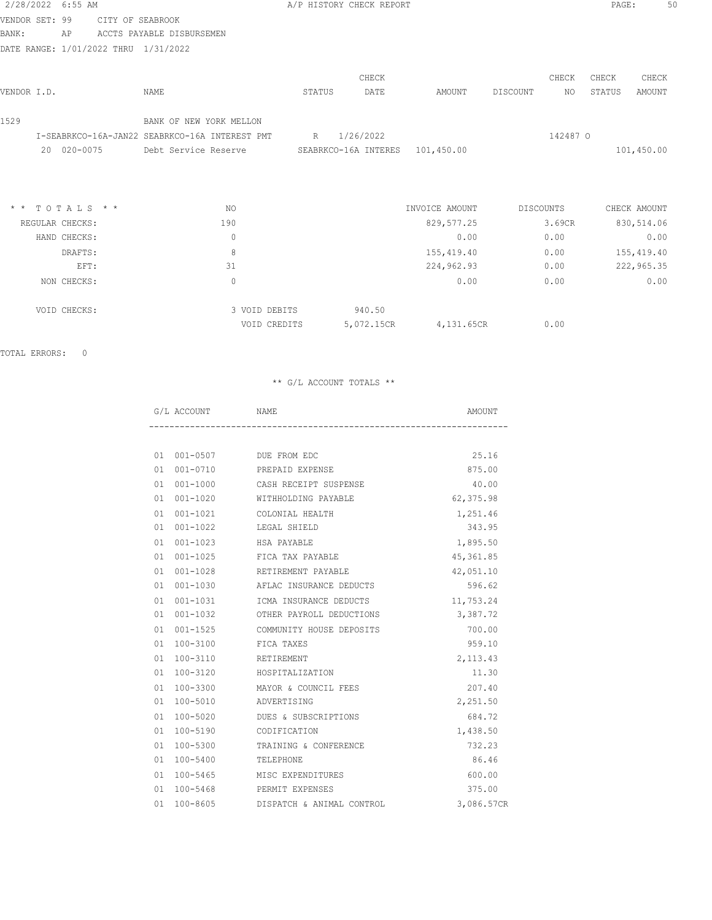2/28/2022 6:55 AM — A/P HISTORY CHECK REPORT

VENDOR SET: 99 CITY OF SEABROOK
BANK: AP ACCTS PAYABLE DISBURSEMEN
DATE RANGE: 1/01/2022 THRU 1/31/2022

| VENDOR I.D. | NAME | STATUS | CHECK DATE | AMOUNT | DISCOUNT | CHECK NO | CHECK STATUS | CHECK AMOUNT |
|---|---|---|---|---|---|---|---|---|
| 1529 | BANK OF NEW YORK MELLON | | | | | | | |
| I-SEABRKCO-16A-JAN22 | SEABRKCO-16A INTEREST PMT | R | 1/26/2022 | | | 142487 | O | |
| 20 020-0075 | Debt Service Reserve | SEABRKCO-16A INTERES | | 101,450.00 | | | | 101,450.00 |

| * * T O T A L S * * | NO | | | INVOICE AMOUNT | DISCOUNTS | CHECK AMOUNT |
|---|---|---|---|---|---|---|
| REGULAR CHECKS: | 190 | | | 829,577.25 | 3.69CR | 830,514.06 |
| HAND CHECKS: | 0 | | | 0.00 | 0.00 | 0.00 |
| DRAFTS: | 8 | | | 155,419.40 | 0.00 | 155,419.40 |
| EFT: | 31 | | | 224,962.93 | 0.00 | 222,965.35 |
| NON CHECKS: | 0 | | | 0.00 | 0.00 | 0.00 |
| VOID CHECKS: | 3 | VOID DEBITS | 940.50 | | | |
| | | VOID CREDITS | 5,072.15CR | 4,131.65CR | 0.00 | |

TOTAL ERRORS: 0

** G/L ACCOUNT TOTALS **

| G/L ACCOUNT | NAME | AMOUNT |
|---|---|---|
| 01 001-0507 | DUE FROM EDC | 25.16 |
| 01 001-0710 | PREPAID EXPENSE | 875.00 |
| 01 001-1000 | CASH RECEIPT SUSPENSE | 40.00 |
| 01 001-1020 | WITHHOLDING PAYABLE | 62,375.98 |
| 01 001-1021 | COLONIAL HEALTH | 1,251.46 |
| 01 001-1022 | LEGAL SHIELD | 343.95 |
| 01 001-1023 | HSA PAYABLE | 1,895.50 |
| 01 001-1025 | FICA TAX PAYABLE | 45,361.85 |
| 01 001-1028 | RETIREMENT PAYABLE | 42,051.10 |
| 01 001-1030 | AFLAC INSURANCE DEDUCTS | 596.62 |
| 01 001-1031 | ICMA INSURANCE DEDUCTS | 11,753.24 |
| 01 001-1032 | OTHER PAYROLL DEDUCTIONS | 3,387.72 |
| 01 001-1525 | COMMUNITY HOUSE DEPOSITS | 700.00 |
| 01 100-3100 | FICA TAXES | 959.10 |
| 01 100-3110 | RETIREMENT | 2,113.43 |
| 01 100-3120 | HOSPITALIZATION | 11.30 |
| 01 100-3300 | MAYOR & COUNCIL FEES | 207.40 |
| 01 100-5010 | ADVERTISING | 2,251.50 |
| 01 100-5020 | DUES & SUBSCRIPTIONS | 684.72 |
| 01 100-5190 | CODIFICATION | 1,438.50 |
| 01 100-5300 | TRAINING & CONFERENCE | 732.23 |
| 01 100-5400 | TELEPHONE | 86.46 |
| 01 100-5465 | MISC EXPENDITURES | 600.00 |
| 01 100-5468 | PERMIT EXPENSES | 375.00 |
| 01 100-8605 | DISPATCH & ANIMAL CONTROL | 3,086.57CR |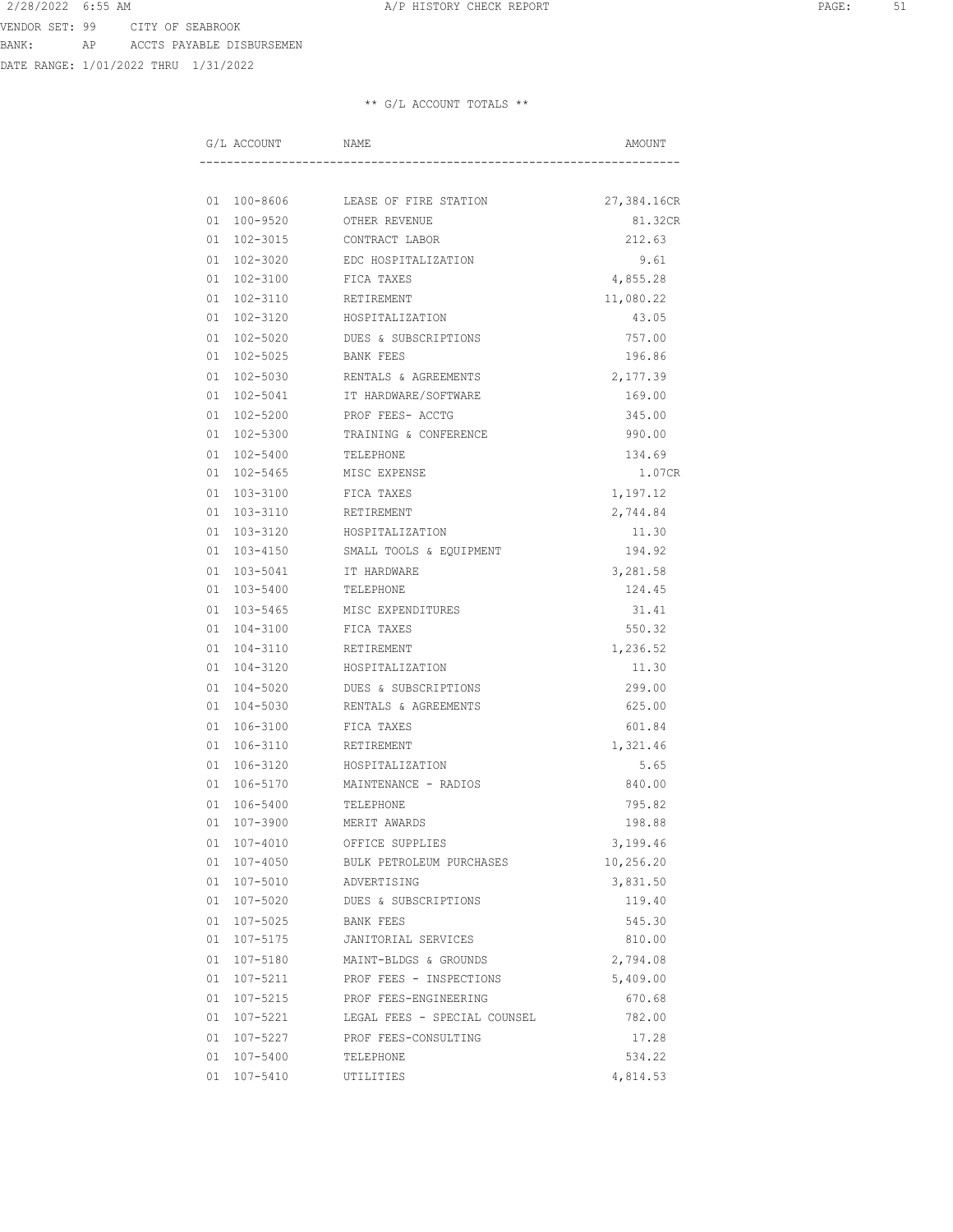VENDOR SET: 99 CITY OF SEABROOK
BANK: AP ACCTS PAYABLE DISBURSEMEN
DATE RANGE: 1/01/2022 THRU 1/31/2022

** G/L ACCOUNT TOTALS **

| G/L ACCOUNT | NAME | AMOUNT |
|---|---|---|
| 01 100-8606 | LEASE OF FIRE STATION | 27,384.16CR |
| 01 100-9520 | OTHER REVENUE | 81.32CR |
| 01 102-3015 | CONTRACT LABOR | 212.63 |
| 01 102-3020 | EDC HOSPITALIZATION | 9.61 |
| 01 102-3100 | FICA TAXES | 4,855.28 |
| 01 102-3110 | RETIREMENT | 11,080.22 |
| 01 102-3120 | HOSPITALIZATION | 43.05 |
| 01 102-5020 | DUES & SUBSCRIPTIONS | 757.00 |
| 01 102-5025 | BANK FEES | 196.86 |
| 01 102-5030 | RENTALS & AGREEMENTS | 2,177.39 |
| 01 102-5041 | IT HARDWARE/SOFTWARE | 169.00 |
| 01 102-5200 | PROF FEES- ACCTG | 345.00 |
| 01 102-5300 | TRAINING & CONFERENCE | 990.00 |
| 01 102-5400 | TELEPHONE | 134.69 |
| 01 102-5465 | MISC EXPENSE | 1.07CR |
| 01 103-3100 | FICA TAXES | 1,197.12 |
| 01 103-3110 | RETIREMENT | 2,744.84 |
| 01 103-3120 | HOSPITALIZATION | 11.30 |
| 01 103-4150 | SMALL TOOLS & EQUIPMENT | 194.92 |
| 01 103-5041 | IT HARDWARE | 3,281.58 |
| 01 103-5400 | TELEPHONE | 124.45 |
| 01 103-5465 | MISC EXPENDITURES | 31.41 |
| 01 104-3100 | FICA TAXES | 550.32 |
| 01 104-3110 | RETIREMENT | 1,236.52 |
| 01 104-3120 | HOSPITALIZATION | 11.30 |
| 01 104-5020 | DUES & SUBSCRIPTIONS | 299.00 |
| 01 104-5030 | RENTALS & AGREEMENTS | 625.00 |
| 01 106-3100 | FICA TAXES | 601.84 |
| 01 106-3110 | RETIREMENT | 1,321.46 |
| 01 106-3120 | HOSPITALIZATION | 5.65 |
| 01 106-5170 | MAINTENANCE - RADIOS | 840.00 |
| 01 106-5400 | TELEPHONE | 795.82 |
| 01 107-3900 | MERIT AWARDS | 198.88 |
| 01 107-4010 | OFFICE SUPPLIES | 3,199.46 |
| 01 107-4050 | BULK PETROLEUM PURCHASES | 10,256.20 |
| 01 107-5010 | ADVERTISING | 3,831.50 |
| 01 107-5020 | DUES & SUBSCRIPTIONS | 119.40 |
| 01 107-5025 | BANK FEES | 545.30 |
| 01 107-5175 | JANITORIAL SERVICES | 810.00 |
| 01 107-5180 | MAINT-BLDGS & GROUNDS | 2,794.08 |
| 01 107-5211 | PROF FEES - INSPECTIONS | 5,409.00 |
| 01 107-5215 | PROF FEES-ENGINEERING | 670.68 |
| 01 107-5221 | LEGAL FEES - SPECIAL COUNSEL | 782.00 |
| 01 107-5227 | PROF FEES-CONSULTING | 17.28 |
| 01 107-5400 | TELEPHONE | 534.22 |
| 01 107-5410 | UTILITIES | 4,814.53 |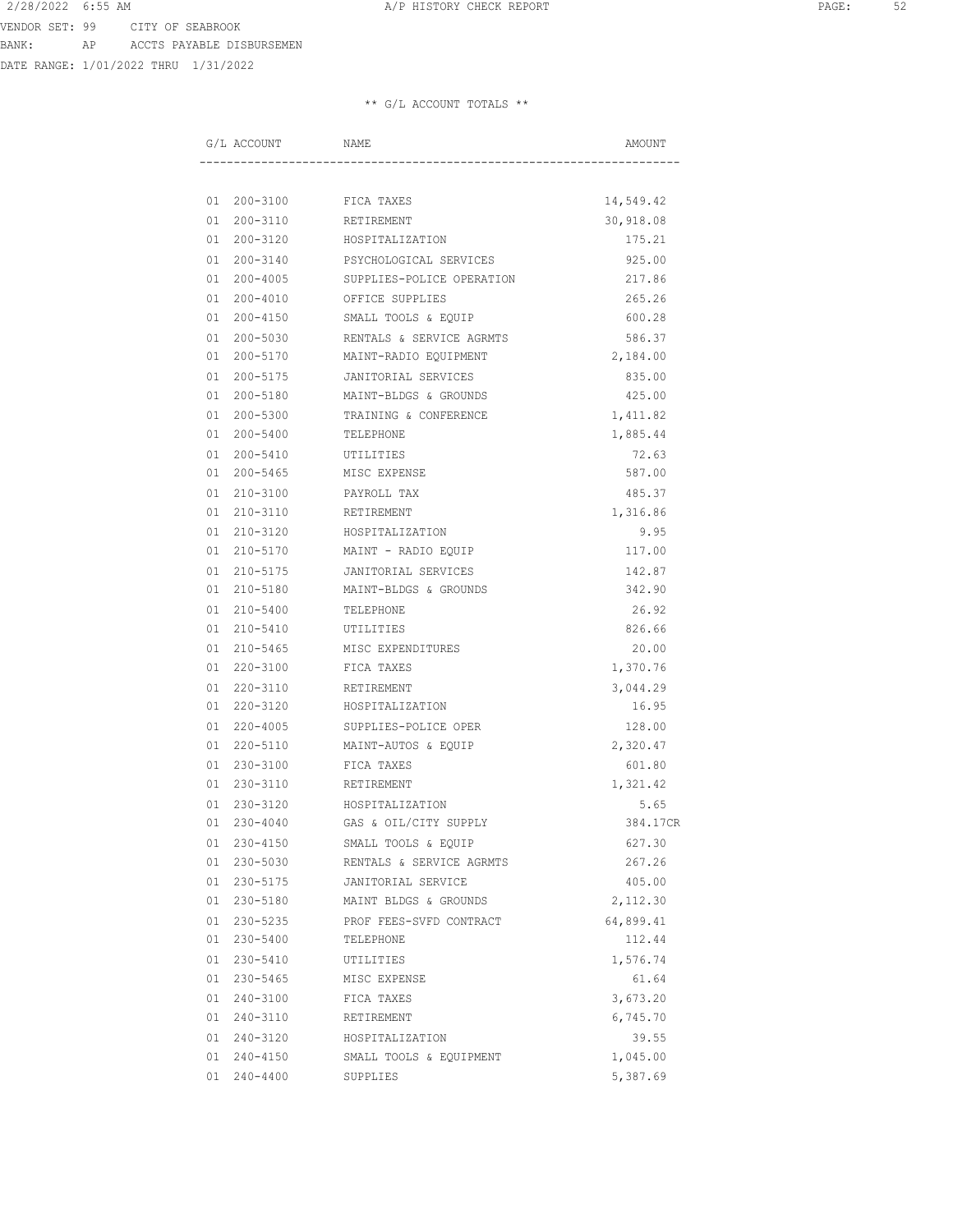VENDOR SET: 99 CITY OF SEABROOK
BANK: AP ACCTS PAYABLE DISBURSEMEN
DATE RANGE: 1/01/2022 THRU 1/31/2022

** G/L ACCOUNT TOTALS **

| G/L ACCOUNT | NAME | AMOUNT |
|---|---|---|
| 01 200-3100 | FICA TAXES | 14,549.42 |
| 01 200-3110 | RETIREMENT | 30,918.08 |
| 01 200-3120 | HOSPITALIZATION | 175.21 |
| 01 200-3140 | PSYCHOLOGICAL SERVICES | 925.00 |
| 01 200-4005 | SUPPLIES-POLICE OPERATION | 217.86 |
| 01 200-4010 | OFFICE SUPPLIES | 265.26 |
| 01 200-4150 | SMALL TOOLS & EQUIP | 600.28 |
| 01 200-5030 | RENTALS & SERVICE AGRMTS | 586.37 |
| 01 200-5170 | MAINT-RADIO EQUIPMENT | 2,184.00 |
| 01 200-5175 | JANITORIAL SERVICES | 835.00 |
| 01 200-5180 | MAINT-BLDGS & GROUNDS | 425.00 |
| 01 200-5300 | TRAINING & CONFERENCE | 1,411.82 |
| 01 200-5400 | TELEPHONE | 1,885.44 |
| 01 200-5410 | UTILITIES | 72.63 |
| 01 200-5465 | MISC EXPENSE | 587.00 |
| 01 210-3100 | PAYROLL TAX | 485.37 |
| 01 210-3110 | RETIREMENT | 1,316.86 |
| 01 210-3120 | HOSPITALIZATION | 9.95 |
| 01 210-5170 | MAINT - RADIO EQUIP | 117.00 |
| 01 210-5175 | JANITORIAL SERVICES | 142.87 |
| 01 210-5180 | MAINT-BLDGS & GROUNDS | 342.90 |
| 01 210-5400 | TELEPHONE | 26.92 |
| 01 210-5410 | UTILITIES | 826.66 |
| 01 210-5465 | MISC EXPENDITURES | 20.00 |
| 01 220-3100 | FICA TAXES | 1,370.76 |
| 01 220-3110 | RETIREMENT | 3,044.29 |
| 01 220-3120 | HOSPITALIZATION | 16.95 |
| 01 220-4005 | SUPPLIES-POLICE OPER | 128.00 |
| 01 220-5110 | MAINT-AUTOS & EQUIP | 2,320.47 |
| 01 230-3100 | FICA TAXES | 601.80 |
| 01 230-3110 | RETIREMENT | 1,321.42 |
| 01 230-3120 | HOSPITALIZATION | 5.65 |
| 01 230-4040 | GAS & OIL/CITY SUPPLY | 384.17CR |
| 01 230-4150 | SMALL TOOLS & EQUIP | 627.30 |
| 01 230-5030 | RENTALS & SERVICE AGRMTS | 267.26 |
| 01 230-5175 | JANITORIAL SERVICE | 405.00 |
| 01 230-5180 | MAINT BLDGS & GROUNDS | 2,112.30 |
| 01 230-5235 | PROF FEES-SVFD CONTRACT | 64,899.41 |
| 01 230-5400 | TELEPHONE | 112.44 |
| 01 230-5410 | UTILITIES | 1,576.74 |
| 01 230-5465 | MISC EXPENSE | 61.64 |
| 01 240-3100 | FICA TAXES | 3,673.20 |
| 01 240-3110 | RETIREMENT | 6,745.70 |
| 01 240-3120 | HOSPITALIZATION | 39.55 |
| 01 240-4150 | SMALL TOOLS & EQUIPMENT | 1,045.00 |
| 01 240-4400 | SUPPLIES | 5,387.69 |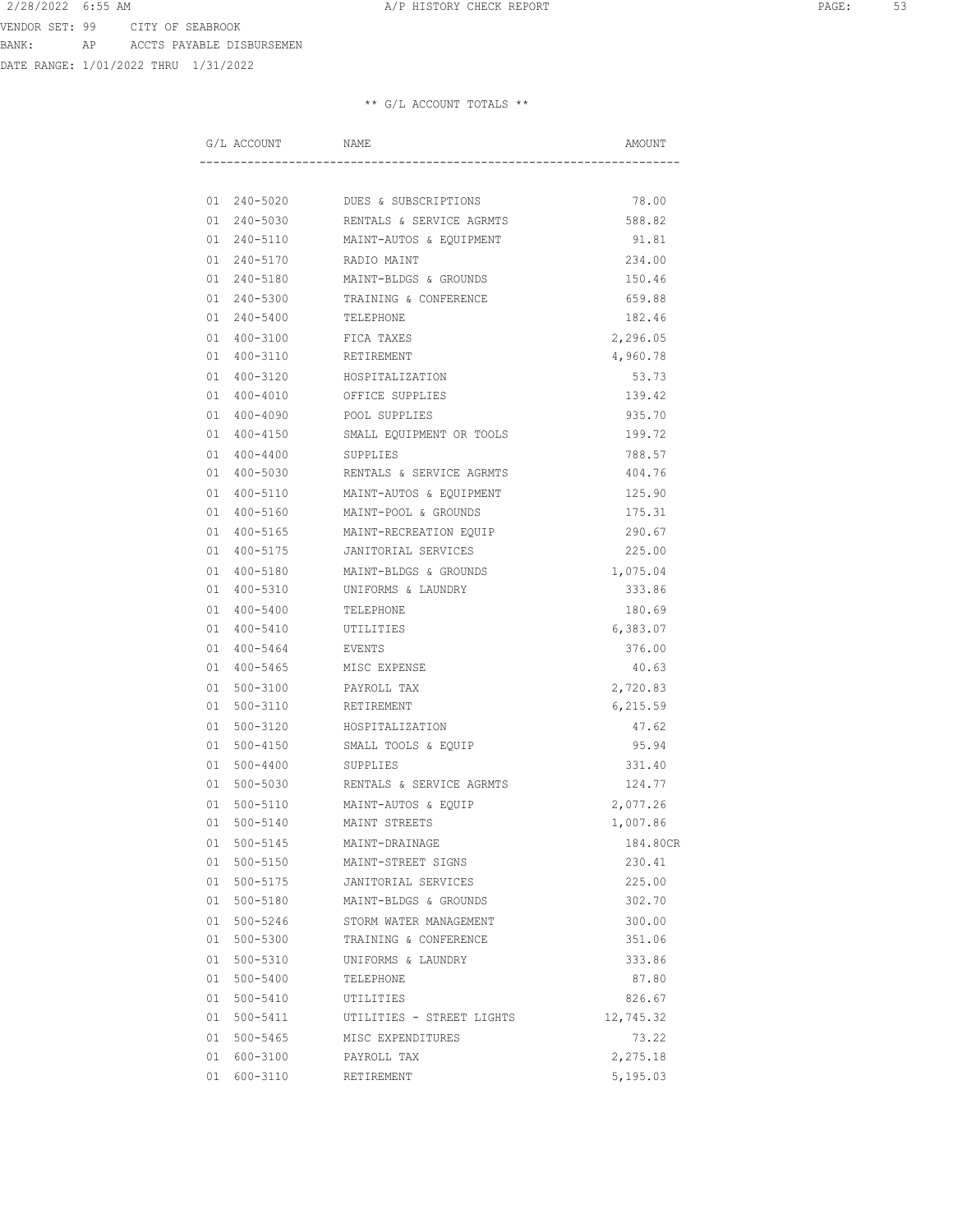VENDOR SET: 99 CITY OF SEABROOK

BANK: AP ACCTS PAYABLE DISBURSEMEN

DATE RANGE: 1/01/2022 THRU 1/31/2022

** G/L ACCOUNT TOTALS **

| G/L ACCOUNT | NAME | AMOUNT |
|---|---|---|
| 01 240-5020 | DUES & SUBSCRIPTIONS | 78.00 |
| 01 240-5030 | RENTALS & SERVICE AGRMTS | 588.82 |
| 01 240-5110 | MAINT-AUTOS & EQUIPMENT | 91.81 |
| 01 240-5170 | RADIO MAINT | 234.00 |
| 01 240-5180 | MAINT-BLDGS & GROUNDS | 150.46 |
| 01 240-5300 | TRAINING & CONFERENCE | 659.88 |
| 01 240-5400 | TELEPHONE | 182.46 |
| 01 400-3100 | FICA TAXES | 2,296.05 |
| 01 400-3110 | RETIREMENT | 4,960.78 |
| 01 400-3120 | HOSPITALIZATION | 53.73 |
| 01 400-4010 | OFFICE SUPPLIES | 139.42 |
| 01 400-4090 | POOL SUPPLIES | 935.70 |
| 01 400-4150 | SMALL EQUIPMENT OR TOOLS | 199.72 |
| 01 400-4400 | SUPPLIES | 788.57 |
| 01 400-5030 | RENTALS & SERVICE AGRMTS | 404.76 |
| 01 400-5110 | MAINT-AUTOS & EQUIPMENT | 125.90 |
| 01 400-5160 | MAINT-POOL & GROUNDS | 175.31 |
| 01 400-5165 | MAINT-RECREATION EQUIP | 290.67 |
| 01 400-5175 | JANITORIAL SERVICES | 225.00 |
| 01 400-5180 | MAINT-BLDGS & GROUNDS | 1,075.04 |
| 01 400-5310 | UNIFORMS & LAUNDRY | 333.86 |
| 01 400-5400 | TELEPHONE | 180.69 |
| 01 400-5410 | UTILITIES | 6,383.07 |
| 01 400-5464 | EVENTS | 376.00 |
| 01 400-5465 | MISC EXPENSE | 40.63 |
| 01 500-3100 | PAYROLL TAX | 2,720.83 |
| 01 500-3110 | RETIREMENT | 6,215.59 |
| 01 500-3120 | HOSPITALIZATION | 47.62 |
| 01 500-4150 | SMALL TOOLS & EQUIP | 95.94 |
| 01 500-4400 | SUPPLIES | 331.40 |
| 01 500-5030 | RENTALS & SERVICE AGRMTS | 124.77 |
| 01 500-5110 | MAINT-AUTOS & EQUIP | 2,077.26 |
| 01 500-5140 | MAINT STREETS | 1,007.86 |
| 01 500-5145 | MAINT-DRAINAGE | 184.80CR |
| 01 500-5150 | MAINT-STREET SIGNS | 230.41 |
| 01 500-5175 | JANITORIAL SERVICES | 225.00 |
| 01 500-5180 | MAINT-BLDGS & GROUNDS | 302.70 |
| 01 500-5246 | STORM WATER MANAGEMENT | 300.00 |
| 01 500-5300 | TRAINING & CONFERENCE | 351.06 |
| 01 500-5310 | UNIFORMS & LAUNDRY | 333.86 |
| 01 500-5400 | TELEPHONE | 87.80 |
| 01 500-5410 | UTILITIES | 826.67 |
| 01 500-5411 | UTILITIES - STREET LIGHTS | 12,745.32 |
| 01 500-5465 | MISC EXPENDITURES | 73.22 |
| 01 600-3100 | PAYROLL TAX | 2,275.18 |
| 01 600-3110 | RETIREMENT | 5,195.03 |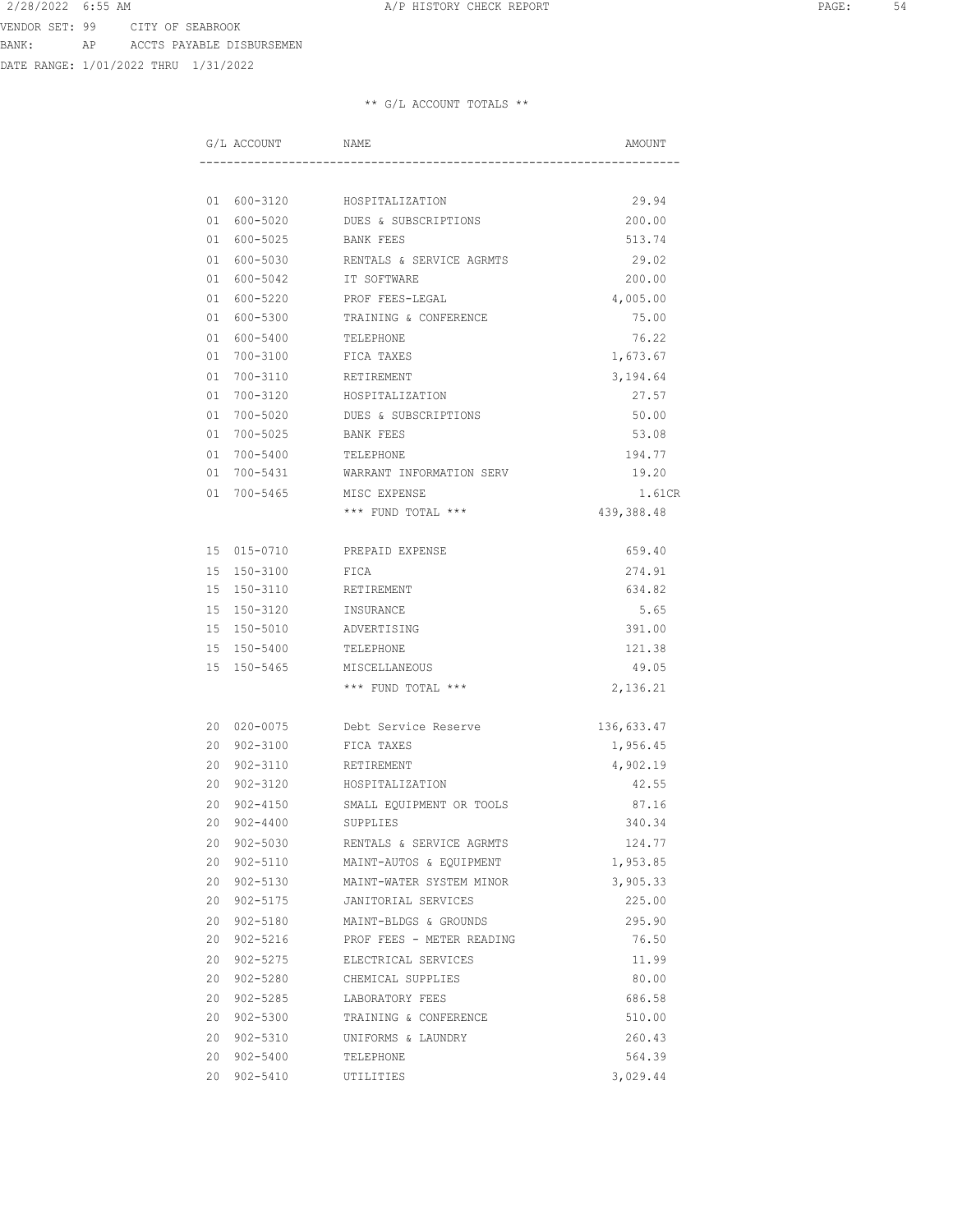VENDOR SET: 99 CITY OF SEABROOK
BANK: AP ACCTS PAYABLE DISBURSEMEN
DATE RANGE: 1/01/2022 THRU 1/31/2022

** G/L ACCOUNT TOTALS **

| G/L ACCOUNT | NAME | AMOUNT |
|---|---|---|
| 01 600-3120 | HOSPITALIZATION | 29.94 |
| 01 600-5020 | DUES & SUBSCRIPTIONS | 200.00 |
| 01 600-5025 | BANK FEES | 513.74 |
| 01 600-5030 | RENTALS & SERVICE AGRMTS | 29.02 |
| 01 600-5042 | IT SOFTWARE | 200.00 |
| 01 600-5220 | PROF FEES-LEGAL | 4,005.00 |
| 01 600-5300 | TRAINING & CONFERENCE | 75.00 |
| 01 600-5400 | TELEPHONE | 76.22 |
| 01 700-3100 | FICA TAXES | 1,673.67 |
| 01 700-3110 | RETIREMENT | 3,194.64 |
| 01 700-3120 | HOSPITALIZATION | 27.57 |
| 01 700-5020 | DUES & SUBSCRIPTIONS | 50.00 |
| 01 700-5025 | BANK FEES | 53.08 |
| 01 700-5400 | TELEPHONE | 194.77 |
| 01 700-5431 | WARRANT INFORMATION SERV | 19.20 |
| 01 700-5465 | MISC EXPENSE | 1.61CR |
| | *** FUND TOTAL *** | 439,388.48 |
| 15 015-0710 | PREPAID EXPENSE | 659.40 |
| 15 150-3100 | FICA | 274.91 |
| 15 150-3110 | RETIREMENT | 634.82 |
| 15 150-3120 | INSURANCE | 5.65 |
| 15 150-5010 | ADVERTISING | 391.00 |
| 15 150-5400 | TELEPHONE | 121.38 |
| 15 150-5465 | MISCELLANEOUS | 49.05 |
| | *** FUND TOTAL *** | 2,136.21 |
| 20 020-0075 | Debt Service Reserve | 136,633.47 |
| 20 902-3100 | FICA TAXES | 1,956.45 |
| 20 902-3110 | RETIREMENT | 4,902.19 |
| 20 902-3120 | HOSPITALIZATION | 42.55 |
| 20 902-4150 | SMALL EQUIPMENT OR TOOLS | 87.16 |
| 20 902-4400 | SUPPLIES | 340.34 |
| 20 902-5030 | RENTALS & SERVICE AGRMTS | 124.77 |
| 20 902-5110 | MAINT-AUTOS & EQUIPMENT | 1,953.85 |
| 20 902-5130 | MAINT-WATER SYSTEM MINOR | 3,905.33 |
| 20 902-5175 | JANITORIAL SERVICES | 225.00 |
| 20 902-5180 | MAINT-BLDGS & GROUNDS | 295.90 |
| 20 902-5216 | PROF FEES - METER READING | 76.50 |
| 20 902-5275 | ELECTRICAL SERVICES | 11.99 |
| 20 902-5280 | CHEMICAL SUPPLIES | 80.00 |
| 20 902-5285 | LABORATORY FEES | 686.58 |
| 20 902-5300 | TRAINING & CONFERENCE | 510.00 |
| 20 902-5310 | UNIFORMS & LAUNDRY | 260.43 |
| 20 902-5400 | TELEPHONE | 564.39 |
| 20 902-5410 | UTILITIES | 3,029.44 |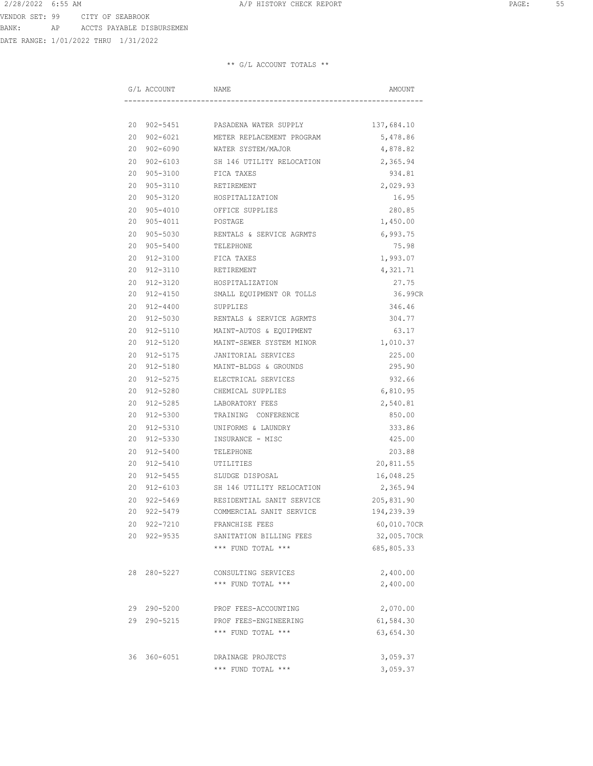VENDOR SET: 99 CITY OF SEABROOK
BANK: AP ACCTS PAYABLE DISBURSEMEN
DATE RANGE: 1/01/2022 THRU 1/31/2022

** G/L ACCOUNT TOTALS **

| G/L ACCOUNT | NAME | AMOUNT |
|---|---|---|
| 20 902-5451 | PASADENA WATER SUPPLY | 137,684.10 |
| 20 902-6021 | METER REPLACEMENT PROGRAM | 5,478.86 |
| 20 902-6090 | WATER SYSTEM/MAJOR | 4,878.82 |
| 20 902-6103 | SH 146 UTILITY RELOCATION | 2,365.94 |
| 20 905-3100 | FICA TAXES | 934.81 |
| 20 905-3110 | RETIREMENT | 2,029.93 |
| 20 905-3120 | HOSPITALIZATION | 16.95 |
| 20 905-4010 | OFFICE SUPPLIES | 280.85 |
| 20 905-4011 | POSTAGE | 1,450.00 |
| 20 905-5030 | RENTALS & SERVICE AGRMTS | 6,993.75 |
| 20 905-5400 | TELEPHONE | 75.98 |
| 20 912-3100 | FICA TAXES | 1,993.07 |
| 20 912-3110 | RETIREMENT | 4,321.71 |
| 20 912-3120 | HOSPITALIZATION | 27.75 |
| 20 912-4150 | SMALL EQUIPMENT OR TOLLS | 36.99CR |
| 20 912-4400 | SUPPLIES | 346.46 |
| 20 912-5030 | RENTALS & SERVICE AGRMTS | 304.77 |
| 20 912-5110 | MAINT-AUTOS & EQUIPMENT | 63.17 |
| 20 912-5120 | MAINT-SEWER SYSTEM MINOR | 1,010.37 |
| 20 912-5175 | JANITORIAL SERVICES | 225.00 |
| 20 912-5180 | MAINT-BLDGS & GROUNDS | 295.90 |
| 20 912-5275 | ELECTRICAL SERVICES | 932.66 |
| 20 912-5280 | CHEMICAL SUPPLIES | 6,810.95 |
| 20 912-5285 | LABORATORY FEES | 2,540.81 |
| 20 912-5300 | TRAINING CONFERENCE | 850.00 |
| 20 912-5310 | UNIFORMS & LAUNDRY | 333.86 |
| 20 912-5330 | INSURANCE - MISC | 425.00 |
| 20 912-5400 | TELEPHONE | 203.88 |
| 20 912-5410 | UTILITIES | 20,811.55 |
| 20 912-5455 | SLUDGE DISPOSAL | 16,048.25 |
| 20 912-6103 | SH 146 UTILITY RELOCATION | 2,365.94 |
| 20 922-5469 | RESIDENTIAL SANIT SERVICE | 205,831.90 |
| 20 922-5479 | COMMERCIAL SANIT SERVICE | 194,239.39 |
| 20 922-7210 | FRANCHISE FEES | 60,010.70CR |
| 20 922-9535 | SANITATION BILLING FEES | 32,005.70CR |
| | *** FUND TOTAL *** | 685,805.33 |
| 28 280-5227 | CONSULTING SERVICES | 2,400.00 |
| | *** FUND TOTAL *** | 2,400.00 |
| 29 290-5200 | PROF FEES-ACCOUNTING | 2,070.00 |
| 29 290-5215 | PROF FEES-ENGINEERING | 61,584.30 |
| | *** FUND TOTAL *** | 63,654.30 |
| 36 360-6051 | DRAINAGE PROJECTS | 3,059.37 |
| | *** FUND TOTAL *** | 3,059.37 |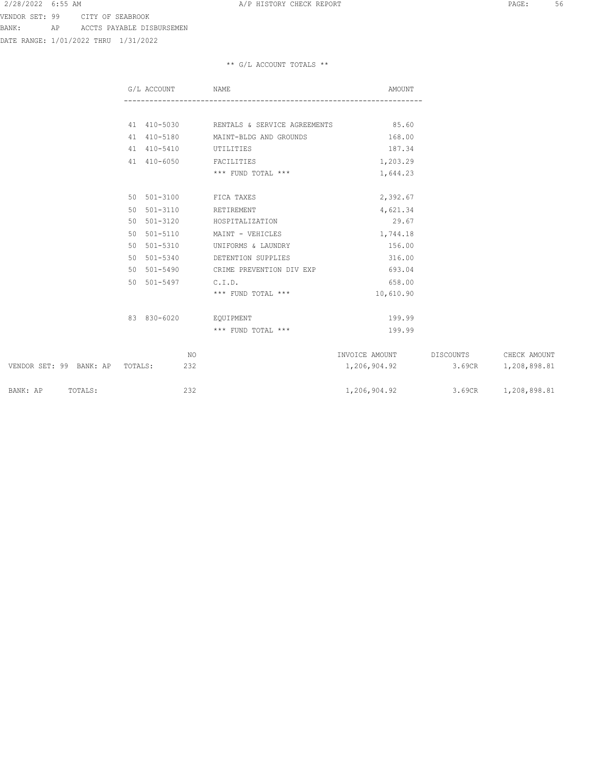VENDOR SET: 99 CITY OF SEABROOK
BANK: AP ACCTS PAYABLE DISBURSEMEN
DATE RANGE: 1/01/2022 THRU 1/31/2022

** G/L ACCOUNT TOTALS **

| G/L ACCOUNT | NAME | AMOUNT |
|---|---|---|
| 41 410-5030 | RENTALS & SERVICE AGREEMENTS | 85.60 |
| 41 410-5180 | MAINT-BLDG AND GROUNDS | 168.00 |
| 41 410-5410 | UTILITIES | 187.34 |
| 41 410-6050 | FACILITIES | 1,203.29 |
| | *** FUND TOTAL *** | 1,644.23 |
| 50 501-3100 | FICA TAXES | 2,392.67 |
| 50 501-3110 | RETIREMENT | 4,621.34 |
| 50 501-3120 | HOSPITALIZATION | 29.67 |
| 50 501-5110 | MAINT - VEHICLES | 1,744.18 |
| 50 501-5310 | UNIFORMS & LAUNDRY | 156.00 |
| 50 501-5340 | DETENTION SUPPLIES | 316.00 |
| 50 501-5490 | CRIME PREVENTION DIV EXP | 693.04 |
| 50 501-5497 | C.I.D. | 658.00 |
| | *** FUND TOTAL *** | 10,610.90 |
| 83 830-6020 | EQUIPMENT | 199.99 |
| | *** FUND TOTAL *** | 199.99 |

| | NO | INVOICE AMOUNT | DISCOUNTS | CHECK AMOUNT |
|---|---|---|---|---|
| VENDOR SET: 99 BANK: AP TOTALS: | 232 | 1,206,904.92 | 3.69CR | 1,208,898.81 |
| BANK: AP TOTALS: | 232 | 1,206,904.92 | 3.69CR | 1,208,898.81 |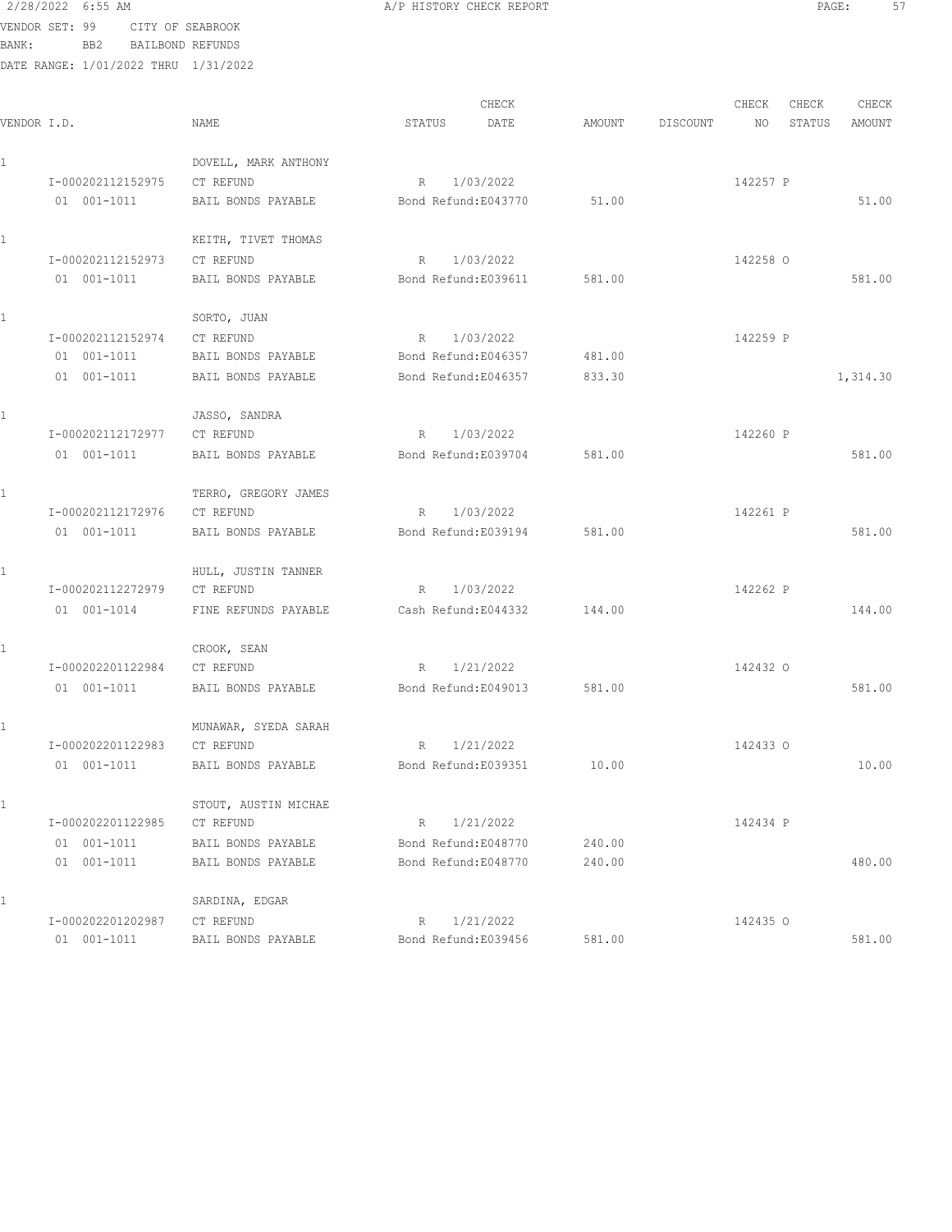VENDOR SET: 99 CITY OF SEABROOK
BANK: BB2 BAILBOND REFUNDS
DATE RANGE: 1/01/2022 THRU 1/31/2022

# A/P HISTORY CHECK REPORT

| VENDOR I.D. | NAME | STATUS | CHECK DATE | AMOUNT | DISCOUNT | CHECK NO | CHECK STATUS | CHECK AMOUNT |
|---|---|---|---|---|---|---|---|---|
| 1 | DOVELL, MARK ANTHONY | | | | | | | |
| I-000202112152975 | CT REFUND | R | 1/03/2022 | | | 142257 | P | |
| 01 001-1011 | BAIL BONDS PAYABLE | Bond Refund:E043770 | | 51.00 | | | | 51.00 |
| 1 | KEITH, TIVET THOMAS | | | | | | | |
| I-000202112152973 | CT REFUND | R | 1/03/2022 | | | 142258 | O | |
| 01 001-1011 | BAIL BONDS PAYABLE | Bond Refund:E039611 | | 581.00 | | | | 581.00 |
| 1 | SORTO, JUAN | | | | | | | |
| I-000202112152974 | CT REFUND | R | 1/03/2022 | | | 142259 | P | |
| 01 001-1011 | BAIL BONDS PAYABLE | Bond Refund:E046357 | | 481.00 | | | | |
| 01 001-1011 | BAIL BONDS PAYABLE | Bond Refund:E046357 | | 833.30 | | | | 1,314.30 |
| 1 | JASSO, SANDRA | | | | | | | |
| I-000202112172977 | CT REFUND | R | 1/03/2022 | | | 142260 | P | |
| 01 001-1011 | BAIL BONDS PAYABLE | Bond Refund:E039704 | | 581.00 | | | | 581.00 |
| 1 | TERRO, GREGORY JAMES | | | | | | | |
| I-000202112172976 | CT REFUND | R | 1/03/2022 | | | 142261 | P | |
| 01 001-1011 | BAIL BONDS PAYABLE | Bond Refund:E039194 | | 581.00 | | | | 581.00 |
| 1 | HULL, JUSTIN TANNER | | | | | | | |
| I-000202112272979 | CT REFUND | R | 1/03/2022 | | | 142262 | P | |
| 01 001-1014 | FINE REFUNDS PAYABLE | Cash Refund:E044332 | | 144.00 | | | | 144.00 |
| 1 | CROOK, SEAN | | | | | | | |
| I-000202201122984 | CT REFUND | R | 1/21/2022 | | | 142432 | O | |
| 01 001-1011 | BAIL BONDS PAYABLE | Bond Refund:E049013 | | 581.00 | | | | 581.00 |
| 1 | MUNAWAR, SYEDA SARAH | | | | | | | |
| I-000202201122983 | CT REFUND | R | 1/21/2022 | | | 142433 | O | |
| 01 001-1011 | BAIL BONDS PAYABLE | Bond Refund:E039351 | | 10.00 | | | | 10.00 |
| 1 | STOUT, AUSTIN MICHAE | | | | | | | |
| I-000202201122985 | CT REFUND | R | 1/21/2022 | | | 142434 | P | |
| 01 001-1011 | BAIL BONDS PAYABLE | Bond Refund:E048770 | | 240.00 | | | | |
| 01 001-1011 | BAIL BONDS PAYABLE | Bond Refund:E048770 | | 240.00 | | | | 480.00 |
| 1 | SARDINA, EDGAR | | | | | | | |
| I-000202201202987 | CT REFUND | R | 1/21/2022 | | | 142435 | O | |
| 01 001-1011 | BAIL BONDS PAYABLE | Bond Refund:E039456 | | 581.00 | | | | 581.00 |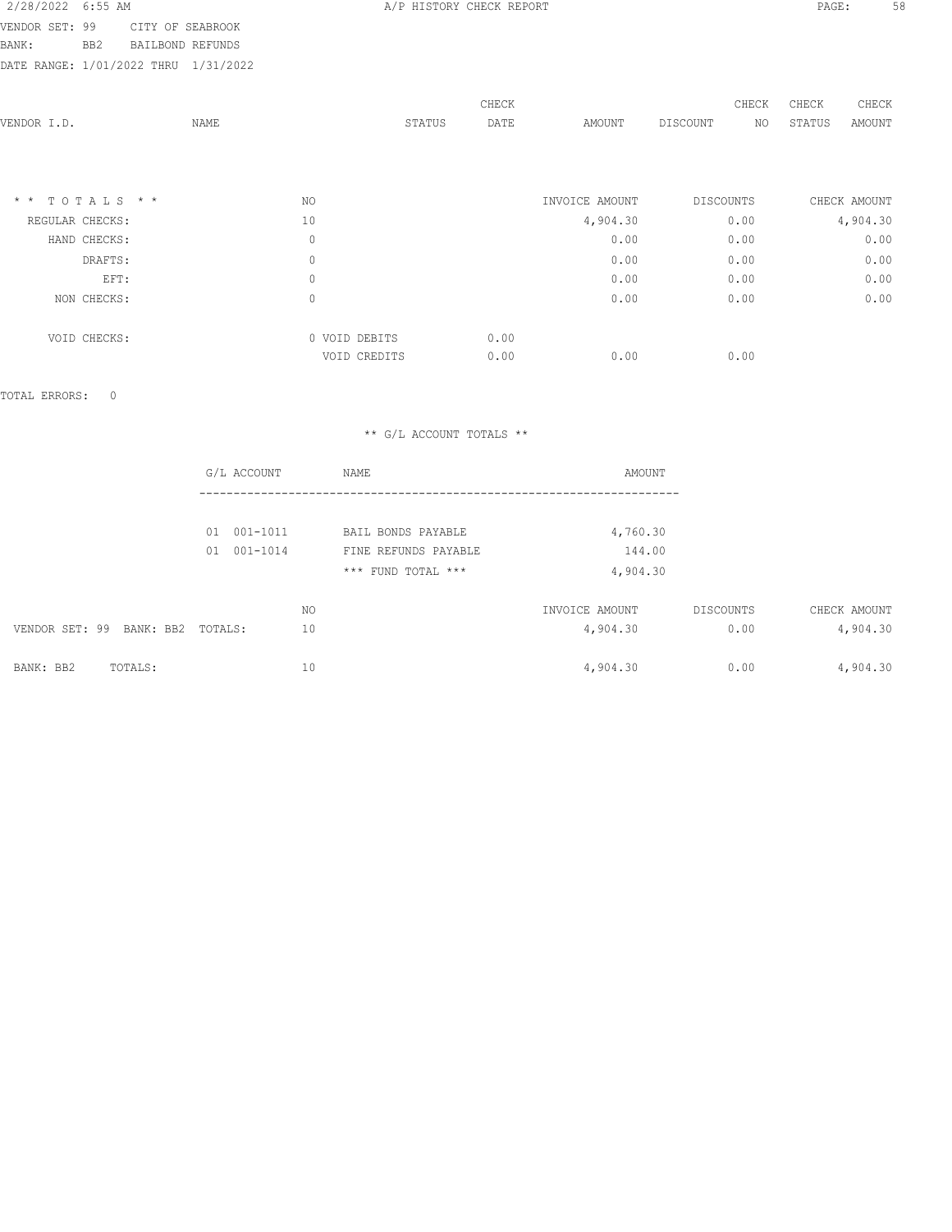2/28/2022 6:55 AM A/P HISTORY CHECK REPORT

VENDOR SET: 99 CITY OF SEABROOK
BANK: BB2 BAILBOND REFUNDS
DATE RANGE: 1/01/2022 THRU 1/31/2022

| VENDOR I.D. | NAME | STATUS | CHECK DATE | AMOUNT | DISCOUNT | CHECK NO | CHECK STATUS | CHECK AMOUNT |
|---|---|---|---|---|---|---|---|---|

| * * TOTALS * * | NO | | | INVOICE AMOUNT | DISCOUNTS | CHECK AMOUNT |
|---|---|---|---|---|---|---|
| REGULAR CHECKS: | 10 | | | 4,904.30 | 0.00 | 4,904.30 |
| HAND CHECKS: | 0 | | | 0.00 | 0.00 | 0.00 |
| DRAFTS: | 0 | | | 0.00 | 0.00 | 0.00 |
| EFT: | 0 | | | 0.00 | 0.00 | 0.00 |
| NON CHECKS: | 0 | | | 0.00 | 0.00 | 0.00 |
| VOID CHECKS: | 0 | VOID DEBITS | 0.00 | | | |
| | | VOID CREDITS | 0.00 | 0.00 | 0.00 | |

TOTAL ERRORS: 0

** G/L ACCOUNT TOTALS **

| G/L ACCOUNT | NAME | AMOUNT |
|---|---|---|
| 01 001-1011 | BAIL BONDS PAYABLE | 4,760.30 |
| 01 001-1014 | FINE REFUNDS PAYABLE | 144.00 |
| | *** FUND TOTAL *** | 4,904.30 |

| | NO | INVOICE AMOUNT | DISCOUNTS | CHECK AMOUNT |
|---|---|---|---|---|
| VENDOR SET: 99 BANK: BB2 TOTALS: | 10 | 4,904.30 | 0.00 | 4,904.30 |
| BANK: BB2 TOTALS: | 10 | 4,904.30 | 0.00 | 4,904.30 |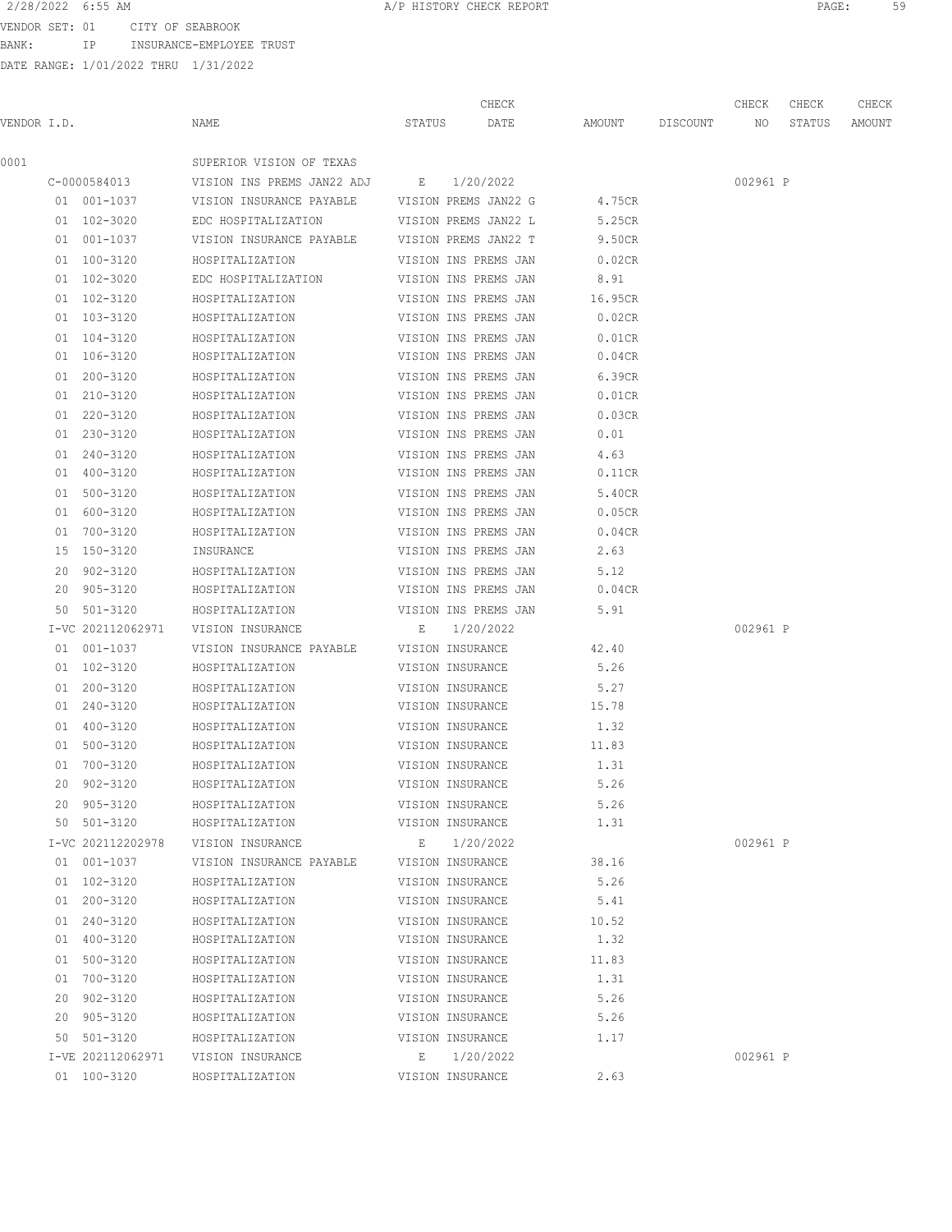2/28/2022 6:55 AM A/P HISTORY CHECK REPORT

VENDOR SET: 01 CITY OF SEABROOK
BANK: IP INSURANCE-EMPLOYEE TRUST
DATE RANGE: 1/01/2022 THRU 1/31/2022

| VENDOR I.D. | NAME | STATUS | CHECK DATE | AMOUNT | DISCOUNT | CHECK NO | CHECK STATUS | CHECK AMOUNT |
|---|---|---|---|---|---|---|---|---|
| 0001 | SUPERIOR VISION OF TEXAS | | | | | | | |
| C-0000584013 | VISION INS PREMS JAN22 ADJ | E | 1/20/2022 | | | 002961 | P | |
| 01 001-1037 | VISION INSURANCE PAYABLE | VISION PREMS JAN22 G | | 4.75CR | | | | |
| 01 102-3020 | EDC HOSPITALIZATION | VISION PREMS JAN22 L | | 5.25CR | | | | |
| 01 001-1037 | VISION INSURANCE PAYABLE | VISION PREMS JAN22 T | | 9.50CR | | | | |
| 01 100-3120 | HOSPITALIZATION | VISION INS PREMS JAN | | 0.02CR | | | | |
| 01 102-3020 | EDC HOSPITALIZATION | VISION INS PREMS JAN | | 8.91 | | | | |
| 01 102-3120 | HOSPITALIZATION | VISION INS PREMS JAN | | 16.95CR | | | | |
| 01 103-3120 | HOSPITALIZATION | VISION INS PREMS JAN | | 0.02CR | | | | |
| 01 104-3120 | HOSPITALIZATION | VISION INS PREMS JAN | | 0.01CR | | | | |
| 01 106-3120 | HOSPITALIZATION | VISION INS PREMS JAN | | 0.04CR | | | | |
| 01 200-3120 | HOSPITALIZATION | VISION INS PREMS JAN | | 6.39CR | | | | |
| 01 210-3120 | HOSPITALIZATION | VISION INS PREMS JAN | | 0.01CR | | | | |
| 01 220-3120 | HOSPITALIZATION | VISION INS PREMS JAN | | 0.03CR | | | | |
| 01 230-3120 | HOSPITALIZATION | VISION INS PREMS JAN | | 0.01 | | | | |
| 01 240-3120 | HOSPITALIZATION | VISION INS PREMS JAN | | 4.63 | | | | |
| 01 400-3120 | HOSPITALIZATION | VISION INS PREMS JAN | | 0.11CR | | | | |
| 01 500-3120 | HOSPITALIZATION | VISION INS PREMS JAN | | 5.40CR | | | | |
| 01 600-3120 | HOSPITALIZATION | VISION INS PREMS JAN | | 0.05CR | | | | |
| 01 700-3120 | HOSPITALIZATION | VISION INS PREMS JAN | | 0.04CR | | | | |
| 15 150-3120 | INSURANCE | VISION INS PREMS JAN | | 2.63 | | | | |
| 20 902-3120 | HOSPITALIZATION | VISION INS PREMS JAN | | 5.12 | | | | |
| 20 905-3120 | HOSPITALIZATION | VISION INS PREMS JAN | | 0.04CR | | | | |
| 50 501-3120 | HOSPITALIZATION | VISION INS PREMS JAN | | 5.91 | | | | |
| I-VC 202112062971 | VISION INSURANCE | E | 1/20/2022 | | | 002961 | P | |
| 01 001-1037 | VISION INSURANCE PAYABLE | VISION INSURANCE | | 42.40 | | | | |
| 01 102-3120 | HOSPITALIZATION | VISION INSURANCE | | 5.26 | | | | |
| 01 200-3120 | HOSPITALIZATION | VISION INSURANCE | | 5.27 | | | | |
| 01 240-3120 | HOSPITALIZATION | VISION INSURANCE | | 15.78 | | | | |
| 01 400-3120 | HOSPITALIZATION | VISION INSURANCE | | 1.32 | | | | |
| 01 500-3120 | HOSPITALIZATION | VISION INSURANCE | | 11.83 | | | | |
| 01 700-3120 | HOSPITALIZATION | VISION INSURANCE | | 1.31 | | | | |
| 20 902-3120 | HOSPITALIZATION | VISION INSURANCE | | 5.26 | | | | |
| 20 905-3120 | HOSPITALIZATION | VISION INSURANCE | | 5.26 | | | | |
| 50 501-3120 | HOSPITALIZATION | VISION INSURANCE | | 1.31 | | | | |
| I-VC 202112202978 | VISION INSURANCE | E | 1/20/2022 | | | 002961 | P | |
| 01 001-1037 | VISION INSURANCE PAYABLE | VISION INSURANCE | | 38.16 | | | | |
| 01 102-3120 | HOSPITALIZATION | VISION INSURANCE | | 5.26 | | | | |
| 01 200-3120 | HOSPITALIZATION | VISION INSURANCE | | 5.41 | | | | |
| 01 240-3120 | HOSPITALIZATION | VISION INSURANCE | | 10.52 | | | | |
| 01 400-3120 | HOSPITALIZATION | VISION INSURANCE | | 1.32 | | | | |
| 01 500-3120 | HOSPITALIZATION | VISION INSURANCE | | 11.83 | | | | |
| 01 700-3120 | HOSPITALIZATION | VISION INSURANCE | | 1.31 | | | | |
| 20 902-3120 | HOSPITALIZATION | VISION INSURANCE | | 5.26 | | | | |
| 20 905-3120 | HOSPITALIZATION | VISION INSURANCE | | 5.26 | | | | |
| 50 501-3120 | HOSPITALIZATION | VISION INSURANCE | | 1.17 | | | | |
| I-VE 202112062971 | VISION INSURANCE | E | 1/20/2022 | | | 002961 | P | |
| 01 100-3120 | HOSPITALIZATION | VISION INSURANCE | | 2.63 | | | | |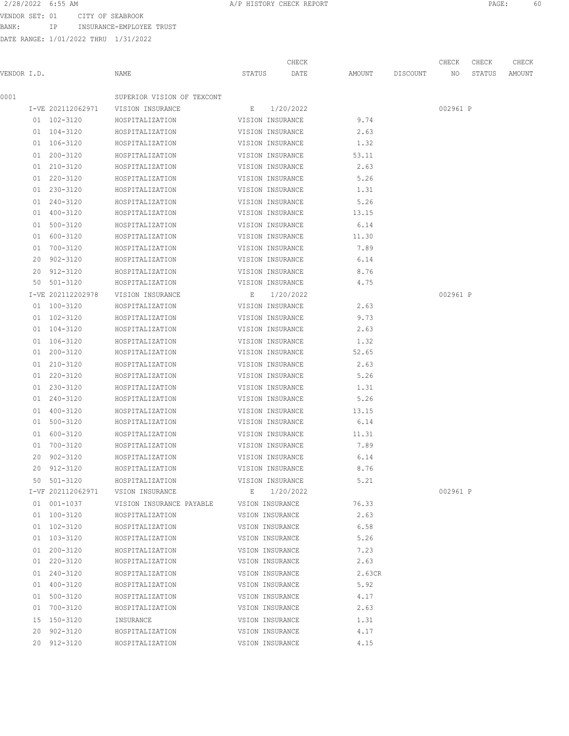VENDOR SET: 01 CITY OF SEABROOK
BANK: IP INSURANCE-EMPLOYEE TRUST
DATE RANGE: 1/01/2022 THRU 1/31/2022

| VENDOR I.D. | NAME | STATUS | CHECK DATE | AMOUNT | DISCOUNT | CHECK NO | CHECK STATUS | CHECK AMOUNT |
|---|---|---|---|---|---|---|---|---|
| 0001 | SUPERIOR VISION OF TEXCONT | | | | | | | |
| I-VE 202112062971 | VISION INSURANCE | E | 1/20/2022 | | | 002961 | P | |
| 01 102-3120 | HOSPITALIZATION | VISION INSURANCE | | 9.74 | | | | |
| 01 104-3120 | HOSPITALIZATION | VISION INSURANCE | | 2.63 | | | | |
| 01 106-3120 | HOSPITALIZATION | VISION INSURANCE | | 1.32 | | | | |
| 01 200-3120 | HOSPITALIZATION | VISION INSURANCE | | 53.11 | | | | |
| 01 210-3120 | HOSPITALIZATION | VISION INSURANCE | | 2.63 | | | | |
| 01 220-3120 | HOSPITALIZATION | VISION INSURANCE | | 5.26 | | | | |
| 01 230-3120 | HOSPITALIZATION | VISION INSURANCE | | 1.31 | | | | |
| 01 240-3120 | HOSPITALIZATION | VISION INSURANCE | | 5.26 | | | | |
| 01 400-3120 | HOSPITALIZATION | VISION INSURANCE | | 13.15 | | | | |
| 01 500-3120 | HOSPITALIZATION | VISION INSURANCE | | 6.14 | | | | |
| 01 600-3120 | HOSPITALIZATION | VISION INSURANCE | | 11.30 | | | | |
| 01 700-3120 | HOSPITALIZATION | VISION INSURANCE | | 7.89 | | | | |
| 20 902-3120 | HOSPITALIZATION | VISION INSURANCE | | 6.14 | | | | |
| 20 912-3120 | HOSPITALIZATION | VISION INSURANCE | | 8.76 | | | | |
| 50 501-3120 | HOSPITALIZATION | VISION INSURANCE | | 4.75 | | | | |
| I-VE 202112202978 | VISION INSURANCE | E | 1/20/2022 | | | 002961 | P | |
| 01 100-3120 | HOSPITALIZATION | VISION INSURANCE | | 2.63 | | | | |
| 01 102-3120 | HOSPITALIZATION | VISION INSURANCE | | 9.73 | | | | |
| 01 104-3120 | HOSPITALIZATION | VISION INSURANCE | | 2.63 | | | | |
| 01 106-3120 | HOSPITALIZATION | VISION INSURANCE | | 1.32 | | | | |
| 01 200-3120 | HOSPITALIZATION | VISION INSURANCE | | 52.65 | | | | |
| 01 210-3120 | HOSPITALIZATION | VISION INSURANCE | | 2.63 | | | | |
| 01 220-3120 | HOSPITALIZATION | VISION INSURANCE | | 5.26 | | | | |
| 01 230-3120 | HOSPITALIZATION | VISION INSURANCE | | 1.31 | | | | |
| 01 240-3120 | HOSPITALIZATION | VISION INSURANCE | | 5.26 | | | | |
| 01 400-3120 | HOSPITALIZATION | VISION INSURANCE | | 13.15 | | | | |
| 01 500-3120 | HOSPITALIZATION | VISION INSURANCE | | 6.14 | | | | |
| 01 600-3120 | HOSPITALIZATION | VISION INSURANCE | | 11.31 | | | | |
| 01 700-3120 | HOSPITALIZATION | VISION INSURANCE | | 7.89 | | | | |
| 20 902-3120 | HOSPITALIZATION | VISION INSURANCE | | 6.14 | | | | |
| 20 912-3120 | HOSPITALIZATION | VISION INSURANCE | | 8.76 | | | | |
| 50 501-3120 | HOSPITALIZATION | VISION INSURANCE | | 5.21 | | | | |
| I-VF 202112062971 | VSION INSURANCE | E | 1/20/2022 | | | 002961 | P | |
| 01 001-1037 | VISION INSURANCE PAYABLE | VSION INSURANCE | | 76.33 | | | | |
| 01 100-3120 | HOSPITALIZATION | VSION INSURANCE | | 2.63 | | | | |
| 01 102-3120 | HOSPITALIZATION | VSION INSURANCE | | 6.58 | | | | |
| 01 103-3120 | HOSPITALIZATION | VSION INSURANCE | | 5.26 | | | | |
| 01 200-3120 | HOSPITALIZATION | VSION INSURANCE | | 7.23 | | | | |
| 01 220-3120 | HOSPITALIZATION | VSION INSURANCE | | 2.63 | | | | |
| 01 240-3120 | HOSPITALIZATION | VSION INSURANCE | | 2.63CR | | | | |
| 01 400-3120 | HOSPITALIZATION | VSION INSURANCE | | 5.92 | | | | |
| 01 500-3120 | HOSPITALIZATION | VSION INSURANCE | | 4.17 | | | | |
| 01 700-3120 | HOSPITALIZATION | VSION INSURANCE | | 2.63 | | | | |
| 15 150-3120 | INSURANCE | VSION INSURANCE | | 1.31 | | | | |
| 20 902-3120 | HOSPITALIZATION | VSION INSURANCE | | 4.17 | | | | |
| 20 912-3120 | HOSPITALIZATION | VSION INSURANCE | | 4.15 | | | | |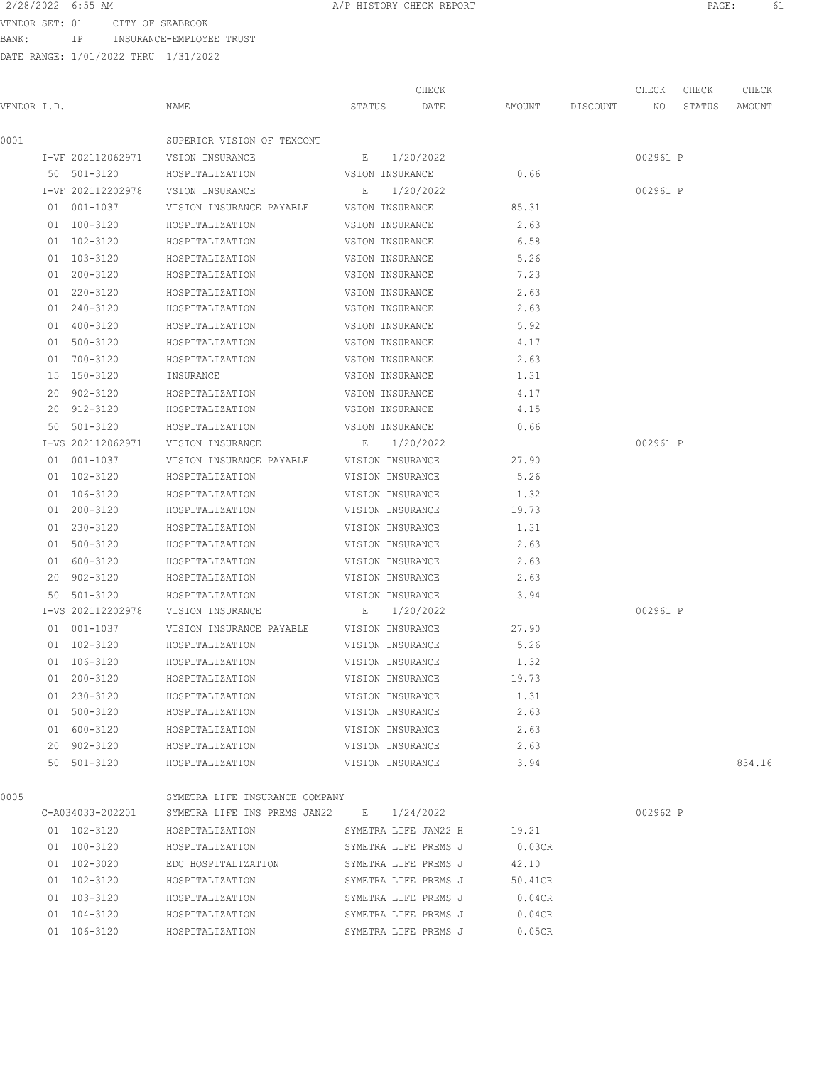2/28/2022 6:55 AM A/P HISTORY CHECK REPORT

VENDOR SET: 01 CITY OF SEABROOK
BANK: IP INSURANCE-EMPLOYEE TRUST
DATE RANGE: 1/01/2022 THRU 1/31/2022

| VENDOR I.D. | NAME | STATUS | CHECK DATE | AMOUNT | DISCOUNT | CHECK NO | CHECK STATUS | CHECK AMOUNT |
|---|---|---|---|---|---|---|---|---|
| 0001 | SUPERIOR VISION OF TEXCONT | | | | | | | |
| I-VF 202112062971 | VSION INSURANCE | E | 1/20/2022 | | | 002961 | P | |
| 50 501-3120 | HOSPITALIZATION | VSION INSURANCE | | 0.66 | | | | |
| I-VF 202112202978 | VSION INSURANCE | E | 1/20/2022 | | | 002961 | P | |
| 01 001-1037 | VISION INSURANCE PAYABLE | VSION INSURANCE | | 85.31 | | | | |
| 01 100-3120 | HOSPITALIZATION | VSION INSURANCE | | 2.63 | | | | |
| 01 102-3120 | HOSPITALIZATION | VSION INSURANCE | | 6.58 | | | | |
| 01 103-3120 | HOSPITALIZATION | VSION INSURANCE | | 5.26 | | | | |
| 01 200-3120 | HOSPITALIZATION | VSION INSURANCE | | 7.23 | | | | |
| 01 220-3120 | HOSPITALIZATION | VSION INSURANCE | | 2.63 | | | | |
| 01 240-3120 | HOSPITALIZATION | VSION INSURANCE | | 2.63 | | | | |
| 01 400-3120 | HOSPITALIZATION | VSION INSURANCE | | 5.92 | | | | |
| 01 500-3120 | HOSPITALIZATION | VSION INSURANCE | | 4.17 | | | | |
| 01 700-3120 | HOSPITALIZATION | VSION INSURANCE | | 2.63 | | | | |
| 15 150-3120 | INSURANCE | VSION INSURANCE | | 1.31 | | | | |
| 20 902-3120 | HOSPITALIZATION | VSION INSURANCE | | 4.17 | | | | |
| 20 912-3120 | HOSPITALIZATION | VSION INSURANCE | | 4.15 | | | | |
| 50 501-3120 | HOSPITALIZATION | VSION INSURANCE | | 0.66 | | | | |
| I-VS 202112062971 | VISION INSURANCE | E | 1/20/2022 | | | 002961 | P | |
| 01 001-1037 | VISION INSURANCE PAYABLE | VISION INSURANCE | | 27.90 | | | | |
| 01 102-3120 | HOSPITALIZATION | VISION INSURANCE | | 5.26 | | | | |
| 01 106-3120 | HOSPITALIZATION | VISION INSURANCE | | 1.32 | | | | |
| 01 200-3120 | HOSPITALIZATION | VISION INSURANCE | | 19.73 | | | | |
| 01 230-3120 | HOSPITALIZATION | VISION INSURANCE | | 1.31 | | | | |
| 01 500-3120 | HOSPITALIZATION | VISION INSURANCE | | 2.63 | | | | |
| 01 600-3120 | HOSPITALIZATION | VISION INSURANCE | | 2.63 | | | | |
| 20 902-3120 | HOSPITALIZATION | VISION INSURANCE | | 2.63 | | | | |
| 50 501-3120 | HOSPITALIZATION | VISION INSURANCE | | 3.94 | | | | |
| I-VS 202112202978 | VISION INSURANCE | E | 1/20/2022 | | | 002961 | P | |
| 01 001-1037 | VISION INSURANCE PAYABLE | VISION INSURANCE | | 27.90 | | | | |
| 01 102-3120 | HOSPITALIZATION | VISION INSURANCE | | 5.26 | | | | |
| 01 106-3120 | HOSPITALIZATION | VISION INSURANCE | | 1.32 | | | | |
| 01 200-3120 | HOSPITALIZATION | VISION INSURANCE | | 19.73 | | | | |
| 01 230-3120 | HOSPITALIZATION | VISION INSURANCE | | 1.31 | | | | |
| 01 500-3120 | HOSPITALIZATION | VISION INSURANCE | | 2.63 | | | | |
| 01 600-3120 | HOSPITALIZATION | VISION INSURANCE | | 2.63 | | | | |
| 20 902-3120 | HOSPITALIZATION | VISION INSURANCE | | 2.63 | | | | |
| 50 501-3120 | HOSPITALIZATION | VISION INSURANCE | | 3.94 | | | | 834.16 |
| 0005 | SYMETRA LIFE INSURANCE COMPANY | | | | | | | |
| C-A034033-202201 | SYMETRA LIFE INS PREMS JAN22 | E | 1/24/2022 | | | 002962 | P | |
| 01 102-3120 | HOSPITALIZATION | SYMETRA LIFE JAN22 H | | 19.21 | | | | |
| 01 100-3120 | HOSPITALIZATION | SYMETRA LIFE PREMS J | | 0.03CR | | | | |
| 01 102-3020 | EDC HOSPITALIZATION | SYMETRA LIFE PREMS J | | 42.10 | | | | |
| 01 102-3120 | HOSPITALIZATION | SYMETRA LIFE PREMS J | | 50.41CR | | | | |
| 01 103-3120 | HOSPITALIZATION | SYMETRA LIFE PREMS J | | 0.04CR | | | | |
| 01 104-3120 | HOSPITALIZATION | SYMETRA LIFE PREMS J | | 0.04CR | | | | |
| 01 106-3120 | HOSPITALIZATION | SYMETRA LIFE PREMS J | | 0.05CR | | | | |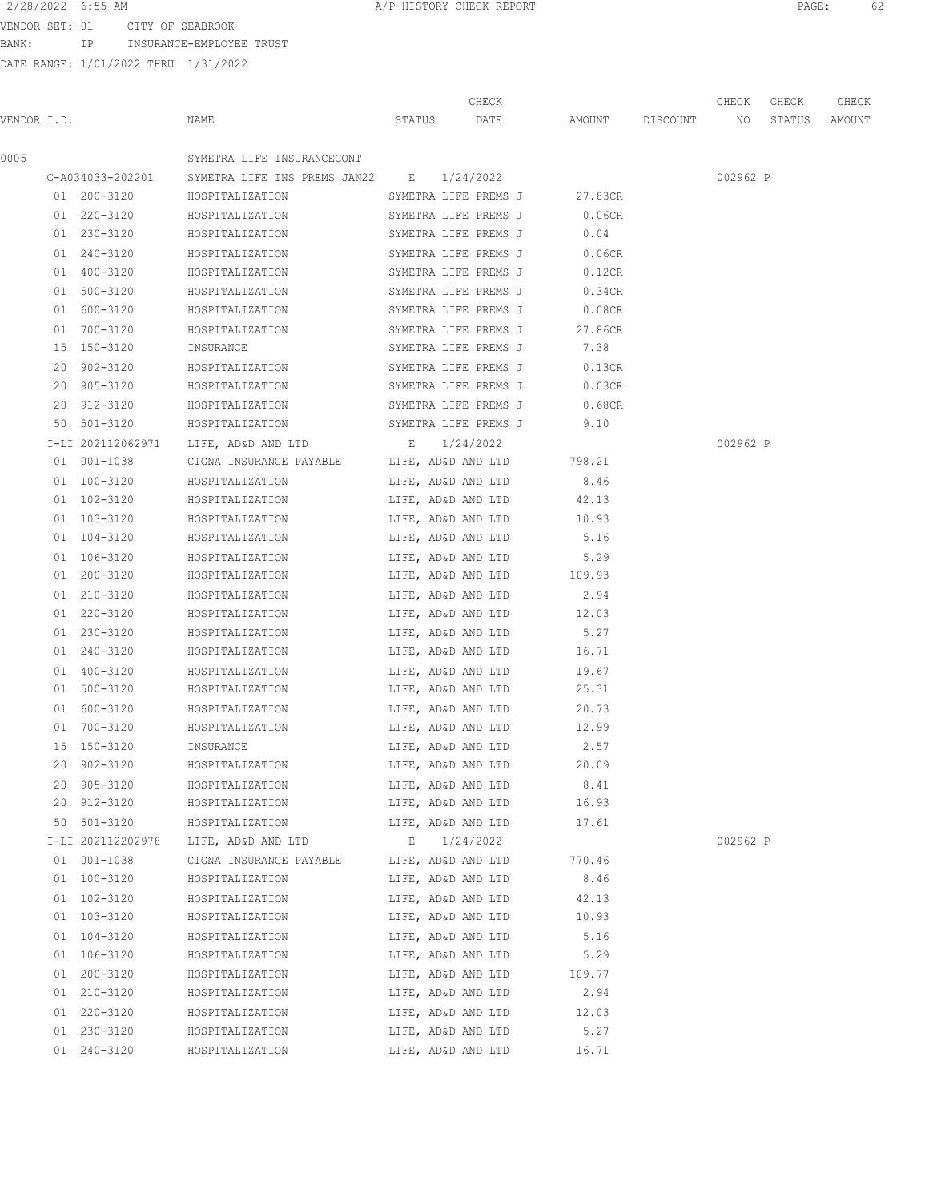2/28/2022 6:55 AM A/P HISTORY CHECK REPORT

VENDOR SET: 01 CITY OF SEABROOK
BANK: IP INSURANCE-EMPLOYEE TRUST
DATE RANGE: 1/01/2022 THRU 1/31/2022

| VENDOR I.D. | NAME | STATUS | CHECK DATE | AMOUNT | DISCOUNT | CHECK NO | CHECK STATUS | CHECK AMOUNT |
|---|---|---|---|---|---|---|---|---|
| 0005 | SYMETRA LIFE INSURANCECONT | | | | | | | |
| C-A034033-202201 | SYMETRA LIFE INS PREMS JAN22 | E | 1/24/2022 | | | 002962 | P | |
| 01 200-3120 | HOSPITALIZATION | SYMETRA LIFE PREMS J | | 27.83CR | | | | |
| 01 220-3120 | HOSPITALIZATION | SYMETRA LIFE PREMS J | | 0.06CR | | | | |
| 01 230-3120 | HOSPITALIZATION | SYMETRA LIFE PREMS J | | 0.04 | | | | |
| 01 240-3120 | HOSPITALIZATION | SYMETRA LIFE PREMS J | | 0.06CR | | | | |
| 01 400-3120 | HOSPITALIZATION | SYMETRA LIFE PREMS J | | 0.12CR | | | | |
| 01 500-3120 | HOSPITALIZATION | SYMETRA LIFE PREMS J | | 0.34CR | | | | |
| 01 600-3120 | HOSPITALIZATION | SYMETRA LIFE PREMS J | | 0.08CR | | | | |
| 01 700-3120 | HOSPITALIZATION | SYMETRA LIFE PREMS J | | 27.86CR | | | | |
| 15 150-3120 | INSURANCE | SYMETRA LIFE PREMS J | | 7.38 | | | | |
| 20 902-3120 | HOSPITALIZATION | SYMETRA LIFE PREMS J | | 0.13CR | | | | |
| 20 905-3120 | HOSPITALIZATION | SYMETRA LIFE PREMS J | | 0.03CR | | | | |
| 20 912-3120 | HOSPITALIZATION | SYMETRA LIFE PREMS J | | 0.68CR | | | | |
| 50 501-3120 | HOSPITALIZATION | SYMETRA LIFE PREMS J | | 9.10 | | | | |
| I-LI 202112062971 | LIFE, AD&D AND LTD | E | 1/24/2022 | | | 002962 | P | |
| 01 001-1038 | CIGNA INSURANCE PAYABLE | LIFE, AD&D AND LTD | | 798.21 | | | | |
| 01 100-3120 | HOSPITALIZATION | LIFE, AD&D AND LTD | | 8.46 | | | | |
| 01 102-3120 | HOSPITALIZATION | LIFE, AD&D AND LTD | | 42.13 | | | | |
| 01 103-3120 | HOSPITALIZATION | LIFE, AD&D AND LTD | | 10.93 | | | | |
| 01 104-3120 | HOSPITALIZATION | LIFE, AD&D AND LTD | | 5.16 | | | | |
| 01 106-3120 | HOSPITALIZATION | LIFE, AD&D AND LTD | | 5.29 | | | | |
| 01 200-3120 | HOSPITALIZATION | LIFE, AD&D AND LTD | | 109.93 | | | | |
| 01 210-3120 | HOSPITALIZATION | LIFE, AD&D AND LTD | | 2.94 | | | | |
| 01 220-3120 | HOSPITALIZATION | LIFE, AD&D AND LTD | | 12.03 | | | | |
| 01 230-3120 | HOSPITALIZATION | LIFE, AD&D AND LTD | | 5.27 | | | | |
| 01 240-3120 | HOSPITALIZATION | LIFE, AD&D AND LTD | | 16.71 | | | | |
| 01 400-3120 | HOSPITALIZATION | LIFE, AD&D AND LTD | | 19.67 | | | | |
| 01 500-3120 | HOSPITALIZATION | LIFE, AD&D AND LTD | | 25.31 | | | | |
| 01 600-3120 | HOSPITALIZATION | LIFE, AD&D AND LTD | | 20.73 | | | | |
| 01 700-3120 | HOSPITALIZATION | LIFE, AD&D AND LTD | | 12.99 | | | | |
| 15 150-3120 | INSURANCE | LIFE, AD&D AND LTD | | 2.57 | | | | |
| 20 902-3120 | HOSPITALIZATION | LIFE, AD&D AND LTD | | 20.09 | | | | |
| 20 905-3120 | HOSPITALIZATION | LIFE, AD&D AND LTD | | 8.41 | | | | |
| 20 912-3120 | HOSPITALIZATION | LIFE, AD&D AND LTD | | 16.93 | | | | |
| 50 501-3120 | HOSPITALIZATION | LIFE, AD&D AND LTD | | 17.61 | | | | |
| I-LI 202112202978 | LIFE, AD&D AND LTD | E | 1/24/2022 | | | 002962 | P | |
| 01 001-1038 | CIGNA INSURANCE PAYABLE | LIFE, AD&D AND LTD | | 770.46 | | | | |
| 01 100-3120 | HOSPITALIZATION | LIFE, AD&D AND LTD | | 8.46 | | | | |
| 01 102-3120 | HOSPITALIZATION | LIFE, AD&D AND LTD | | 42.13 | | | | |
| 01 103-3120 | HOSPITALIZATION | LIFE, AD&D AND LTD | | 10.93 | | | | |
| 01 104-3120 | HOSPITALIZATION | LIFE, AD&D AND LTD | | 5.16 | | | | |
| 01 106-3120 | HOSPITALIZATION | LIFE, AD&D AND LTD | | 5.29 | | | | |
| 01 200-3120 | HOSPITALIZATION | LIFE, AD&D AND LTD | | 109.77 | | | | |
| 01 210-3120 | HOSPITALIZATION | LIFE, AD&D AND LTD | | 2.94 | | | | |
| 01 220-3120 | HOSPITALIZATION | LIFE, AD&D AND LTD | | 12.03 | | | | |
| 01 230-3120 | HOSPITALIZATION | LIFE, AD&D AND LTD | | 5.27 | | | | |
| 01 240-3120 | HOSPITALIZATION | LIFE, AD&D AND LTD | | 16.71 | | | | |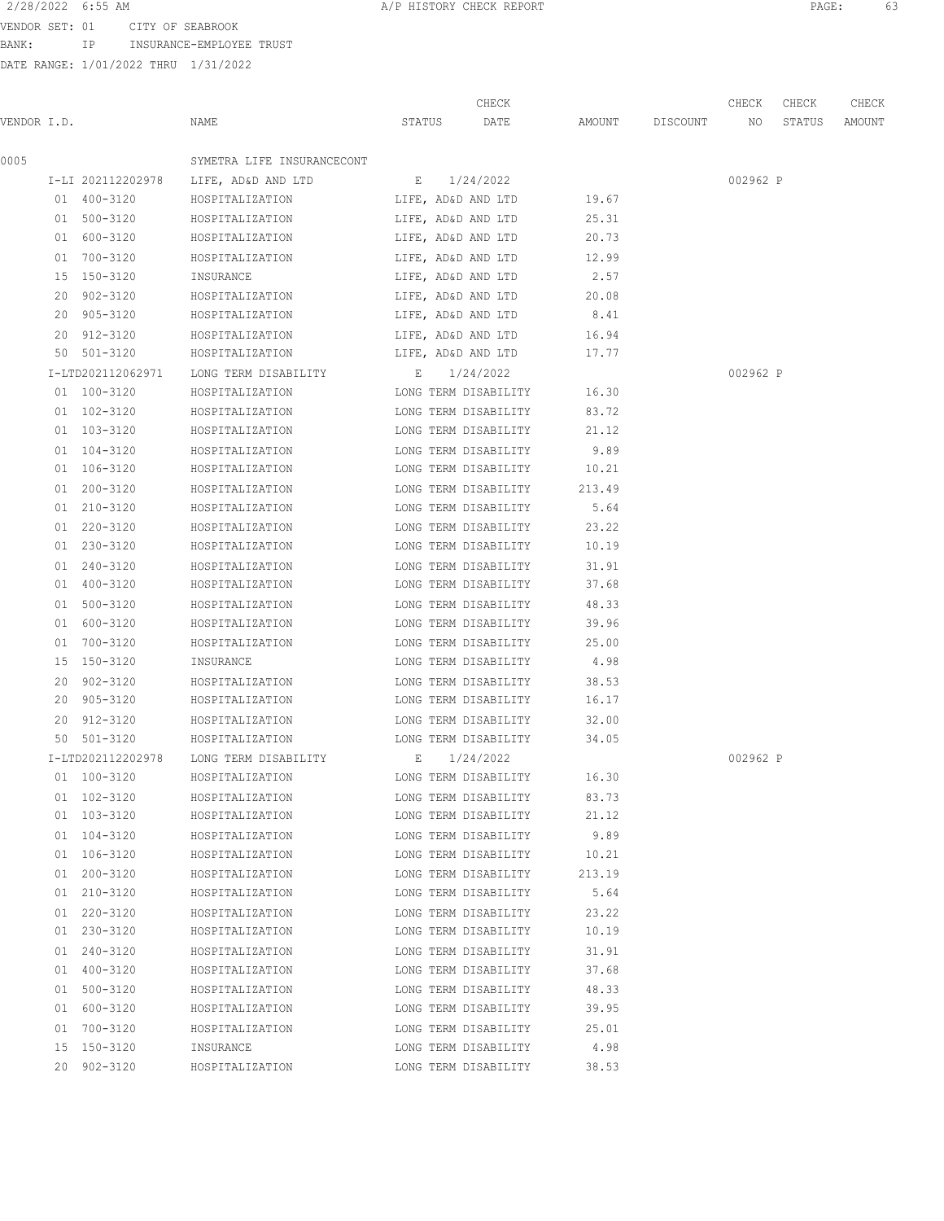VENDOR SET: 01 CITY OF SEABROOK
BANK: IP INSURANCE-EMPLOYEE TRUST
DATE RANGE: 1/01/2022 THRU 1/31/2022

| VENDOR I.D. | NAME | STATUS | CHECK DATE | AMOUNT | DISCOUNT | CHECK NO | CHECK STATUS | CHECK AMOUNT |
|---|---|---|---|---|---|---|---|---|
| 0005 | SYMETRA LIFE INSURANCECONT | | | | | | | |
| I-LI 202112202978 | LIFE, AD&D AND LTD | E | 1/24/2022 | | | 002962 | P | |
| 01 400-3120 | HOSPITALIZATION | LIFE, AD&D AND LTD | | 19.67 | | | | |
| 01 500-3120 | HOSPITALIZATION | LIFE, AD&D AND LTD | | 25.31 | | | | |
| 01 600-3120 | HOSPITALIZATION | LIFE, AD&D AND LTD | | 20.73 | | | | |
| 01 700-3120 | HOSPITALIZATION | LIFE, AD&D AND LTD | | 12.99 | | | | |
| 15 150-3120 | INSURANCE | LIFE, AD&D AND LTD | | 2.57 | | | | |
| 20 902-3120 | HOSPITALIZATION | LIFE, AD&D AND LTD | | 20.08 | | | | |
| 20 905-3120 | HOSPITALIZATION | LIFE, AD&D AND LTD | | 8.41 | | | | |
| 20 912-3120 | HOSPITALIZATION | LIFE, AD&D AND LTD | | 16.94 | | | | |
| 50 501-3120 | HOSPITALIZATION | LIFE, AD&D AND LTD | | 17.77 | | | | |
| I-LTD202112062971 | LONG TERM DISABILITY | E | 1/24/2022 | | | 002962 | P | |
| 01 100-3120 | HOSPITALIZATION | LONG TERM DISABILITY | | 16.30 | | | | |
| 01 102-3120 | HOSPITALIZATION | LONG TERM DISABILITY | | 83.72 | | | | |
| 01 103-3120 | HOSPITALIZATION | LONG TERM DISABILITY | | 21.12 | | | | |
| 01 104-3120 | HOSPITALIZATION | LONG TERM DISABILITY | | 9.89 | | | | |
| 01 106-3120 | HOSPITALIZATION | LONG TERM DISABILITY | | 10.21 | | | | |
| 01 200-3120 | HOSPITALIZATION | LONG TERM DISABILITY | | 213.49 | | | | |
| 01 210-3120 | HOSPITALIZATION | LONG TERM DISABILITY | | 5.64 | | | | |
| 01 220-3120 | HOSPITALIZATION | LONG TERM DISABILITY | | 23.22 | | | | |
| 01 230-3120 | HOSPITALIZATION | LONG TERM DISABILITY | | 10.19 | | | | |
| 01 240-3120 | HOSPITALIZATION | LONG TERM DISABILITY | | 31.91 | | | | |
| 01 400-3120 | HOSPITALIZATION | LONG TERM DISABILITY | | 37.68 | | | | |
| 01 500-3120 | HOSPITALIZATION | LONG TERM DISABILITY | | 48.33 | | | | |
| 01 600-3120 | HOSPITALIZATION | LONG TERM DISABILITY | | 39.96 | | | | |
| 01 700-3120 | HOSPITALIZATION | LONG TERM DISABILITY | | 25.00 | | | | |
| 15 150-3120 | INSURANCE | LONG TERM DISABILITY | | 4.98 | | | | |
| 20 902-3120 | HOSPITALIZATION | LONG TERM DISABILITY | | 38.53 | | | | |
| 20 905-3120 | HOSPITALIZATION | LONG TERM DISABILITY | | 16.17 | | | | |
| 20 912-3120 | HOSPITALIZATION | LONG TERM DISABILITY | | 32.00 | | | | |
| 50 501-3120 | HOSPITALIZATION | LONG TERM DISABILITY | | 34.05 | | | | |
| I-LTD202112202978 | LONG TERM DISABILITY | E | 1/24/2022 | | | 002962 | P | |
| 01 100-3120 | HOSPITALIZATION | LONG TERM DISABILITY | | 16.30 | | | | |
| 01 102-3120 | HOSPITALIZATION | LONG TERM DISABILITY | | 83.73 | | | | |
| 01 103-3120 | HOSPITALIZATION | LONG TERM DISABILITY | | 21.12 | | | | |
| 01 104-3120 | HOSPITALIZATION | LONG TERM DISABILITY | | 9.89 | | | | |
| 01 106-3120 | HOSPITALIZATION | LONG TERM DISABILITY | | 10.21 | | | | |
| 01 200-3120 | HOSPITALIZATION | LONG TERM DISABILITY | | 213.19 | | | | |
| 01 210-3120 | HOSPITALIZATION | LONG TERM DISABILITY | | 5.64 | | | | |
| 01 220-3120 | HOSPITALIZATION | LONG TERM DISABILITY | | 23.22 | | | | |
| 01 230-3120 | HOSPITALIZATION | LONG TERM DISABILITY | | 10.19 | | | | |
| 01 240-3120 | HOSPITALIZATION | LONG TERM DISABILITY | | 31.91 | | | | |
| 01 400-3120 | HOSPITALIZATION | LONG TERM DISABILITY | | 37.68 | | | | |
| 01 500-3120 | HOSPITALIZATION | LONG TERM DISABILITY | | 48.33 | | | | |
| 01 600-3120 | HOSPITALIZATION | LONG TERM DISABILITY | | 39.95 | | | | |
| 01 700-3120 | HOSPITALIZATION | LONG TERM DISABILITY | | 25.01 | | | | |
| 15 150-3120 | INSURANCE | LONG TERM DISABILITY | | 4.98 | | | | |
| 20 902-3120 | HOSPITALIZATION | LONG TERM DISABILITY | | 38.53 | | | | |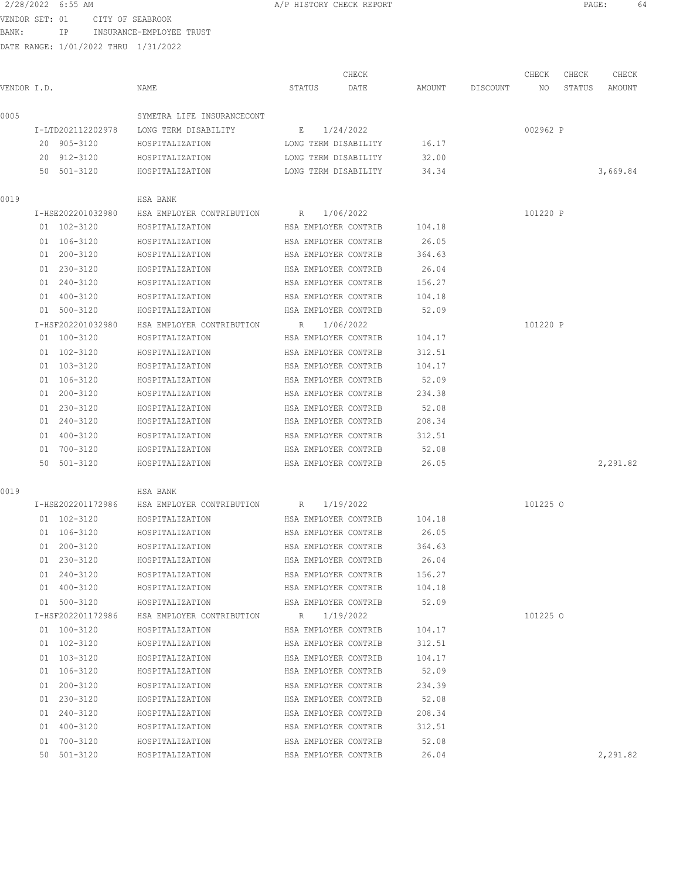2/28/2022 6:55 AM A/P HISTORY CHECK REPORT

VENDOR SET: 01 CITY OF SEABROOK
BANK: IP INSURANCE-EMPLOYEE TRUST
DATE RANGE: 1/01/2022 THRU 1/31/2022

| VENDOR I.D. | NAME | STATUS | CHECK DATE | AMOUNT | DISCOUNT | CHECK NO | CHECK STATUS | CHECK AMOUNT |
|---|---|---|---|---|---|---|---|---|
| 0005 | SYMETRA LIFE INSURANCECONT | | | | | | | |
| I-LTD202112202978 | LONG TERM DISABILITY | E | 1/24/2022 | | | 002962 | P | |
| 20 905-3120 | HOSPITALIZATION | LONG TERM DISABILITY | | 16.17 | | | | |
| 20 912-3120 | HOSPITALIZATION | LONG TERM DISABILITY | | 32.00 | | | | |
| 50 501-3120 | HOSPITALIZATION | LONG TERM DISABILITY | | 34.34 | | | | 3,669.84 |
| 0019 | HSA BANK | | | | | | | |
| I-HSE202201032980 | HSA EMPLOYER CONTRIBUTION | R | 1/06/2022 | | | 101220 | P | |
| 01 102-3120 | HOSPITALIZATION | HSA EMPLOYER CONTRIB | | 104.18 | | | | |
| 01 106-3120 | HOSPITALIZATION | HSA EMPLOYER CONTRIB | | 26.05 | | | | |
| 01 200-3120 | HOSPITALIZATION | HSA EMPLOYER CONTRIB | | 364.63 | | | | |
| 01 230-3120 | HOSPITALIZATION | HSA EMPLOYER CONTRIB | | 26.04 | | | | |
| 01 240-3120 | HOSPITALIZATION | HSA EMPLOYER CONTRIB | | 156.27 | | | | |
| 01 400-3120 | HOSPITALIZATION | HSA EMPLOYER CONTRIB | | 104.18 | | | | |
| 01 500-3120 | HOSPITALIZATION | HSA EMPLOYER CONTRIB | | 52.09 | | | | |
| I-HSF202201032980 | HSA EMPLOYER CONTRIBUTION | R | 1/06/2022 | | | 101220 | P | |
| 01 100-3120 | HOSPITALIZATION | HSA EMPLOYER CONTRIB | | 104.17 | | | | |
| 01 102-3120 | HOSPITALIZATION | HSA EMPLOYER CONTRIB | | 312.51 | | | | |
| 01 103-3120 | HOSPITALIZATION | HSA EMPLOYER CONTRIB | | 104.17 | | | | |
| 01 106-3120 | HOSPITALIZATION | HSA EMPLOYER CONTRIB | | 52.09 | | | | |
| 01 200-3120 | HOSPITALIZATION | HSA EMPLOYER CONTRIB | | 234.38 | | | | |
| 01 230-3120 | HOSPITALIZATION | HSA EMPLOYER CONTRIB | | 52.08 | | | | |
| 01 240-3120 | HOSPITALIZATION | HSA EMPLOYER CONTRIB | | 208.34 | | | | |
| 01 400-3120 | HOSPITALIZATION | HSA EMPLOYER CONTRIB | | 312.51 | | | | |
| 01 700-3120 | HOSPITALIZATION | HSA EMPLOYER CONTRIB | | 52.08 | | | | |
| 50 501-3120 | HOSPITALIZATION | HSA EMPLOYER CONTRIB | | 26.05 | | | | 2,291.82 |
| 0019 | HSA BANK | | | | | | | |
| I-HSE202201172986 | HSA EMPLOYER CONTRIBUTION | R | 1/19/2022 | | | 101225 | O | |
| 01 102-3120 | HOSPITALIZATION | HSA EMPLOYER CONTRIB | | 104.18 | | | | |
| 01 106-3120 | HOSPITALIZATION | HSA EMPLOYER CONTRIB | | 26.05 | | | | |
| 01 200-3120 | HOSPITALIZATION | HSA EMPLOYER CONTRIB | | 364.63 | | | | |
| 01 230-3120 | HOSPITALIZATION | HSA EMPLOYER CONTRIB | | 26.04 | | | | |
| 01 240-3120 | HOSPITALIZATION | HSA EMPLOYER CONTRIB | | 156.27 | | | | |
| 01 400-3120 | HOSPITALIZATION | HSA EMPLOYER CONTRIB | | 104.18 | | | | |
| 01 500-3120 | HOSPITALIZATION | HSA EMPLOYER CONTRIB | | 52.09 | | | | |
| I-HSF202201172986 | HSA EMPLOYER CONTRIBUTION | R | 1/19/2022 | | | 101225 | O | |
| 01 100-3120 | HOSPITALIZATION | HSA EMPLOYER CONTRIB | | 104.17 | | | | |
| 01 102-3120 | HOSPITALIZATION | HSA EMPLOYER CONTRIB | | 312.51 | | | | |
| 01 103-3120 | HOSPITALIZATION | HSA EMPLOYER CONTRIB | | 104.17 | | | | |
| 01 106-3120 | HOSPITALIZATION | HSA EMPLOYER CONTRIB | | 52.09 | | | | |
| 01 200-3120 | HOSPITALIZATION | HSA EMPLOYER CONTRIB | | 234.39 | | | | |
| 01 230-3120 | HOSPITALIZATION | HSA EMPLOYER CONTRIB | | 52.08 | | | | |
| 01 240-3120 | HOSPITALIZATION | HSA EMPLOYER CONTRIB | | 208.34 | | | | |
| 01 400-3120 | HOSPITALIZATION | HSA EMPLOYER CONTRIB | | 312.51 | | | | |
| 01 700-3120 | HOSPITALIZATION | HSA EMPLOYER CONTRIB | | 52.08 | | | | |
| 50 501-3120 | HOSPITALIZATION | HSA EMPLOYER CONTRIB | | 26.04 | | | | 2,291.82 |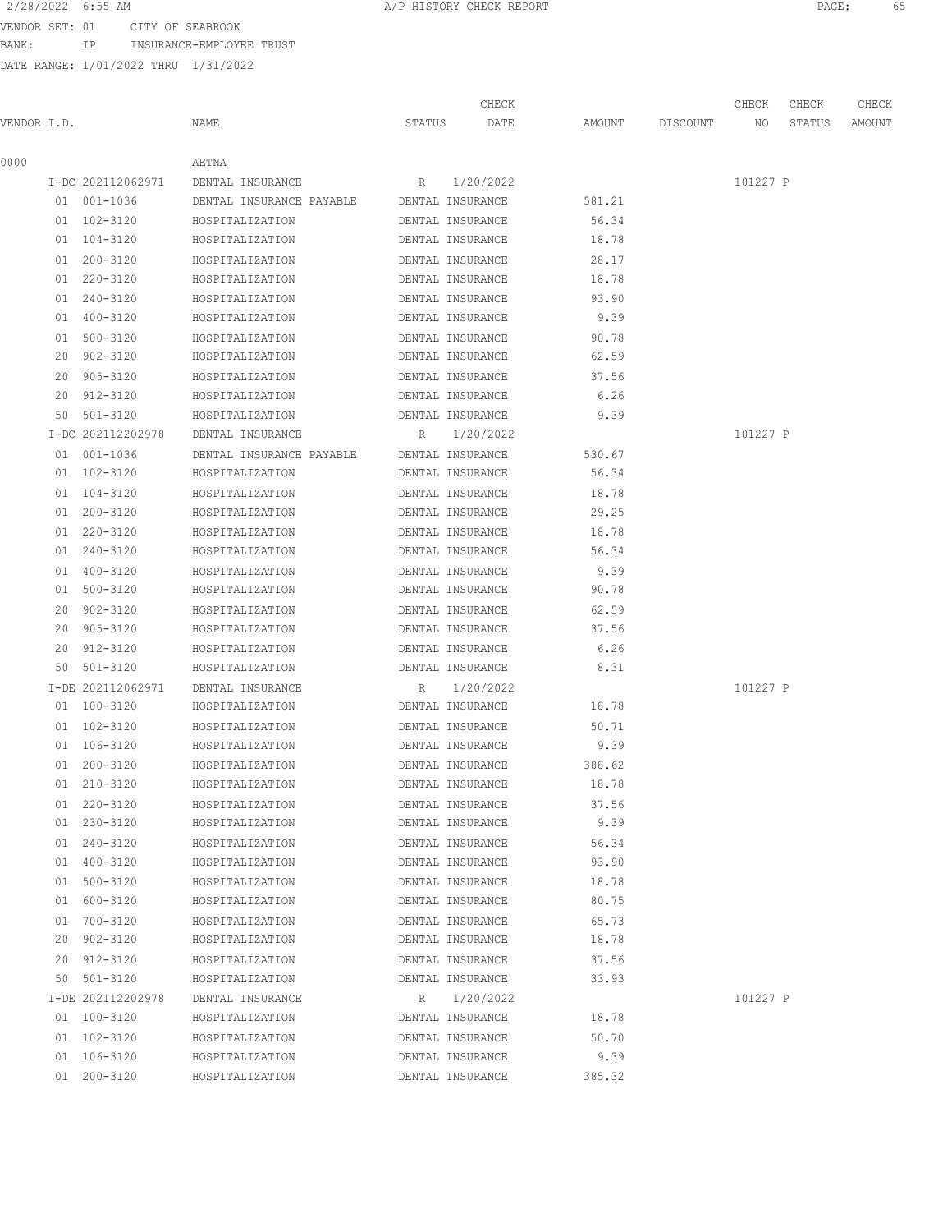A/P HISTORY CHECK REPORT

VENDOR SET: 01 CITY OF SEABROOK

BANK: IP INSURANCE-EMPLOYEE TRUST

DATE RANGE: 1/01/2022 THRU 1/31/2022

| VENDOR I.D. | NAME | STATUS | CHECK DATE | AMOUNT | DISCOUNT | CHECK NO | CHECK STATUS | CHECK AMOUNT |
|---|---|---|---|---|---|---|---|---|
| 0000 | AETNA | | | | | | | |
| I-DC 202112062971 | DENTAL INSURANCE | R | 1/20/2022 | | | 101227 | P | |
| 01 001-1036 | DENTAL INSURANCE PAYABLE | DENTAL INSURANCE | | 581.21 | | | | |
| 01 102-3120 | HOSPITALIZATION | DENTAL INSURANCE | | 56.34 | | | | |
| 01 104-3120 | HOSPITALIZATION | DENTAL INSURANCE | | 18.78 | | | | |
| 01 200-3120 | HOSPITALIZATION | DENTAL INSURANCE | | 28.17 | | | | |
| 01 220-3120 | HOSPITALIZATION | DENTAL INSURANCE | | 18.78 | | | | |
| 01 240-3120 | HOSPITALIZATION | DENTAL INSURANCE | | 93.90 | | | | |
| 01 400-3120 | HOSPITALIZATION | DENTAL INSURANCE | | 9.39 | | | | |
| 01 500-3120 | HOSPITALIZATION | DENTAL INSURANCE | | 90.78 | | | | |
| 20 902-3120 | HOSPITALIZATION | DENTAL INSURANCE | | 62.59 | | | | |
| 20 905-3120 | HOSPITALIZATION | DENTAL INSURANCE | | 37.56 | | | | |
| 20 912-3120 | HOSPITALIZATION | DENTAL INSURANCE | | 6.26 | | | | |
| 50 501-3120 | HOSPITALIZATION | DENTAL INSURANCE | | 9.39 | | | | |
| I-DC 202112202978 | DENTAL INSURANCE | R | 1/20/2022 | | | 101227 | P | |
| 01 001-1036 | DENTAL INSURANCE PAYABLE | DENTAL INSURANCE | | 530.67 | | | | |
| 01 102-3120 | HOSPITALIZATION | DENTAL INSURANCE | | 56.34 | | | | |
| 01 104-3120 | HOSPITALIZATION | DENTAL INSURANCE | | 18.78 | | | | |
| 01 200-3120 | HOSPITALIZATION | DENTAL INSURANCE | | 29.25 | | | | |
| 01 220-3120 | HOSPITALIZATION | DENTAL INSURANCE | | 18.78 | | | | |
| 01 240-3120 | HOSPITALIZATION | DENTAL INSURANCE | | 56.34 | | | | |
| 01 400-3120 | HOSPITALIZATION | DENTAL INSURANCE | | 9.39 | | | | |
| 01 500-3120 | HOSPITALIZATION | DENTAL INSURANCE | | 90.78 | | | | |
| 20 902-3120 | HOSPITALIZATION | DENTAL INSURANCE | | 62.59 | | | | |
| 20 905-3120 | HOSPITALIZATION | DENTAL INSURANCE | | 37.56 | | | | |
| 20 912-3120 | HOSPITALIZATION | DENTAL INSURANCE | | 6.26 | | | | |
| 50 501-3120 | HOSPITALIZATION | DENTAL INSURANCE | | 8.31 | | | | |
| I-DE 202112062971 | DENTAL INSURANCE | R | 1/20/2022 | | | 101227 | P | |
| 01 100-3120 | HOSPITALIZATION | DENTAL INSURANCE | | 18.78 | | | | |
| 01 102-3120 | HOSPITALIZATION | DENTAL INSURANCE | | 50.71 | | | | |
| 01 106-3120 | HOSPITALIZATION | DENTAL INSURANCE | | 9.39 | | | | |
| 01 200-3120 | HOSPITALIZATION | DENTAL INSURANCE | | 388.62 | | | | |
| 01 210-3120 | HOSPITALIZATION | DENTAL INSURANCE | | 18.78 | | | | |
| 01 220-3120 | HOSPITALIZATION | DENTAL INSURANCE | | 37.56 | | | | |
| 01 230-3120 | HOSPITALIZATION | DENTAL INSURANCE | | 9.39 | | | | |
| 01 240-3120 | HOSPITALIZATION | DENTAL INSURANCE | | 56.34 | | | | |
| 01 400-3120 | HOSPITALIZATION | DENTAL INSURANCE | | 93.90 | | | | |
| 01 500-3120 | HOSPITALIZATION | DENTAL INSURANCE | | 18.78 | | | | |
| 01 600-3120 | HOSPITALIZATION | DENTAL INSURANCE | | 80.75 | | | | |
| 01 700-3120 | HOSPITALIZATION | DENTAL INSURANCE | | 65.73 | | | | |
| 20 902-3120 | HOSPITALIZATION | DENTAL INSURANCE | | 18.78 | | | | |
| 20 912-3120 | HOSPITALIZATION | DENTAL INSURANCE | | 37.56 | | | | |
| 50 501-3120 | HOSPITALIZATION | DENTAL INSURANCE | | 33.93 | | | | |
| I-DE 202112202978 | DENTAL INSURANCE | R | 1/20/2022 | | | 101227 | P | |
| 01 100-3120 | HOSPITALIZATION | DENTAL INSURANCE | | 18.78 | | | | |
| 01 102-3120 | HOSPITALIZATION | DENTAL INSURANCE | | 50.70 | | | | |
| 01 106-3120 | HOSPITALIZATION | DENTAL INSURANCE | | 9.39 | | | | |
| 01 200-3120 | HOSPITALIZATION | DENTAL INSURANCE | | 385.32 | | | | |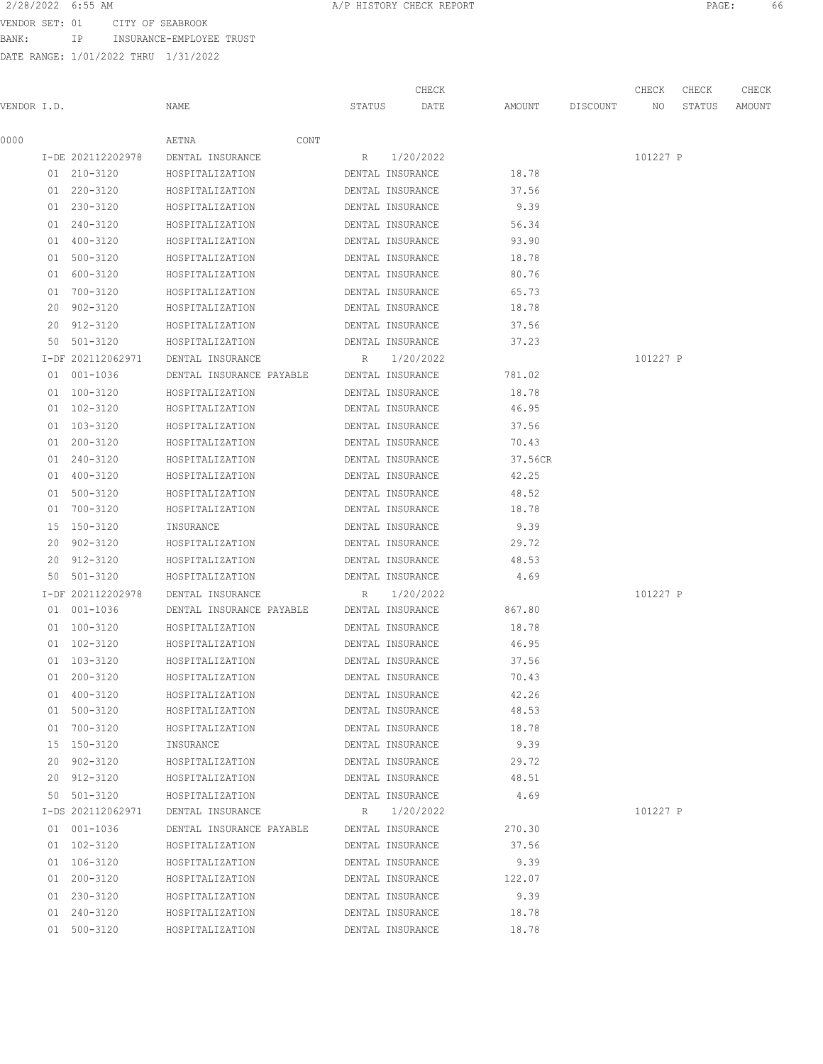2/28/2022 6:55 AM A/P HISTORY CHECK REPORT

VENDOR SET: 01 CITY OF SEABROOK
BANK: IP INSURANCE-EMPLOYEE TRUST
DATE RANGE: 1/01/2022 THRU 1/31/2022

| VENDOR I.D. | NAME | STATUS | CHECK DATE | AMOUNT | DISCOUNT | CHECK NO | CHECK STATUS | CHECK AMOUNT |
|---|---|---|---|---|---|---|---|---|
| 0000 | AETNA CONT | | | | | | | |
| I-DE 202112202978 | DENTAL INSURANCE | R | 1/20/2022 | | | 101227 | P | |
| 01 210-3120 | HOSPITALIZATION | DENTAL INSURANCE | | 18.78 | | | | |
| 01 220-3120 | HOSPITALIZATION | DENTAL INSURANCE | | 37.56 | | | | |
| 01 230-3120 | HOSPITALIZATION | DENTAL INSURANCE | | 9.39 | | | | |
| 01 240-3120 | HOSPITALIZATION | DENTAL INSURANCE | | 56.34 | | | | |
| 01 400-3120 | HOSPITALIZATION | DENTAL INSURANCE | | 93.90 | | | | |
| 01 500-3120 | HOSPITALIZATION | DENTAL INSURANCE | | 18.78 | | | | |
| 01 600-3120 | HOSPITALIZATION | DENTAL INSURANCE | | 80.76 | | | | |
| 01 700-3120 | HOSPITALIZATION | DENTAL INSURANCE | | 65.73 | | | | |
| 20 902-3120 | HOSPITALIZATION | DENTAL INSURANCE | | 18.78 | | | | |
| 20 912-3120 | HOSPITALIZATION | DENTAL INSURANCE | | 37.56 | | | | |
| 50 501-3120 | HOSPITALIZATION | DENTAL INSURANCE | | 37.23 | | | | |
| I-DF 202112062971 | DENTAL INSURANCE | R | 1/20/2022 | | | 101227 | P | |
| 01 001-1036 | DENTAL INSURANCE PAYABLE | DENTAL INSURANCE | | 781.02 | | | | |
| 01 100-3120 | HOSPITALIZATION | DENTAL INSURANCE | | 18.78 | | | | |
| 01 102-3120 | HOSPITALIZATION | DENTAL INSURANCE | | 46.95 | | | | |
| 01 103-3120 | HOSPITALIZATION | DENTAL INSURANCE | | 37.56 | | | | |
| 01 200-3120 | HOSPITALIZATION | DENTAL INSURANCE | | 70.43 | | | | |
| 01 240-3120 | HOSPITALIZATION | DENTAL INSURANCE | | 37.56CR | | | | |
| 01 400-3120 | HOSPITALIZATION | DENTAL INSURANCE | | 42.25 | | | | |
| 01 500-3120 | HOSPITALIZATION | DENTAL INSURANCE | | 48.52 | | | | |
| 01 700-3120 | HOSPITALIZATION | DENTAL INSURANCE | | 18.78 | | | | |
| 15 150-3120 | INSURANCE | DENTAL INSURANCE | | 9.39 | | | | |
| 20 902-3120 | HOSPITALIZATION | DENTAL INSURANCE | | 29.72 | | | | |
| 20 912-3120 | HOSPITALIZATION | DENTAL INSURANCE | | 48.53 | | | | |
| 50 501-3120 | HOSPITALIZATION | DENTAL INSURANCE | | 4.69 | | | | |
| I-DF 202112202978 | DENTAL INSURANCE | R | 1/20/2022 | | | 101227 | P | |
| 01 001-1036 | DENTAL INSURANCE PAYABLE | DENTAL INSURANCE | | 867.80 | | | | |
| 01 100-3120 | HOSPITALIZATION | DENTAL INSURANCE | | 18.78 | | | | |
| 01 102-3120 | HOSPITALIZATION | DENTAL INSURANCE | | 46.95 | | | | |
| 01 103-3120 | HOSPITALIZATION | DENTAL INSURANCE | | 37.56 | | | | |
| 01 200-3120 | HOSPITALIZATION | DENTAL INSURANCE | | 70.43 | | | | |
| 01 400-3120 | HOSPITALIZATION | DENTAL INSURANCE | | 42.26 | | | | |
| 01 500-3120 | HOSPITALIZATION | DENTAL INSURANCE | | 48.53 | | | | |
| 01 700-3120 | HOSPITALIZATION | DENTAL INSURANCE | | 18.78 | | | | |
| 15 150-3120 | INSURANCE | DENTAL INSURANCE | | 9.39 | | | | |
| 20 902-3120 | HOSPITALIZATION | DENTAL INSURANCE | | 29.72 | | | | |
| 20 912-3120 | HOSPITALIZATION | DENTAL INSURANCE | | 48.51 | | | | |
| 50 501-3120 | HOSPITALIZATION | DENTAL INSURANCE | | 4.69 | | | | |
| I-DS 202112062971 | DENTAL INSURANCE | R | 1/20/2022 | | | 101227 | P | |
| 01 001-1036 | DENTAL INSURANCE PAYABLE | DENTAL INSURANCE | | 270.30 | | | | |
| 01 102-3120 | HOSPITALIZATION | DENTAL INSURANCE | | 37.56 | | | | |
| 01 106-3120 | HOSPITALIZATION | DENTAL INSURANCE | | 9.39 | | | | |
| 01 200-3120 | HOSPITALIZATION | DENTAL INSURANCE | | 122.07 | | | | |
| 01 230-3120 | HOSPITALIZATION | DENTAL INSURANCE | | 9.39 | | | | |
| 01 240-3120 | HOSPITALIZATION | DENTAL INSURANCE | | 18.78 | | | | |
| 01 500-3120 | HOSPITALIZATION | DENTAL INSURANCE | | 18.78 | | | | |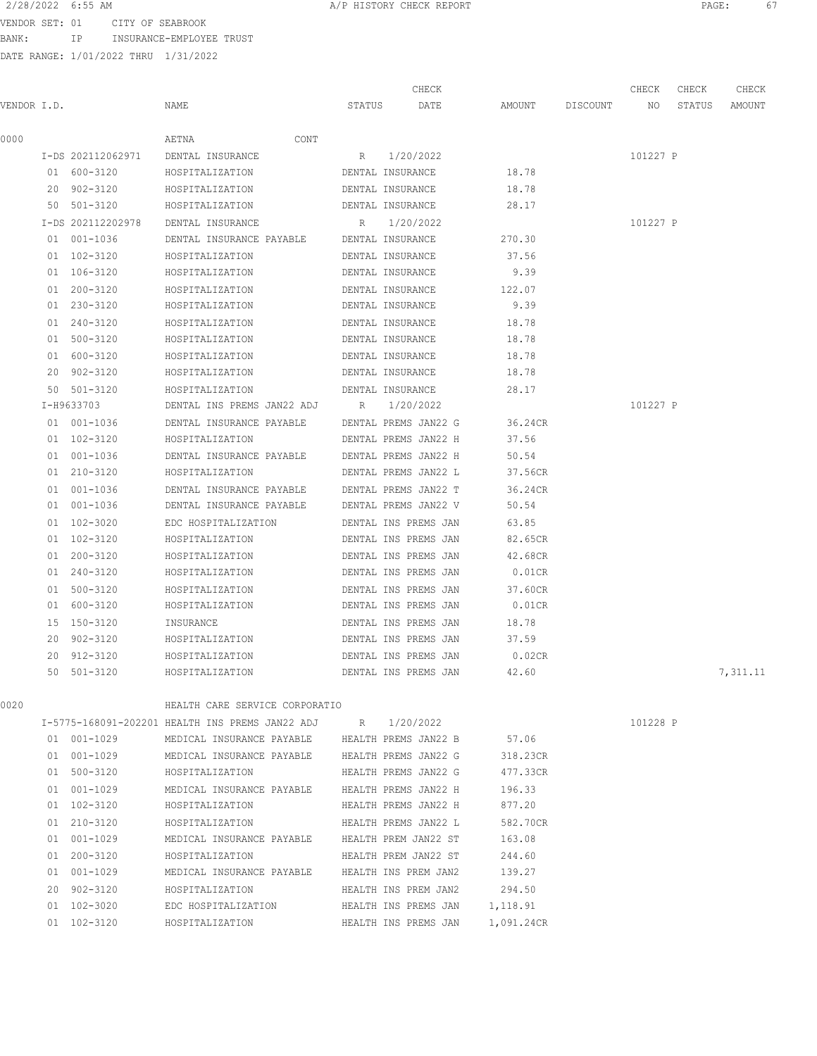2/28/2022 6:55 AM A/P HISTORY CHECK REPORT

VENDOR SET: 01 CITY OF SEABROOK

BANK: IP INSURANCE-EMPLOYEE TRUST

DATE RANGE: 1/01/2022 THRU 1/31/2022

| VENDOR I.D. | NAME | STATUS | CHECK DATE | AMOUNT | DISCOUNT | CHECK NO | CHECK STATUS | CHECK AMOUNT |
|---|---|---|---|---|---|---|---|---|
| 0000 | AETNA CONT | | | | | | | |
| I-DS 202112062971 | DENTAL INSURANCE | R | 1/20/2022 | | | 101227 | P | |
| 01 600-3120 | HOSPITALIZATION | DENTAL INSURANCE | | 18.78 | | | | |
| 20 902-3120 | HOSPITALIZATION | DENTAL INSURANCE | | 18.78 | | | | |
| 50 501-3120 | HOSPITALIZATION | DENTAL INSURANCE | | 28.17 | | | | |
| I-DS 202112202978 | DENTAL INSURANCE | R | 1/20/2022 | | | 101227 | P | |
| 01 001-1036 | DENTAL INSURANCE PAYABLE | DENTAL INSURANCE | | 270.30 | | | | |
| 01 102-3120 | HOSPITALIZATION | DENTAL INSURANCE | | 37.56 | | | | |
| 01 106-3120 | HOSPITALIZATION | DENTAL INSURANCE | | 9.39 | | | | |
| 01 200-3120 | HOSPITALIZATION | DENTAL INSURANCE | | 122.07 | | | | |
| 01 230-3120 | HOSPITALIZATION | DENTAL INSURANCE | | 9.39 | | | | |
| 01 240-3120 | HOSPITALIZATION | DENTAL INSURANCE | | 18.78 | | | | |
| 01 500-3120 | HOSPITALIZATION | DENTAL INSURANCE | | 18.78 | | | | |
| 01 600-3120 | HOSPITALIZATION | DENTAL INSURANCE | | 18.78 | | | | |
| 20 902-3120 | HOSPITALIZATION | DENTAL INSURANCE | | 18.78 | | | | |
| 50 501-3120 | HOSPITALIZATION | DENTAL INSURANCE | | 28.17 | | | | |
| I-H9633703 | DENTAL INS PREMS JAN22 ADJ | R | 1/20/2022 | | | 101227 | P | |
| 01 001-1036 | DENTAL INSURANCE PAYABLE | DENTAL PREMS JAN22 G | | 36.24CR | | | | |
| 01 102-3120 | HOSPITALIZATION | DENTAL PREMS JAN22 H | | 37.56 | | | | |
| 01 001-1036 | DENTAL INSURANCE PAYABLE | DENTAL PREMS JAN22 H | | 50.54 | | | | |
| 01 210-3120 | HOSPITALIZATION | DENTAL PREMS JAN22 L | | 37.56CR | | | | |
| 01 001-1036 | DENTAL INSURANCE PAYABLE | DENTAL PREMS JAN22 T | | 36.24CR | | | | |
| 01 001-1036 | DENTAL INSURANCE PAYABLE | DENTAL PREMS JAN22 V | | 50.54 | | | | |
| 01 102-3020 | EDC HOSPITALIZATION | DENTAL INS PREMS JAN | | 63.85 | | | | |
| 01 102-3120 | HOSPITALIZATION | DENTAL INS PREMS JAN | | 82.65CR | | | | |
| 01 200-3120 | HOSPITALIZATION | DENTAL INS PREMS JAN | | 42.68CR | | | | |
| 01 240-3120 | HOSPITALIZATION | DENTAL INS PREMS JAN | | 0.01CR | | | | |
| 01 500-3120 | HOSPITALIZATION | DENTAL INS PREMS JAN | | 37.60CR | | | | |
| 01 600-3120 | HOSPITALIZATION | DENTAL INS PREMS JAN | | 0.01CR | | | | |
| 15 150-3120 | INSURANCE | DENTAL INS PREMS JAN | | 18.78 | | | | |
| 20 902-3120 | HOSPITALIZATION | DENTAL INS PREMS JAN | | 37.59 | | | | |
| 20 912-3120 | HOSPITALIZATION | DENTAL INS PREMS JAN | | 0.02CR | | | | |
| 50 501-3120 | HOSPITALIZATION | DENTAL INS PREMS JAN | | 42.60 | | | | 7,311.11 |
| 0020 | HEALTH CARE SERVICE CORPORATIO | | | | | | | |
| I-5775-168091-202201 | HEALTH INS PREMS JAN22 ADJ | R | 1/20/2022 | | | 101228 | P | |
| 01 001-1029 | MEDICAL INSURANCE PAYABLE | HEALTH PREMS JAN22 B | | 57.06 | | | | |
| 01 001-1029 | MEDICAL INSURANCE PAYABLE | HEALTH PREMS JAN22 G | | 318.23CR | | | | |
| 01 500-3120 | HOSPITALIZATION | HEALTH PREMS JAN22 G | | 477.33CR | | | | |
| 01 001-1029 | MEDICAL INSURANCE PAYABLE | HEALTH PREMS JAN22 H | | 196.33 | | | | |
| 01 102-3120 | HOSPITALIZATION | HEALTH PREMS JAN22 H | | 877.20 | | | | |
| 01 210-3120 | HOSPITALIZATION | HEALTH PREMS JAN22 L | | 582.70CR | | | | |
| 01 001-1029 | MEDICAL INSURANCE PAYABLE | HEALTH PREM JAN22 ST | | 163.08 | | | | |
| 01 200-3120 | HOSPITALIZATION | HEALTH PREM JAN22 ST | | 244.60 | | | | |
| 01 001-1029 | MEDICAL INSURANCE PAYABLE | HEALTH INS PREM JAN2 | | 139.27 | | | | |
| 20 902-3120 | HOSPITALIZATION | HEALTH INS PREM JAN2 | | 294.50 | | | | |
| 01 102-3020 | EDC HOSPITALIZATION | HEALTH INS PREMS JAN | | 1,118.91 | | | | |
| 01 102-3120 | HOSPITALIZATION | HEALTH INS PREMS JAN | | 1,091.24CR | | | | |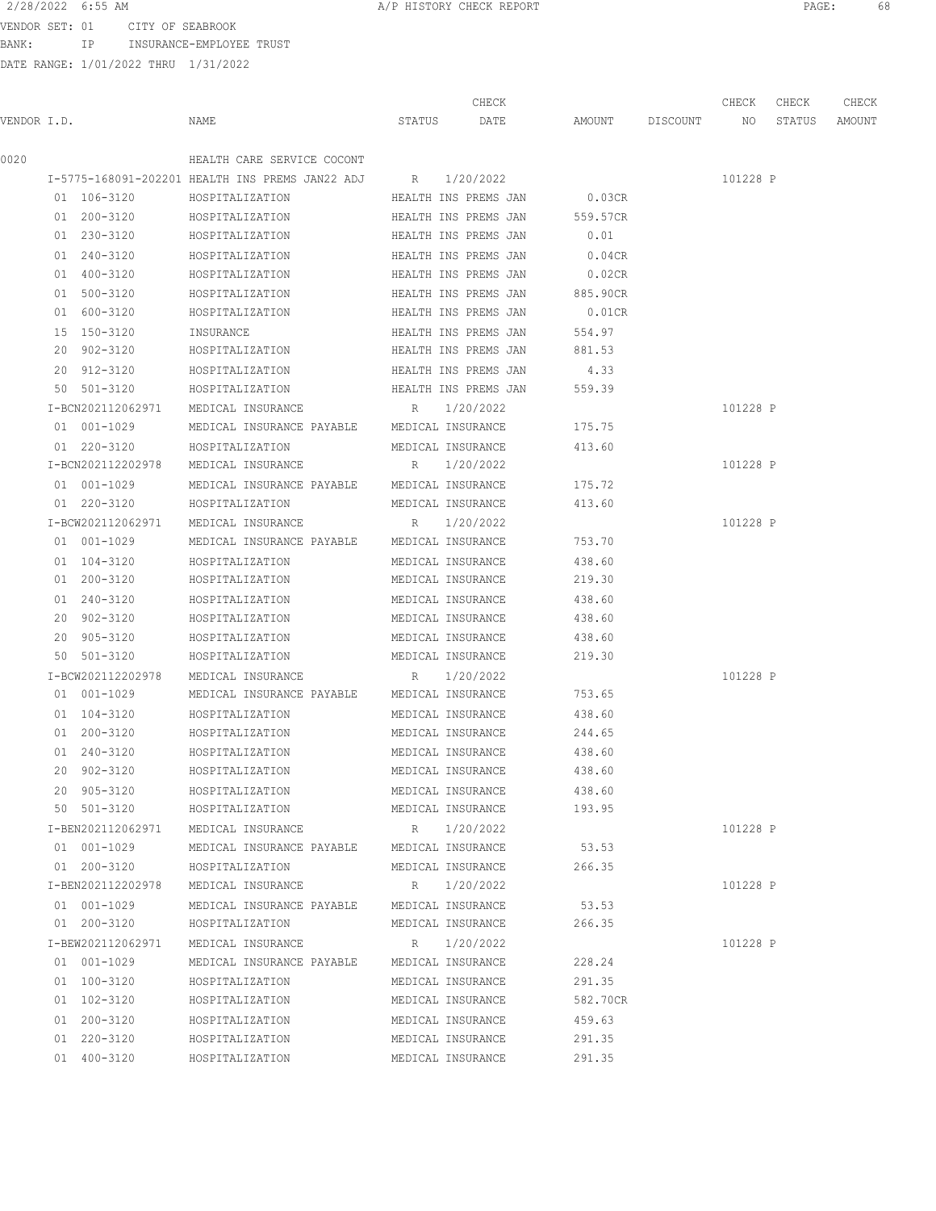A/P HISTORY CHECK REPORT

VENDOR SET: 01 CITY OF SEABROOK
BANK: IP INSURANCE-EMPLOYEE TRUST
DATE RANGE: 1/01/2022 THRU 1/31/2022

| VENDOR I.D. | NAME | STATUS | CHECK DATE | AMOUNT | DISCOUNT | CHECK NO | CHECK STATUS | CHECK AMOUNT |
|---|---|---|---|---|---|---|---|---|
| 0020 | HEALTH CARE SERVICE COCONT | | | | | | | |
| I-5775-168091-202201 | HEALTH INS PREMS JAN22 ADJ | R | 1/20/2022 | | | 101228 | P | |
| 01 106-3120 | HOSPITALIZATION | HEALTH INS PREMS JAN | | 0.03CR | | | | |
| 01 200-3120 | HOSPITALIZATION | HEALTH INS PREMS JAN | | 559.57CR | | | | |
| 01 230-3120 | HOSPITALIZATION | HEALTH INS PREMS JAN | | 0.01 | | | | |
| 01 240-3120 | HOSPITALIZATION | HEALTH INS PREMS JAN | | 0.04CR | | | | |
| 01 400-3120 | HOSPITALIZATION | HEALTH INS PREMS JAN | | 0.02CR | | | | |
| 01 500-3120 | HOSPITALIZATION | HEALTH INS PREMS JAN | | 885.90CR | | | | |
| 01 600-3120 | HOSPITALIZATION | HEALTH INS PREMS JAN | | 0.01CR | | | | |
| 15 150-3120 | INSURANCE | HEALTH INS PREMS JAN | | 554.97 | | | | |
| 20 902-3120 | HOSPITALIZATION | HEALTH INS PREMS JAN | | 881.53 | | | | |
| 20 912-3120 | HOSPITALIZATION | HEALTH INS PREMS JAN | | 4.33 | | | | |
| 50 501-3120 | HOSPITALIZATION | HEALTH INS PREMS JAN | | 559.39 | | | | |
| I-BCN202112062971 | MEDICAL INSURANCE | R | 1/20/2022 | | | 101228 | P | |
| 01 001-1029 | MEDICAL INSURANCE PAYABLE | MEDICAL INSURANCE | | 175.75 | | | | |
| 01 220-3120 | HOSPITALIZATION | MEDICAL INSURANCE | | 413.60 | | | | |
| I-BCN202112202978 | MEDICAL INSURANCE | R | 1/20/2022 | | | 101228 | P | |
| 01 001-1029 | MEDICAL INSURANCE PAYABLE | MEDICAL INSURANCE | | 175.72 | | | | |
| 01 220-3120 | HOSPITALIZATION | MEDICAL INSURANCE | | 413.60 | | | | |
| I-BCW202112062971 | MEDICAL INSURANCE | R | 1/20/2022 | | | 101228 | P | |
| 01 001-1029 | MEDICAL INSURANCE PAYABLE | MEDICAL INSURANCE | | 753.70 | | | | |
| 01 104-3120 | HOSPITALIZATION | MEDICAL INSURANCE | | 438.60 | | | | |
| 01 200-3120 | HOSPITALIZATION | MEDICAL INSURANCE | | 219.30 | | | | |
| 01 240-3120 | HOSPITALIZATION | MEDICAL INSURANCE | | 438.60 | | | | |
| 20 902-3120 | HOSPITALIZATION | MEDICAL INSURANCE | | 438.60 | | | | |
| 20 905-3120 | HOSPITALIZATION | MEDICAL INSURANCE | | 438.60 | | | | |
| 50 501-3120 | HOSPITALIZATION | MEDICAL INSURANCE | | 219.30 | | | | |
| I-BCW202112202978 | MEDICAL INSURANCE | R | 1/20/2022 | | | 101228 | P | |
| 01 001-1029 | MEDICAL INSURANCE PAYABLE | MEDICAL INSURANCE | | 753.65 | | | | |
| 01 104-3120 | HOSPITALIZATION | MEDICAL INSURANCE | | 438.60 | | | | |
| 01 200-3120 | HOSPITALIZATION | MEDICAL INSURANCE | | 244.65 | | | | |
| 01 240-3120 | HOSPITALIZATION | MEDICAL INSURANCE | | 438.60 | | | | |
| 20 902-3120 | HOSPITALIZATION | MEDICAL INSURANCE | | 438.60 | | | | |
| 20 905-3120 | HOSPITALIZATION | MEDICAL INSURANCE | | 438.60 | | | | |
| 50 501-3120 | HOSPITALIZATION | MEDICAL INSURANCE | | 193.95 | | | | |
| I-BEN202112062971 | MEDICAL INSURANCE | R | 1/20/2022 | | | 101228 | P | |
| 01 001-1029 | MEDICAL INSURANCE PAYABLE | MEDICAL INSURANCE | | 53.53 | | | | |
| 01 200-3120 | HOSPITALIZATION | MEDICAL INSURANCE | | 266.35 | | | | |
| I-BEN202112202978 | MEDICAL INSURANCE | R | 1/20/2022 | | | 101228 | P | |
| 01 001-1029 | MEDICAL INSURANCE PAYABLE | MEDICAL INSURANCE | | 53.53 | | | | |
| 01 200-3120 | HOSPITALIZATION | MEDICAL INSURANCE | | 266.35 | | | | |
| I-BEW202112062971 | MEDICAL INSURANCE | R | 1/20/2022 | | | 101228 | P | |
| 01 001-1029 | MEDICAL INSURANCE PAYABLE | MEDICAL INSURANCE | | 228.24 | | | | |
| 01 100-3120 | HOSPITALIZATION | MEDICAL INSURANCE | | 291.35 | | | | |
| 01 102-3120 | HOSPITALIZATION | MEDICAL INSURANCE | | 582.70CR | | | | |
| 01 200-3120 | HOSPITALIZATION | MEDICAL INSURANCE | | 459.63 | | | | |
| 01 220-3120 | HOSPITALIZATION | MEDICAL INSURANCE | | 291.35 | | | | |
| 01 400-3120 | HOSPITALIZATION | MEDICAL INSURANCE | | 291.35 | | | | |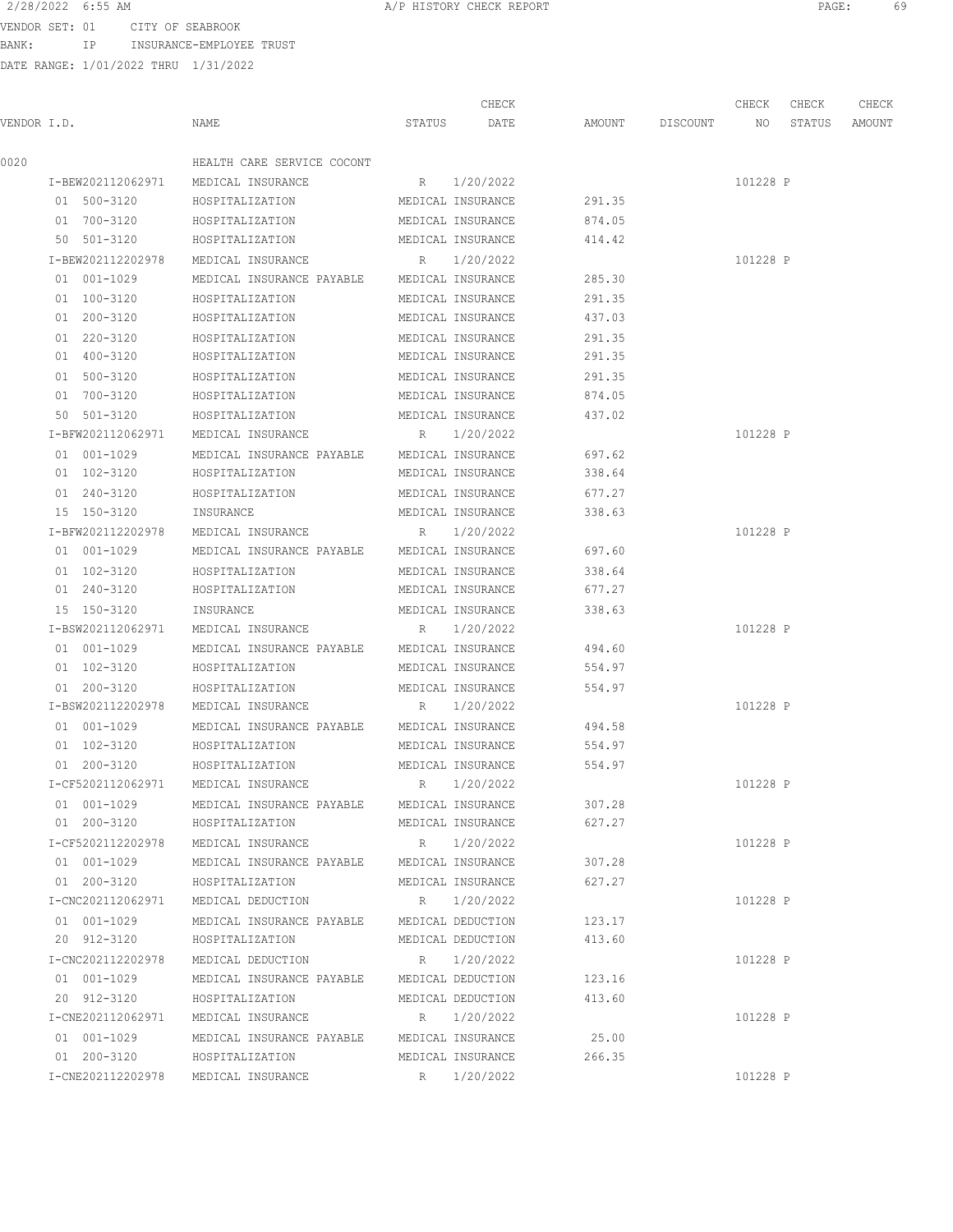2/28/2022 6:55 AM A/P HISTORY CHECK REPORT

VENDOR SET: 01 CITY OF SEABROOK
BANK: IP INSURANCE-EMPLOYEE TRUST
DATE RANGE: 1/01/2022 THRU 1/31/2022

| VENDOR I.D. | NAME | STATUS | CHECK DATE | AMOUNT | DISCOUNT | CHECK NO | CHECK STATUS | CHECK AMOUNT |
|---|---|---|---|---|---|---|---|---|
| 0020 | HEALTH CARE SERVICE COCONT | | | | | | | |
| I-BEW202112062971 | MEDICAL INSURANCE | R | 1/20/2022 | | | 101228 | P | |
| 01 500-3120 | HOSPITALIZATION | MEDICAL INSURANCE | | 291.35 | | | | |
| 01 700-3120 | HOSPITALIZATION | MEDICAL INSURANCE | | 874.05 | | | | |
| 50 501-3120 | HOSPITALIZATION | MEDICAL INSURANCE | | 414.42 | | | | |
| I-BEW202112202978 | MEDICAL INSURANCE | R | 1/20/2022 | | | 101228 | P | |
| 01 001-1029 | MEDICAL INSURANCE PAYABLE | MEDICAL INSURANCE | | 285.30 | | | | |
| 01 100-3120 | HOSPITALIZATION | MEDICAL INSURANCE | | 291.35 | | | | |
| 01 200-3120 | HOSPITALIZATION | MEDICAL INSURANCE | | 437.03 | | | | |
| 01 220-3120 | HOSPITALIZATION | MEDICAL INSURANCE | | 291.35 | | | | |
| 01 400-3120 | HOSPITALIZATION | MEDICAL INSURANCE | | 291.35 | | | | |
| 01 500-3120 | HOSPITALIZATION | MEDICAL INSURANCE | | 291.35 | | | | |
| 01 700-3120 | HOSPITALIZATION | MEDICAL INSURANCE | | 874.05 | | | | |
| 50 501-3120 | HOSPITALIZATION | MEDICAL INSURANCE | | 437.02 | | | | |
| I-BFW202112062971 | MEDICAL INSURANCE | R | 1/20/2022 | | | 101228 | P | |
| 01 001-1029 | MEDICAL INSURANCE PAYABLE | MEDICAL INSURANCE | | 697.62 | | | | |
| 01 102-3120 | HOSPITALIZATION | MEDICAL INSURANCE | | 338.64 | | | | |
| 01 240-3120 | HOSPITALIZATION | MEDICAL INSURANCE | | 677.27 | | | | |
| 15 150-3120 | INSURANCE | MEDICAL INSURANCE | | 338.63 | | | | |
| I-BFW202112202978 | MEDICAL INSURANCE | R | 1/20/2022 | | | 101228 | P | |
| 01 001-1029 | MEDICAL INSURANCE PAYABLE | MEDICAL INSURANCE | | 697.60 | | | | |
| 01 102-3120 | HOSPITALIZATION | MEDICAL INSURANCE | | 338.64 | | | | |
| 01 240-3120 | HOSPITALIZATION | MEDICAL INSURANCE | | 677.27 | | | | |
| 15 150-3120 | INSURANCE | MEDICAL INSURANCE | | 338.63 | | | | |
| I-BSW202112062971 | MEDICAL INSURANCE | R | 1/20/2022 | | | 101228 | P | |
| 01 001-1029 | MEDICAL INSURANCE PAYABLE | MEDICAL INSURANCE | | 494.60 | | | | |
| 01 102-3120 | HOSPITALIZATION | MEDICAL INSURANCE | | 554.97 | | | | |
| 01 200-3120 | HOSPITALIZATION | MEDICAL INSURANCE | | 554.97 | | | | |
| I-BSW202112202978 | MEDICAL INSURANCE | R | 1/20/2022 | | | 101228 | P | |
| 01 001-1029 | MEDICAL INSURANCE PAYABLE | MEDICAL INSURANCE | | 494.58 | | | | |
| 01 102-3120 | HOSPITALIZATION | MEDICAL INSURANCE | | 554.97 | | | | |
| 01 200-3120 | HOSPITALIZATION | MEDICAL INSURANCE | | 554.97 | | | | |
| I-CF5202112062971 | MEDICAL INSURANCE | R | 1/20/2022 | | | 101228 | P | |
| 01 001-1029 | MEDICAL INSURANCE PAYABLE | MEDICAL INSURANCE | | 307.28 | | | | |
| 01 200-3120 | HOSPITALIZATION | MEDICAL INSURANCE | | 627.27 | | | | |
| I-CF5202112202978 | MEDICAL INSURANCE | R | 1/20/2022 | | | 101228 | P | |
| 01 001-1029 | MEDICAL INSURANCE PAYABLE | MEDICAL INSURANCE | | 307.28 | | | | |
| 01 200-3120 | HOSPITALIZATION | MEDICAL INSURANCE | | 627.27 | | | | |
| I-CNC202112062971 | MEDICAL DEDUCTION | R | 1/20/2022 | | | 101228 | P | |
| 01 001-1029 | MEDICAL INSURANCE PAYABLE | MEDICAL DEDUCTION | | 123.17 | | | | |
| 20 912-3120 | HOSPITALIZATION | MEDICAL DEDUCTION | | 413.60 | | | | |
| I-CNC202112202978 | MEDICAL DEDUCTION | R | 1/20/2022 | | | 101228 | P | |
| 01 001-1029 | MEDICAL INSURANCE PAYABLE | MEDICAL DEDUCTION | | 123.16 | | | | |
| 20 912-3120 | HOSPITALIZATION | MEDICAL DEDUCTION | | 413.60 | | | | |
| I-CNE202112062971 | MEDICAL INSURANCE | R | 1/20/2022 | | | 101228 | P | |
| 01 001-1029 | MEDICAL INSURANCE PAYABLE | MEDICAL INSURANCE | | 25.00 | | | | |
| 01 200-3120 | HOSPITALIZATION | MEDICAL INSURANCE | | 266.35 | | | | |
| I-CNE202112202978 | MEDICAL INSURANCE | R | 1/20/2022 | | | 101228 | P | |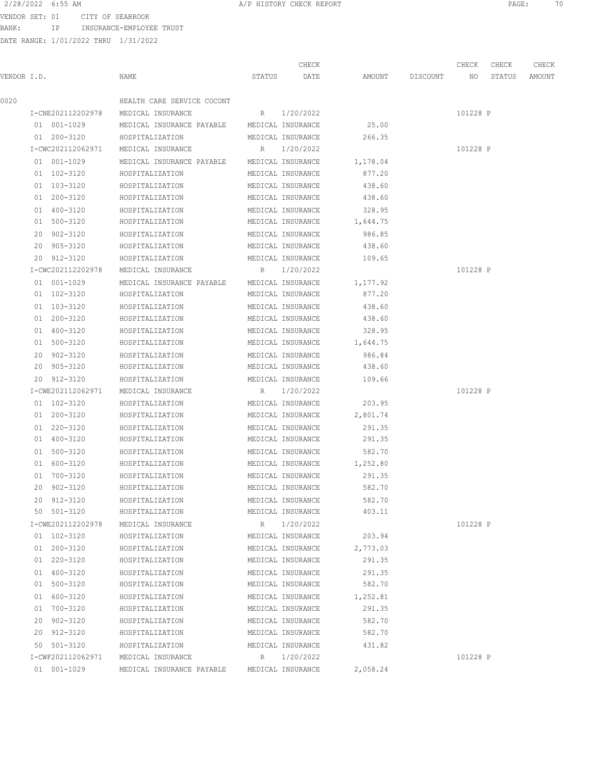2/28/2022 6:55 AM A/P HISTORY CHECK REPORT

VENDOR SET: 01 CITY OF SEABROOK
BANK: IP INSURANCE-EMPLOYEE TRUST
DATE RANGE: 1/01/2022 THRU 1/31/2022

| VENDOR I.D. | NAME | STATUS | CHECK DATE | AMOUNT | DISCOUNT | CHECK NO | CHECK STATUS | CHECK AMOUNT |
|---|---|---|---|---|---|---|---|---|
| 0020 | HEALTH CARE SERVICE COCONT | | | | | | | |
| I-CNE202112202978 | MEDICAL INSURANCE | R | 1/20/2022 | | | 101228 | P | |
| 01 001-1029 | MEDICAL INSURANCE PAYABLE | MEDICAL INSURANCE | | 25.00 | | | | |
| 01 200-3120 | HOSPITALIZATION | MEDICAL INSURANCE | | 266.35 | | | | |
| I-CWC202112062971 | MEDICAL INSURANCE | R | 1/20/2022 | | | 101228 | P | |
| 01 001-1029 | MEDICAL INSURANCE PAYABLE | MEDICAL INSURANCE | | 1,178.04 | | | | |
| 01 102-3120 | HOSPITALIZATION | MEDICAL INSURANCE | | 877.20 | | | | |
| 01 103-3120 | HOSPITALIZATION | MEDICAL INSURANCE | | 438.60 | | | | |
| 01 200-3120 | HOSPITALIZATION | MEDICAL INSURANCE | | 438.60 | | | | |
| 01 400-3120 | HOSPITALIZATION | MEDICAL INSURANCE | | 328.95 | | | | |
| 01 500-3120 | HOSPITALIZATION | MEDICAL INSURANCE | | 1,644.75 | | | | |
| 20 902-3120 | HOSPITALIZATION | MEDICAL INSURANCE | | 986.85 | | | | |
| 20 905-3120 | HOSPITALIZATION | MEDICAL INSURANCE | | 438.60 | | | | |
| 20 912-3120 | HOSPITALIZATION | MEDICAL INSURANCE | | 109.65 | | | | |
| I-CWC202112202978 | MEDICAL INSURANCE | R | 1/20/2022 | | | 101228 | P | |
| 01 001-1029 | MEDICAL INSURANCE PAYABLE | MEDICAL INSURANCE | | 1,177.92 | | | | |
| 01 102-3120 | HOSPITALIZATION | MEDICAL INSURANCE | | 877.20 | | | | |
| 01 103-3120 | HOSPITALIZATION | MEDICAL INSURANCE | | 438.60 | | | | |
| 01 200-3120 | HOSPITALIZATION | MEDICAL INSURANCE | | 438.60 | | | | |
| 01 400-3120 | HOSPITALIZATION | MEDICAL INSURANCE | | 328.95 | | | | |
| 01 500-3120 | HOSPITALIZATION | MEDICAL INSURANCE | | 1,644.75 | | | | |
| 20 902-3120 | HOSPITALIZATION | MEDICAL INSURANCE | | 986.84 | | | | |
| 20 905-3120 | HOSPITALIZATION | MEDICAL INSURANCE | | 438.60 | | | | |
| 20 912-3120 | HOSPITALIZATION | MEDICAL INSURANCE | | 109.66 | | | | |
| I-CWE202112062971 | MEDICAL INSURANCE | R | 1/20/2022 | | | 101228 | P | |
| 01 102-3120 | HOSPITALIZATION | MEDICAL INSURANCE | | 203.95 | | | | |
| 01 200-3120 | HOSPITALIZATION | MEDICAL INSURANCE | | 2,801.74 | | | | |
| 01 220-3120 | HOSPITALIZATION | MEDICAL INSURANCE | | 291.35 | | | | |
| 01 400-3120 | HOSPITALIZATION | MEDICAL INSURANCE | | 291.35 | | | | |
| 01 500-3120 | HOSPITALIZATION | MEDICAL INSURANCE | | 582.70 | | | | |
| 01 600-3120 | HOSPITALIZATION | MEDICAL INSURANCE | | 1,252.80 | | | | |
| 01 700-3120 | HOSPITALIZATION | MEDICAL INSURANCE | | 291.35 | | | | |
| 20 902-3120 | HOSPITALIZATION | MEDICAL INSURANCE | | 582.70 | | | | |
| 20 912-3120 | HOSPITALIZATION | MEDICAL INSURANCE | | 582.70 | | | | |
| 50 501-3120 | HOSPITALIZATION | MEDICAL INSURANCE | | 403.11 | | | | |
| I-CWE202112202978 | MEDICAL INSURANCE | R | 1/20/2022 | | | 101228 | P | |
| 01 102-3120 | HOSPITALIZATION | MEDICAL INSURANCE | | 203.94 | | | | |
| 01 200-3120 | HOSPITALIZATION | MEDICAL INSURANCE | | 2,773.03 | | | | |
| 01 220-3120 | HOSPITALIZATION | MEDICAL INSURANCE | | 291.35 | | | | |
| 01 400-3120 | HOSPITALIZATION | MEDICAL INSURANCE | | 291.35 | | | | |
| 01 500-3120 | HOSPITALIZATION | MEDICAL INSURANCE | | 582.70 | | | | |
| 01 600-3120 | HOSPITALIZATION | MEDICAL INSURANCE | | 1,252.81 | | | | |
| 01 700-3120 | HOSPITALIZATION | MEDICAL INSURANCE | | 291.35 | | | | |
| 20 902-3120 | HOSPITALIZATION | MEDICAL INSURANCE | | 582.70 | | | | |
| 20 912-3120 | HOSPITALIZATION | MEDICAL INSURANCE | | 582.70 | | | | |
| 50 501-3120 | HOSPITALIZATION | MEDICAL INSURANCE | | 431.82 | | | | |
| I-CWF202112062971 | MEDICAL INSURANCE | R | 1/20/2022 | | | 101228 | P | |
| 01 001-1029 | MEDICAL INSURANCE PAYABLE | MEDICAL INSURANCE | | 2,058.24 | | | | |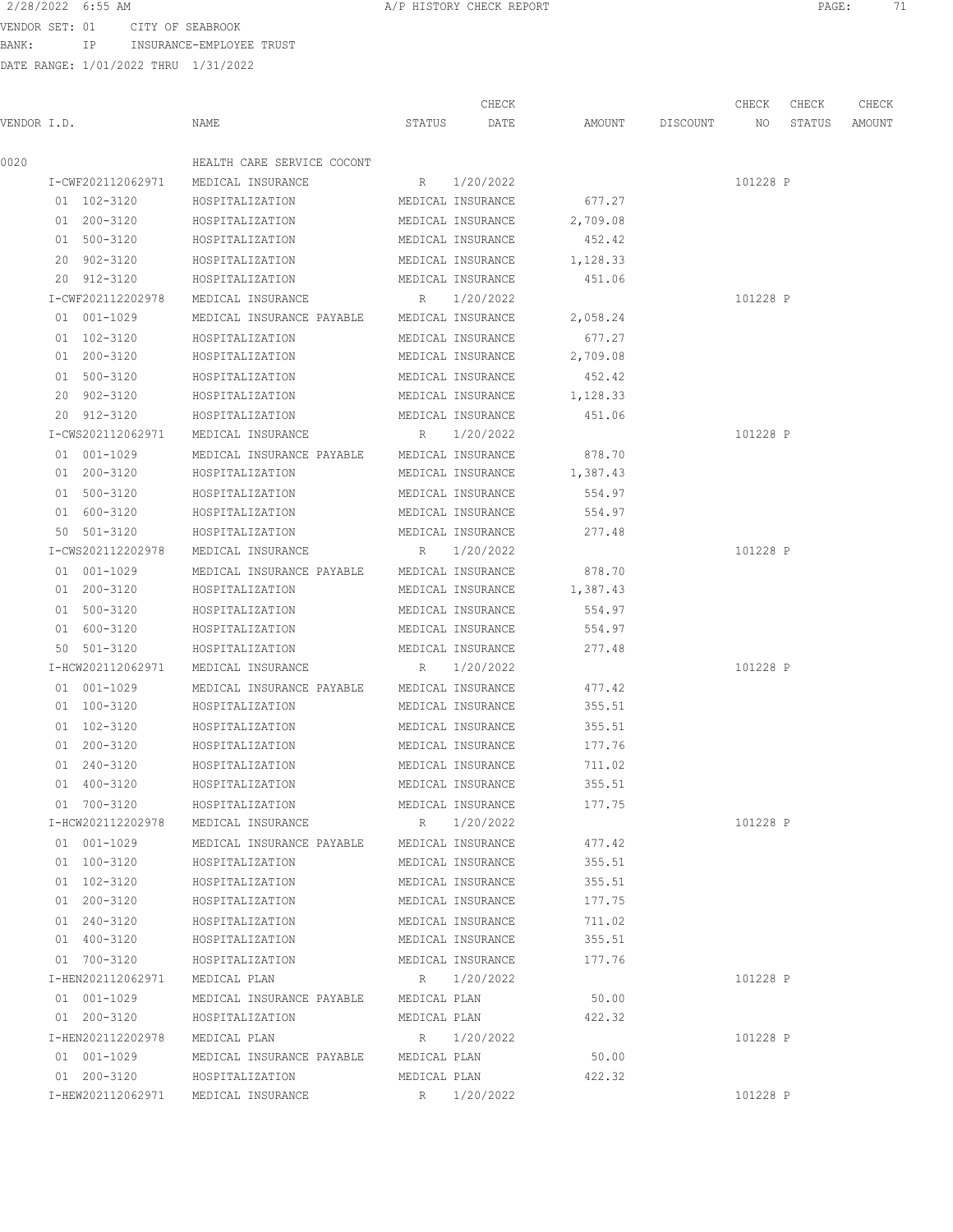2/28/2022 6:55 AM A/P HISTORY CHECK REPORT

VENDOR SET: 01 CITY OF SEABROOK
BANK: IP INSURANCE-EMPLOYEE TRUST
DATE RANGE: 1/01/2022 THRU 1/31/2022

| VENDOR I.D. | NAME | STATUS | CHECK DATE | AMOUNT | DISCOUNT | CHECK NO | CHECK STATUS | CHECK AMOUNT |
|---|---|---|---|---|---|---|---|---|
| 0020 | HEALTH CARE SERVICE COCONT | | | | | | | |
| I-CWF202112062971 | MEDICAL INSURANCE | R | 1/20/2022 | | | 101228 | P | |
| 01 102-3120 | HOSPITALIZATION | MEDICAL INSURANCE | | 677.27 | | | | |
| 01 200-3120 | HOSPITALIZATION | MEDICAL INSURANCE | | 2,709.08 | | | | |
| 01 500-3120 | HOSPITALIZATION | MEDICAL INSURANCE | | 452.42 | | | | |
| 20 902-3120 | HOSPITALIZATION | MEDICAL INSURANCE | | 1,128.33 | | | | |
| 20 912-3120 | HOSPITALIZATION | MEDICAL INSURANCE | | 451.06 | | | | |
| I-CWF202112202978 | MEDICAL INSURANCE | R | 1/20/2022 | | | 101228 | P | |
| 01 001-1029 | MEDICAL INSURANCE PAYABLE | MEDICAL INSURANCE | | 2,058.24 | | | | |
| 01 102-3120 | HOSPITALIZATION | MEDICAL INSURANCE | | 677.27 | | | | |
| 01 200-3120 | HOSPITALIZATION | MEDICAL INSURANCE | | 2,709.08 | | | | |
| 01 500-3120 | HOSPITALIZATION | MEDICAL INSURANCE | | 452.42 | | | | |
| 20 902-3120 | HOSPITALIZATION | MEDICAL INSURANCE | | 1,128.33 | | | | |
| 20 912-3120 | HOSPITALIZATION | MEDICAL INSURANCE | | 451.06 | | | | |
| I-CWS202112062971 | MEDICAL INSURANCE | R | 1/20/2022 | | | 101228 | P | |
| 01 001-1029 | MEDICAL INSURANCE PAYABLE | MEDICAL INSURANCE | | 878.70 | | | | |
| 01 200-3120 | HOSPITALIZATION | MEDICAL INSURANCE | | 1,387.43 | | | | |
| 01 500-3120 | HOSPITALIZATION | MEDICAL INSURANCE | | 554.97 | | | | |
| 01 600-3120 | HOSPITALIZATION | MEDICAL INSURANCE | | 554.97 | | | | |
| 50 501-3120 | HOSPITALIZATION | MEDICAL INSURANCE | | 277.48 | | | | |
| I-CWS202112202978 | MEDICAL INSURANCE | R | 1/20/2022 | | | 101228 | P | |
| 01 001-1029 | MEDICAL INSURANCE PAYABLE | MEDICAL INSURANCE | | 878.70 | | | | |
| 01 200-3120 | HOSPITALIZATION | MEDICAL INSURANCE | | 1,387.43 | | | | |
| 01 500-3120 | HOSPITALIZATION | MEDICAL INSURANCE | | 554.97 | | | | |
| 01 600-3120 | HOSPITALIZATION | MEDICAL INSURANCE | | 554.97 | | | | |
| 50 501-3120 | HOSPITALIZATION | MEDICAL INSURANCE | | 277.48 | | | | |
| I-HCW202112062971 | MEDICAL INSURANCE | R | 1/20/2022 | | | 101228 | P | |
| 01 001-1029 | MEDICAL INSURANCE PAYABLE | MEDICAL INSURANCE | | 477.42 | | | | |
| 01 100-3120 | HOSPITALIZATION | MEDICAL INSURANCE | | 355.51 | | | | |
| 01 102-3120 | HOSPITALIZATION | MEDICAL INSURANCE | | 355.51 | | | | |
| 01 200-3120 | HOSPITALIZATION | MEDICAL INSURANCE | | 177.76 | | | | |
| 01 240-3120 | HOSPITALIZATION | MEDICAL INSURANCE | | 711.02 | | | | |
| 01 400-3120 | HOSPITALIZATION | MEDICAL INSURANCE | | 355.51 | | | | |
| 01 700-3120 | HOSPITALIZATION | MEDICAL INSURANCE | | 177.75 | | | | |
| I-HCW202112202978 | MEDICAL INSURANCE | R | 1/20/2022 | | | 101228 | P | |
| 01 001-1029 | MEDICAL INSURANCE PAYABLE | MEDICAL INSURANCE | | 477.42 | | | | |
| 01 100-3120 | HOSPITALIZATION | MEDICAL INSURANCE | | 355.51 | | | | |
| 01 102-3120 | HOSPITALIZATION | MEDICAL INSURANCE | | 355.51 | | | | |
| 01 200-3120 | HOSPITALIZATION | MEDICAL INSURANCE | | 177.75 | | | | |
| 01 240-3120 | HOSPITALIZATION | MEDICAL INSURANCE | | 711.02 | | | | |
| 01 400-3120 | HOSPITALIZATION | MEDICAL INSURANCE | | 355.51 | | | | |
| 01 700-3120 | HOSPITALIZATION | MEDICAL INSURANCE | | 177.76 | | | | |
| I-HEN202112062971 | MEDICAL PLAN | R | 1/20/2022 | | | 101228 | P | |
| 01 001-1029 | MEDICAL INSURANCE PAYABLE | MEDICAL PLAN | | 50.00 | | | | |
| 01 200-3120 | HOSPITALIZATION | MEDICAL PLAN | | 422.32 | | | | |
| I-HEN202112202978 | MEDICAL PLAN | R | 1/20/2022 | | | 101228 | P | |
| 01 001-1029 | MEDICAL INSURANCE PAYABLE | MEDICAL PLAN | | 50.00 | | | | |
| 01 200-3120 | HOSPITALIZATION | MEDICAL PLAN | | 422.32 | | | | |
| I-HEW202112062971 | MEDICAL INSURANCE | R | 1/20/2022 | | | 101228 | P | |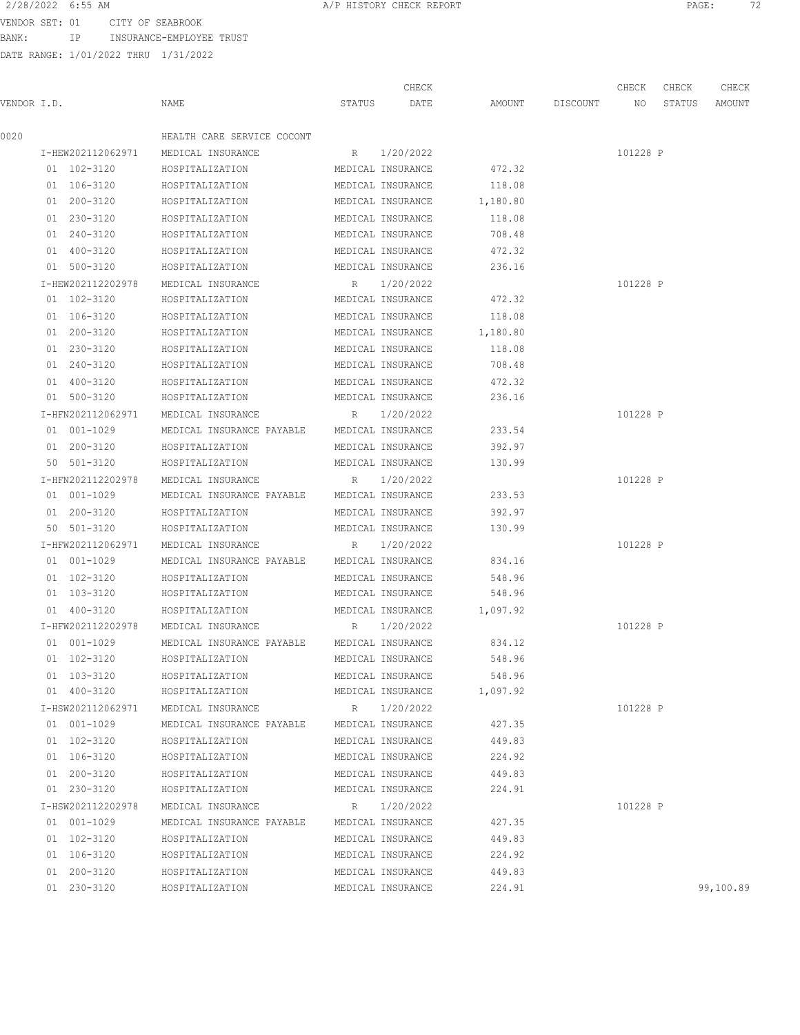2/28/2022 6:55 AM A/P HISTORY CHECK REPORT

VENDOR SET: 01 CITY OF SEABROOK
BANK: IP INSURANCE-EMPLOYEE TRUST
DATE RANGE: 1/01/2022 THRU 1/31/2022

| VENDOR I.D. | NAME | STATUS | CHECK DATE | AMOUNT | DISCOUNT | CHECK NO | CHECK STATUS | CHECK AMOUNT |
|---|---|---|---|---|---|---|---|---|
| 0020 | HEALTH CARE SERVICE COCONT | | | | | | | |
| I-HEW202112062971 | MEDICAL INSURANCE | R | 1/20/2022 | | | 101228 | P | |
| 01 102-3120 | HOSPITALIZATION | MEDICAL INSURANCE | | 472.32 | | | | |
| 01 106-3120 | HOSPITALIZATION | MEDICAL INSURANCE | | 118.08 | | | | |
| 01 200-3120 | HOSPITALIZATION | MEDICAL INSURANCE | | 1,180.80 | | | | |
| 01 230-3120 | HOSPITALIZATION | MEDICAL INSURANCE | | 118.08 | | | | |
| 01 240-3120 | HOSPITALIZATION | MEDICAL INSURANCE | | 708.48 | | | | |
| 01 400-3120 | HOSPITALIZATION | MEDICAL INSURANCE | | 472.32 | | | | |
| 01 500-3120 | HOSPITALIZATION | MEDICAL INSURANCE | | 236.16 | | | | |
| I-HEW202112202978 | MEDICAL INSURANCE | R | 1/20/2022 | | | 101228 | P | |
| 01 102-3120 | HOSPITALIZATION | MEDICAL INSURANCE | | 472.32 | | | | |
| 01 106-3120 | HOSPITALIZATION | MEDICAL INSURANCE | | 118.08 | | | | |
| 01 200-3120 | HOSPITALIZATION | MEDICAL INSURANCE | | 1,180.80 | | | | |
| 01 230-3120 | HOSPITALIZATION | MEDICAL INSURANCE | | 118.08 | | | | |
| 01 240-3120 | HOSPITALIZATION | MEDICAL INSURANCE | | 708.48 | | | | |
| 01 400-3120 | HOSPITALIZATION | MEDICAL INSURANCE | | 472.32 | | | | |
| 01 500-3120 | HOSPITALIZATION | MEDICAL INSURANCE | | 236.16 | | | | |
| I-HFN202112062971 | MEDICAL INSURANCE | R | 1/20/2022 | | | 101228 | P | |
| 01 001-1029 | MEDICAL INSURANCE PAYABLE | MEDICAL INSURANCE | | 233.54 | | | | |
| 01 200-3120 | HOSPITALIZATION | MEDICAL INSURANCE | | 392.97 | | | | |
| 50 501-3120 | HOSPITALIZATION | MEDICAL INSURANCE | | 130.99 | | | | |
| I-HFN202112202978 | MEDICAL INSURANCE | R | 1/20/2022 | | | 101228 | P | |
| 01 001-1029 | MEDICAL INSURANCE PAYABLE | MEDICAL INSURANCE | | 233.53 | | | | |
| 01 200-3120 | HOSPITALIZATION | MEDICAL INSURANCE | | 392.97 | | | | |
| 50 501-3120 | HOSPITALIZATION | MEDICAL INSURANCE | | 130.99 | | | | |
| I-HFW202112062971 | MEDICAL INSURANCE | R | 1/20/2022 | | | 101228 | P | |
| 01 001-1029 | MEDICAL INSURANCE PAYABLE | MEDICAL INSURANCE | | 834.16 | | | | |
| 01 102-3120 | HOSPITALIZATION | MEDICAL INSURANCE | | 548.96 | | | | |
| 01 103-3120 | HOSPITALIZATION | MEDICAL INSURANCE | | 548.96 | | | | |
| 01 400-3120 | HOSPITALIZATION | MEDICAL INSURANCE | | 1,097.92 | | | | |
| I-HFW202112202978 | MEDICAL INSURANCE | R | 1/20/2022 | | | 101228 | P | |
| 01 001-1029 | MEDICAL INSURANCE PAYABLE | MEDICAL INSURANCE | | 834.12 | | | | |
| 01 102-3120 | HOSPITALIZATION | MEDICAL INSURANCE | | 548.96 | | | | |
| 01 103-3120 | HOSPITALIZATION | MEDICAL INSURANCE | | 548.96 | | | | |
| 01 400-3120 | HOSPITALIZATION | MEDICAL INSURANCE | | 1,097.92 | | | | |
| I-HSW202112062971 | MEDICAL INSURANCE | R | 1/20/2022 | | | 101228 | P | |
| 01 001-1029 | MEDICAL INSURANCE PAYABLE | MEDICAL INSURANCE | | 427.35 | | | | |
| 01 102-3120 | HOSPITALIZATION | MEDICAL INSURANCE | | 449.83 | | | | |
| 01 106-3120 | HOSPITALIZATION | MEDICAL INSURANCE | | 224.92 | | | | |
| 01 200-3120 | HOSPITALIZATION | MEDICAL INSURANCE | | 449.83 | | | | |
| 01 230-3120 | HOSPITALIZATION | MEDICAL INSURANCE | | 224.91 | | | | |
| I-HSW202112202978 | MEDICAL INSURANCE | R | 1/20/2022 | | | 101228 | P | |
| 01 001-1029 | MEDICAL INSURANCE PAYABLE | MEDICAL INSURANCE | | 427.35 | | | | |
| 01 102-3120 | HOSPITALIZATION | MEDICAL INSURANCE | | 449.83 | | | | |
| 01 106-3120 | HOSPITALIZATION | MEDICAL INSURANCE | | 224.92 | | | | |
| 01 200-3120 | HOSPITALIZATION | MEDICAL INSURANCE | | 449.83 | | | | |
| 01 230-3120 | HOSPITALIZATION | MEDICAL INSURANCE | | 224.91 | | | | 99,100.89 |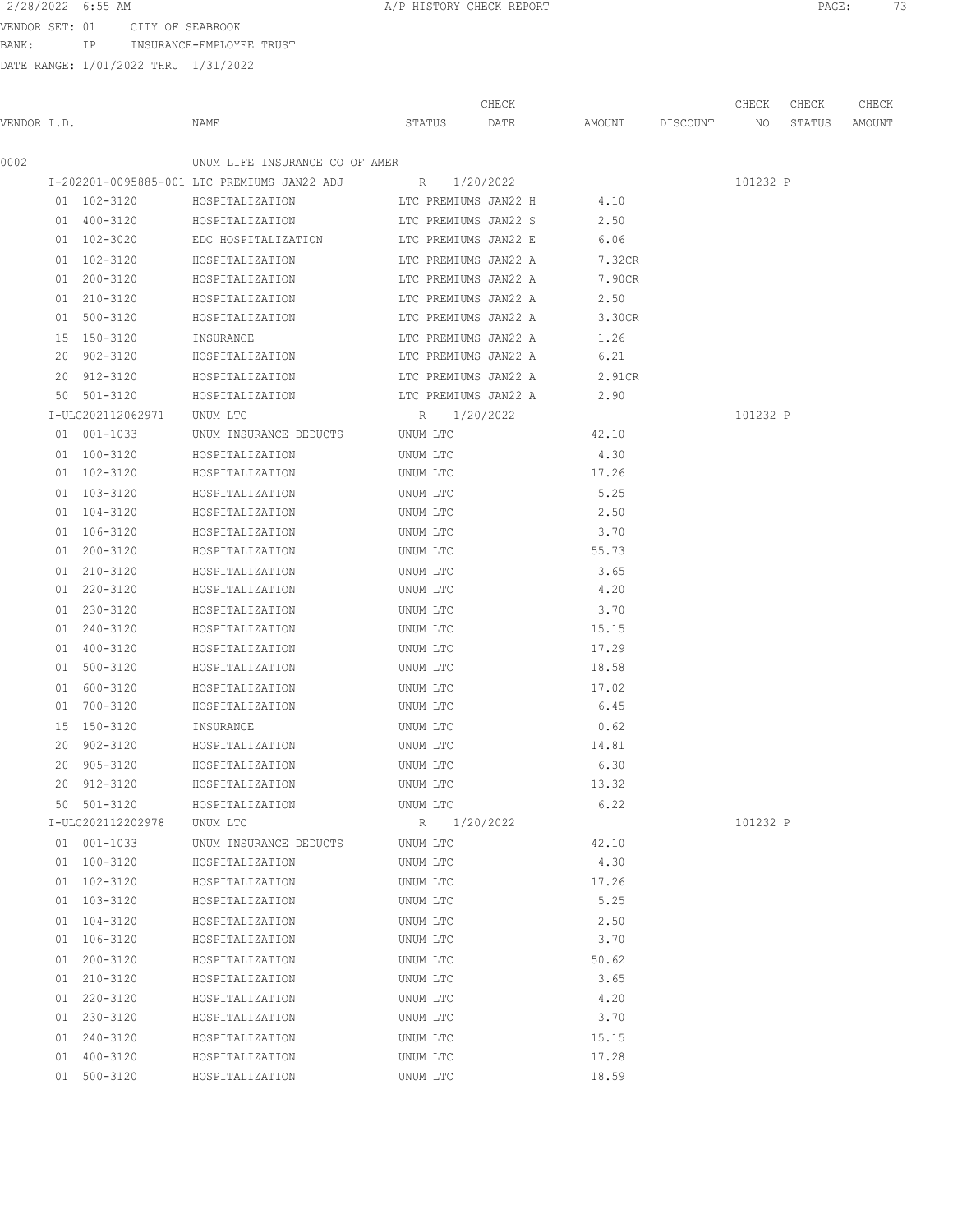VENDOR SET: 01 CITY OF SEABROOK
BANK: IP INSURANCE-EMPLOYEE TRUST
DATE RANGE: 1/01/2022 THRU 1/31/2022

| VENDOR I.D. | NAME | STATUS | CHECK DATE | AMOUNT | DISCOUNT | CHECK NO | CHECK STATUS | CHECK AMOUNT |
|---|---|---|---|---|---|---|---|---|
| 0002 | UNUM LIFE INSURANCE CO OF AMER | | | | | | | |
| I-202201-0095885-001 | LTC PREMIUMS JAN22 ADJ | R | 1/20/2022 | | | 101232 | P | |
| 01 102-3120 | HOSPITALIZATION | LTC PREMIUMS JAN22 H | | 4.10 | | | | |
| 01 400-3120 | HOSPITALIZATION | LTC PREMIUMS JAN22 S | | 2.50 | | | | |
| 01 102-3020 | EDC HOSPITALIZATION | LTC PREMIUMS JAN22 E | | 6.06 | | | | |
| 01 102-3120 | HOSPITALIZATION | LTC PREMIUMS JAN22 A | | 7.32CR | | | | |
| 01 200-3120 | HOSPITALIZATION | LTC PREMIUMS JAN22 A | | 7.90CR | | | | |
| 01 210-3120 | HOSPITALIZATION | LTC PREMIUMS JAN22 A | | 2.50 | | | | |
| 01 500-3120 | HOSPITALIZATION | LTC PREMIUMS JAN22 A | | 3.30CR | | | | |
| 15 150-3120 | INSURANCE | LTC PREMIUMS JAN22 A | | 1.26 | | | | |
| 20 902-3120 | HOSPITALIZATION | LTC PREMIUMS JAN22 A | | 6.21 | | | | |
| 20 912-3120 | HOSPITALIZATION | LTC PREMIUMS JAN22 A | | 2.91CR | | | | |
| 50 501-3120 | HOSPITALIZATION | LTC PREMIUMS JAN22 A | | 2.90 | | | | |
| I-ULC202112062971 | UNUM LTC | R | 1/20/2022 | | | 101232 | P | |
| 01 001-1033 | UNUM INSURANCE DEDUCTS | UNUM LTC | | 42.10 | | | | |
| 01 100-3120 | HOSPITALIZATION | UNUM LTC | | 4.30 | | | | |
| 01 102-3120 | HOSPITALIZATION | UNUM LTC | | 17.26 | | | | |
| 01 103-3120 | HOSPITALIZATION | UNUM LTC | | 5.25 | | | | |
| 01 104-3120 | HOSPITALIZATION | UNUM LTC | | 2.50 | | | | |
| 01 106-3120 | HOSPITALIZATION | UNUM LTC | | 3.70 | | | | |
| 01 200-3120 | HOSPITALIZATION | UNUM LTC | | 55.73 | | | | |
| 01 210-3120 | HOSPITALIZATION | UNUM LTC | | 3.65 | | | | |
| 01 220-3120 | HOSPITALIZATION | UNUM LTC | | 4.20 | | | | |
| 01 230-3120 | HOSPITALIZATION | UNUM LTC | | 3.70 | | | | |
| 01 240-3120 | HOSPITALIZATION | UNUM LTC | | 15.15 | | | | |
| 01 400-3120 | HOSPITALIZATION | UNUM LTC | | 17.29 | | | | |
| 01 500-3120 | HOSPITALIZATION | UNUM LTC | | 18.58 | | | | |
| 01 600-3120 | HOSPITALIZATION | UNUM LTC | | 17.02 | | | | |
| 01 700-3120 | HOSPITALIZATION | UNUM LTC | | 6.45 | | | | |
| 15 150-3120 | INSURANCE | UNUM LTC | | 0.62 | | | | |
| 20 902-3120 | HOSPITALIZATION | UNUM LTC | | 14.81 | | | | |
| 20 905-3120 | HOSPITALIZATION | UNUM LTC | | 6.30 | | | | |
| 20 912-3120 | HOSPITALIZATION | UNUM LTC | | 13.32 | | | | |
| 50 501-3120 | HOSPITALIZATION | UNUM LTC | | 6.22 | | | | |
| I-ULC202112202978 | UNUM LTC | R | 1/20/2022 | | | 101232 | P | |
| 01 001-1033 | UNUM INSURANCE DEDUCTS | UNUM LTC | | 42.10 | | | | |
| 01 100-3120 | HOSPITALIZATION | UNUM LTC | | 4.30 | | | | |
| 01 102-3120 | HOSPITALIZATION | UNUM LTC | | 17.26 | | | | |
| 01 103-3120 | HOSPITALIZATION | UNUM LTC | | 5.25 | | | | |
| 01 104-3120 | HOSPITALIZATION | UNUM LTC | | 2.50 | | | | |
| 01 106-3120 | HOSPITALIZATION | UNUM LTC | | 3.70 | | | | |
| 01 200-3120 | HOSPITALIZATION | UNUM LTC | | 50.62 | | | | |
| 01 210-3120 | HOSPITALIZATION | UNUM LTC | | 3.65 | | | | |
| 01 220-3120 | HOSPITALIZATION | UNUM LTC | | 4.20 | | | | |
| 01 230-3120 | HOSPITALIZATION | UNUM LTC | | 3.70 | | | | |
| 01 240-3120 | HOSPITALIZATION | UNUM LTC | | 15.15 | | | | |
| 01 400-3120 | HOSPITALIZATION | UNUM LTC | | 17.28 | | | | |
| 01 500-3120 | HOSPITALIZATION | UNUM LTC | | 18.59 | | | | |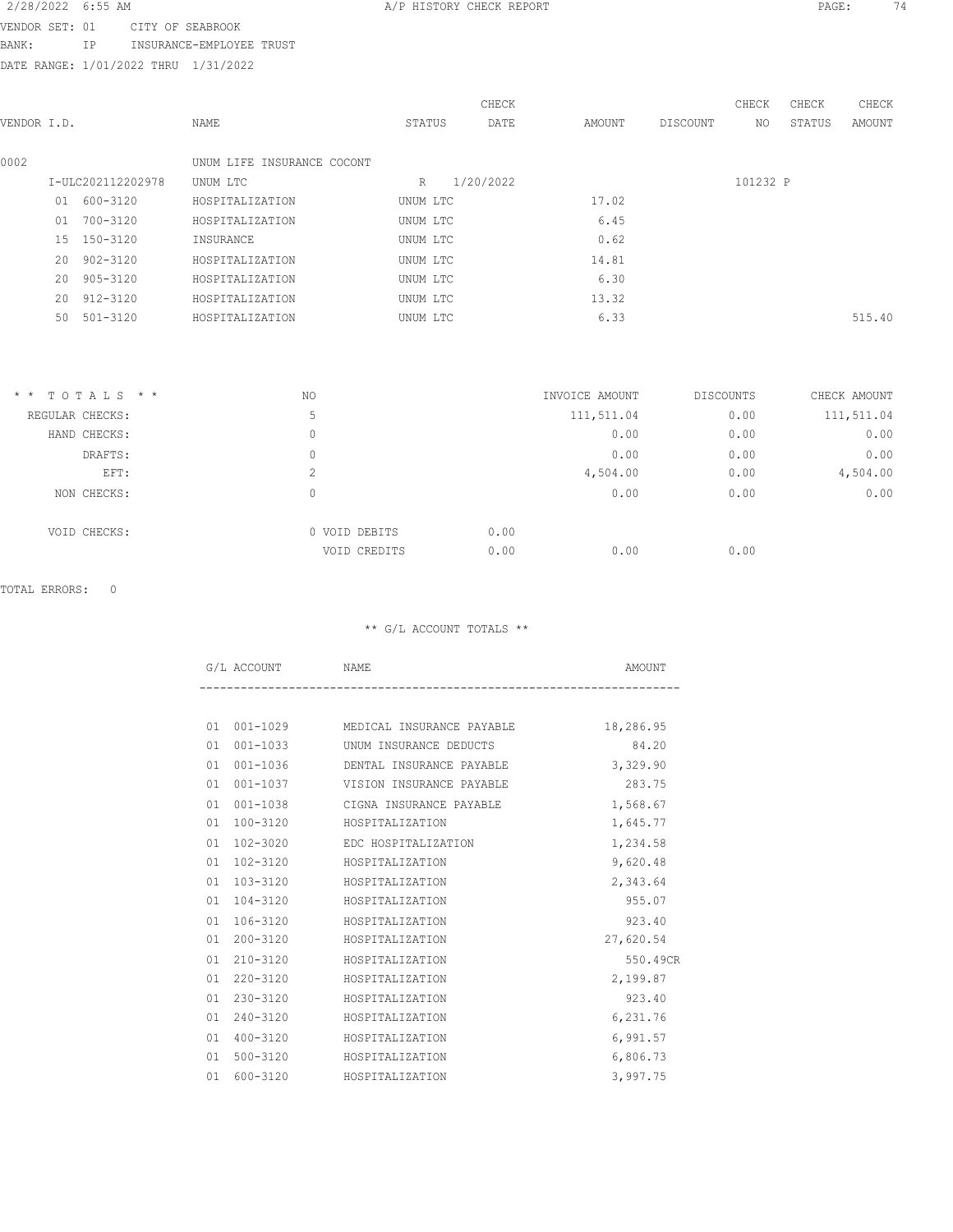VENDOR SET: 01 CITY OF SEABROOK
BANK: IP INSURANCE-EMPLOYEE TRUST
DATE RANGE: 1/01/2022 THRU 1/31/2022

A/P HISTORY CHECK REPORT

| VENDOR I.D. | NAME | STATUS | CHECK DATE | AMOUNT | DISCOUNT | CHECK NO | CHECK STATUS | CHECK AMOUNT |
|---|---|---|---|---|---|---|---|---|
| 0002 | UNUM LIFE INSURANCE COCONT | | | | | | | |
| I-ULC202112202978 | UNUM LTC | R | 1/20/2022 | | | 101232 | P | |
| 01 600-3120 | HOSPITALIZATION | UNUM LTC | | 17.02 | | | | |
| 01 700-3120 | HOSPITALIZATION | UNUM LTC | | 6.45 | | | | |
| 15 150-3120 | INSURANCE | UNUM LTC | | 0.62 | | | | |
| 20 902-3120 | HOSPITALIZATION | UNUM LTC | | 14.81 | | | | |
| 20 905-3120 | HOSPITALIZATION | UNUM LTC | | 6.30 | | | | |
| 20 912-3120 | HOSPITALIZATION | UNUM LTC | | 13.32 | | | | |
| 50 501-3120 | HOSPITALIZATION | UNUM LTC | | 6.33 | | | | 515.40 |

| ** TOTALS ** | NO | | INVOICE AMOUNT | DISCOUNTS | CHECK AMOUNT |
|---|---|---|---|---|---|
| REGULAR CHECKS: | 5 | | 111,511.04 | 0.00 | 111,511.04 |
| HAND CHECKS: | 0 | | 0.00 | 0.00 | 0.00 |
| DRAFTS: | 0 | | 0.00 | 0.00 | 0.00 |
| EFT: | 2 | | 4,504.00 | 0.00 | 4,504.00 |
| NON CHECKS: | 0 | | 0.00 | 0.00 | 0.00 |
| VOID CHECKS: | 0 VOID DEBITS | 0.00 | | | |
| | VOID CREDITS | 0.00 | 0.00 | 0.00 | |

TOTAL ERRORS: 0

** G/L ACCOUNT TOTALS **

| G/L ACCOUNT | NAME | AMOUNT |
|---|---|---|
| 01 001-1029 | MEDICAL INSURANCE PAYABLE | 18,286.95 |
| 01 001-1033 | UNUM INSURANCE DEDUCTS | 84.20 |
| 01 001-1036 | DENTAL INSURANCE PAYABLE | 3,329.90 |
| 01 001-1037 | VISION INSURANCE PAYABLE | 283.75 |
| 01 001-1038 | CIGNA INSURANCE PAYABLE | 1,568.67 |
| 01 100-3120 | HOSPITALIZATION | 1,645.77 |
| 01 102-3020 | EDC HOSPITALIZATION | 1,234.58 |
| 01 102-3120 | HOSPITALIZATION | 9,620.48 |
| 01 103-3120 | HOSPITALIZATION | 2,343.64 |
| 01 104-3120 | HOSPITALIZATION | 955.07 |
| 01 106-3120 | HOSPITALIZATION | 923.40 |
| 01 200-3120 | HOSPITALIZATION | 27,620.54 |
| 01 210-3120 | HOSPITALIZATION | 550.49CR |
| 01 220-3120 | HOSPITALIZATION | 2,199.87 |
| 01 230-3120 | HOSPITALIZATION | 923.40 |
| 01 240-3120 | HOSPITALIZATION | 6,231.76 |
| 01 400-3120 | HOSPITALIZATION | 6,991.57 |
| 01 500-3120 | HOSPITALIZATION | 6,806.73 |
| 01 600-3120 | HOSPITALIZATION | 3,997.75 |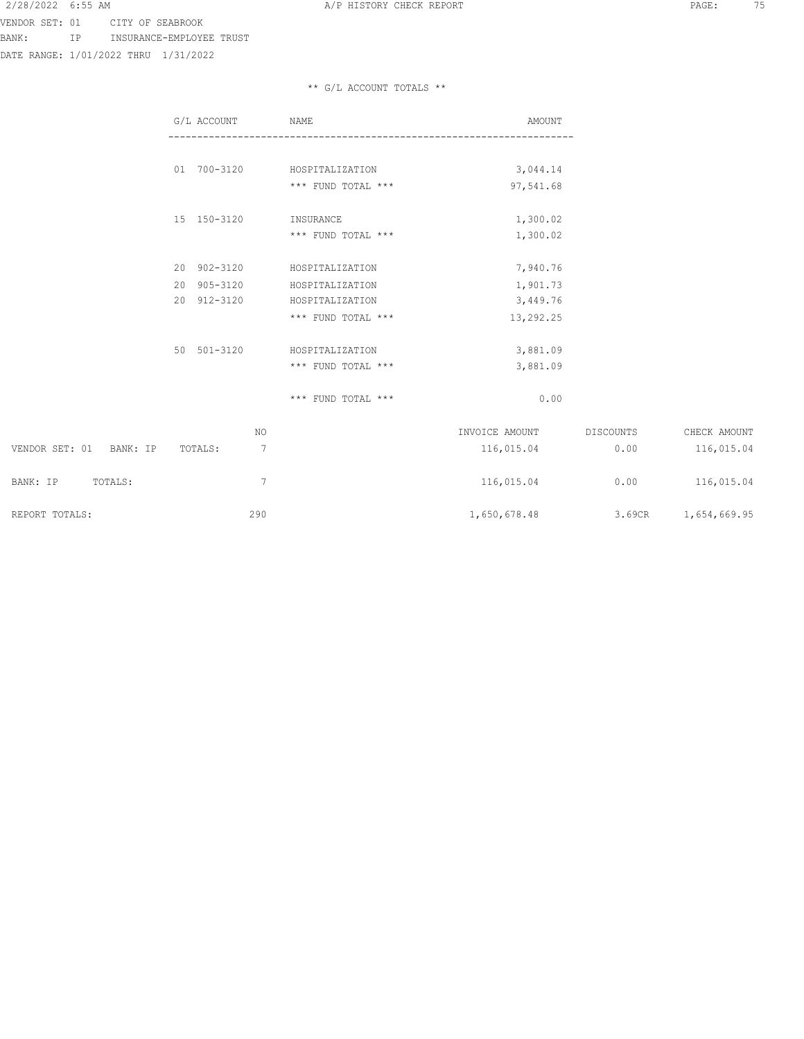VENDOR SET: 01 CITY OF SEABROOK
BANK: IP INSURANCE-EMPLOYEE TRUST
DATE RANGE: 1/01/2022 THRU 1/31/2022

** G/L ACCOUNT TOTALS **

| G/L ACCOUNT | NAME | AMOUNT |
|---|---|---|
| 01 700-3120 | HOSPITALIZATION | 3,044.14 |
| | *** FUND TOTAL *** | 97,541.68 |
| 15 150-3120 | INSURANCE | 1,300.02 |
| | *** FUND TOTAL *** | 1,300.02 |
| 20 902-3120 | HOSPITALIZATION | 7,940.76 |
| 20 905-3120 | HOSPITALIZATION | 1,901.73 |
| 20 912-3120 | HOSPITALIZATION | 3,449.76 |
| | *** FUND TOTAL *** | 13,292.25 |
| 50 501-3120 | HOSPITALIZATION | 3,881.09 |
| | *** FUND TOTAL *** | 3,881.09 |
| | *** FUND TOTAL *** | 0.00 |

| | NO | INVOICE AMOUNT | DISCOUNTS | CHECK AMOUNT |
|---|---|---|---|---|
| VENDOR SET: 01 BANK: IP TOTALS: | 7 | 116,015.04 | 0.00 | 116,015.04 |
| BANK: IP TOTALS: | 7 | 116,015.04 | 0.00 | 116,015.04 |
| REPORT TOTALS: | 290 | 1,650,678.48 | 3.69CR | 1,654,669.95 |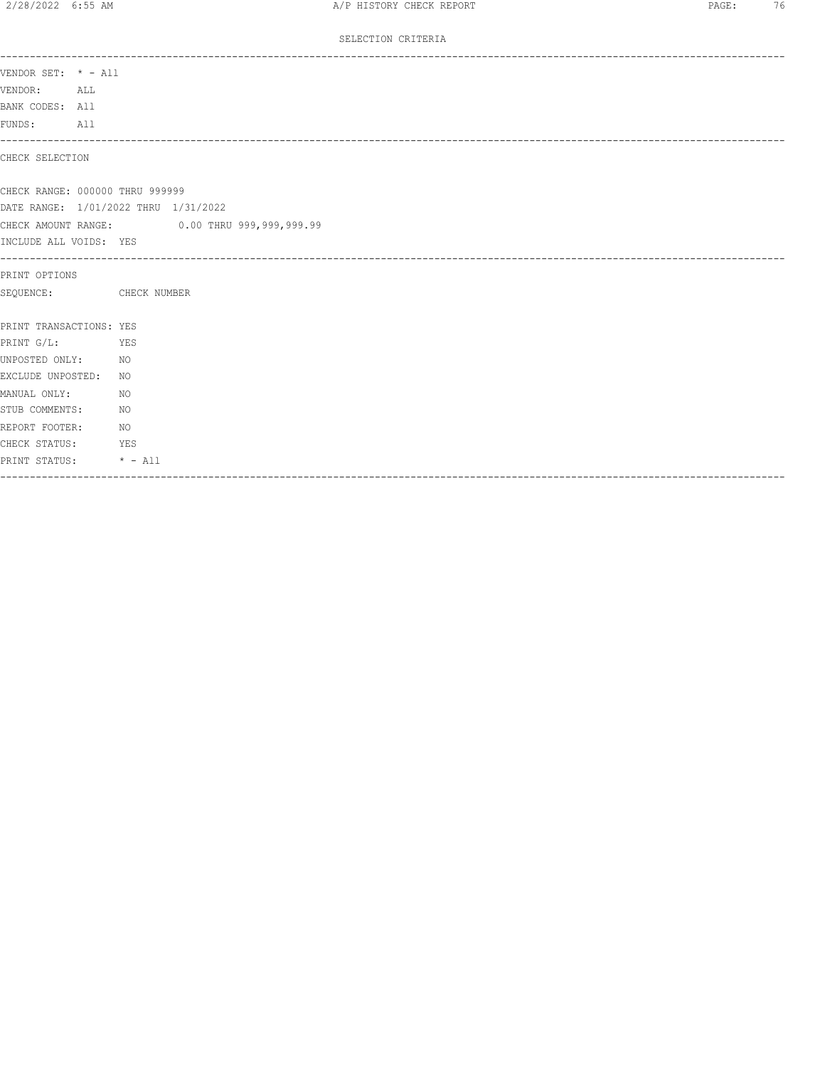## SELECTION CRITERIA

VENDOR SET: * - All
VENDOR: ALL
BANK CODES: All
FUNDS: All

---

CHECK SELECTION

CHECK RANGE: 000000 THRU 999999
DATE RANGE: 1/01/2022 THRU 1/31/2022
CHECK AMOUNT RANGE: 0.00 THRU 999,999,999.99
INCLUDE ALL VOIDS: YES

---

PRINT OPTIONS
SEQUENCE: CHECK NUMBER

PRINT TRANSACTIONS: YES
PRINT G/L: YES
UNPOSTED ONLY: NO
EXCLUDE UNPOSTED: NO
MANUAL ONLY: NO
STUB COMMENTS: NO
REPORT FOOTER: NO
CHECK STATUS: YES
PRINT STATUS: * - All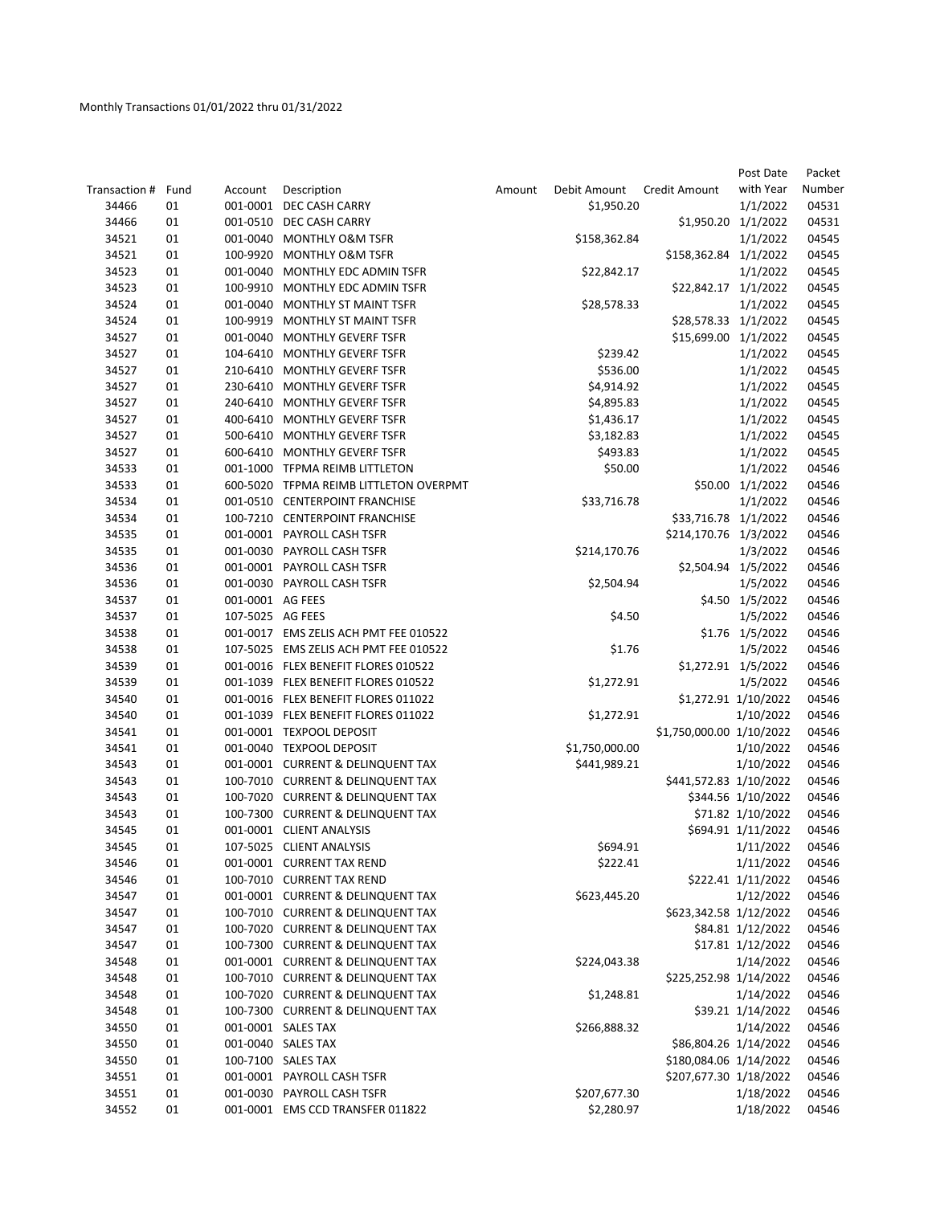Monthly Transactions 01/01/2022 thru 01/31/2022

| Transaction # | Fund | Account | Description | Amount | Debit Amount | Credit Amount | Post Date with Year | Packet Number |
|---|---|---|---|---|---|---|---|---|
| 34466 | 01 | 001-0001 | DEC CASH CARRY | | $1,950.20 | | 1/1/2022 | 04531 |
| 34466 | 01 | 001-0510 | DEC CASH CARRY | | | $1,950.20 | 1/1/2022 | 04531 |
| 34521 | 01 | 001-0040 | MONTHLY O&M TSFR | | $158,362.84 | | 1/1/2022 | 04545 |
| 34521 | 01 | 100-9920 | MONTHLY O&M TSFR | | | $158,362.84 | 1/1/2022 | 04545 |
| 34523 | 01 | 001-0040 | MONTHLY EDC ADMIN TSFR | | $22,842.17 | | 1/1/2022 | 04545 |
| 34523 | 01 | 100-9910 | MONTHLY EDC ADMIN TSFR | | | $22,842.17 | 1/1/2022 | 04545 |
| 34524 | 01 | 001-0040 | MONTHLY ST MAINT TSFR | | $28,578.33 | | 1/1/2022 | 04545 |
| 34524 | 01 | 100-9919 | MONTHLY ST MAINT TSFR | | | $28,578.33 | 1/1/2022 | 04545 |
| 34527 | 01 | 001-0040 | MONTHLY GEVERF TSFR | | | $15,699.00 | 1/1/2022 | 04545 |
| 34527 | 01 | 104-6410 | MONTHLY GEVERF TSFR | | $239.42 | | 1/1/2022 | 04545 |
| 34527 | 01 | 210-6410 | MONTHLY GEVERF TSFR | | $536.00 | | 1/1/2022 | 04545 |
| 34527 | 01 | 230-6410 | MONTHLY GEVERF TSFR | | $4,914.92 | | 1/1/2022 | 04545 |
| 34527 | 01 | 240-6410 | MONTHLY GEVERF TSFR | | $4,895.83 | | 1/1/2022 | 04545 |
| 34527 | 01 | 400-6410 | MONTHLY GEVERF TSFR | | $1,436.17 | | 1/1/2022 | 04545 |
| 34527 | 01 | 500-6410 | MONTHLY GEVERF TSFR | | $3,182.83 | | 1/1/2022 | 04545 |
| 34527 | 01 | 600-6410 | MONTHLY GEVERF TSFR | | $493.83 | | 1/1/2022 | 04545 |
| 34533 | 01 | 001-1000 | TFPMA REIMB LITTLETON | | $50.00 | | 1/1/2022 | 04546 |
| 34533 | 01 | 600-5020 | TFPMA REIMB LITTLETON OVERPMT | | | $50.00 | 1/1/2022 | 04546 |
| 34534 | 01 | 001-0510 | CENTERPOINT FRANCHISE | | $33,716.78 | | 1/1/2022 | 04546 |
| 34534 | 01 | 100-7210 | CENTERPOINT FRANCHISE | | | $33,716.78 | 1/1/2022 | 04546 |
| 34535 | 01 | 001-0001 | PAYROLL CASH TSFR | | | $214,170.76 | 1/3/2022 | 04546 |
| 34535 | 01 | 001-0030 | PAYROLL CASH TSFR | | $214,170.76 | | 1/3/2022 | 04546 |
| 34536 | 01 | 001-0001 | PAYROLL CASH TSFR | | | $2,504.94 | 1/5/2022 | 04546 |
| 34536 | 01 | 001-0030 | PAYROLL CASH TSFR | | $2,504.94 | | 1/5/2022 | 04546 |
| 34537 | 01 | 001-0001 | AG FEES | | | $4.50 | 1/5/2022 | 04546 |
| 34537 | 01 | 107-5025 | AG FEES | | $4.50 | | 1/5/2022 | 04546 |
| 34538 | 01 | 001-0017 | EMS ZELIS ACH PMT FEE 010522 | | | $1.76 | 1/5/2022 | 04546 |
| 34538 | 01 | 107-5025 | EMS ZELIS ACH PMT FEE 010522 | | $1.76 | | 1/5/2022 | 04546 |
| 34539 | 01 | 001-0016 | FLEX BENEFIT FLORES 010522 | | | $1,272.91 | 1/5/2022 | 04546 |
| 34539 | 01 | 001-1039 | FLEX BENEFIT FLORES 010522 | | $1,272.91 | | 1/5/2022 | 04546 |
| 34540 | 01 | 001-0016 | FLEX BENEFIT FLORES 011022 | | | $1,272.91 | 1/10/2022 | 04546 |
| 34540 | 01 | 001-1039 | FLEX BENEFIT FLORES 011022 | | $1,272.91 | | 1/10/2022 | 04546 |
| 34541 | 01 | 001-0001 | TEXPOOL DEPOSIT | | | $1,750,000.00 | 1/10/2022 | 04546 |
| 34541 | 01 | 001-0040 | TEXPOOL DEPOSIT | | $1,750,000.00 | | 1/10/2022 | 04546 |
| 34543 | 01 | 001-0001 | CURRENT & DELINQUENT TAX | | $441,989.21 | | 1/10/2022 | 04546 |
| 34543 | 01 | 100-7010 | CURRENT & DELINQUENT TAX | | | $441,572.83 | 1/10/2022 | 04546 |
| 34543 | 01 | 100-7020 | CURRENT & DELINQUENT TAX | | | $344.56 | 1/10/2022 | 04546 |
| 34543 | 01 | 100-7300 | CURRENT & DELINQUENT TAX | | | $71.82 | 1/10/2022 | 04546 |
| 34545 | 01 | 001-0001 | CLIENT ANALYSIS | | | $694.91 | 1/11/2022 | 04546 |
| 34545 | 01 | 107-5025 | CLIENT ANALYSIS | | $694.91 | | 1/11/2022 | 04546 |
| 34546 | 01 | 001-0001 | CURRENT TAX REND | | $222.41 | | 1/11/2022 | 04546 |
| 34546 | 01 | 100-7010 | CURRENT TAX REND | | | $222.41 | 1/11/2022 | 04546 |
| 34547 | 01 | 001-0001 | CURRENT & DELINQUENT TAX | | $623,445.20 | | 1/12/2022 | 04546 |
| 34547 | 01 | 100-7010 | CURRENT & DELINQUENT TAX | | | $623,342.58 | 1/12/2022 | 04546 |
| 34547 | 01 | 100-7020 | CURRENT & DELINQUENT TAX | | | $84.81 | 1/12/2022 | 04546 |
| 34547 | 01 | 100-7300 | CURRENT & DELINQUENT TAX | | | $17.81 | 1/12/2022 | 04546 |
| 34548 | 01 | 001-0001 | CURRENT & DELINQUENT TAX | | $224,043.38 | | 1/14/2022 | 04546 |
| 34548 | 01 | 100-7010 | CURRENT & DELINQUENT TAX | | | $225,252.98 | 1/14/2022 | 04546 |
| 34548 | 01 | 100-7020 | CURRENT & DELINQUENT TAX | | $1,248.81 | | 1/14/2022 | 04546 |
| 34548 | 01 | 100-7300 | CURRENT & DELINQUENT TAX | | | $39.21 | 1/14/2022 | 04546 |
| 34550 | 01 | 001-0001 | SALES TAX | | $266,888.32 | | 1/14/2022 | 04546 |
| 34550 | 01 | 001-0040 | SALES TAX | | | $86,804.26 | 1/14/2022 | 04546 |
| 34550 | 01 | 100-7100 | SALES TAX | | | $180,084.06 | 1/14/2022 | 04546 |
| 34551 | 01 | 001-0001 | PAYROLL CASH TSFR | | | $207,677.30 | 1/18/2022 | 04546 |
| 34551 | 01 | 001-0030 | PAYROLL CASH TSFR | | $207,677.30 | | 1/18/2022 | 04546 |
| 34552 | 01 | 001-0001 | EMS CCD TRANSFER 011822 | | $2,280.97 | | 1/18/2022 | 04546 |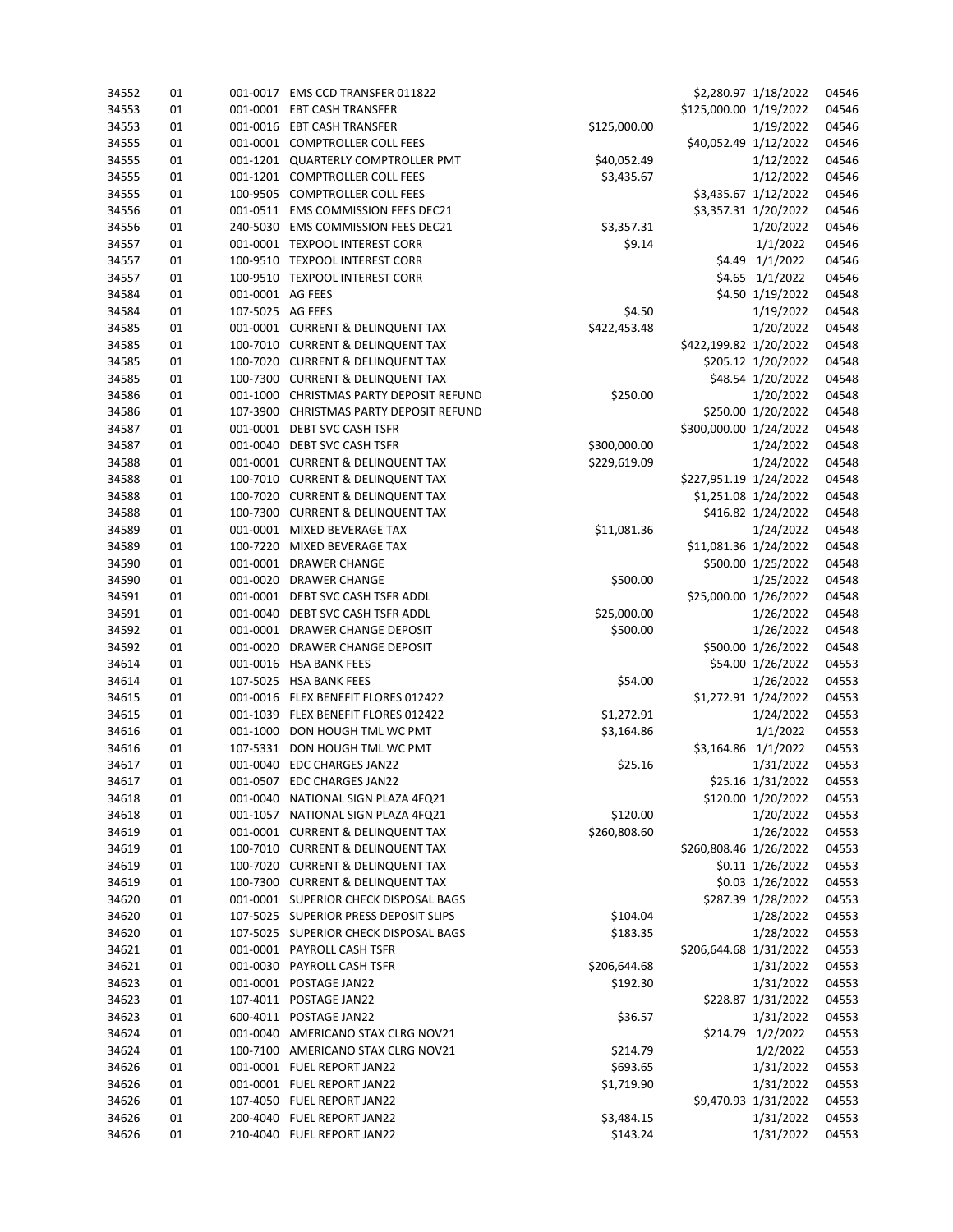| | | | | | | | |
|---|---|---|---|---|---|---|---|
| 34552 | 01 | 001-0017 | EMS CCD TRANSFER 011822 | | $2,280.97 | 1/18/2022 | 04546 |
| 34553 | 01 | 001-0001 | EBT CASH TRANSFER | | $125,000.00 | 1/19/2022 | 04546 |
| 34553 | 01 | 001-0016 | EBT CASH TRANSFER | $125,000.00 | | 1/19/2022 | 04546 |
| 34555 | 01 | 001-0001 | COMPTROLLER COLL FEES | | $40,052.49 | 1/12/2022 | 04546 |
| 34555 | 01 | 001-1201 | QUARTERLY COMPTROLLER PMT | $40,052.49 | | 1/12/2022 | 04546 |
| 34555 | 01 | 001-1201 | COMPTROLLER COLL FEES | $3,435.67 | | 1/12/2022 | 04546 |
| 34555 | 01 | 100-9505 | COMPTROLLER COLL FEES | | $3,435.67 | 1/12/2022 | 04546 |
| 34556 | 01 | 001-0511 | EMS COMMISSION FEES DEC21 | | $3,357.31 | 1/20/2022 | 04546 |
| 34556 | 01 | 240-5030 | EMS COMMISSION FEES DEC21 | $3,357.31 | | 1/20/2022 | 04546 |
| 34557 | 01 | 001-0001 | TEXPOOL INTEREST CORR | $9.14 | | 1/1/2022 | 04546 |
| 34557 | 01 | 100-9510 | TEXPOOL INTEREST CORR | | $4.49 | 1/1/2022 | 04546 |
| 34557 | 01 | 100-9510 | TEXPOOL INTEREST CORR | | $4.65 | 1/1/2022 | 04546 |
| 34584 | 01 | 001-0001 | AG FEES | | $4.50 | 1/19/2022 | 04548 |
| 34584 | 01 | 107-5025 | AG FEES | $4.50 | | 1/19/2022 | 04548 |
| 34585 | 01 | 001-0001 | CURRENT & DELINQUENT TAX | $422,453.48 | | 1/20/2022 | 04548 |
| 34585 | 01 | 100-7010 | CURRENT & DELINQUENT TAX | | $422,199.82 | 1/20/2022 | 04548 |
| 34585 | 01 | 100-7020 | CURRENT & DELINQUENT TAX | | $205.12 | 1/20/2022 | 04548 |
| 34585 | 01 | 100-7300 | CURRENT & DELINQUENT TAX | | $48.54 | 1/20/2022 | 04548 |
| 34586 | 01 | 001-1000 | CHRISTMAS PARTY DEPOSIT REFUND | $250.00 | | 1/20/2022 | 04548 |
| 34586 | 01 | 107-3900 | CHRISTMAS PARTY DEPOSIT REFUND | | $250.00 | 1/20/2022 | 04548 |
| 34587 | 01 | 001-0001 | DEBT SVC CASH TSFR | | $300,000.00 | 1/24/2022 | 04548 |
| 34587 | 01 | 001-0040 | DEBT SVC CASH TSFR | $300,000.00 | | 1/24/2022 | 04548 |
| 34588 | 01 | 001-0001 | CURRENT & DELINQUENT TAX | $229,619.09 | | 1/24/2022 | 04548 |
| 34588 | 01 | 100-7010 | CURRENT & DELINQUENT TAX | | $227,951.19 | 1/24/2022 | 04548 |
| 34588 | 01 | 100-7020 | CURRENT & DELINQUENT TAX | | $1,251.08 | 1/24/2022 | 04548 |
| 34588 | 01 | 100-7300 | CURRENT & DELINQUENT TAX | | $416.82 | 1/24/2022 | 04548 |
| 34589 | 01 | 001-0001 | MIXED BEVERAGE TAX | $11,081.36 | | 1/24/2022 | 04548 |
| 34589 | 01 | 100-7220 | MIXED BEVERAGE TAX | | $11,081.36 | 1/24/2022 | 04548 |
| 34590 | 01 | 001-0001 | DRAWER CHANGE | | $500.00 | 1/25/2022 | 04548 |
| 34590 | 01 | 001-0020 | DRAWER CHANGE | $500.00 | | 1/25/2022 | 04548 |
| 34591 | 01 | 001-0001 | DEBT SVC CASH TSFR ADDL | | $25,000.00 | 1/26/2022 | 04548 |
| 34591 | 01 | 001-0040 | DEBT SVC CASH TSFR ADDL | $25,000.00 | | 1/26/2022 | 04548 |
| 34592 | 01 | 001-0001 | DRAWER CHANGE DEPOSIT | $500.00 | | 1/26/2022 | 04548 |
| 34592 | 01 | 001-0020 | DRAWER CHANGE DEPOSIT | | $500.00 | 1/26/2022 | 04548 |
| 34614 | 01 | 001-0016 | HSA BANK FEES | | $54.00 | 1/26/2022 | 04553 |
| 34614 | 01 | 107-5025 | HSA BANK FEES | $54.00 | | 1/26/2022 | 04553 |
| 34615 | 01 | 001-0016 | FLEX BENEFIT FLORES 012422 | | $1,272.91 | 1/24/2022 | 04553 |
| 34615 | 01 | 001-1039 | FLEX BENEFIT FLORES 012422 | $1,272.91 | | 1/24/2022 | 04553 |
| 34616 | 01 | 001-1000 | DON HOUGH TML WC PMT | $3,164.86 | | 1/1/2022 | 04553 |
| 34616 | 01 | 107-5331 | DON HOUGH TML WC PMT | | $3,164.86 | 1/1/2022 | 04553 |
| 34617 | 01 | 001-0040 | EDC CHARGES JAN22 | $25.16 | | 1/31/2022 | 04553 |
| 34617 | 01 | 001-0507 | EDC CHARGES JAN22 | | $25.16 | 1/31/2022 | 04553 |
| 34618 | 01 | 001-0040 | NATIONAL SIGN PLAZA 4FQ21 | | $120.00 | 1/20/2022 | 04553 |
| 34618 | 01 | 001-1057 | NATIONAL SIGN PLAZA 4FQ21 | $120.00 | | 1/20/2022 | 04553 |
| 34619 | 01 | 001-0001 | CURRENT & DELINQUENT TAX | $260,808.60 | | 1/26/2022 | 04553 |
| 34619 | 01 | 100-7010 | CURRENT & DELINQUENT TAX | | $260,808.46 | 1/26/2022 | 04553 |
| 34619 | 01 | 100-7020 | CURRENT & DELINQUENT TAX | | $0.11 | 1/26/2022 | 04553 |
| 34619 | 01 | 100-7300 | CURRENT & DELINQUENT TAX | | $0.03 | 1/26/2022 | 04553 |
| 34620 | 01 | 001-0001 | SUPERIOR CHECK DISPOSAL BAGS | | $287.39 | 1/28/2022 | 04553 |
| 34620 | 01 | 107-5025 | SUPERIOR PRESS DEPOSIT SLIPS | $104.04 | | 1/28/2022 | 04553 |
| 34620 | 01 | 107-5025 | SUPERIOR CHECK DISPOSAL BAGS | $183.35 | | 1/28/2022 | 04553 |
| 34621 | 01 | 001-0001 | PAYROLL CASH TSFR | | $206,644.68 | 1/31/2022 | 04553 |
| 34621 | 01 | 001-0030 | PAYROLL CASH TSFR | $206,644.68 | | 1/31/2022 | 04553 |
| 34623 | 01 | 001-0001 | POSTAGE JAN22 | $192.30 | | 1/31/2022 | 04553 |
| 34623 | 01 | 107-4011 | POSTAGE JAN22 | | $228.87 | 1/31/2022 | 04553 |
| 34623 | 01 | 600-4011 | POSTAGE JAN22 | $36.57 | | 1/31/2022 | 04553 |
| 34624 | 01 | 001-0040 | AMERICANO STAX CLRG NOV21 | | $214.79 | 1/2/2022 | 04553 |
| 34624 | 01 | 100-7100 | AMERICANO STAX CLRG NOV21 | $214.79 | | 1/2/2022 | 04553 |
| 34626 | 01 | 001-0001 | FUEL REPORT JAN22 | $693.65 | | 1/31/2022 | 04553 |
| 34626 | 01 | 001-0001 | FUEL REPORT JAN22 | $1,719.90 | | 1/31/2022 | 04553 |
| 34626 | 01 | 107-4050 | FUEL REPORT JAN22 | | $9,470.93 | 1/31/2022 | 04553 |
| 34626 | 01 | 200-4040 | FUEL REPORT JAN22 | $3,484.15 | | 1/31/2022 | 04553 |
| 34626 | 01 | 210-4040 | FUEL REPORT JAN22 | $143.24 | | 1/31/2022 | 04553 |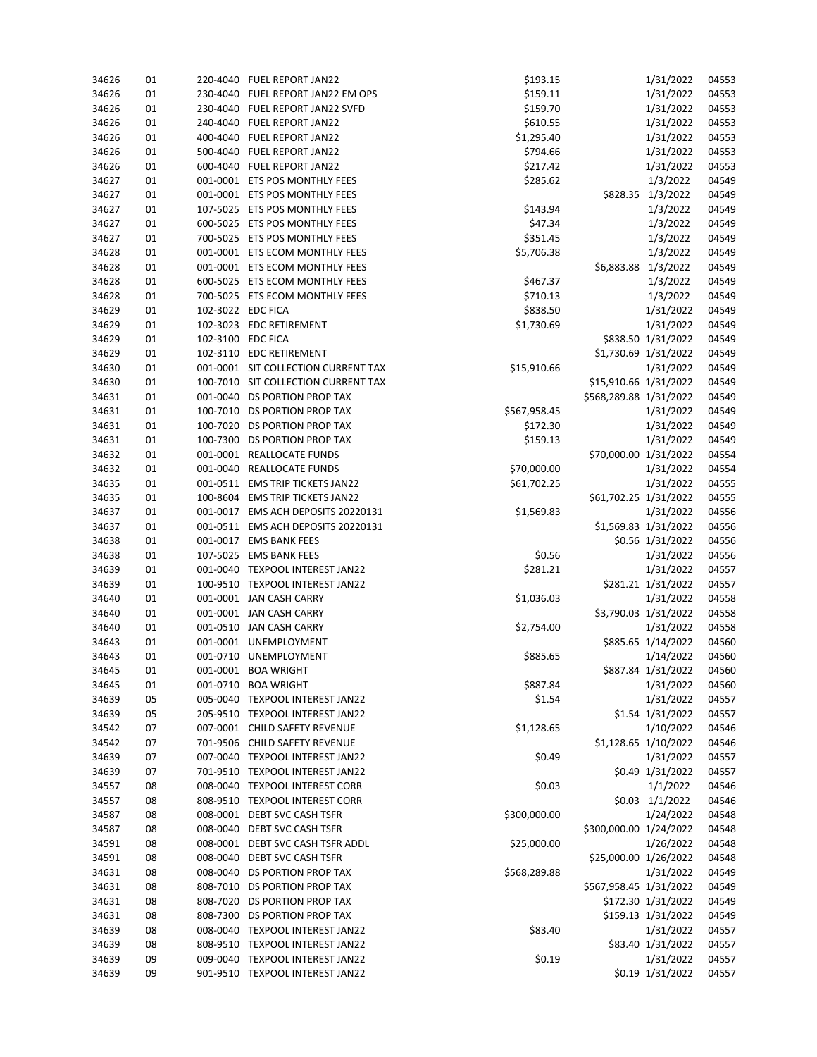| | | | | | | | |
|---|---|---|---|---|---|---|---|
| 34626 | 01 | 220-4040 | FUEL REPORT JAN22 | $193.15 | | 1/31/2022 | 04553 |
| 34626 | 01 | 230-4040 | FUEL REPORT JAN22 EM OPS | $159.11 | | 1/31/2022 | 04553 |
| 34626 | 01 | 230-4040 | FUEL REPORT JAN22 SVFD | $159.70 | | 1/31/2022 | 04553 |
| 34626 | 01 | 240-4040 | FUEL REPORT JAN22 | $610.55 | | 1/31/2022 | 04553 |
| 34626 | 01 | 400-4040 | FUEL REPORT JAN22 | $1,295.40 | | 1/31/2022 | 04553 |
| 34626 | 01 | 500-4040 | FUEL REPORT JAN22 | $794.66 | | 1/31/2022 | 04553 |
| 34626 | 01 | 600-4040 | FUEL REPORT JAN22 | $217.42 | | 1/31/2022 | 04553 |
| 34627 | 01 | 001-0001 | ETS POS MONTHLY FEES | $285.62 | | 1/3/2022 | 04549 |
| 34627 | 01 | 001-0001 | ETS POS MONTHLY FEES | | $828.35 | 1/3/2022 | 04549 |
| 34627 | 01 | 107-5025 | ETS POS MONTHLY FEES | $143.94 | | 1/3/2022 | 04549 |
| 34627 | 01 | 600-5025 | ETS POS MONTHLY FEES | $47.34 | | 1/3/2022 | 04549 |
| 34627 | 01 | 700-5025 | ETS POS MONTHLY FEES | $351.45 | | 1/3/2022 | 04549 |
| 34628 | 01 | 001-0001 | ETS ECOM MONTHLY FEES | $5,706.38 | | 1/3/2022 | 04549 |
| 34628 | 01 | 001-0001 | ETS ECOM MONTHLY FEES | | $6,883.88 | 1/3/2022 | 04549 |
| 34628 | 01 | 600-5025 | ETS ECOM MONTHLY FEES | $467.37 | | 1/3/2022 | 04549 |
| 34628 | 01 | 700-5025 | ETS ECOM MONTHLY FEES | $710.13 | | 1/3/2022 | 04549 |
| 34629 | 01 | 102-3022 | EDC FICA | $838.50 | | 1/31/2022 | 04549 |
| 34629 | 01 | 102-3023 | EDC RETIREMENT | $1,730.69 | | 1/31/2022 | 04549 |
| 34629 | 01 | 102-3100 | EDC FICA | | $838.50 | 1/31/2022 | 04549 |
| 34629 | 01 | 102-3110 | EDC RETIREMENT | | $1,730.69 | 1/31/2022 | 04549 |
| 34630 | 01 | 001-0001 | SIT COLLECTION CURRENT TAX | $15,910.66 | | 1/31/2022 | 04549 |
| 34630 | 01 | 100-7010 | SIT COLLECTION CURRENT TAX | | $15,910.66 | 1/31/2022 | 04549 |
| 34631 | 01 | 001-0040 | DS PORTION PROP TAX | | $568,289.88 | 1/31/2022 | 04549 |
| 34631 | 01 | 100-7010 | DS PORTION PROP TAX | $567,958.45 | | 1/31/2022 | 04549 |
| 34631 | 01 | 100-7020 | DS PORTION PROP TAX | $172.30 | | 1/31/2022 | 04549 |
| 34631 | 01 | 100-7300 | DS PORTION PROP TAX | $159.13 | | 1/31/2022 | 04549 |
| 34632 | 01 | 001-0001 | REALLOCATE FUNDS | | $70,000.00 | 1/31/2022 | 04554 |
| 34632 | 01 | 001-0040 | REALLOCATE FUNDS | $70,000.00 | | 1/31/2022 | 04554 |
| 34635 | 01 | 001-0511 | EMS TRIP TICKETS JAN22 | $61,702.25 | | 1/31/2022 | 04555 |
| 34635 | 01 | 100-8604 | EMS TRIP TICKETS JAN22 | | $61,702.25 | 1/31/2022 | 04555 |
| 34637 | 01 | 001-0017 | EMS ACH DEPOSITS 20220131 | $1,569.83 | | 1/31/2022 | 04556 |
| 34637 | 01 | 001-0511 | EMS ACH DEPOSITS 20220131 | | $1,569.83 | 1/31/2022 | 04556 |
| 34638 | 01 | 001-0017 | EMS BANK FEES | | $0.56 | 1/31/2022 | 04556 |
| 34638 | 01 | 107-5025 | EMS BANK FEES | $0.56 | | 1/31/2022 | 04556 |
| 34639 | 01 | 001-0040 | TEXPOOL INTEREST JAN22 | $281.21 | | 1/31/2022 | 04557 |
| 34639 | 01 | 100-9510 | TEXPOOL INTEREST JAN22 | | $281.21 | 1/31/2022 | 04557 |
| 34640 | 01 | 001-0001 | JAN CASH CARRY | $1,036.03 | | 1/31/2022 | 04558 |
| 34640 | 01 | 001-0001 | JAN CASH CARRY | | $3,790.03 | 1/31/2022 | 04558 |
| 34640 | 01 | 001-0510 | JAN CASH CARRY | $2,754.00 | | 1/31/2022 | 04558 |
| 34643 | 01 | 001-0001 | UNEMPLOYMENT | | $885.65 | 1/14/2022 | 04560 |
| 34643 | 01 | 001-0710 | UNEMPLOYMENT | $885.65 | | 1/14/2022 | 04560 |
| 34645 | 01 | 001-0001 | BOA WRIGHT | | $887.84 | 1/31/2022 | 04560 |
| 34645 | 01 | 001-0710 | BOA WRIGHT | $887.84 | | 1/31/2022 | 04560 |
| 34639 | 05 | 005-0040 | TEXPOOL INTEREST JAN22 | $1.54 | | 1/31/2022 | 04557 |
| 34639 | 05 | 205-9510 | TEXPOOL INTEREST JAN22 | | $1.54 | 1/31/2022 | 04557 |
| 34542 | 07 | 007-0001 | CHILD SAFETY REVENUE | $1,128.65 | | 1/10/2022 | 04546 |
| 34542 | 07 | 701-9506 | CHILD SAFETY REVENUE | | $1,128.65 | 1/10/2022 | 04546 |
| 34639 | 07 | 007-0040 | TEXPOOL INTEREST JAN22 | $0.49 | | 1/31/2022 | 04557 |
| 34639 | 07 | 701-9510 | TEXPOOL INTEREST JAN22 | | $0.49 | 1/31/2022 | 04557 |
| 34557 | 08 | 008-0040 | TEXPOOL INTEREST CORR | $0.03 | | 1/1/2022 | 04546 |
| 34557 | 08 | 808-9510 | TEXPOOL INTEREST CORR | | $0.03 | 1/1/2022 | 04546 |
| 34587 | 08 | 008-0001 | DEBT SVC CASH TSFR | $300,000.00 | | 1/24/2022 | 04548 |
| 34587 | 08 | 008-0040 | DEBT SVC CASH TSFR | | $300,000.00 | 1/24/2022 | 04548 |
| 34591 | 08 | 008-0001 | DEBT SVC CASH TSFR ADDL | $25,000.00 | | 1/26/2022 | 04548 |
| 34591 | 08 | 008-0040 | DEBT SVC CASH TSFR | | $25,000.00 | 1/26/2022 | 04548 |
| 34631 | 08 | 008-0040 | DS PORTION PROP TAX | $568,289.88 | | 1/31/2022 | 04549 |
| 34631 | 08 | 808-7010 | DS PORTION PROP TAX | | $567,958.45 | 1/31/2022 | 04549 |
| 34631 | 08 | 808-7020 | DS PORTION PROP TAX | | $172.30 | 1/31/2022 | 04549 |
| 34631 | 08 | 808-7300 | DS PORTION PROP TAX | | $159.13 | 1/31/2022 | 04549 |
| 34639 | 08 | 008-0040 | TEXPOOL INTEREST JAN22 | $83.40 | | 1/31/2022 | 04557 |
| 34639 | 08 | 808-9510 | TEXPOOL INTEREST JAN22 | | $83.40 | 1/31/2022 | 04557 |
| 34639 | 09 | 009-0040 | TEXPOOL INTEREST JAN22 | $0.19 | | 1/31/2022 | 04557 |
| 34639 | 09 | 901-9510 | TEXPOOL INTEREST JAN22 | | $0.19 | 1/31/2022 | 04557 |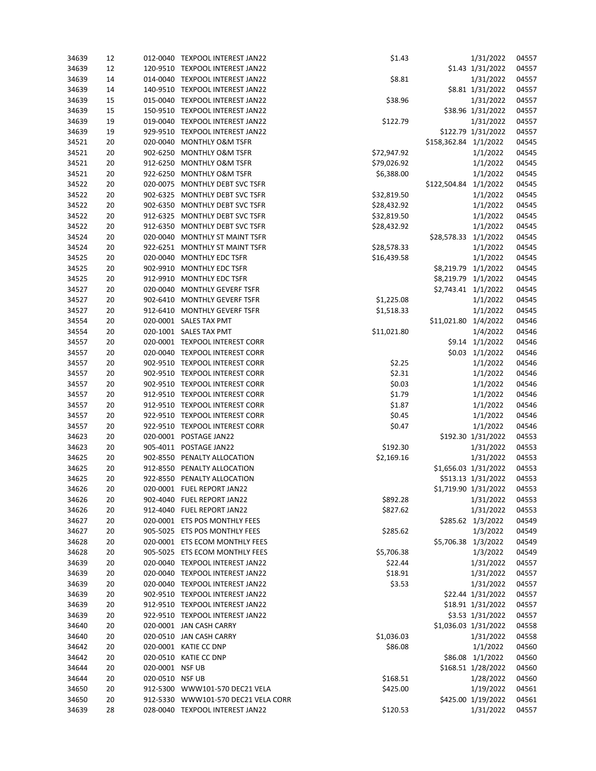| | | | | | | | |
|---|---|---|---|---|---|---|---|
| 34639 | 12 | 012-0040 | TEXPOOL INTEREST JAN22 | $1.43 | | 1/31/2022 | 04557 |
| 34639 | 12 | 120-9510 | TEXPOOL INTEREST JAN22 | | $1.43 | 1/31/2022 | 04557 |
| 34639 | 14 | 014-0040 | TEXPOOL INTEREST JAN22 | $8.81 | | 1/31/2022 | 04557 |
| 34639 | 14 | 140-9510 | TEXPOOL INTEREST JAN22 | | $8.81 | 1/31/2022 | 04557 |
| 34639 | 15 | 015-0040 | TEXPOOL INTEREST JAN22 | $38.96 | | 1/31/2022 | 04557 |
| 34639 | 15 | 150-9510 | TEXPOOL INTEREST JAN22 | | $38.96 | 1/31/2022 | 04557 |
| 34639 | 19 | 019-0040 | TEXPOOL INTEREST JAN22 | $122.79 | | 1/31/2022 | 04557 |
| 34639 | 19 | 929-9510 | TEXPOOL INTEREST JAN22 | | $122.79 | 1/31/2022 | 04557 |
| 34521 | 20 | 020-0040 | MONTHLY O&M TSFR | | $158,362.84 | 1/1/2022 | 04545 |
| 34521 | 20 | 902-6250 | MONTHLY O&M TSFR | $72,947.92 | | 1/1/2022 | 04545 |
| 34521 | 20 | 912-6250 | MONTHLY O&M TSFR | $79,026.92 | | 1/1/2022 | 04545 |
| 34521 | 20 | 922-6250 | MONTHLY O&M TSFR | $6,388.00 | | 1/1/2022 | 04545 |
| 34522 | 20 | 020-0075 | MONTHLY DEBT SVC TSFR | | $122,504.84 | 1/1/2022 | 04545 |
| 34522 | 20 | 902-6325 | MONTHLY DEBT SVC TSFR | $32,819.50 | | 1/1/2022 | 04545 |
| 34522 | 20 | 902-6350 | MONTHLY DEBT SVC TSFR | $28,432.92 | | 1/1/2022 | 04545 |
| 34522 | 20 | 912-6325 | MONTHLY DEBT SVC TSFR | $32,819.50 | | 1/1/2022 | 04545 |
| 34522 | 20 | 912-6350 | MONTHLY DEBT SVC TSFR | $28,432.92 | | 1/1/2022 | 04545 |
| 34524 | 20 | 020-0040 | MONTHLY ST MAINT TSFR | | $28,578.33 | 1/1/2022 | 04545 |
| 34524 | 20 | 922-6251 | MONTHLY ST MAINT TSFR | $28,578.33 | | 1/1/2022 | 04545 |
| 34525 | 20 | 020-0040 | MONTHLY EDC TSFR | $16,439.58 | | 1/1/2022 | 04545 |
| 34525 | 20 | 902-9910 | MONTHLY EDC TSFR | | $8,219.79 | 1/1/2022 | 04545 |
| 34525 | 20 | 912-9910 | MONTHLY EDC TSFR | | $8,219.79 | 1/1/2022 | 04545 |
| 34527 | 20 | 020-0040 | MONTHLY GEVERF TSFR | | $2,743.41 | 1/1/2022 | 04545 |
| 34527 | 20 | 902-6410 | MONTHLY GEVERF TSFR | $1,225.08 | | 1/1/2022 | 04545 |
| 34527 | 20 | 912-6410 | MONTHLY GEVERF TSFR | $1,518.33 | | 1/1/2022 | 04545 |
| 34554 | 20 | 020-0001 | SALES TAX PMT | | $11,021.80 | 1/4/2022 | 04546 |
| 34554 | 20 | 020-1001 | SALES TAX PMT | $11,021.80 | | 1/4/2022 | 04546 |
| 34557 | 20 | 020-0001 | TEXPOOL INTEREST CORR | | $9.14 | 1/1/2022 | 04546 |
| 34557 | 20 | 020-0040 | TEXPOOL INTEREST CORR | | $0.03 | 1/1/2022 | 04546 |
| 34557 | 20 | 902-9510 | TEXPOOL INTEREST CORR | $2.25 | | 1/1/2022 | 04546 |
| 34557 | 20 | 902-9510 | TEXPOOL INTEREST CORR | $2.31 | | 1/1/2022 | 04546 |
| 34557 | 20 | 902-9510 | TEXPOOL INTEREST CORR | $0.03 | | 1/1/2022 | 04546 |
| 34557 | 20 | 912-9510 | TEXPOOL INTEREST CORR | $1.79 | | 1/1/2022 | 04546 |
| 34557 | 20 | 912-9510 | TEXPOOL INTEREST CORR | $1.87 | | 1/1/2022 | 04546 |
| 34557 | 20 | 922-9510 | TEXPOOL INTEREST CORR | $0.45 | | 1/1/2022 | 04546 |
| 34557 | 20 | 922-9510 | TEXPOOL INTEREST CORR | $0.47 | | 1/1/2022 | 04546 |
| 34623 | 20 | 020-0001 | POSTAGE JAN22 | | $192.30 | 1/31/2022 | 04553 |
| 34623 | 20 | 905-4011 | POSTAGE JAN22 | $192.30 | | 1/31/2022 | 04553 |
| 34625 | 20 | 902-8550 | PENALTY ALLOCATION | $2,169.16 | | 1/31/2022 | 04553 |
| 34625 | 20 | 912-8550 | PENALTY ALLOCATION | | $1,656.03 | 1/31/2022 | 04553 |
| 34625 | 20 | 922-8550 | PENALTY ALLOCATION | | $513.13 | 1/31/2022 | 04553 |
| 34626 | 20 | 020-0001 | FUEL REPORT JAN22 | | $1,719.90 | 1/31/2022 | 04553 |
| 34626 | 20 | 902-4040 | FUEL REPORT JAN22 | $892.28 | | 1/31/2022 | 04553 |
| 34626 | 20 | 912-4040 | FUEL REPORT JAN22 | $827.62 | | 1/31/2022 | 04553 |
| 34627 | 20 | 020-0001 | ETS POS MONTHLY FEES | | $285.62 | 1/3/2022 | 04549 |
| 34627 | 20 | 905-5025 | ETS POS MONTHLY FEES | $285.62 | | 1/3/2022 | 04549 |
| 34628 | 20 | 020-0001 | ETS ECOM MONTHLY FEES | | $5,706.38 | 1/3/2022 | 04549 |
| 34628 | 20 | 905-5025 | ETS ECOM MONTHLY FEES | $5,706.38 | | 1/3/2022 | 04549 |
| 34639 | 20 | 020-0040 | TEXPOOL INTEREST JAN22 | $22.44 | | 1/31/2022 | 04557 |
| 34639 | 20 | 020-0040 | TEXPOOL INTEREST JAN22 | $18.91 | | 1/31/2022 | 04557 |
| 34639 | 20 | 020-0040 | TEXPOOL INTEREST JAN22 | $3.53 | | 1/31/2022 | 04557 |
| 34639 | 20 | 902-9510 | TEXPOOL INTEREST JAN22 | | $22.44 | 1/31/2022 | 04557 |
| 34639 | 20 | 912-9510 | TEXPOOL INTEREST JAN22 | | $18.91 | 1/31/2022 | 04557 |
| 34639 | 20 | 922-9510 | TEXPOOL INTEREST JAN22 | | $3.53 | 1/31/2022 | 04557 |
| 34640 | 20 | 020-0001 | JAN CASH CARRY | | $1,036.03 | 1/31/2022 | 04558 |
| 34640 | 20 | 020-0510 | JAN CASH CARRY | $1,036.03 | | 1/31/2022 | 04558 |
| 34642 | 20 | 020-0001 | KATIE CC DNP | $86.08 | | 1/1/2022 | 04560 |
| 34642 | 20 | 020-0510 | KATIE CC DNP | | $86.08 | 1/1/2022 | 04560 |
| 34644 | 20 | 020-0001 | NSF UB | | $168.51 | 1/28/2022 | 04560 |
| 34644 | 20 | 020-0510 | NSF UB | $168.51 | | 1/28/2022 | 04560 |
| 34650 | 20 | 912-5300 | WWW101-570 DEC21 VELA | $425.00 | | 1/19/2022 | 04561 |
| 34650 | 20 | 912-5330 | WWW101-570 DEC21 VELA CORR | | $425.00 | 1/19/2022 | 04561 |
| 34639 | 28 | 028-0040 | TEXPOOL INTEREST JAN22 | $120.53 | | 1/31/2022 | 04557 |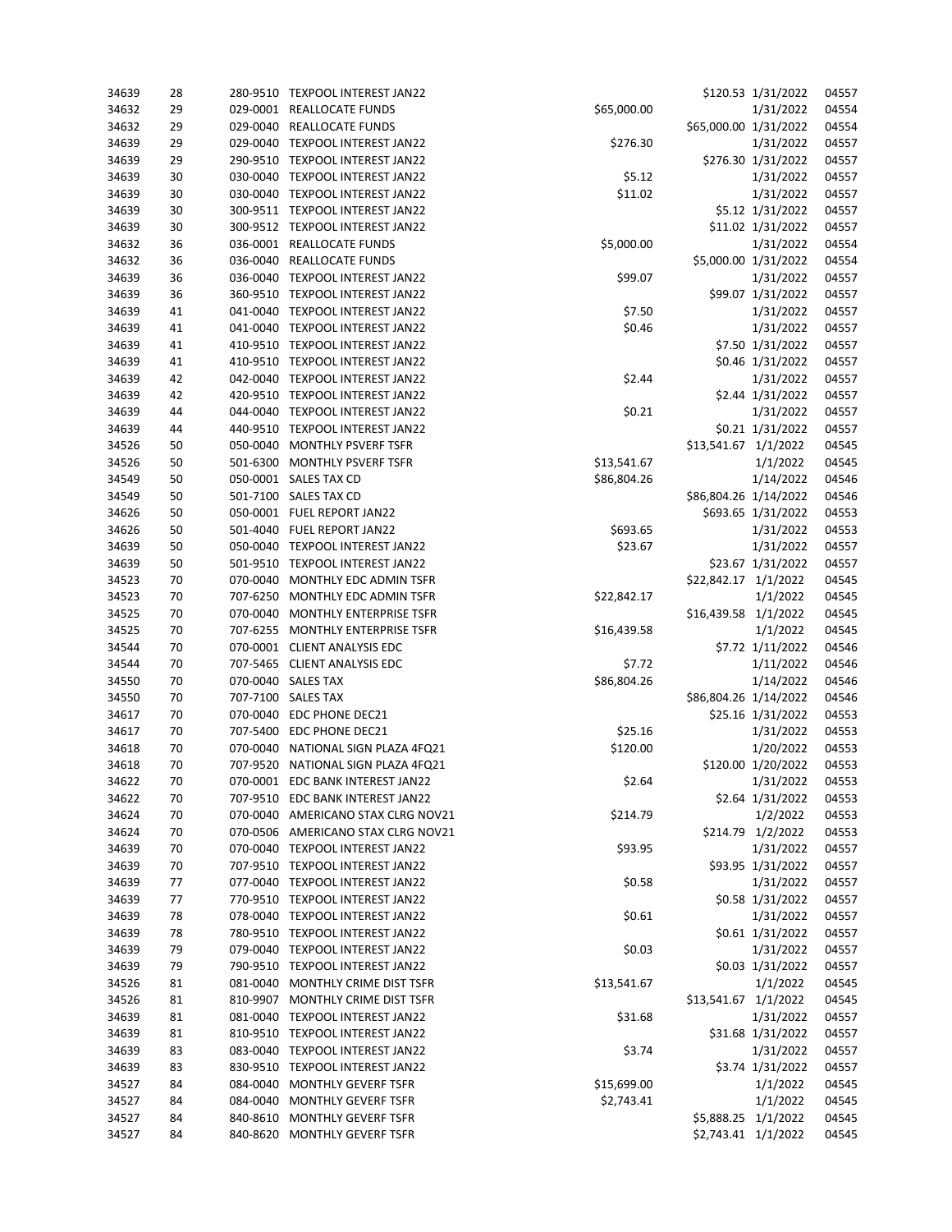| | | | | | | | |
|---|---|---|---|---|---|---|---|
| 34639 | 28 | 280-9510 | TEXPOOL INTEREST JAN22 | | $120.53 | 1/31/2022 | 04557 |
| 34632 | 29 | 029-0001 | REALLOCATE FUNDS | $65,000.00 | | 1/31/2022 | 04554 |
| 34632 | 29 | 029-0040 | REALLOCATE FUNDS | | $65,000.00 | 1/31/2022 | 04554 |
| 34639 | 29 | 029-0040 | TEXPOOL INTEREST JAN22 | $276.30 | | 1/31/2022 | 04557 |
| 34639 | 29 | 290-9510 | TEXPOOL INTEREST JAN22 | | $276.30 | 1/31/2022 | 04557 |
| 34639 | 30 | 030-0040 | TEXPOOL INTEREST JAN22 | $5.12 | | 1/31/2022 | 04557 |
| 34639 | 30 | 030-0040 | TEXPOOL INTEREST JAN22 | $11.02 | | 1/31/2022 | 04557 |
| 34639 | 30 | 300-9511 | TEXPOOL INTEREST JAN22 | | $5.12 | 1/31/2022 | 04557 |
| 34639 | 30 | 300-9512 | TEXPOOL INTEREST JAN22 | | $11.02 | 1/31/2022 | 04557 |
| 34632 | 36 | 036-0001 | REALLOCATE FUNDS | $5,000.00 | | 1/31/2022 | 04554 |
| 34632 | 36 | 036-0040 | REALLOCATE FUNDS | | $5,000.00 | 1/31/2022 | 04554 |
| 34639 | 36 | 036-0040 | TEXPOOL INTEREST JAN22 | $99.07 | | 1/31/2022 | 04557 |
| 34639 | 36 | 360-9510 | TEXPOOL INTEREST JAN22 | | $99.07 | 1/31/2022 | 04557 |
| 34639 | 41 | 041-0040 | TEXPOOL INTEREST JAN22 | $7.50 | | 1/31/2022 | 04557 |
| 34639 | 41 | 041-0040 | TEXPOOL INTEREST JAN22 | $0.46 | | 1/31/2022 | 04557 |
| 34639 | 41 | 410-9510 | TEXPOOL INTEREST JAN22 | | $7.50 | 1/31/2022 | 04557 |
| 34639 | 41 | 410-9510 | TEXPOOL INTEREST JAN22 | | $0.46 | 1/31/2022 | 04557 |
| 34639 | 42 | 042-0040 | TEXPOOL INTEREST JAN22 | $2.44 | | 1/31/2022 | 04557 |
| 34639 | 42 | 420-9510 | TEXPOOL INTEREST JAN22 | | $2.44 | 1/31/2022 | 04557 |
| 34639 | 44 | 044-0040 | TEXPOOL INTEREST JAN22 | $0.21 | | 1/31/2022 | 04557 |
| 34639 | 44 | 440-9510 | TEXPOOL INTEREST JAN22 | | $0.21 | 1/31/2022 | 04557 |
| 34526 | 50 | 050-0040 | MONTHLY PSVERF TSFR | | $13,541.67 | 1/1/2022 | 04545 |
| 34526 | 50 | 501-6300 | MONTHLY PSVERF TSFR | $13,541.67 | | 1/1/2022 | 04545 |
| 34549 | 50 | 050-0001 | SALES TAX CD | $86,804.26 | | 1/14/2022 | 04546 |
| 34549 | 50 | 501-7100 | SALES TAX CD | | $86,804.26 | 1/14/2022 | 04546 |
| 34626 | 50 | 050-0001 | FUEL REPORT JAN22 | | $693.65 | 1/31/2022 | 04553 |
| 34626 | 50 | 501-4040 | FUEL REPORT JAN22 | $693.65 | | 1/31/2022 | 04553 |
| 34639 | 50 | 050-0040 | TEXPOOL INTEREST JAN22 | $23.67 | | 1/31/2022 | 04557 |
| 34639 | 50 | 501-9510 | TEXPOOL INTEREST JAN22 | | $23.67 | 1/31/2022 | 04557 |
| 34523 | 70 | 070-0040 | MONTHLY EDC ADMIN TSFR | | $22,842.17 | 1/1/2022 | 04545 |
| 34523 | 70 | 707-6250 | MONTHLY EDC ADMIN TSFR | $22,842.17 | | 1/1/2022 | 04545 |
| 34525 | 70 | 070-0040 | MONTHLY ENTERPRISE TSFR | | $16,439.58 | 1/1/2022 | 04545 |
| 34525 | 70 | 707-6255 | MONTHLY ENTERPRISE TSFR | $16,439.58 | | 1/1/2022 | 04545 |
| 34544 | 70 | 070-0001 | CLIENT ANALYSIS EDC | | $7.72 | 1/11/2022 | 04546 |
| 34544 | 70 | 707-5465 | CLIENT ANALYSIS EDC | $7.72 | | 1/11/2022 | 04546 |
| 34550 | 70 | 070-0040 | SALES TAX | $86,804.26 | | 1/14/2022 | 04546 |
| 34550 | 70 | 707-7100 | SALES TAX | | $86,804.26 | 1/14/2022 | 04546 |
| 34617 | 70 | 070-0040 | EDC PHONE DEC21 | | $25.16 | 1/31/2022 | 04553 |
| 34617 | 70 | 707-5400 | EDC PHONE DEC21 | $25.16 | | 1/31/2022 | 04553 |
| 34618 | 70 | 070-0040 | NATIONAL SIGN PLAZA 4FQ21 | $120.00 | | 1/20/2022 | 04553 |
| 34618 | 70 | 707-9520 | NATIONAL SIGN PLAZA 4FQ21 | | $120.00 | 1/20/2022 | 04553 |
| 34622 | 70 | 070-0001 | EDC BANK INTEREST JAN22 | $2.64 | | 1/31/2022 | 04553 |
| 34622 | 70 | 707-9510 | EDC BANK INTEREST JAN22 | | $2.64 | 1/31/2022 | 04553 |
| 34624 | 70 | 070-0040 | AMERICANO STAX CLRG NOV21 | $214.79 | | 1/2/2022 | 04553 |
| 34624 | 70 | 070-0506 | AMERICANO STAX CLRG NOV21 | | $214.79 | 1/2/2022 | 04553 |
| 34639 | 70 | 070-0040 | TEXPOOL INTEREST JAN22 | $93.95 | | 1/31/2022 | 04557 |
| 34639 | 70 | 707-9510 | TEXPOOL INTEREST JAN22 | | $93.95 | 1/31/2022 | 04557 |
| 34639 | 77 | 077-0040 | TEXPOOL INTEREST JAN22 | $0.58 | | 1/31/2022 | 04557 |
| 34639 | 77 | 770-9510 | TEXPOOL INTEREST JAN22 | | $0.58 | 1/31/2022 | 04557 |
| 34639 | 78 | 078-0040 | TEXPOOL INTEREST JAN22 | $0.61 | | 1/31/2022 | 04557 |
| 34639 | 78 | 780-9510 | TEXPOOL INTEREST JAN22 | | $0.61 | 1/31/2022 | 04557 |
| 34639 | 79 | 079-0040 | TEXPOOL INTEREST JAN22 | $0.03 | | 1/31/2022 | 04557 |
| 34639 | 79 | 790-9510 | TEXPOOL INTEREST JAN22 | | $0.03 | 1/31/2022 | 04557 |
| 34526 | 81 | 081-0040 | MONTHLY CRIME DIST TSFR | $13,541.67 | | 1/1/2022 | 04545 |
| 34526 | 81 | 810-9907 | MONTHLY CRIME DIST TSFR | | $13,541.67 | 1/1/2022 | 04545 |
| 34639 | 81 | 081-0040 | TEXPOOL INTEREST JAN22 | $31.68 | | 1/31/2022 | 04557 |
| 34639 | 81 | 810-9510 | TEXPOOL INTEREST JAN22 | | $31.68 | 1/31/2022 | 04557 |
| 34639 | 83 | 083-0040 | TEXPOOL INTEREST JAN22 | $3.74 | | 1/31/2022 | 04557 |
| 34639 | 83 | 830-9510 | TEXPOOL INTEREST JAN22 | | $3.74 | 1/31/2022 | 04557 |
| 34527 | 84 | 084-0040 | MONTHLY GEVERF TSFR | $15,699.00 | | 1/1/2022 | 04545 |
| 34527 | 84 | 084-0040 | MONTHLY GEVERF TSFR | $2,743.41 | | 1/1/2022 | 04545 |
| 34527 | 84 | 840-8610 | MONTHLY GEVERF TSFR | | $5,888.25 | 1/1/2022 | 04545 |
| 34527 | 84 | 840-8620 | MONTHLY GEVERF TSFR | | $2,743.41 | 1/1/2022 | 04545 |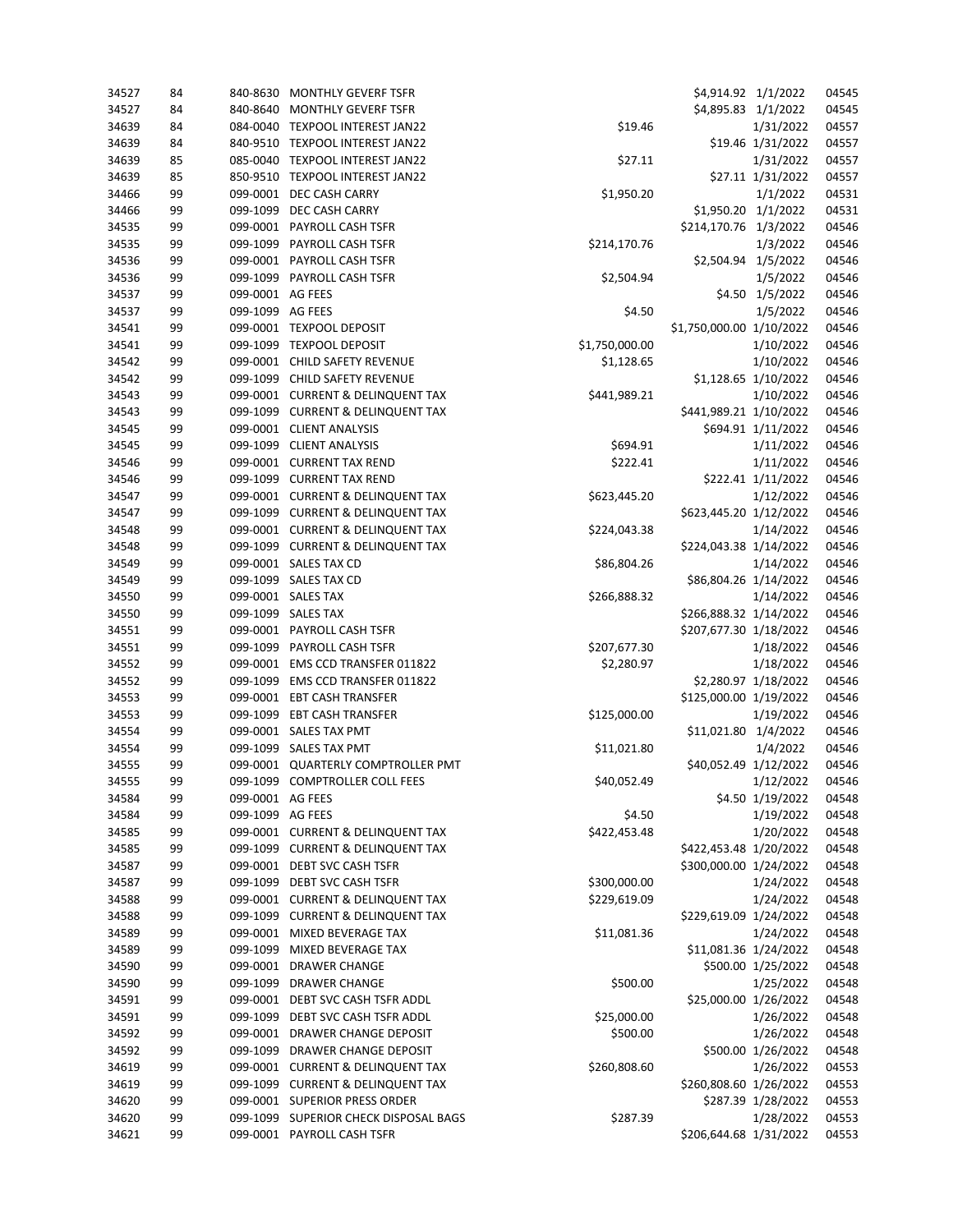| | | | | | | | |
|---|---|---|---|---|---|---|---|
| 34527 | 84 | 840-8630 | MONTHLY GEVERF TSFR | | $4,914.92 | 1/1/2022 | 04545 |
| 34527 | 84 | 840-8640 | MONTHLY GEVERF TSFR | | $4,895.83 | 1/1/2022 | 04545 |
| 34639 | 84 | 084-0040 | TEXPOOL INTEREST JAN22 | $19.46 | | 1/31/2022 | 04557 |
| 34639 | 84 | 840-9510 | TEXPOOL INTEREST JAN22 | | $19.46 | 1/31/2022 | 04557 |
| 34639 | 85 | 085-0040 | TEXPOOL INTEREST JAN22 | $27.11 | | 1/31/2022 | 04557 |
| 34639 | 85 | 850-9510 | TEXPOOL INTEREST JAN22 | | $27.11 | 1/31/2022 | 04557 |
| 34466 | 99 | 099-0001 | DEC CASH CARRY | $1,950.20 | | 1/1/2022 | 04531 |
| 34466 | 99 | 099-1099 | DEC CASH CARRY | | $1,950.20 | 1/1/2022 | 04531 |
| 34535 | 99 | 099-0001 | PAYROLL CASH TSFR | | $214,170.76 | 1/3/2022 | 04546 |
| 34535 | 99 | 099-1099 | PAYROLL CASH TSFR | $214,170.76 | | 1/3/2022 | 04546 |
| 34536 | 99 | 099-0001 | PAYROLL CASH TSFR | | $2,504.94 | 1/5/2022 | 04546 |
| 34536 | 99 | 099-1099 | PAYROLL CASH TSFR | $2,504.94 | | 1/5/2022 | 04546 |
| 34537 | 99 | 099-0001 | AG FEES | | $4.50 | 1/5/2022 | 04546 |
| 34537 | 99 | 099-1099 | AG FEES | $4.50 | | 1/5/2022 | 04546 |
| 34541 | 99 | 099-0001 | TEXPOOL DEPOSIT | | $1,750,000.00 | 1/10/2022 | 04546 |
| 34541 | 99 | 099-1099 | TEXPOOL DEPOSIT | $1,750,000.00 | | 1/10/2022 | 04546 |
| 34542 | 99 | 099-0001 | CHILD SAFETY REVENUE | $1,128.65 | | 1/10/2022 | 04546 |
| 34542 | 99 | 099-1099 | CHILD SAFETY REVENUE | | $1,128.65 | 1/10/2022 | 04546 |
| 34543 | 99 | 099-0001 | CURRENT & DELINQUENT TAX | $441,989.21 | | 1/10/2022 | 04546 |
| 34543 | 99 | 099-1099 | CURRENT & DELINQUENT TAX | | $441,989.21 | 1/10/2022 | 04546 |
| 34545 | 99 | 099-0001 | CLIENT ANALYSIS | | $694.91 | 1/11/2022 | 04546 |
| 34545 | 99 | 099-1099 | CLIENT ANALYSIS | $694.91 | | 1/11/2022 | 04546 |
| 34546 | 99 | 099-0001 | CURRENT TAX REND | $222.41 | | 1/11/2022 | 04546 |
| 34546 | 99 | 099-1099 | CURRENT TAX REND | | $222.41 | 1/11/2022 | 04546 |
| 34547 | 99 | 099-0001 | CURRENT & DELINQUENT TAX | $623,445.20 | | 1/12/2022 | 04546 |
| 34547 | 99 | 099-1099 | CURRENT & DELINQUENT TAX | | $623,445.20 | 1/12/2022 | 04546 |
| 34548 | 99 | 099-0001 | CURRENT & DELINQUENT TAX | $224,043.38 | | 1/14/2022 | 04546 |
| 34548 | 99 | 099-1099 | CURRENT & DELINQUENT TAX | | $224,043.38 | 1/14/2022 | 04546 |
| 34549 | 99 | 099-0001 | SALES TAX CD | $86,804.26 | | 1/14/2022 | 04546 |
| 34549 | 99 | 099-1099 | SALES TAX CD | | $86,804.26 | 1/14/2022 | 04546 |
| 34550 | 99 | 099-0001 | SALES TAX | $266,888.32 | | 1/14/2022 | 04546 |
| 34550 | 99 | 099-1099 | SALES TAX | | $266,888.32 | 1/14/2022 | 04546 |
| 34551 | 99 | 099-0001 | PAYROLL CASH TSFR | | $207,677.30 | 1/18/2022 | 04546 |
| 34551 | 99 | 099-1099 | PAYROLL CASH TSFR | $207,677.30 | | 1/18/2022 | 04546 |
| 34552 | 99 | 099-0001 | EMS CCD TRANSFER 011822 | $2,280.97 | | 1/18/2022 | 04546 |
| 34552 | 99 | 099-1099 | EMS CCD TRANSFER 011822 | | $2,280.97 | 1/18/2022 | 04546 |
| 34553 | 99 | 099-0001 | EBT CASH TRANSFER | | $125,000.00 | 1/19/2022 | 04546 |
| 34553 | 99 | 099-1099 | EBT CASH TRANSFER | $125,000.00 | | 1/19/2022 | 04546 |
| 34554 | 99 | 099-0001 | SALES TAX PMT | | $11,021.80 | 1/4/2022 | 04546 |
| 34554 | 99 | 099-1099 | SALES TAX PMT | $11,021.80 | | 1/4/2022 | 04546 |
| 34555 | 99 | 099-0001 | QUARTERLY COMPTROLLER PMT | | $40,052.49 | 1/12/2022 | 04546 |
| 34555 | 99 | 099-1099 | COMPTROLLER COLL FEES | $40,052.49 | | 1/12/2022 | 04546 |
| 34584 | 99 | 099-0001 | AG FEES | | $4.50 | 1/19/2022 | 04548 |
| 34584 | 99 | 099-1099 | AG FEES | $4.50 | | 1/19/2022 | 04548 |
| 34585 | 99 | 099-0001 | CURRENT & DELINQUENT TAX | $422,453.48 | | 1/20/2022 | 04548 |
| 34585 | 99 | 099-1099 | CURRENT & DELINQUENT TAX | | $422,453.48 | 1/20/2022 | 04548 |
| 34587 | 99 | 099-0001 | DEBT SVC CASH TSFR | | $300,000.00 | 1/24/2022 | 04548 |
| 34587 | 99 | 099-1099 | DEBT SVC CASH TSFR | $300,000.00 | | 1/24/2022 | 04548 |
| 34588 | 99 | 099-0001 | CURRENT & DELINQUENT TAX | $229,619.09 | | 1/24/2022 | 04548 |
| 34588 | 99 | 099-1099 | CURRENT & DELINQUENT TAX | | $229,619.09 | 1/24/2022 | 04548 |
| 34589 | 99 | 099-0001 | MIXED BEVERAGE TAX | $11,081.36 | | 1/24/2022 | 04548 |
| 34589 | 99 | 099-1099 | MIXED BEVERAGE TAX | | $11,081.36 | 1/24/2022 | 04548 |
| 34590 | 99 | 099-0001 | DRAWER CHANGE | | $500.00 | 1/25/2022 | 04548 |
| 34590 | 99 | 099-1099 | DRAWER CHANGE | $500.00 | | 1/25/2022 | 04548 |
| 34591 | 99 | 099-0001 | DEBT SVC CASH TSFR ADDL | | $25,000.00 | 1/26/2022 | 04548 |
| 34591 | 99 | 099-1099 | DEBT SVC CASH TSFR ADDL | $25,000.00 | | 1/26/2022 | 04548 |
| 34592 | 99 | 099-0001 | DRAWER CHANGE DEPOSIT | $500.00 | | 1/26/2022 | 04548 |
| 34592 | 99 | 099-1099 | DRAWER CHANGE DEPOSIT | | $500.00 | 1/26/2022 | 04548 |
| 34619 | 99 | 099-0001 | CURRENT & DELINQUENT TAX | $260,808.60 | | 1/26/2022 | 04553 |
| 34619 | 99 | 099-1099 | CURRENT & DELINQUENT TAX | | $260,808.60 | 1/26/2022 | 04553 |
| 34620 | 99 | 099-0001 | SUPERIOR PRESS ORDER | | $287.39 | 1/28/2022 | 04553 |
| 34620 | 99 | 099-1099 | SUPERIOR CHECK DISPOSAL BAGS | $287.39 | | 1/28/2022 | 04553 |
| 34621 | 99 | 099-0001 | PAYROLL CASH TSFR | | $206,644.68 | 1/31/2022 | 04553 |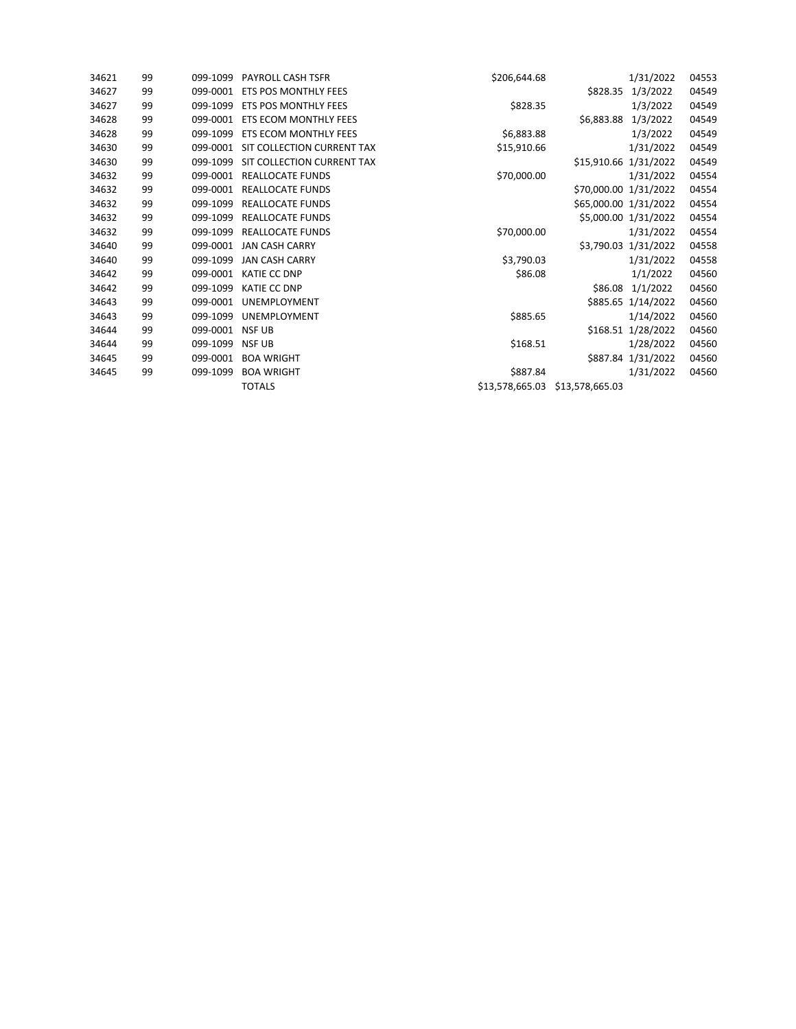| | | | | | | | |
|---|---|---|---|---|---|---|---|
| 34621 | 99 | 099-1099 | PAYROLL CASH TSFR | $206,644.68 | | 1/31/2022 | 04553 |
| 34627 | 99 | 099-0001 | ETS POS MONTHLY FEES | | $828.35 | 1/3/2022 | 04549 |
| 34627 | 99 | 099-1099 | ETS POS MONTHLY FEES | $828.35 | | 1/3/2022 | 04549 |
| 34628 | 99 | 099-0001 | ETS ECOM MONTHLY FEES | | $6,883.88 | 1/3/2022 | 04549 |
| 34628 | 99 | 099-1099 | ETS ECOM MONTHLY FEES | $6,883.88 | | 1/3/2022 | 04549 |
| 34630 | 99 | 099-0001 | SIT COLLECTION CURRENT TAX | $15,910.66 | | 1/31/2022 | 04549 |
| 34630 | 99 | 099-1099 | SIT COLLECTION CURRENT TAX | | $15,910.66 | 1/31/2022 | 04549 |
| 34632 | 99 | 099-0001 | REALLOCATE FUNDS | $70,000.00 | | 1/31/2022 | 04554 |
| 34632 | 99 | 099-0001 | REALLOCATE FUNDS | | $70,000.00 | 1/31/2022 | 04554 |
| 34632 | 99 | 099-1099 | REALLOCATE FUNDS | | $65,000.00 | 1/31/2022 | 04554 |
| 34632 | 99 | 099-1099 | REALLOCATE FUNDS | | $5,000.00 | 1/31/2022 | 04554 |
| 34632 | 99 | 099-1099 | REALLOCATE FUNDS | $70,000.00 | | 1/31/2022 | 04554 |
| 34640 | 99 | 099-0001 | JAN CASH CARRY | | $3,790.03 | 1/31/2022 | 04558 |
| 34640 | 99 | 099-1099 | JAN CASH CARRY | $3,790.03 | | 1/31/2022 | 04558 |
| 34642 | 99 | 099-0001 | KATIE CC DNP | $86.08 | | 1/1/2022 | 04560 |
| 34642 | 99 | 099-1099 | KATIE CC DNP | | $86.08 | 1/1/2022 | 04560 |
| 34643 | 99 | 099-0001 | UNEMPLOYMENT | | $885.65 | 1/14/2022 | 04560 |
| 34643 | 99 | 099-1099 | UNEMPLOYMENT | $885.65 | | 1/14/2022 | 04560 |
| 34644 | 99 | 099-0001 | NSF UB | | $168.51 | 1/28/2022 | 04560 |
| 34644 | 99 | 099-1099 | NSF UB | $168.51 | | 1/28/2022 | 04560 |
| 34645 | 99 | 099-0001 | BOA WRIGHT | | $887.84 | 1/31/2022 | 04560 |
| 34645 | 99 | 099-1099 | BOA WRIGHT | $887.84 | | 1/31/2022 | 04560 |
| | | | TOTALS | $13,578,665.03 | $13,578,665.03 | | |